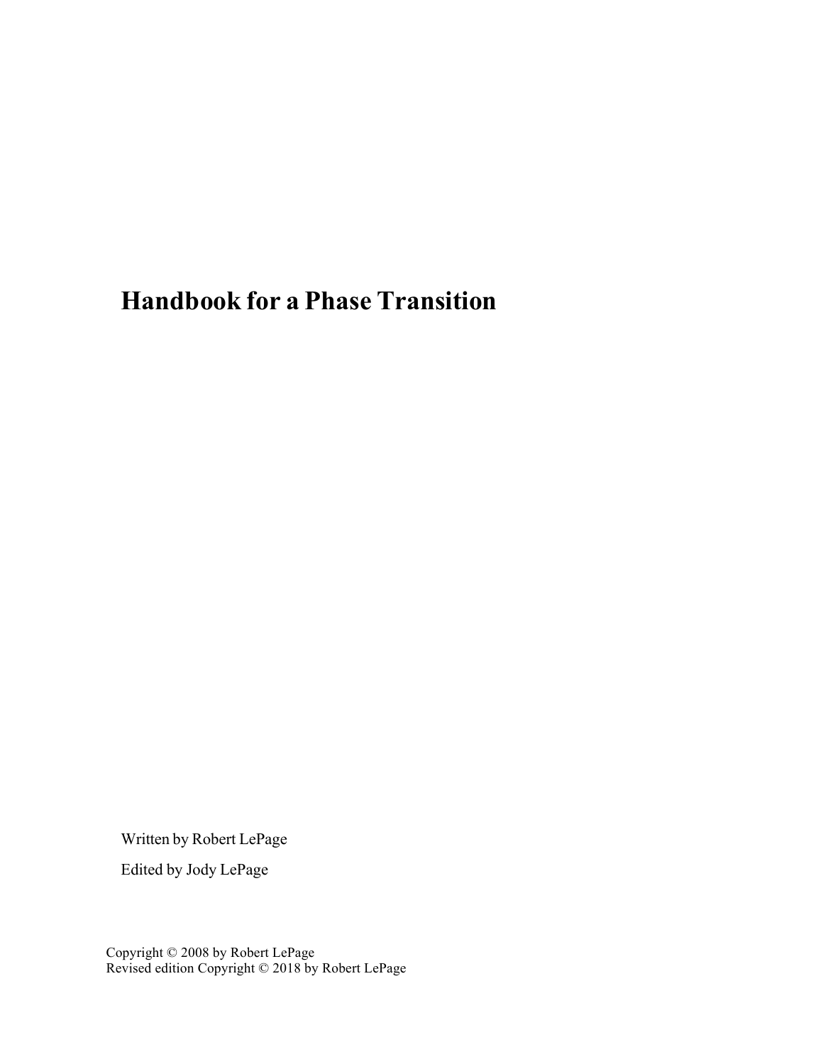# Handbook for a Phase Transition

Written by Robert LePage

Edited by Jody LePage

Copyright © 2008 by Robert LePage
Revised edition Copyright © 2018 by Robert LePage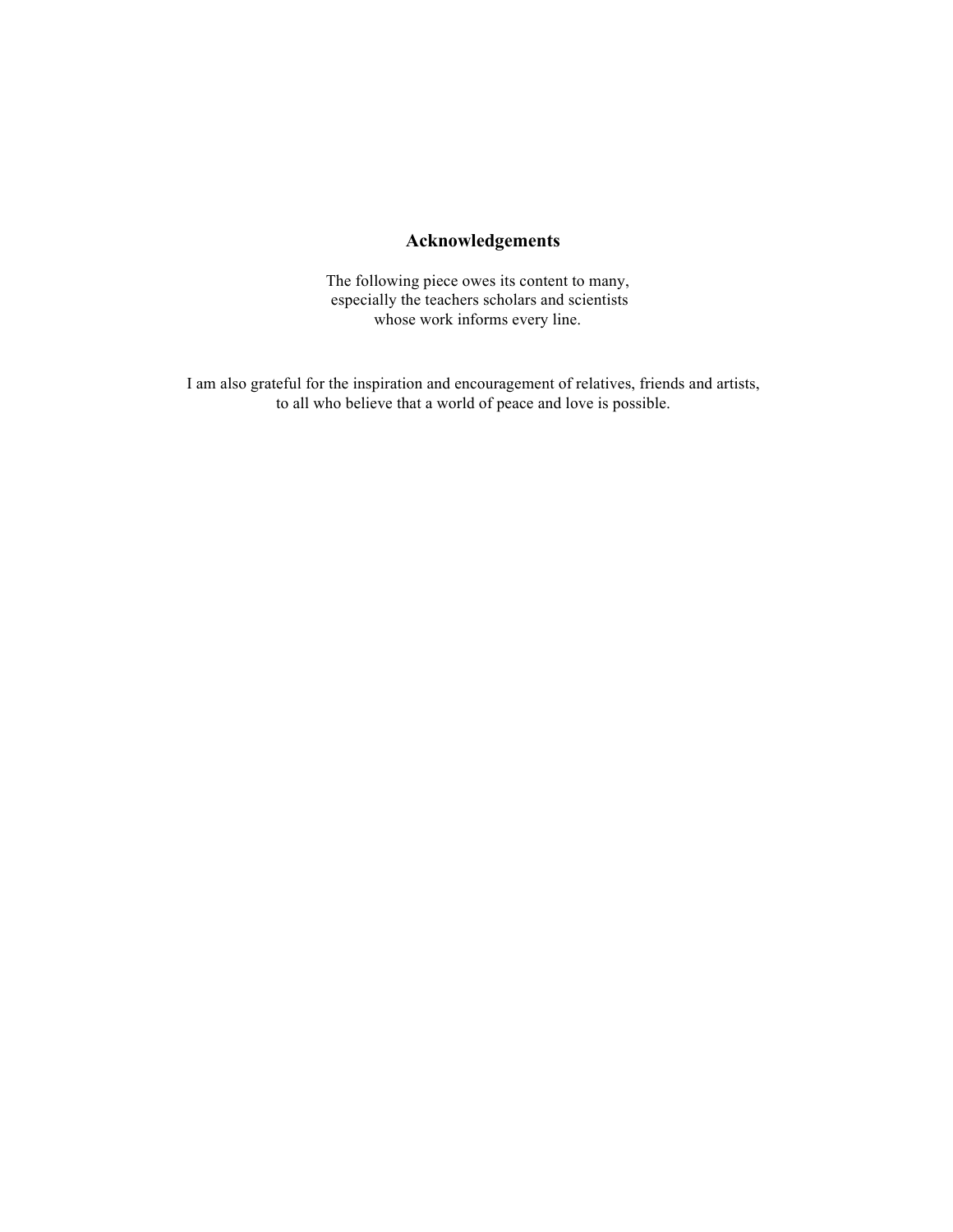## Acknowledgements

The following piece owes its content to many,
especially the teachers scholars and scientists
whose work informs every line.

I am also grateful for the inspiration and encouragement of relatives, friends and artists,
to all who believe that a world of peace and love is possible.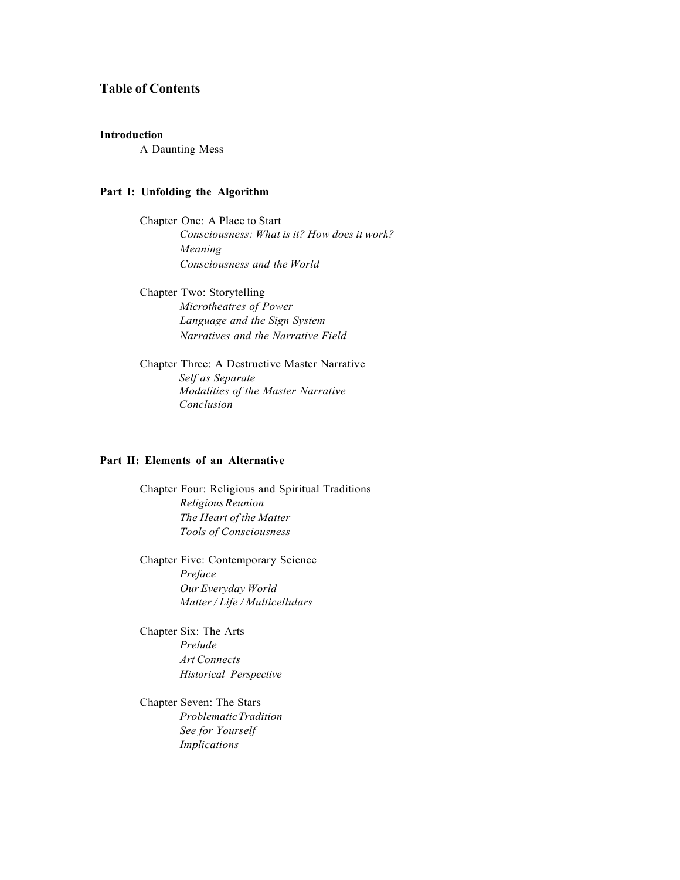# Table of Contents

**Introduction**

A Daunting Mess

**Part I: Unfolding the Algorithm**

Chapter One: A Place to Start

*Consciousness: What is it? How does it work?*
*Meaning*
*Consciousness and the World*

Chapter Two: Storytelling

*Microtheatres of Power*
*Language and the Sign System*
*Narratives and the Narrative Field*

Chapter Three: A Destructive Master Narrative

*Self as Separate*
*Modalities of the Master Narrative*
*Conclusion*

**Part II: Elements of an Alternative**

Chapter Four: Religious and Spiritual Traditions

*Religious Reunion*
*The Heart of the Matter*
*Tools of Consciousness*

Chapter Five: Contemporary Science

*Preface*
*Our Everyday World*
*Matter / Life / Multicellulars*

Chapter Six: The Arts

*Prelude*
*Art Connects*
*Historical Perspective*

Chapter Seven: The Stars

*Problematic Tradition*
*See for Yourself*
*Implications*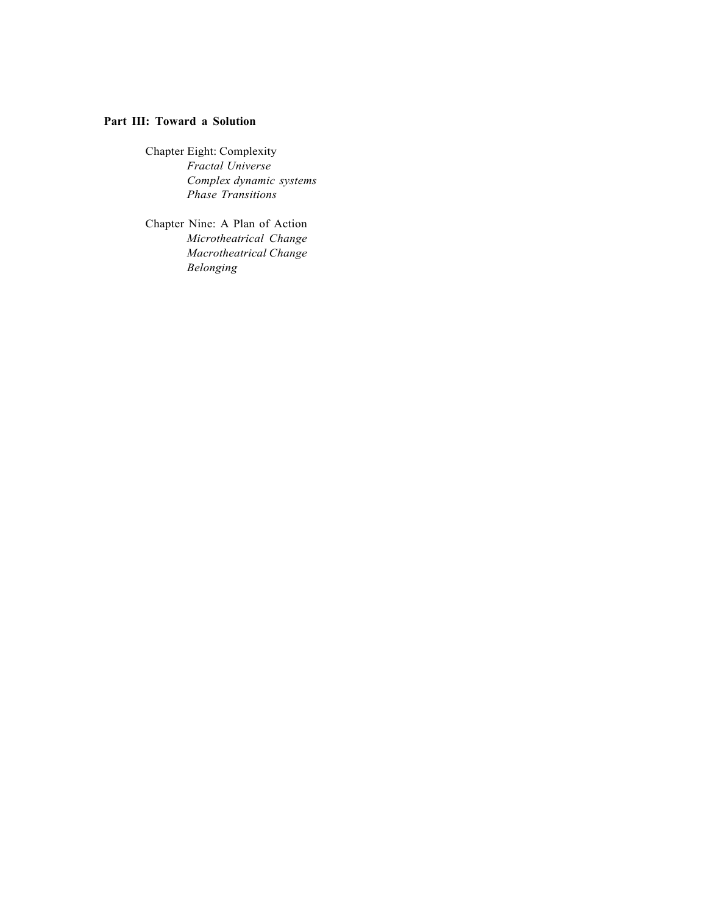**Part III: Toward a Solution**

Chapter Eight: Complexity
- *Fractal Universe*
- *Complex dynamic systems*
- *Phase Transitions*

Chapter Nine: A Plan of Action
- *Microtheatrical Change*
- *Macrotheatrical Change*
- *Belonging*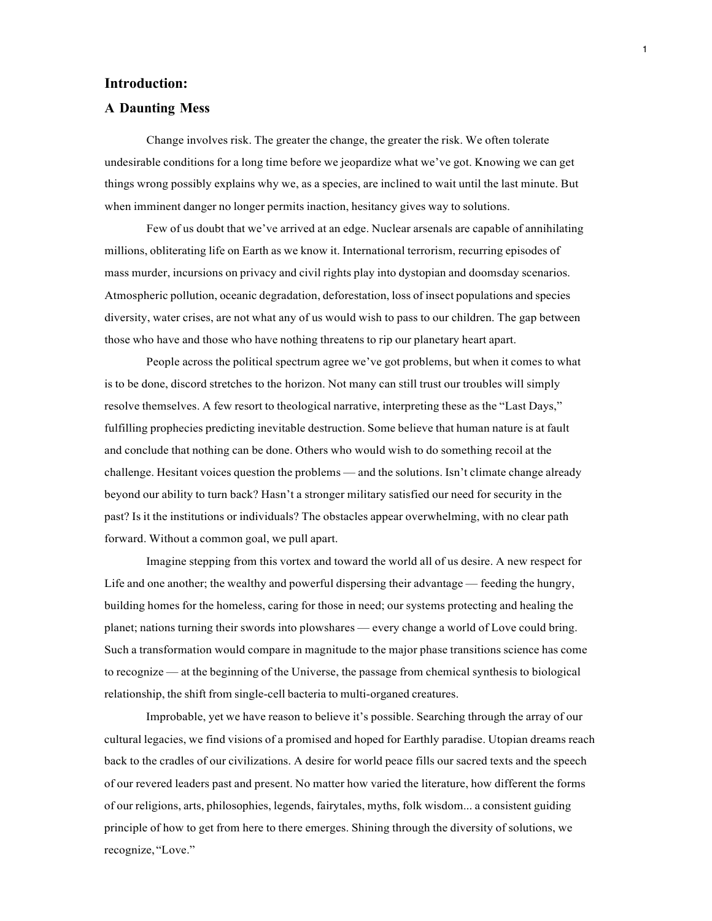## Introduction:

## A Daunting Mess

Change involves risk. The greater the change, the greater the risk. We often tolerate undesirable conditions for a long time before we jeopardize what we've got. Knowing we can get things wrong possibly explains why we, as a species, are inclined to wait until the last minute. But when imminent danger no longer permits inaction, hesitancy gives way to solutions.

Few of us doubt that we've arrived at an edge. Nuclear arsenals are capable of annihilating millions, obliterating life on Earth as we know it. International terrorism, recurring episodes of mass murder, incursions on privacy and civil rights play into dystopian and doomsday scenarios. Atmospheric pollution, oceanic degradation, deforestation, loss of insect populations and species diversity, water crises, are not what any of us would wish to pass to our children. The gap between those who have and those who have nothing threatens to rip our planetary heart apart.

People across the political spectrum agree we've got problems, but when it comes to what is to be done, discord stretches to the horizon. Not many can still trust our troubles will simply resolve themselves. A few resort to theological narrative, interpreting these as the "Last Days," fulfilling prophecies predicting inevitable destruction. Some believe that human nature is at fault and conclude that nothing can be done. Others who would wish to do something recoil at the challenge. Hesitant voices question the problems — and the solutions. Isn't climate change already beyond our ability to turn back? Hasn't a stronger military satisfied our need for security in the past? Is it the institutions or individuals? The obstacles appear overwhelming, with no clear path forward. Without a common goal, we pull apart.

Imagine stepping from this vortex and toward the world all of us desire. A new respect for Life and one another; the wealthy and powerful dispersing their advantage — feeding the hungry, building homes for the homeless, caring for those in need; our systems protecting and healing the planet; nations turning their swords into plowshares — every change a world of Love could bring. Such a transformation would compare in magnitude to the major phase transitions science has come to recognize — at the beginning of the Universe, the passage from chemical synthesis to biological relationship, the shift from single-cell bacteria to multi-organed creatures.

Improbable, yet we have reason to believe it's possible. Searching through the array of our cultural legacies, we find visions of a promised and hoped for Earthly paradise. Utopian dreams reach back to the cradles of our civilizations. A desire for world peace fills our sacred texts and the speech of our revered leaders past and present. No matter how varied the literature, how different the forms of our religions, arts, philosophies, legends, fairytales, myths, folk wisdom... a consistent guiding principle of how to get from here to there emerges. Shining through the diversity of solutions, we recognize, "Love."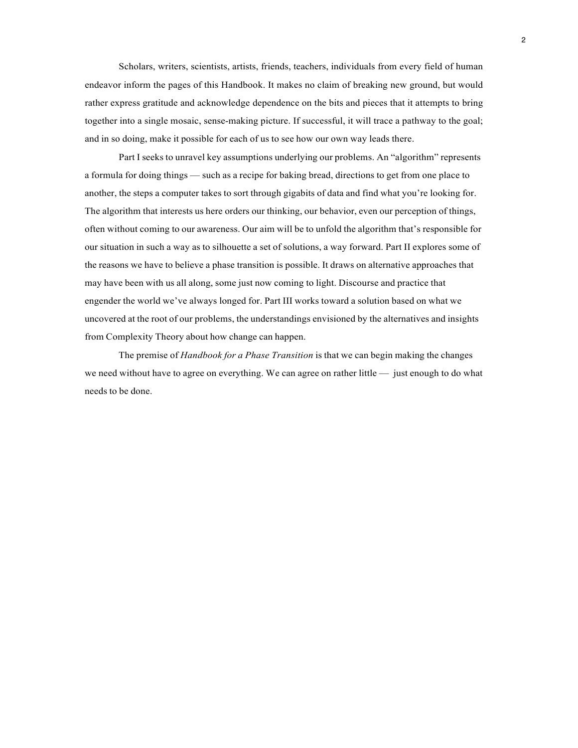Scholars, writers, scientists, artists, friends, teachers, individuals from every field of human endeavor inform the pages of this Handbook. It makes no claim of breaking new ground, but would rather express gratitude and acknowledge dependence on the bits and pieces that it attempts to bring together into a single mosaic, sense-making picture. If successful, it will trace a pathway to the goal; and in so doing, make it possible for each of us to see how our own way leads there.

Part I seeks to unravel key assumptions underlying our problems. An "algorithm" represents a formula for doing things — such as a recipe for baking bread, directions to get from one place to another, the steps a computer takes to sort through gigabits of data and find what you're looking for. The algorithm that interests us here orders our thinking, our behavior, even our perception of things, often without coming to our awareness. Our aim will be to unfold the algorithm that's responsible for our situation in such a way as to silhouette a set of solutions, a way forward. Part II explores some of the reasons we have to believe a phase transition is possible. It draws on alternative approaches that may have been with us all along, some just now coming to light. Discourse and practice that engender the world we've always longed for. Part III works toward a solution based on what we uncovered at the root of our problems, the understandings envisioned by the alternatives and insights from Complexity Theory about how change can happen.

The premise of *Handbook for a Phase Transition* is that we can begin making the changes we need without have to agree on everything. We can agree on rather little — just enough to do what needs to be done.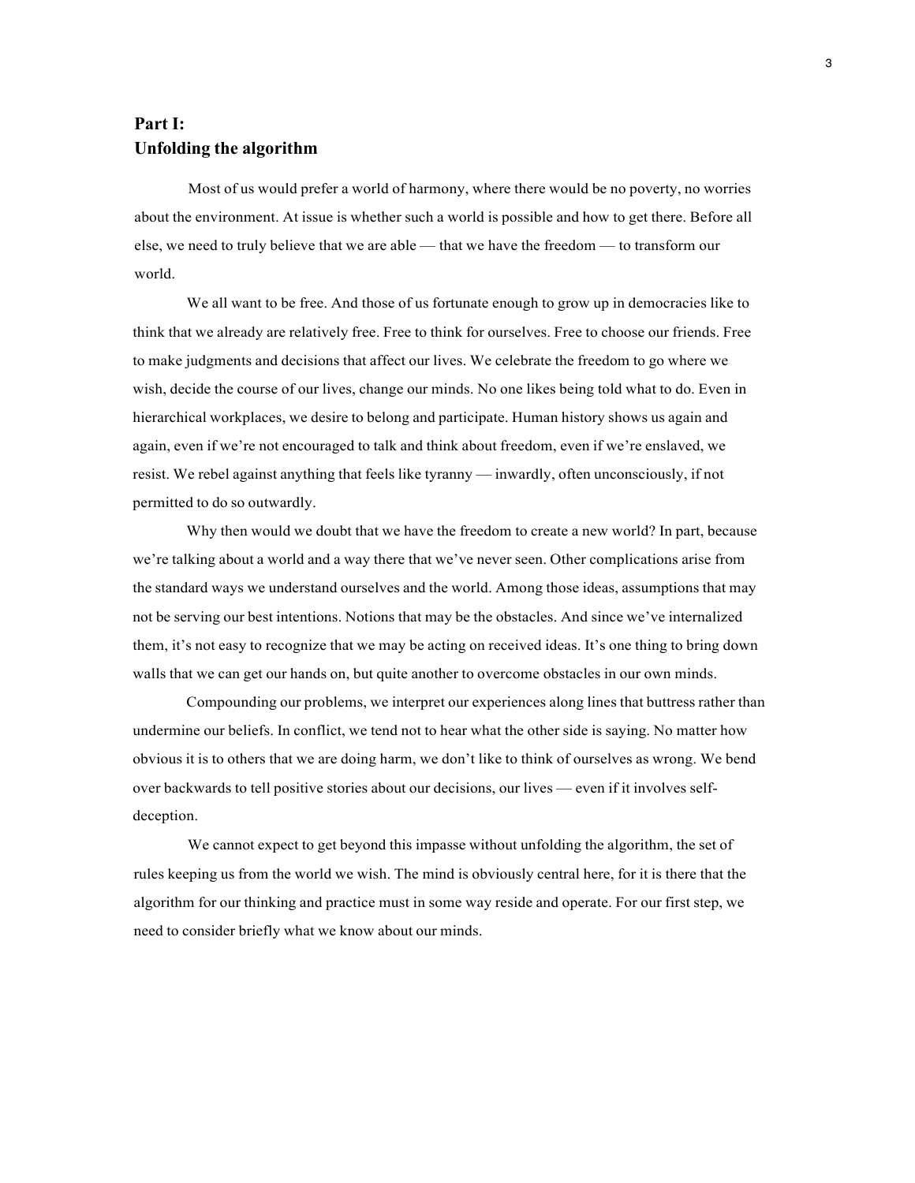## Part I:
## Unfolding the algorithm

Most of us would prefer a world of harmony, where there would be no poverty, no worries about the environment. At issue is whether such a world is possible and how to get there. Before all else, we need to truly believe that we are able — that we have the freedom — to transform our world.

We all want to be free. And those of us fortunate enough to grow up in democracies like to think that we already are relatively free. Free to think for ourselves. Free to choose our friends. Free to make judgments and decisions that affect our lives. We celebrate the freedom to go where we wish, decide the course of our lives, change our minds. No one likes being told what to do. Even in hierarchical workplaces, we desire to belong and participate. Human history shows us again and again, even if we're not encouraged to talk and think about freedom, even if we're enslaved, we resist. We rebel against anything that feels like tyranny — inwardly, often unconsciously, if not permitted to do so outwardly.

Why then would we doubt that we have the freedom to create a new world? In part, because we're talking about a world and a way there that we've never seen. Other complications arise from the standard ways we understand ourselves and the world. Among those ideas, assumptions that may not be serving our best intentions. Notions that may be the obstacles. And since we've internalized them, it's not easy to recognize that we may be acting on received ideas. It's one thing to bring down walls that we can get our hands on, but quite another to overcome obstacles in our own minds.

Compounding our problems, we interpret our experiences along lines that buttress rather than undermine our beliefs. In conflict, we tend not to hear what the other side is saying. No matter how obvious it is to others that we are doing harm, we don't like to think of ourselves as wrong. We bend over backwards to tell positive stories about our decisions, our lives — even if it involves self-deception.

We cannot expect to get beyond this impasse without unfolding the algorithm, the set of rules keeping us from the world we wish. The mind is obviously central here, for it is there that the algorithm for our thinking and practice must in some way reside and operate. For our first step, we need to consider briefly what we know about our minds.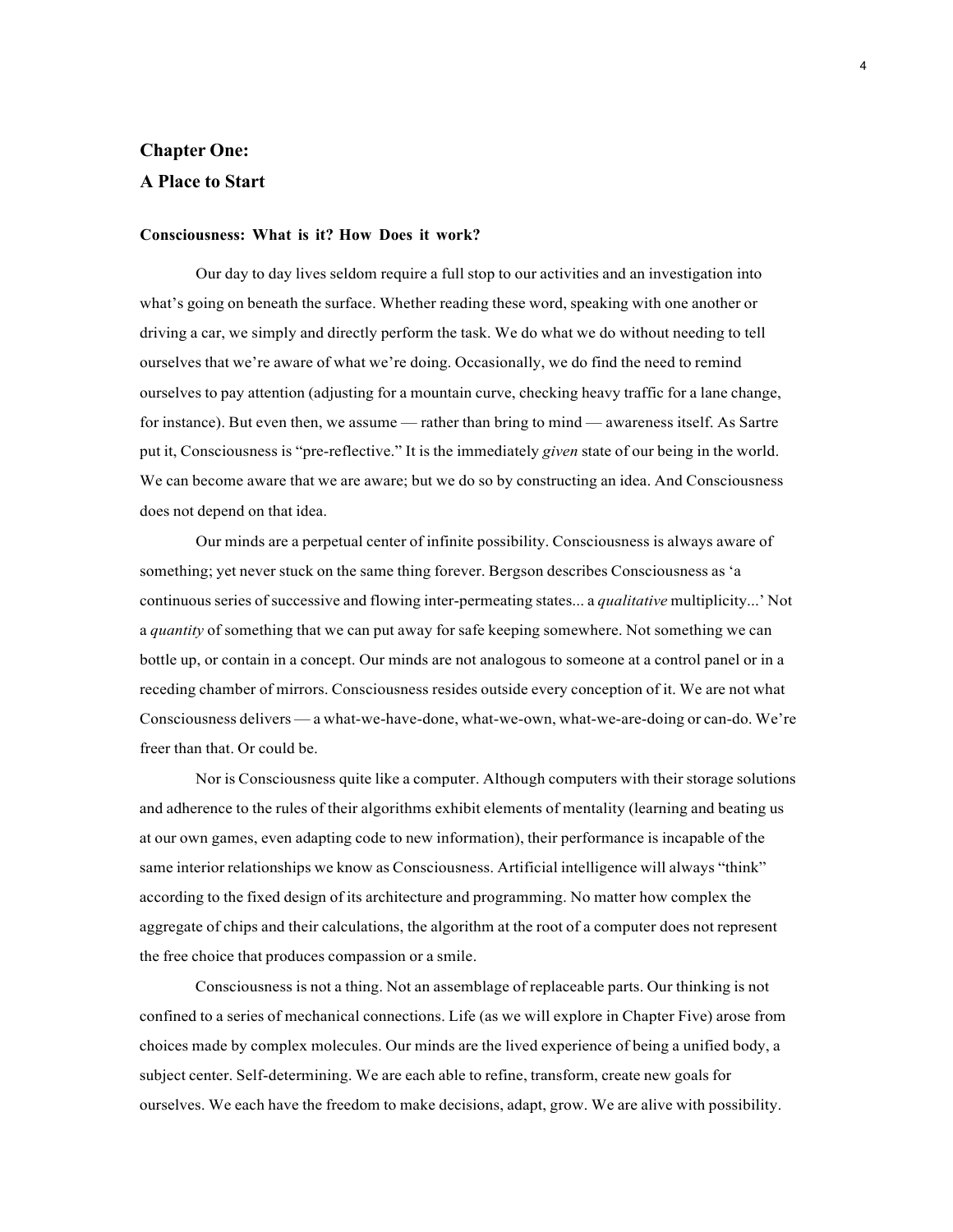# Chapter One:
# A Place to Start

### Consciousness: What is it? How Does it work?

Our day to day lives seldom require a full stop to our activities and an investigation into what's going on beneath the surface. Whether reading these word, speaking with one another or driving a car, we simply and directly perform the task. We do what we do without needing to tell ourselves that we're aware of what we're doing. Occasionally, we do find the need to remind ourselves to pay attention (adjusting for a mountain curve, checking heavy traffic for a lane change, for instance). But even then, we assume — rather than bring to mind — awareness itself. As Sartre put it, Consciousness is "pre-reflective." It is the immediately *given* state of our being in the world. We can become aware that we are aware; but we do so by constructing an idea. And Consciousness does not depend on that idea.

Our minds are a perpetual center of infinite possibility. Consciousness is always aware of something; yet never stuck on the same thing forever. Bergson describes Consciousness as 'a continuous series of successive and flowing inter-permeating states... a *qualitative* multiplicity...' Not a *quantity* of something that we can put away for safe keeping somewhere. Not something we can bottle up, or contain in a concept. Our minds are not analogous to someone at a control panel or in a receding chamber of mirrors. Consciousness resides outside every conception of it. We are not what Consciousness delivers — a what-we-have-done, what-we-own, what-we-are-doing or can-do. We're freer than that. Or could be.

Nor is Consciousness quite like a computer. Although computers with their storage solutions and adherence to the rules of their algorithms exhibit elements of mentality (learning and beating us at our own games, even adapting code to new information), their performance is incapable of the same interior relationships we know as Consciousness. Artificial intelligence will always "think" according to the fixed design of its architecture and programming. No matter how complex the aggregate of chips and their calculations, the algorithm at the root of a computer does not represent the free choice that produces compassion or a smile.

Consciousness is not a thing. Not an assemblage of replaceable parts. Our thinking is not confined to a series of mechanical connections. Life (as we will explore in Chapter Five) arose from choices made by complex molecules. Our minds are the lived experience of being a unified body, a subject center. Self-determining. We are each able to refine, transform, create new goals for ourselves. We each have the freedom to make decisions, adapt, grow. We are alive with possibility.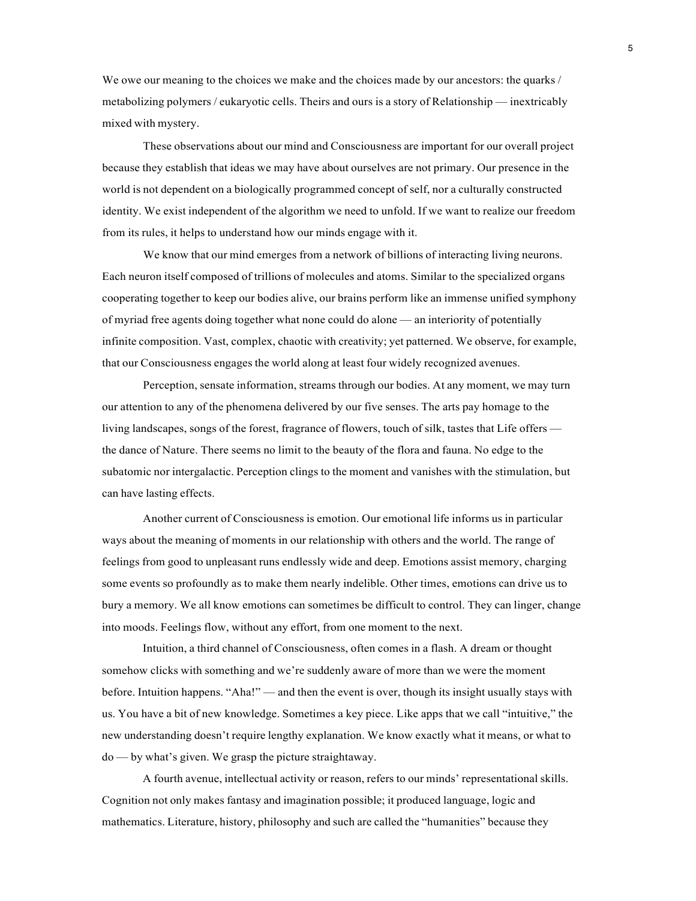We owe our meaning to the choices we make and the choices made by our ancestors: the quarks / metabolizing polymers / eukaryotic cells. Theirs and ours is a story of Relationship — inextricably mixed with mystery.

These observations about our mind and Consciousness are important for our overall project because they establish that ideas we may have about ourselves are not primary. Our presence in the world is not dependent on a biologically programmed concept of self, nor a culturally constructed identity. We exist independent of the algorithm we need to unfold. If we want to realize our freedom from its rules, it helps to understand how our minds engage with it.

We know that our mind emerges from a network of billions of interacting living neurons. Each neuron itself composed of trillions of molecules and atoms. Similar to the specialized organs cooperating together to keep our bodies alive, our brains perform like an immense unified symphony of myriad free agents doing together what none could do alone — an interiority of potentially infinite composition. Vast, complex, chaotic with creativity; yet patterned. We observe, for example, that our Consciousness engages the world along at least four widely recognized avenues.

Perception, sensate information, streams through our bodies. At any moment, we may turn our attention to any of the phenomena delivered by our five senses. The arts pay homage to the living landscapes, songs of the forest, fragrance of flowers, touch of silk, tastes that Life offers — the dance of Nature. There seems no limit to the beauty of the flora and fauna. No edge to the subatomic nor intergalactic. Perception clings to the moment and vanishes with the stimulation, but can have lasting effects.

Another current of Consciousness is emotion. Our emotional life informs us in particular ways about the meaning of moments in our relationship with others and the world. The range of feelings from good to unpleasant runs endlessly wide and deep. Emotions assist memory, charging some events so profoundly as to make them nearly indelible. Other times, emotions can drive us to bury a memory. We all know emotions can sometimes be difficult to control. They can linger, change into moods. Feelings flow, without any effort, from one moment to the next.

Intuition, a third channel of Consciousness, often comes in a flash. A dream or thought somehow clicks with something and we're suddenly aware of more than we were the moment before. Intuition happens. "Aha!" — and then the event is over, though its insight usually stays with us. You have a bit of new knowledge. Sometimes a key piece. Like apps that we call "intuitive," the new understanding doesn't require lengthy explanation. We know exactly what it means, or what to do — by what's given. We grasp the picture straightaway.

A fourth avenue, intellectual activity or reason, refers to our minds' representational skills. Cognition not only makes fantasy and imagination possible; it produced language, logic and mathematics. Literature, history, philosophy and such are called the "humanities" because they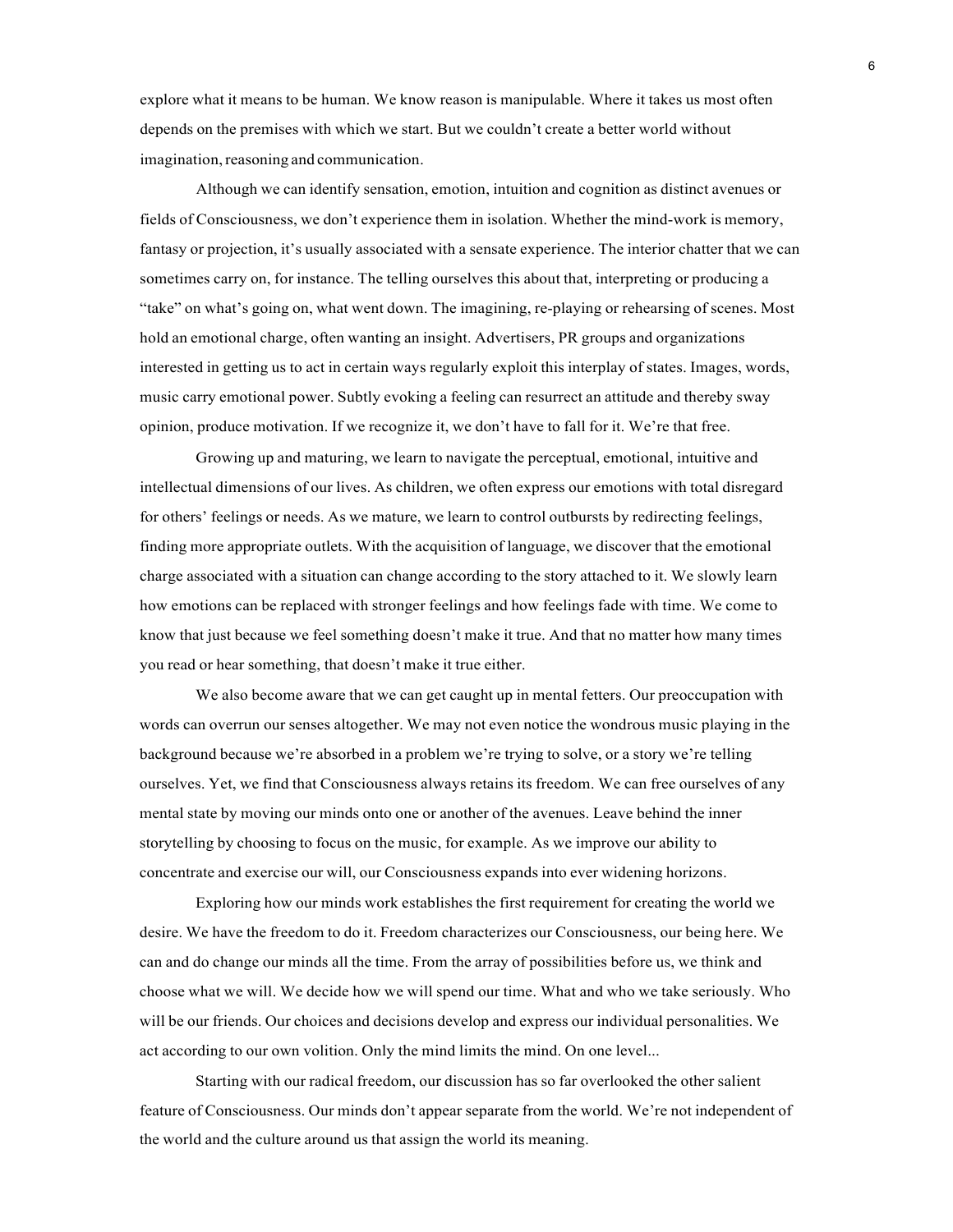explore what it means to be human. We know reason is manipulable. Where it takes us most often depends on the premises with which we start. But we couldn't create a better world without imagination, reasoning and communication.

Although we can identify sensation, emotion, intuition and cognition as distinct avenues or fields of Consciousness, we don't experience them in isolation. Whether the mind-work is memory, fantasy or projection, it's usually associated with a sensate experience. The interior chatter that we can sometimes carry on, for instance. The telling ourselves this about that, interpreting or producing a "take" on what's going on, what went down. The imagining, re-playing or rehearsing of scenes. Most hold an emotional charge, often wanting an insight. Advertisers, PR groups and organizations interested in getting us to act in certain ways regularly exploit this interplay of states. Images, words, music carry emotional power. Subtly evoking a feeling can resurrect an attitude and thereby sway opinion, produce motivation. If we recognize it, we don't have to fall for it. We're that free.

Growing up and maturing, we learn to navigate the perceptual, emotional, intuitive and intellectual dimensions of our lives. As children, we often express our emotions with total disregard for others' feelings or needs. As we mature, we learn to control outbursts by redirecting feelings, finding more appropriate outlets. With the acquisition of language, we discover that the emotional charge associated with a situation can change according to the story attached to it. We slowly learn how emotions can be replaced with stronger feelings and how feelings fade with time. We come to know that just because we feel something doesn't make it true. And that no matter how many times you read or hear something, that doesn't make it true either.

We also become aware that we can get caught up in mental fetters. Our preoccupation with words can overrun our senses altogether. We may not even notice the wondrous music playing in the background because we're absorbed in a problem we're trying to solve, or a story we're telling ourselves. Yet, we find that Consciousness always retains its freedom. We can free ourselves of any mental state by moving our minds onto one or another of the avenues. Leave behind the inner storytelling by choosing to focus on the music, for example. As we improve our ability to concentrate and exercise our will, our Consciousness expands into ever widening horizons.

Exploring how our minds work establishes the first requirement for creating the world we desire. We have the freedom to do it. Freedom characterizes our Consciousness, our being here. We can and do change our minds all the time. From the array of possibilities before us, we think and choose what we will. We decide how we will spend our time. What and who we take seriously. Who will be our friends. Our choices and decisions develop and express our individual personalities. We act according to our own volition. Only the mind limits the mind. On one level...

Starting with our radical freedom, our discussion has so far overlooked the other salient feature of Consciousness. Our minds don't appear separate from the world. We're not independent of the world and the culture around us that assign the world its meaning.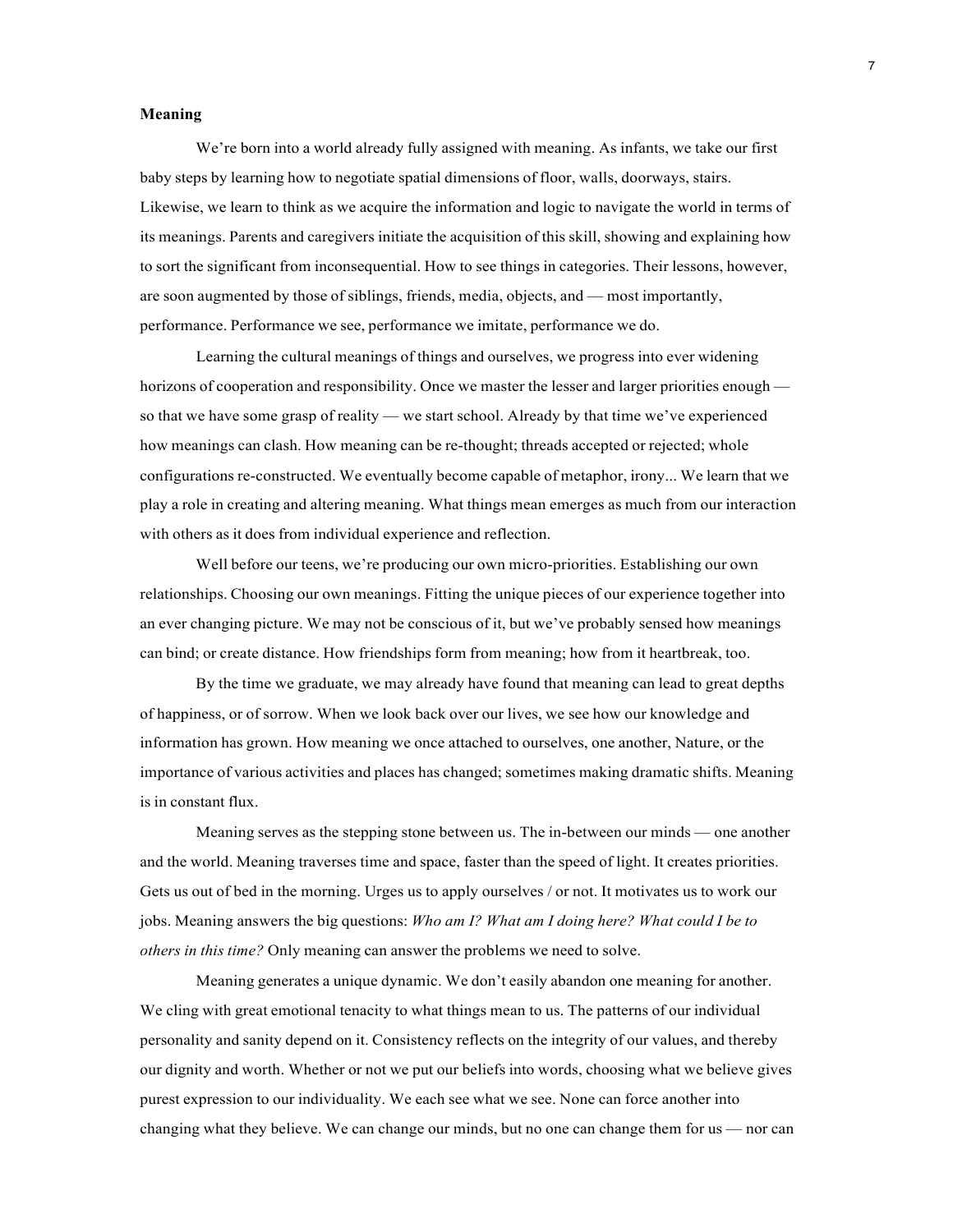**Meaning**

We're born into a world already fully assigned with meaning. As infants, we take our first baby steps by learning how to negotiate spatial dimensions of floor, walls, doorways, stairs. Likewise, we learn to think as we acquire the information and logic to navigate the world in terms of its meanings. Parents and caregivers initiate the acquisition of this skill, showing and explaining how to sort the significant from inconsequential. How to see things in categories. Their lessons, however, are soon augmented by those of siblings, friends, media, objects, and — most importantly, performance. Performance we see, performance we imitate, performance we do.

Learning the cultural meanings of things and ourselves, we progress into ever widening horizons of cooperation and responsibility. Once we master the lesser and larger priorities enough — so that we have some grasp of reality — we start school. Already by that time we've experienced how meanings can clash. How meaning can be re-thought; threads accepted or rejected; whole configurations re-constructed. We eventually become capable of metaphor, irony... We learn that we play a role in creating and altering meaning. What things mean emerges as much from our interaction with others as it does from individual experience and reflection.

Well before our teens, we're producing our own micro-priorities. Establishing our own relationships. Choosing our own meanings. Fitting the unique pieces of our experience together into an ever changing picture. We may not be conscious of it, but we've probably sensed how meanings can bind; or create distance. How friendships form from meaning; how from it heartbreak, too.

By the time we graduate, we may already have found that meaning can lead to great depths of happiness, or of sorrow. When we look back over our lives, we see how our knowledge and information has grown. How meaning we once attached to ourselves, one another, Nature, or the importance of various activities and places has changed; sometimes making dramatic shifts. Meaning is in constant flux.

Meaning serves as the stepping stone between us. The in-between our minds — one another and the world. Meaning traverses time and space, faster than the speed of light. It creates priorities. Gets us out of bed in the morning. Urges us to apply ourselves / or not. It motivates us to work our jobs. Meaning answers the big questions: *Who am I? What am I doing here? What could I be to others in this time?* Only meaning can answer the problems we need to solve.

Meaning generates a unique dynamic. We don't easily abandon one meaning for another. We cling with great emotional tenacity to what things mean to us. The patterns of our individual personality and sanity depend on it. Consistency reflects on the integrity of our values, and thereby our dignity and worth. Whether or not we put our beliefs into words, choosing what we believe gives purest expression to our individuality. We each see what we see. None can force another into changing what they believe. We can change our minds, but no one can change them for us — nor can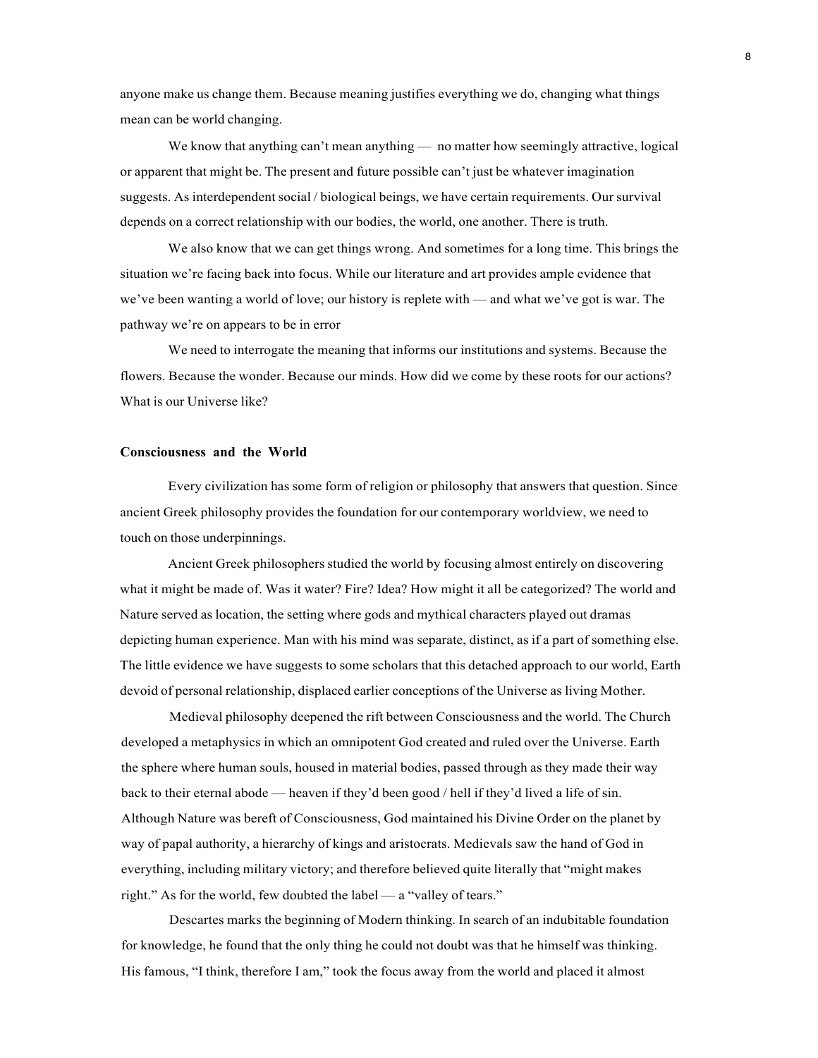anyone make us change them. Because meaning justifies everything we do, changing what things mean can be world changing.

We know that anything can't mean anything — no matter how seemingly attractive, logical or apparent that might be. The present and future possible can't just be whatever imagination suggests. As interdependent social / biological beings, we have certain requirements. Our survival depends on a correct relationship with our bodies, the world, one another. There is truth.

We also know that we can get things wrong. And sometimes for a long time. This brings the situation we're facing back into focus. While our literature and art provides ample evidence that we've been wanting a world of love; our history is replete with — and what we've got is war. The pathway we're on appears to be in error

We need to interrogate the meaning that informs our institutions and systems. Because the flowers. Because the wonder. Because our minds. How did we come by these roots for our actions? What is our Universe like?

**Consciousness and the World**

Every civilization has some form of religion or philosophy that answers that question. Since ancient Greek philosophy provides the foundation for our contemporary worldview, we need to touch on those underpinnings.

Ancient Greek philosophers studied the world by focusing almost entirely on discovering what it might be made of. Was it water? Fire? Idea? How might it all be categorized? The world and Nature served as location, the setting where gods and mythical characters played out dramas depicting human experience. Man with his mind was separate, distinct, as if a part of something else. The little evidence we have suggests to some scholars that this detached approach to our world, Earth devoid of personal relationship, displaced earlier conceptions of the Universe as living Mother.

Medieval philosophy deepened the rift between Consciousness and the world. The Church developed a metaphysics in which an omnipotent God created and ruled over the Universe. Earth the sphere where human souls, housed in material bodies, passed through as they made their way back to their eternal abode — heaven if they'd been good / hell if they'd lived a life of sin. Although Nature was bereft of Consciousness, God maintained his Divine Order on the planet by way of papal authority, a hierarchy of kings and aristocrats. Medievals saw the hand of God in everything, including military victory; and therefore believed quite literally that "might makes right." As for the world, few doubted the label — a "valley of tears."

Descartes marks the beginning of Modern thinking. In search of an indubitable foundation for knowledge, he found that the only thing he could not doubt was that he himself was thinking. His famous, "I think, therefore I am," took the focus away from the world and placed it almost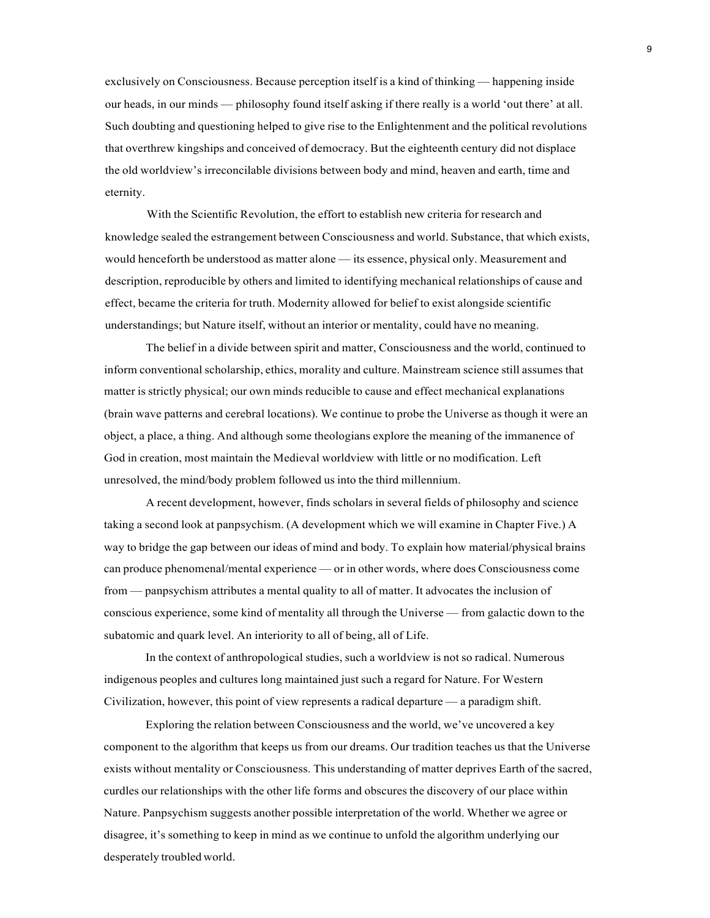exclusively on Consciousness. Because perception itself is a kind of thinking — happening inside our heads, in our minds — philosophy found itself asking if there really is a world 'out there' at all. Such doubting and questioning helped to give rise to the Enlightenment and the political revolutions that overthrew kingships and conceived of democracy. But the eighteenth century did not displace the old worldview's irreconcilable divisions between body and mind, heaven and earth, time and eternity.

With the Scientific Revolution, the effort to establish new criteria for research and knowledge sealed the estrangement between Consciousness and world. Substance, that which exists, would henceforth be understood as matter alone — its essence, physical only. Measurement and description, reproducible by others and limited to identifying mechanical relationships of cause and effect, became the criteria for truth. Modernity allowed for belief to exist alongside scientific understandings; but Nature itself, without an interior or mentality, could have no meaning.

The belief in a divide between spirit and matter, Consciousness and the world, continued to inform conventional scholarship, ethics, morality and culture. Mainstream science still assumes that matter is strictly physical; our own minds reducible to cause and effect mechanical explanations (brain wave patterns and cerebral locations). We continue to probe the Universe as though it were an object, a place, a thing. And although some theologians explore the meaning of the immanence of God in creation, most maintain the Medieval worldview with little or no modification. Left unresolved, the mind/body problem followed us into the third millennium.

A recent development, however, finds scholars in several fields of philosophy and science taking a second look at panpsychism. (A development which we will examine in Chapter Five.) A way to bridge the gap between our ideas of mind and body. To explain how material/physical brains can produce phenomenal/mental experience — or in other words, where does Consciousness come from — panpsychism attributes a mental quality to all of matter. It advocates the inclusion of conscious experience, some kind of mentality all through the Universe — from galactic down to the subatomic and quark level. An interiority to all of being, all of Life.

In the context of anthropological studies, such a worldview is not so radical. Numerous indigenous peoples and cultures long maintained just such a regard for Nature. For Western Civilization, however, this point of view represents a radical departure — a paradigm shift.

Exploring the relation between Consciousness and the world, we've uncovered a key component to the algorithm that keeps us from our dreams. Our tradition teaches us that the Universe exists without mentality or Consciousness. This understanding of matter deprives Earth of the sacred, curdles our relationships with the other life forms and obscures the discovery of our place within Nature. Panpsychism suggests another possible interpretation of the world. Whether we agree or disagree, it's something to keep in mind as we continue to unfold the algorithm underlying our desperately troubled world.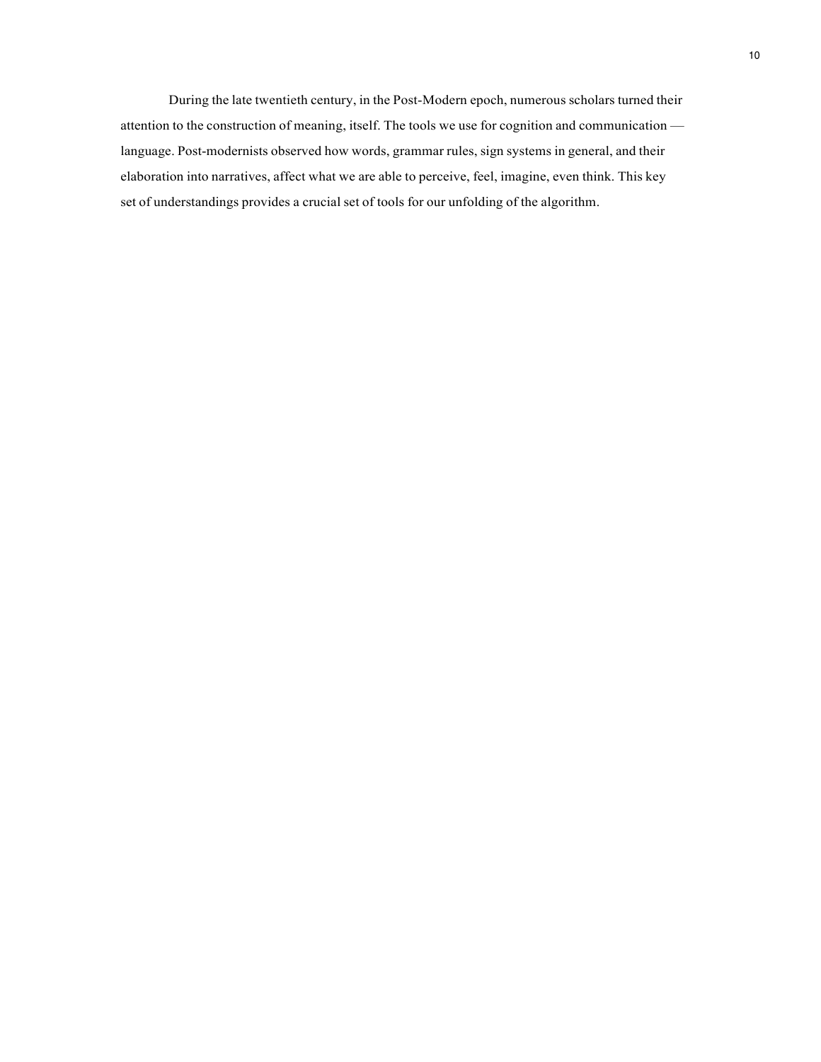During the late twentieth century, in the Post-Modern epoch, numerous scholars turned their attention to the construction of meaning, itself. The tools we use for cognition and communication — language. Post-modernists observed how words, grammar rules, sign systems in general, and their elaboration into narratives, affect what we are able to perceive, feel, imagine, even think. This key set of understandings provides a crucial set of tools for our unfolding of the algorithm.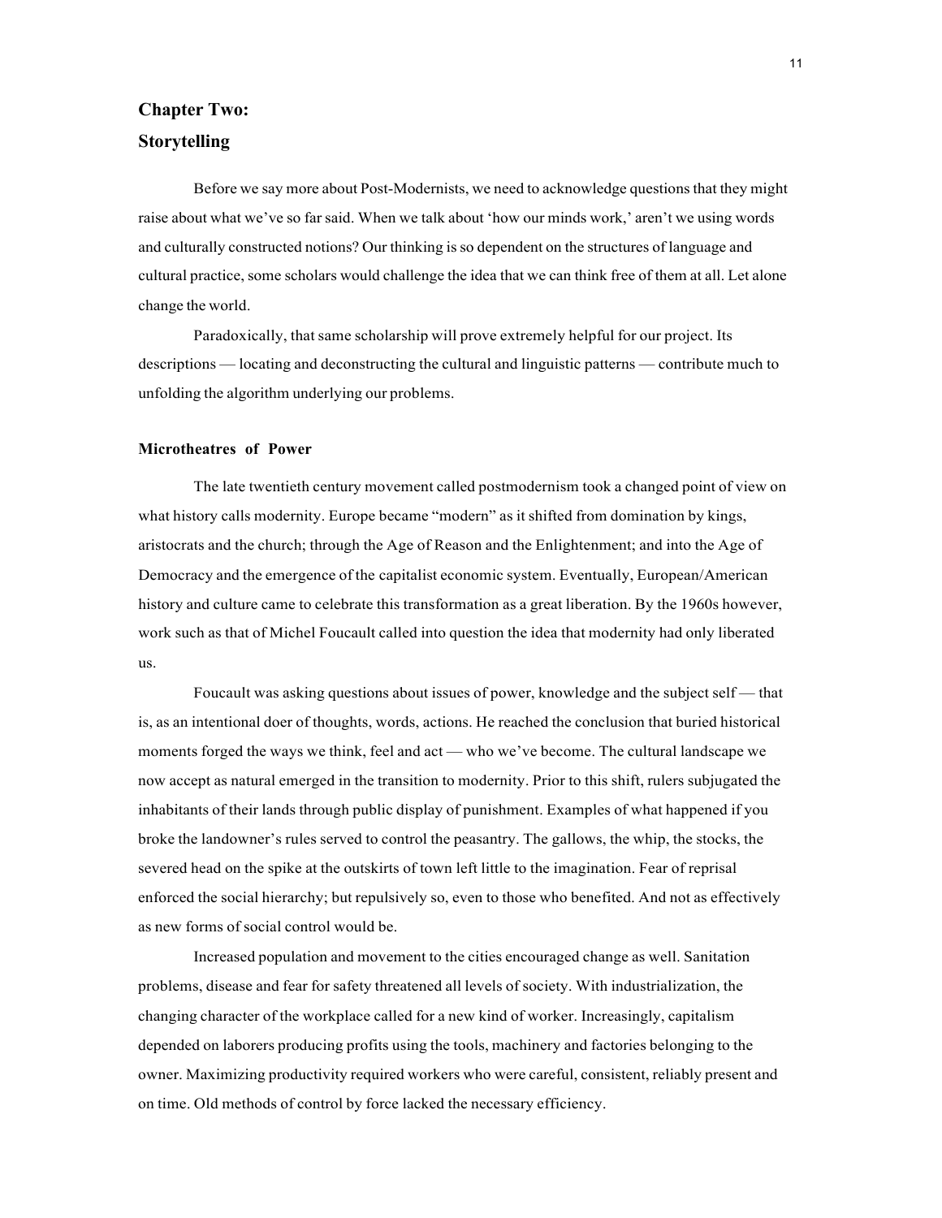## Chapter Two:
## Storytelling

Before we say more about Post-Modernists, we need to acknowledge questions that they might raise about what we've so far said. When we talk about 'how our minds work,' aren't we using words and culturally constructed notions? Our thinking is so dependent on the structures of language and cultural practice, some scholars would challenge the idea that we can think free of them at all. Let alone change the world.

Paradoxically, that same scholarship will prove extremely helpful for our project. Its descriptions — locating and deconstructing the cultural and linguistic patterns — contribute much to unfolding the algorithm underlying our problems.

### Microtheatres of Power

The late twentieth century movement called postmodernism took a changed point of view on what history calls modernity. Europe became "modern" as it shifted from domination by kings, aristocrats and the church; through the Age of Reason and the Enlightenment; and into the Age of Democracy and the emergence of the capitalist economic system. Eventually, European/American history and culture came to celebrate this transformation as a great liberation. By the 1960s however, work such as that of Michel Foucault called into question the idea that modernity had only liberated us.

Foucault was asking questions about issues of power, knowledge and the subject self — that is, as an intentional doer of thoughts, words, actions. He reached the conclusion that buried historical moments forged the ways we think, feel and act — who we've become. The cultural landscape we now accept as natural emerged in the transition to modernity. Prior to this shift, rulers subjugated the inhabitants of their lands through public display of punishment. Examples of what happened if you broke the landowner's rules served to control the peasantry. The gallows, the whip, the stocks, the severed head on the spike at the outskirts of town left little to the imagination. Fear of reprisal enforced the social hierarchy; but repulsively so, even to those who benefited. And not as effectively as new forms of social control would be.

Increased population and movement to the cities encouraged change as well. Sanitation problems, disease and fear for safety threatened all levels of society. With industrialization, the changing character of the workplace called for a new kind of worker. Increasingly, capitalism depended on laborers producing profits using the tools, machinery and factories belonging to the owner. Maximizing productivity required workers who were careful, consistent, reliably present and on time. Old methods of control by force lacked the necessary efficiency.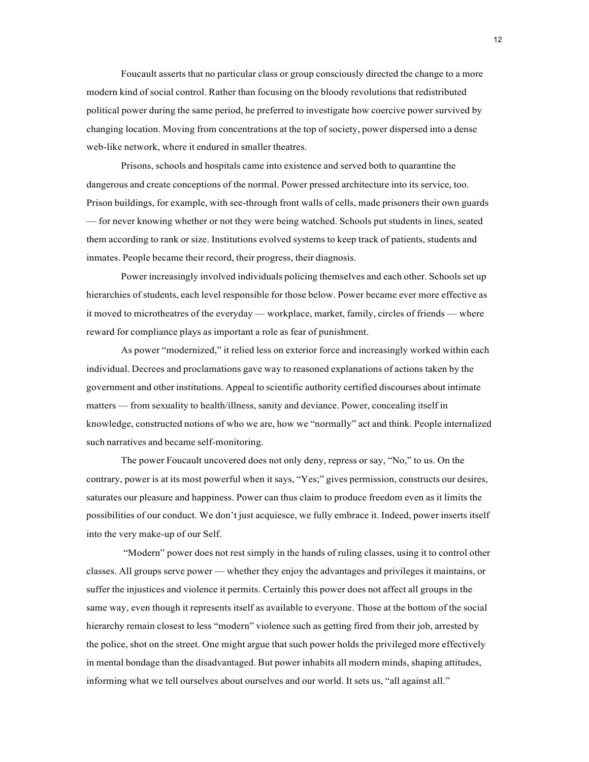Foucault asserts that no particular class or group consciously directed the change to a more modern kind of social control. Rather than focusing on the bloody revolutions that redistributed political power during the same period, he preferred to investigate how coercive power survived by changing location. Moving from concentrations at the top of society, power dispersed into a dense web-like network, where it endured in smaller theatres.

Prisons, schools and hospitals came into existence and served both to quarantine the dangerous and create conceptions of the normal. Power pressed architecture into its service, too. Prison buildings, for example, with see-through front walls of cells, made prisoners their own guards — for never knowing whether or not they were being watched. Schools put students in lines, seated them according to rank or size. Institutions evolved systems to keep track of patients, students and inmates. People became their record, their progress, their diagnosis.

Power increasingly involved individuals policing themselves and each other. Schools set up hierarchies of students, each level responsible for those below. Power became ever more effective as it moved to microtheatres of the everyday — workplace, market, family, circles of friends — where reward for compliance plays as important a role as fear of punishment.

As power "modernized," it relied less on exterior force and increasingly worked within each individual. Decrees and proclamations gave way to reasoned explanations of actions taken by the government and other institutions. Appeal to scientific authority certified discourses about intimate matters — from sexuality to health/illness, sanity and deviance. Power, concealing itself in knowledge, constructed notions of who we are, how we "normally" act and think. People internalized such narratives and became self-monitoring.

The power Foucault uncovered does not only deny, repress or say, "No," to us. On the contrary, power is at its most powerful when it says, "Yes;" gives permission, constructs our desires, saturates our pleasure and happiness. Power can thus claim to produce freedom even as it limits the possibilities of our conduct. We don't just acquiesce, we fully embrace it. Indeed, power inserts itself into the very make-up of our Self.

"Modern" power does not rest simply in the hands of ruling classes, using it to control other classes. All groups serve power — whether they enjoy the advantages and privileges it maintains, or suffer the injustices and violence it permits. Certainly this power does not affect all groups in the same way, even though it represents itself as available to everyone. Those at the bottom of the social hierarchy remain closest to less "modern" violence such as getting fired from their job, arrested by the police, shot on the street. One might argue that such power holds the privileged more effectively in mental bondage than the disadvantaged. But power inhabits all modern minds, shaping attitudes, informing what we tell ourselves about ourselves and our world. It sets us, "all against all."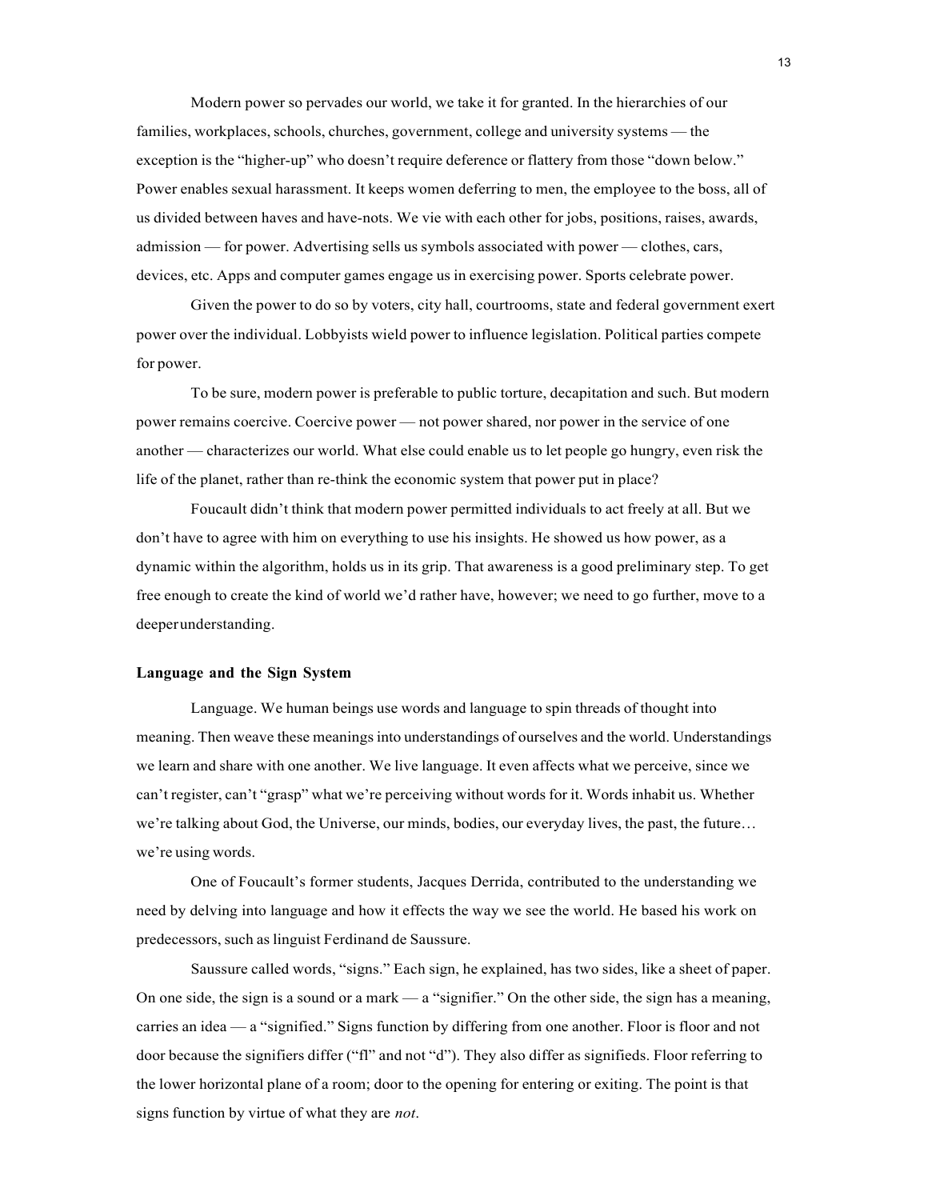Modern power so pervades our world, we take it for granted. In the hierarchies of our families, workplaces, schools, churches, government, college and university systems — the exception is the "higher-up" who doesn't require deference or flattery from those "down below." Power enables sexual harassment. It keeps women deferring to men, the employee to the boss, all of us divided between haves and have-nots. We vie with each other for jobs, positions, raises, awards, admission — for power. Advertising sells us symbols associated with power — clothes, cars, devices, etc. Apps and computer games engage us in exercising power. Sports celebrate power.

Given the power to do so by voters, city hall, courtrooms, state and federal government exert power over the individual. Lobbyists wield power to influence legislation. Political parties compete for power.

To be sure, modern power is preferable to public torture, decapitation and such. But modern power remains coercive. Coercive power — not power shared, nor power in the service of one another — characterizes our world. What else could enable us to let people go hungry, even risk the life of the planet, rather than re-think the economic system that power put in place?

Foucault didn't think that modern power permitted individuals to act freely at all. But we don't have to agree with him on everything to use his insights. He showed us how power, as a dynamic within the algorithm, holds us in its grip. That awareness is a good preliminary step. To get free enough to create the kind of world we'd rather have, however; we need to go further, move to a deeper understanding.

### Language and the Sign System

Language. We human beings use words and language to spin threads of thought into meaning. Then weave these meanings into understandings of ourselves and the world. Understandings we learn and share with one another. We live language. It even affects what we perceive, since we can't register, can't "grasp" what we're perceiving without words for it. Words inhabit us. Whether we're talking about God, the Universe, our minds, bodies, our everyday lives, the past, the future… we're using words.

One of Foucault's former students, Jacques Derrida, contributed to the understanding we need by delving into language and how it effects the way we see the world. He based his work on predecessors, such as linguist Ferdinand de Saussure.

Saussure called words, "signs." Each sign, he explained, has two sides, like a sheet of paper. On one side, the sign is a sound or a mark — a "signifier." On the other side, the sign has a meaning, carries an idea — a "signified." Signs function by differing from one another. Floor is floor and not door because the signifiers differ ("fl" and not "d"). They also differ as signifieds. Floor referring to the lower horizontal plane of a room; door to the opening for entering or exiting. The point is that signs function by virtue of what they are *not*.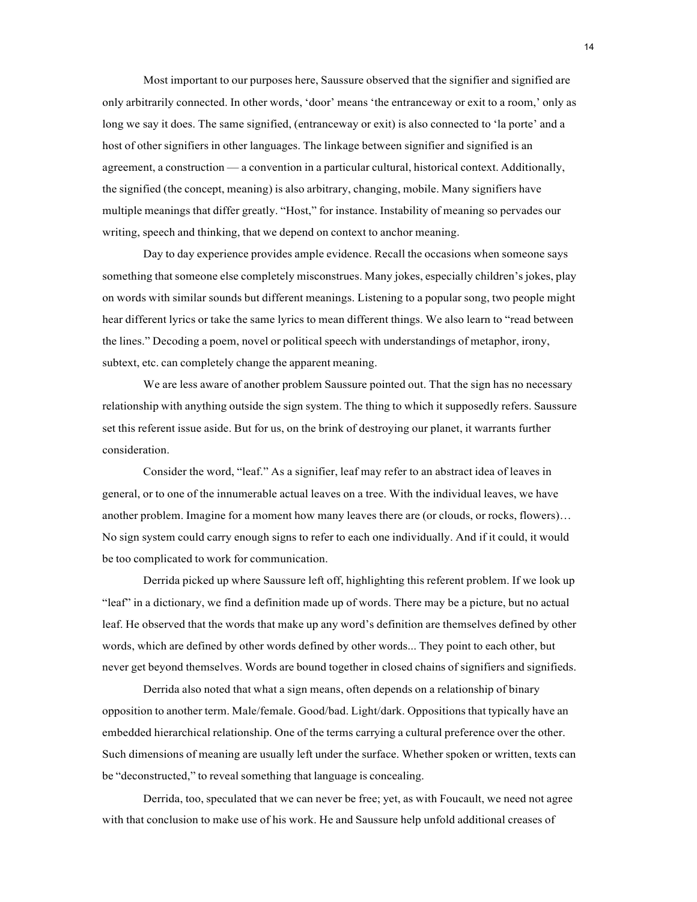Most important to our purposes here, Saussure observed that the signifier and signified are only arbitrarily connected. In other words, 'door' means 'the entranceway or exit to a room,' only as long we say it does. The same signified, (entranceway or exit) is also connected to 'la porte' and a host of other signifiers in other languages. The linkage between signifier and signified is an agreement, a construction — a convention in a particular cultural, historical context. Additionally, the signified (the concept, meaning) is also arbitrary, changing, mobile. Many signifiers have multiple meanings that differ greatly. "Host," for instance. Instability of meaning so pervades our writing, speech and thinking, that we depend on context to anchor meaning.

Day to day experience provides ample evidence. Recall the occasions when someone says something that someone else completely misconstrues. Many jokes, especially children's jokes, play on words with similar sounds but different meanings. Listening to a popular song, two people might hear different lyrics or take the same lyrics to mean different things. We also learn to "read between the lines." Decoding a poem, novel or political speech with understandings of metaphor, irony, subtext, etc. can completely change the apparent meaning.

We are less aware of another problem Saussure pointed out. That the sign has no necessary relationship with anything outside the sign system. The thing to which it supposedly refers. Saussure set this referent issue aside. But for us, on the brink of destroying our planet, it warrants further consideration.

Consider the word, "leaf." As a signifier, leaf may refer to an abstract idea of leaves in general, or to one of the innumerable actual leaves on a tree. With the individual leaves, we have another problem. Imagine for a moment how many leaves there are (or clouds, or rocks, flowers)… No sign system could carry enough signs to refer to each one individually. And if it could, it would be too complicated to work for communication.

Derrida picked up where Saussure left off, highlighting this referent problem. If we look up "leaf" in a dictionary, we find a definition made up of words. There may be a picture, but no actual leaf. He observed that the words that make up any word's definition are themselves defined by other words, which are defined by other words defined by other words... They point to each other, but never get beyond themselves. Words are bound together in closed chains of signifiers and signifieds.

Derrida also noted that what a sign means, often depends on a relationship of binary opposition to another term. Male/female. Good/bad. Light/dark. Oppositions that typically have an embedded hierarchical relationship. One of the terms carrying a cultural preference over the other. Such dimensions of meaning are usually left under the surface. Whether spoken or written, texts can be "deconstructed," to reveal something that language is concealing.

Derrida, too, speculated that we can never be free; yet, as with Foucault, we need not agree with that conclusion to make use of his work. He and Saussure help unfold additional creases of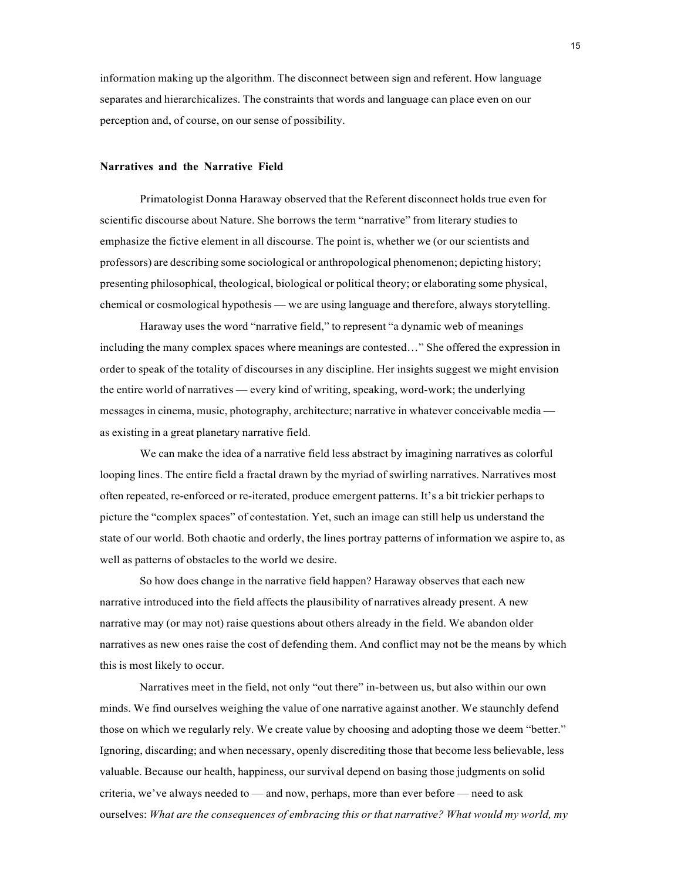information making up the algorithm. The disconnect between sign and referent. How language separates and hierarchicalizes. The constraints that words and language can place even on our perception and, of course, on our sense of possibility.

### Narratives and the Narrative Field

Primatologist Donna Haraway observed that the Referent disconnect holds true even for scientific discourse about Nature. She borrows the term "narrative" from literary studies to emphasize the fictive element in all discourse. The point is, whether we (or our scientists and professors) are describing some sociological or anthropological phenomenon; depicting history; presenting philosophical, theological, biological or political theory; or elaborating some physical, chemical or cosmological hypothesis — we are using language and therefore, always storytelling.

Haraway uses the word "narrative field," to represent "a dynamic web of meanings including the many complex spaces where meanings are contested…" She offered the expression in order to speak of the totality of discourses in any discipline. Her insights suggest we might envision the entire world of narratives — every kind of writing, speaking, word-work; the underlying messages in cinema, music, photography, architecture; narrative in whatever conceivable media — as existing in a great planetary narrative field.

We can make the idea of a narrative field less abstract by imagining narratives as colorful looping lines. The entire field a fractal drawn by the myriad of swirling narratives. Narratives most often repeated, re-enforced or re-iterated, produce emergent patterns. It's a bit trickier perhaps to picture the "complex spaces" of contestation. Yet, such an image can still help us understand the state of our world. Both chaotic and orderly, the lines portray patterns of information we aspire to, as well as patterns of obstacles to the world we desire.

So how does change in the narrative field happen? Haraway observes that each new narrative introduced into the field affects the plausibility of narratives already present. A new narrative may (or may not) raise questions about others already in the field. We abandon older narratives as new ones raise the cost of defending them. And conflict may not be the means by which this is most likely to occur.

Narratives meet in the field, not only "out there" in-between us, but also within our own minds. We find ourselves weighing the value of one narrative against another. We staunchly defend those on which we regularly rely. We create value by choosing and adopting those we deem "better." Ignoring, discarding; and when necessary, openly discrediting those that become less believable, less valuable. Because our health, happiness, our survival depend on basing those judgments on solid criteria, we've always needed to — and now, perhaps, more than ever before — need to ask ourselves: *What are the consequences of embracing this or that narrative? What would my world, my*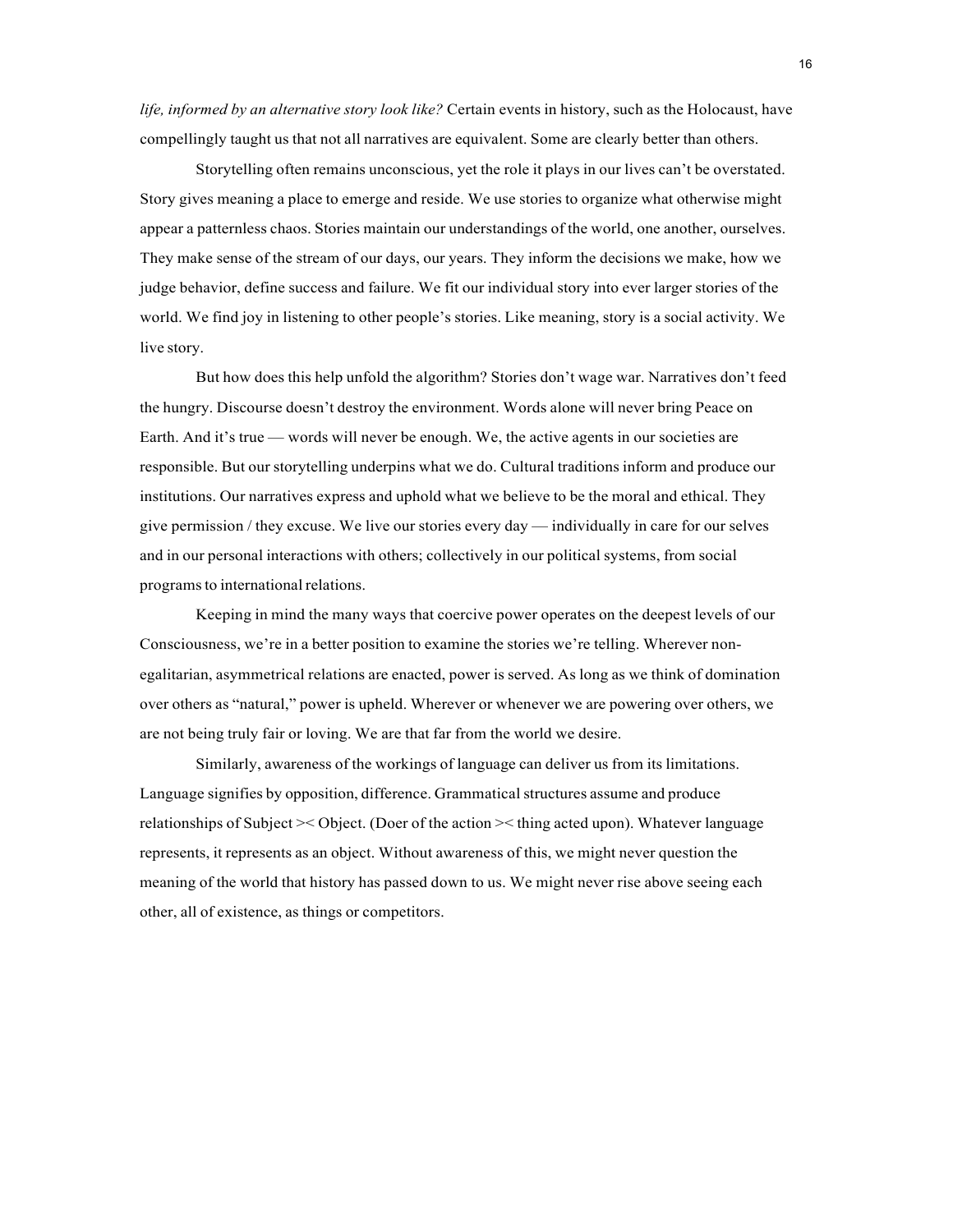*life, informed by an alternative story look like?* Certain events in history, such as the Holocaust, have compellingly taught us that not all narratives are equivalent. Some are clearly better than others.

Storytelling often remains unconscious, yet the role it plays in our lives can't be overstated. Story gives meaning a place to emerge and reside. We use stories to organize what otherwise might appear a patternless chaos. Stories maintain our understandings of the world, one another, ourselves. They make sense of the stream of our days, our years. They inform the decisions we make, how we judge behavior, define success and failure. We fit our individual story into ever larger stories of the world. We find joy in listening to other people's stories. Like meaning, story is a social activity. We live story.

But how does this help unfold the algorithm? Stories don't wage war. Narratives don't feed the hungry. Discourse doesn't destroy the environment. Words alone will never bring Peace on Earth. And it's true — words will never be enough. We, the active agents in our societies are responsible. But our storytelling underpins what we do. Cultural traditions inform and produce our institutions. Our narratives express and uphold what we believe to be the moral and ethical. They give permission / they excuse. We live our stories every day — individually in care for our selves and in our personal interactions with others; collectively in our political systems, from social programs to international relations.

Keeping in mind the many ways that coercive power operates on the deepest levels of our Consciousness, we're in a better position to examine the stories we're telling. Wherever non-egalitarian, asymmetrical relations are enacted, power is served. As long as we think of domination over others as "natural," power is upheld. Wherever or whenever we are powering over others, we are not being truly fair or loving. We are that far from the world we desire.

Similarly, awareness of the workings of language can deliver us from its limitations. Language signifies by opposition, difference. Grammatical structures assume and produce relationships of Subject >< Object. (Doer of the action >< thing acted upon). Whatever language represents, it represents as an object. Without awareness of this, we might never question the meaning of the world that history has passed down to us. We might never rise above seeing each other, all of existence, as things or competitors.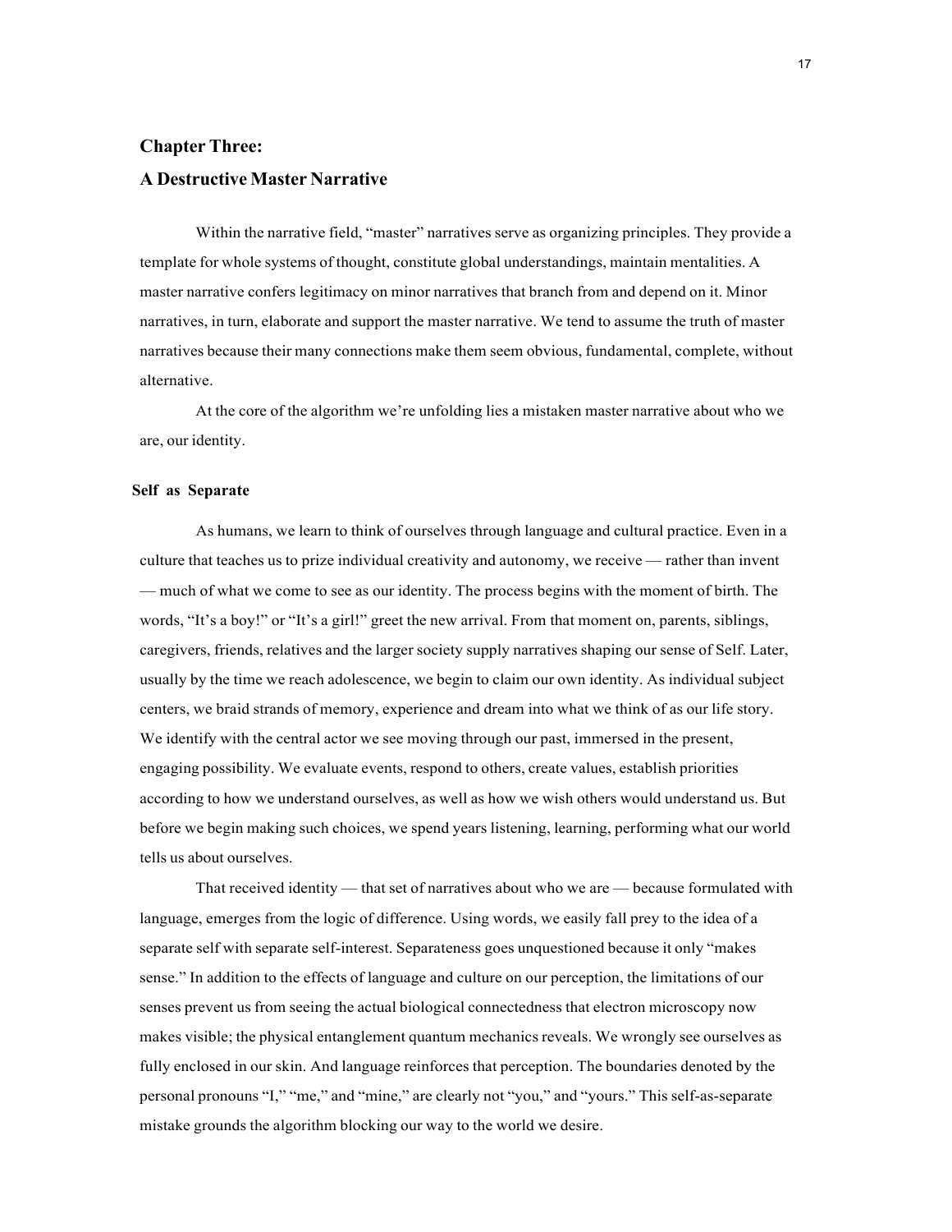## Chapter Three:
## A Destructive Master Narrative

Within the narrative field, "master" narratives serve as organizing principles. They provide a template for whole systems of thought, constitute global understandings, maintain mentalities. A master narrative confers legitimacy on minor narratives that branch from and depend on it. Minor narratives, in turn, elaborate and support the master narrative. We tend to assume the truth of master narratives because their many connections make them seem obvious, fundamental, complete, without alternative.

At the core of the algorithm we're unfolding lies a mistaken master narrative about who we are, our identity.

### Self as Separate

As humans, we learn to think of ourselves through language and cultural practice. Even in a culture that teaches us to prize individual creativity and autonomy, we receive — rather than invent — much of what we come to see as our identity. The process begins with the moment of birth. The words, "It's a boy!" or "It's a girl!" greet the new arrival. From that moment on, parents, siblings, caregivers, friends, relatives and the larger society supply narratives shaping our sense of Self. Later, usually by the time we reach adolescence, we begin to claim our own identity. As individual subject centers, we braid strands of memory, experience and dream into what we think of as our life story. We identify with the central actor we see moving through our past, immersed in the present, engaging possibility. We evaluate events, respond to others, create values, establish priorities according to how we understand ourselves, as well as how we wish others would understand us. But before we begin making such choices, we spend years listening, learning, performing what our world tells us about ourselves.

That received identity — that set of narratives about who we are — because formulated with language, emerges from the logic of difference. Using words, we easily fall prey to the idea of a separate self with separate self-interest. Separateness goes unquestioned because it only "makes sense." In addition to the effects of language and culture on our perception, the limitations of our senses prevent us from seeing the actual biological connectedness that electron microscopy now makes visible; the physical entanglement quantum mechanics reveals. We wrongly see ourselves as fully enclosed in our skin. And language reinforces that perception. The boundaries denoted by the personal pronouns "I," "me," and "mine," are clearly not "you," and "yours." This self-as-separate mistake grounds the algorithm blocking our way to the world we desire.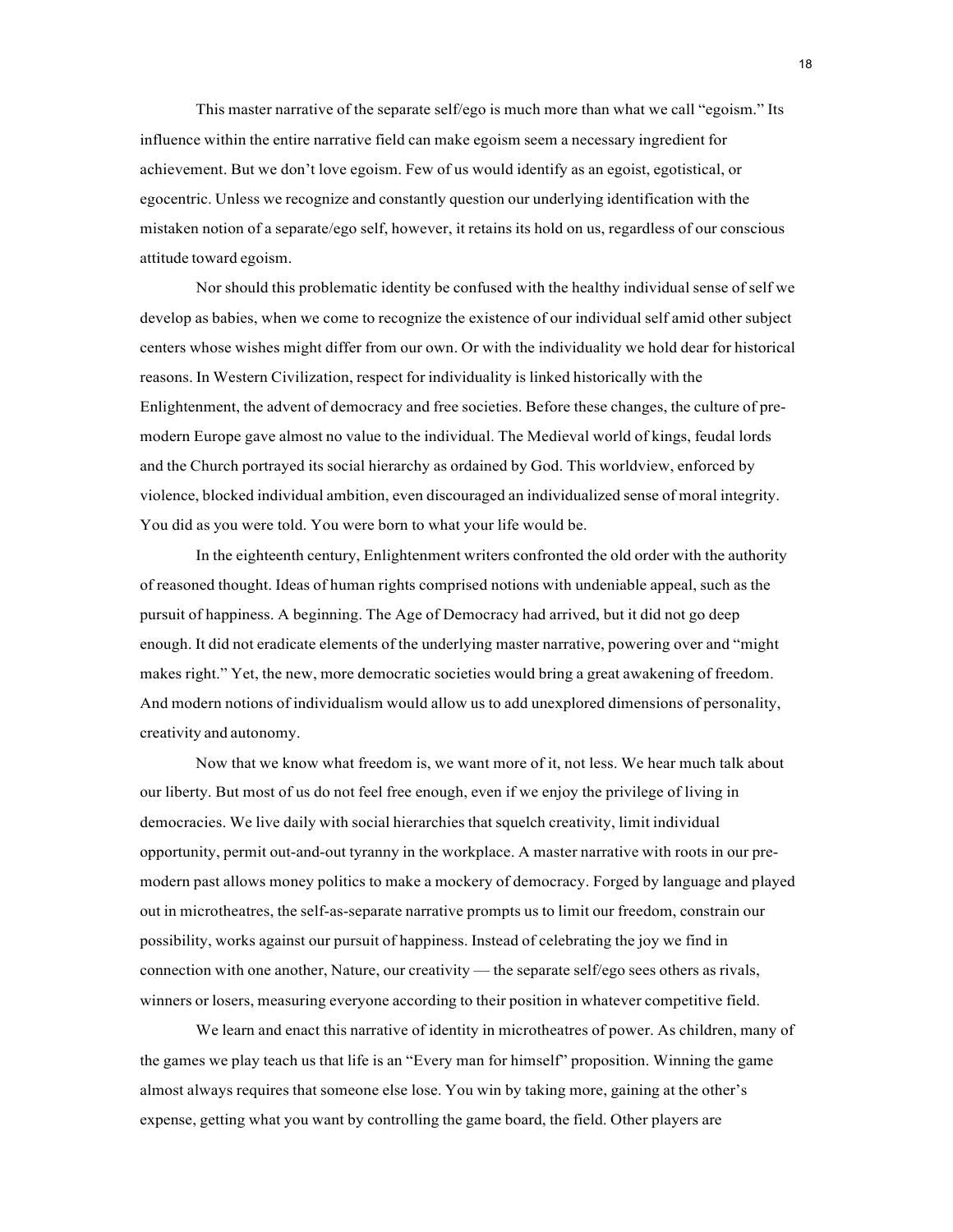This master narrative of the separate self/ego is much more than what we call "egoism." Its influence within the entire narrative field can make egoism seem a necessary ingredient for achievement. But we don't love egoism. Few of us would identify as an egoist, egotistical, or egocentric. Unless we recognize and constantly question our underlying identification with the mistaken notion of a separate/ego self, however, it retains its hold on us, regardless of our conscious attitude toward egoism.

Nor should this problematic identity be confused with the healthy individual sense of self we develop as babies, when we come to recognize the existence of our individual self amid other subject centers whose wishes might differ from our own. Or with the individuality we hold dear for historical reasons. In Western Civilization, respect for individuality is linked historically with the Enlightenment, the advent of democracy and free societies. Before these changes, the culture of pre-modern Europe gave almost no value to the individual. The Medieval world of kings, feudal lords and the Church portrayed its social hierarchy as ordained by God. This worldview, enforced by violence, blocked individual ambition, even discouraged an individualized sense of moral integrity. You did as you were told. You were born to what your life would be.

In the eighteenth century, Enlightenment writers confronted the old order with the authority of reasoned thought. Ideas of human rights comprised notions with undeniable appeal, such as the pursuit of happiness. A beginning. The Age of Democracy had arrived, but it did not go deep enough. It did not eradicate elements of the underlying master narrative, powering over and "might makes right." Yet, the new, more democratic societies would bring a great awakening of freedom. And modern notions of individualism would allow us to add unexplored dimensions of personality, creativity and autonomy.

Now that we know what freedom is, we want more of it, not less. We hear much talk about our liberty. But most of us do not feel free enough, even if we enjoy the privilege of living in democracies. We live daily with social hierarchies that squelch creativity, limit individual opportunity, permit out-and-out tyranny in the workplace. A master narrative with roots in our pre-modern past allows money politics to make a mockery of democracy. Forged by language and played out in microtheatres, the self-as-separate narrative prompts us to limit our freedom, constrain our possibility, works against our pursuit of happiness. Instead of celebrating the joy we find in connection with one another, Nature, our creativity — the separate self/ego sees others as rivals, winners or losers, measuring everyone according to their position in whatever competitive field.

We learn and enact this narrative of identity in microtheatres of power. As children, many of the games we play teach us that life is an "Every man for himself" proposition. Winning the game almost always requires that someone else lose. You win by taking more, gaining at the other's expense, getting what you want by controlling the game board, the field. Other players are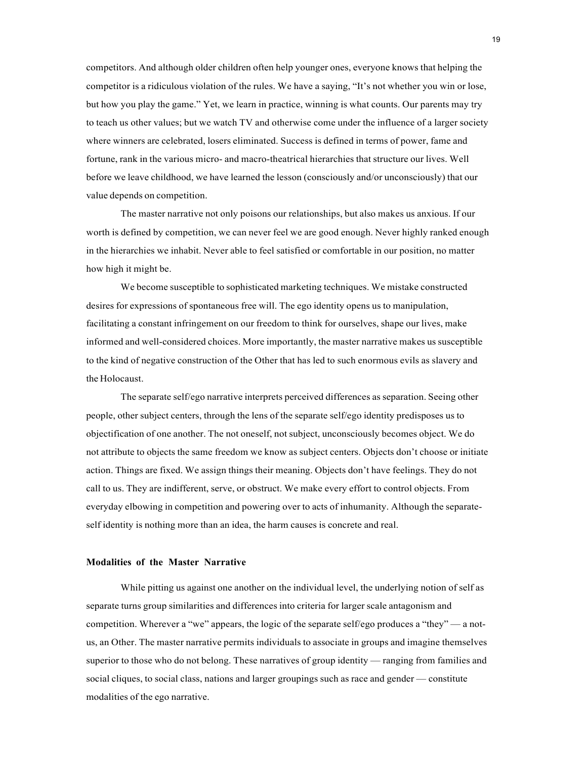competitors. And although older children often help younger ones, everyone knows that helping the competitor is a ridiculous violation of the rules. We have a saying, "It's not whether you win or lose, but how you play the game." Yet, we learn in practice, winning is what counts. Our parents may try to teach us other values; but we watch TV and otherwise come under the influence of a larger society where winners are celebrated, losers eliminated. Success is defined in terms of power, fame and fortune, rank in the various micro- and macro-theatrical hierarchies that structure our lives. Well before we leave childhood, we have learned the lesson (consciously and/or unconsciously) that our value depends on competition.

The master narrative not only poisons our relationships, but also makes us anxious. If our worth is defined by competition, we can never feel we are good enough. Never highly ranked enough in the hierarchies we inhabit. Never able to feel satisfied or comfortable in our position, no matter how high it might be.

We become susceptible to sophisticated marketing techniques. We mistake constructed desires for expressions of spontaneous free will. The ego identity opens us to manipulation, facilitating a constant infringement on our freedom to think for ourselves, shape our lives, make informed and well-considered choices. More importantly, the master narrative makes us susceptible to the kind of negative construction of the Other that has led to such enormous evils as slavery and the Holocaust.

The separate self/ego narrative interprets perceived differences as separation. Seeing other people, other subject centers, through the lens of the separate self/ego identity predisposes us to objectification of one another. The not oneself, not subject, unconsciously becomes object. We do not attribute to objects the same freedom we know as subject centers. Objects don't choose or initiate action. Things are fixed. We assign things their meaning. Objects don't have feelings. They do not call to us. They are indifferent, serve, or obstruct. We make every effort to control objects. From everyday elbowing in competition and powering over to acts of inhumanity. Although the separate-self identity is nothing more than an idea, the harm causes is concrete and real.

### Modalities of the Master Narrative

While pitting us against one another on the individual level, the underlying notion of self as separate turns group similarities and differences into criteria for larger scale antagonism and competition. Wherever a "we" appears, the logic of the separate self/ego produces a "they" — a not-us, an Other. The master narrative permits individuals to associate in groups and imagine themselves superior to those who do not belong. These narratives of group identity — ranging from families and social cliques, to social class, nations and larger groupings such as race and gender — constitute modalities of the ego narrative.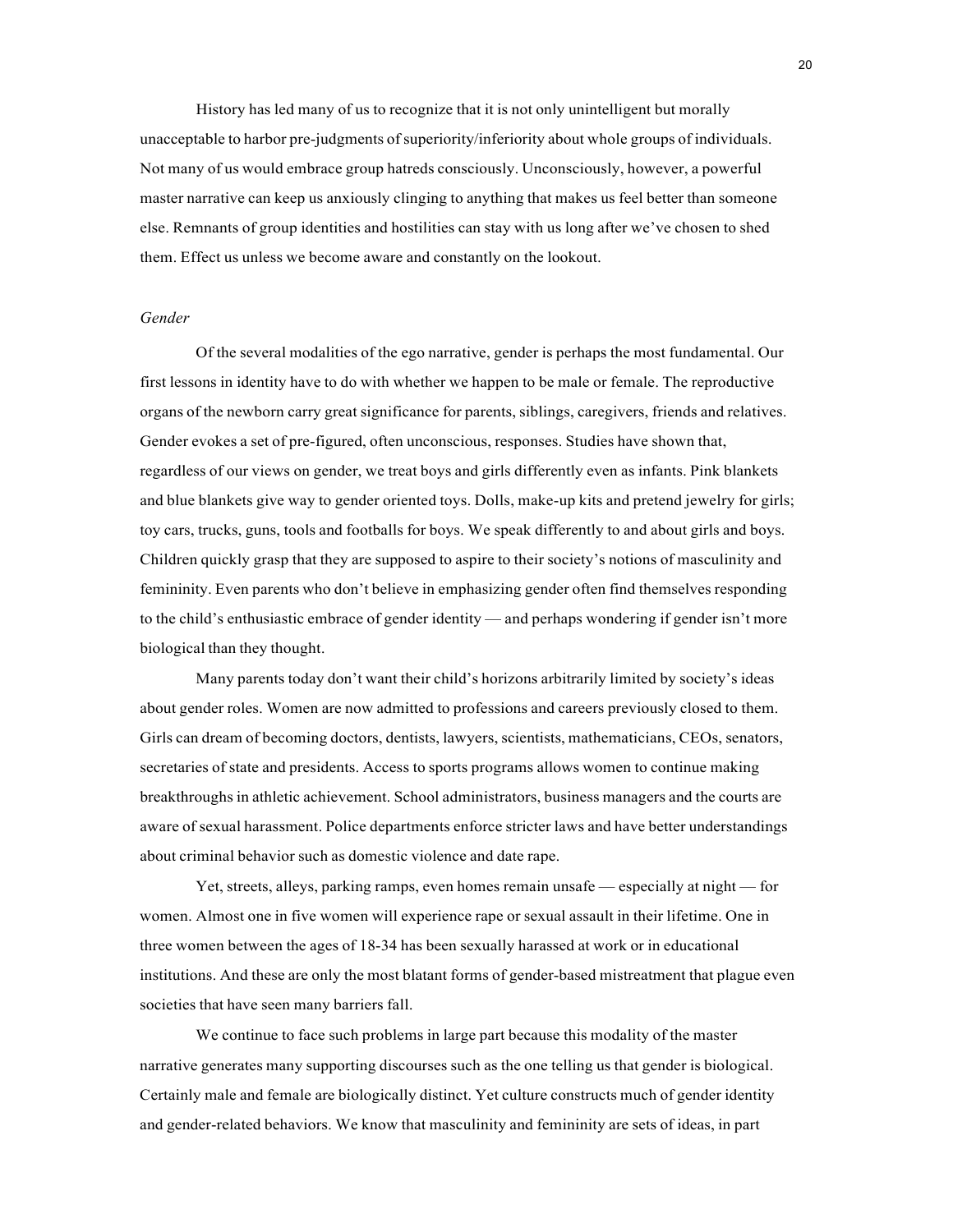History has led many of us to recognize that it is not only unintelligent but morally unacceptable to harbor pre-judgments of superiority/inferiority about whole groups of individuals. Not many of us would embrace group hatreds consciously. Unconsciously, however, a powerful master narrative can keep us anxiously clinging to anything that makes us feel better than someone else. Remnants of group identities and hostilities can stay with us long after we've chosen to shed them. Effect us unless we become aware and constantly on the lookout.

*Gender*

Of the several modalities of the ego narrative, gender is perhaps the most fundamental. Our first lessons in identity have to do with whether we happen to be male or female. The reproductive organs of the newborn carry great significance for parents, siblings, caregivers, friends and relatives. Gender evokes a set of pre-figured, often unconscious, responses. Studies have shown that, regardless of our views on gender, we treat boys and girls differently even as infants. Pink blankets and blue blankets give way to gender oriented toys. Dolls, make-up kits and pretend jewelry for girls; toy cars, trucks, guns, tools and footballs for boys. We speak differently to and about girls and boys. Children quickly grasp that they are supposed to aspire to their society's notions of masculinity and femininity. Even parents who don't believe in emphasizing gender often find themselves responding to the child's enthusiastic embrace of gender identity — and perhaps wondering if gender isn't more biological than they thought.

Many parents today don't want their child's horizons arbitrarily limited by society's ideas about gender roles. Women are now admitted to professions and careers previously closed to them. Girls can dream of becoming doctors, dentists, lawyers, scientists, mathematicians, CEOs, senators, secretaries of state and presidents. Access to sports programs allows women to continue making breakthroughs in athletic achievement. School administrators, business managers and the courts are aware of sexual harassment. Police departments enforce stricter laws and have better understandings about criminal behavior such as domestic violence and date rape.

Yet, streets, alleys, parking ramps, even homes remain unsafe — especially at night — for women. Almost one in five women will experience rape or sexual assault in their lifetime. One in three women between the ages of 18-34 has been sexually harassed at work or in educational institutions. And these are only the most blatant forms of gender-based mistreatment that plague even societies that have seen many barriers fall.

We continue to face such problems in large part because this modality of the master narrative generates many supporting discourses such as the one telling us that gender is biological. Certainly male and female are biologically distinct. Yet culture constructs much of gender identity and gender-related behaviors. We know that masculinity and femininity are sets of ideas, in part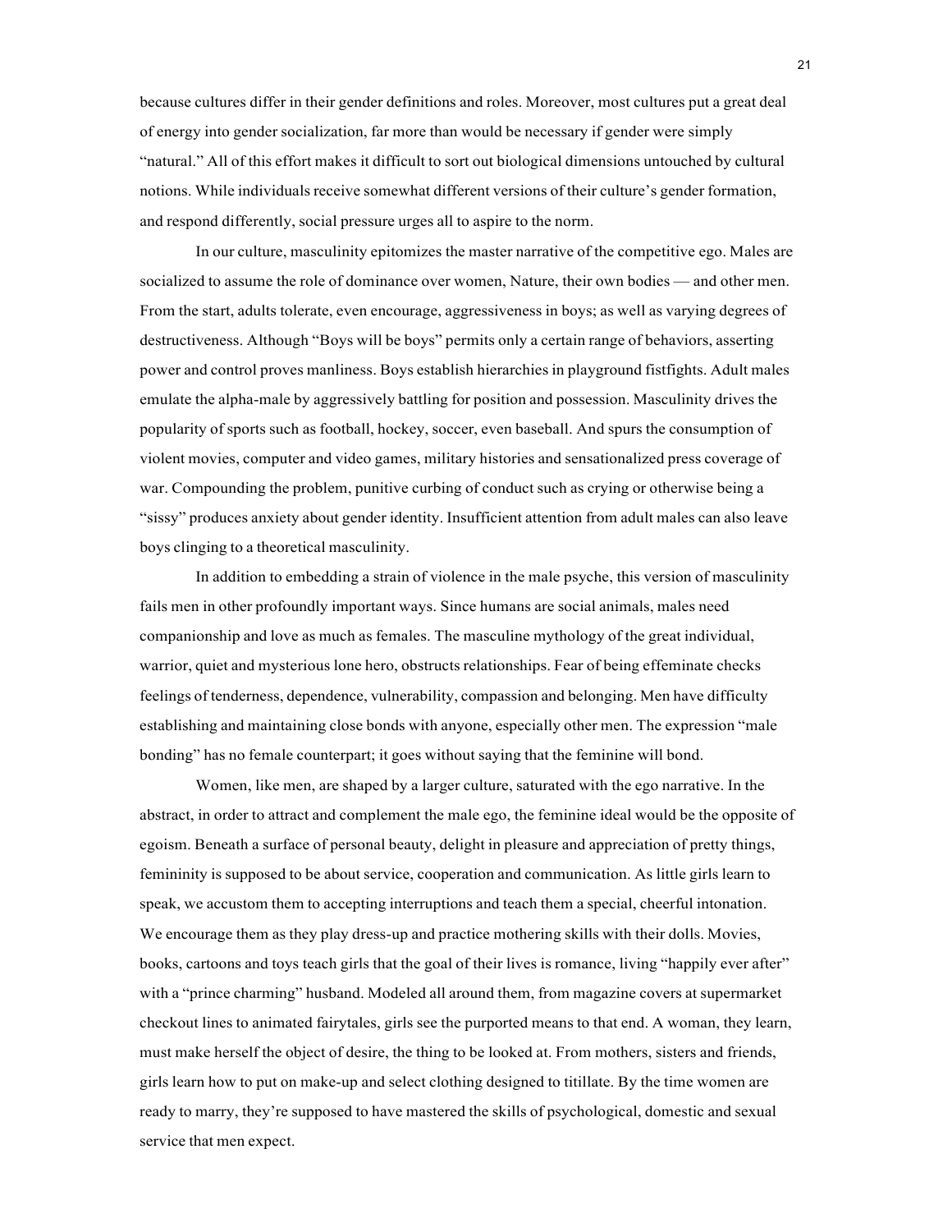because cultures differ in their gender definitions and roles. Moreover, most cultures put a great deal of energy into gender socialization, far more than would be necessary if gender were simply "natural." All of this effort makes it difficult to sort out biological dimensions untouched by cultural notions. While individuals receive somewhat different versions of their culture's gender formation, and respond differently, social pressure urges all to aspire to the norm.

In our culture, masculinity epitomizes the master narrative of the competitive ego. Males are socialized to assume the role of dominance over women, Nature, their own bodies — and other men. From the start, adults tolerate, even encourage, aggressiveness in boys; as well as varying degrees of destructiveness. Although "Boys will be boys" permits only a certain range of behaviors, asserting power and control proves manliness. Boys establish hierarchies in playground fistfights. Adult males emulate the alpha-male by aggressively battling for position and possession. Masculinity drives the popularity of sports such as football, hockey, soccer, even baseball. And spurs the consumption of violent movies, computer and video games, military histories and sensationalized press coverage of war. Compounding the problem, punitive curbing of conduct such as crying or otherwise being a "sissy" produces anxiety about gender identity. Insufficient attention from adult males can also leave boys clinging to a theoretical masculinity.

In addition to embedding a strain of violence in the male psyche, this version of masculinity fails men in other profoundly important ways. Since humans are social animals, males need companionship and love as much as females. The masculine mythology of the great individual, warrior, quiet and mysterious lone hero, obstructs relationships. Fear of being effeminate checks feelings of tenderness, dependence, vulnerability, compassion and belonging. Men have difficulty establishing and maintaining close bonds with anyone, especially other men. The expression "male bonding" has no female counterpart; it goes without saying that the feminine will bond.

Women, like men, are shaped by a larger culture, saturated with the ego narrative. In the abstract, in order to attract and complement the male ego, the feminine ideal would be the opposite of egoism. Beneath a surface of personal beauty, delight in pleasure and appreciation of pretty things, femininity is supposed to be about service, cooperation and communication. As little girls learn to speak, we accustom them to accepting interruptions and teach them a special, cheerful intonation. We encourage them as they play dress-up and practice mothering skills with their dolls. Movies, books, cartoons and toys teach girls that the goal of their lives is romance, living "happily ever after" with a "prince charming" husband. Modeled all around them, from magazine covers at supermarket checkout lines to animated fairytales, girls see the purported means to that end. A woman, they learn, must make herself the object of desire, the thing to be looked at. From mothers, sisters and friends, girls learn how to put on make-up and select clothing designed to titillate. By the time women are ready to marry, they're supposed to have mastered the skills of psychological, domestic and sexual service that men expect.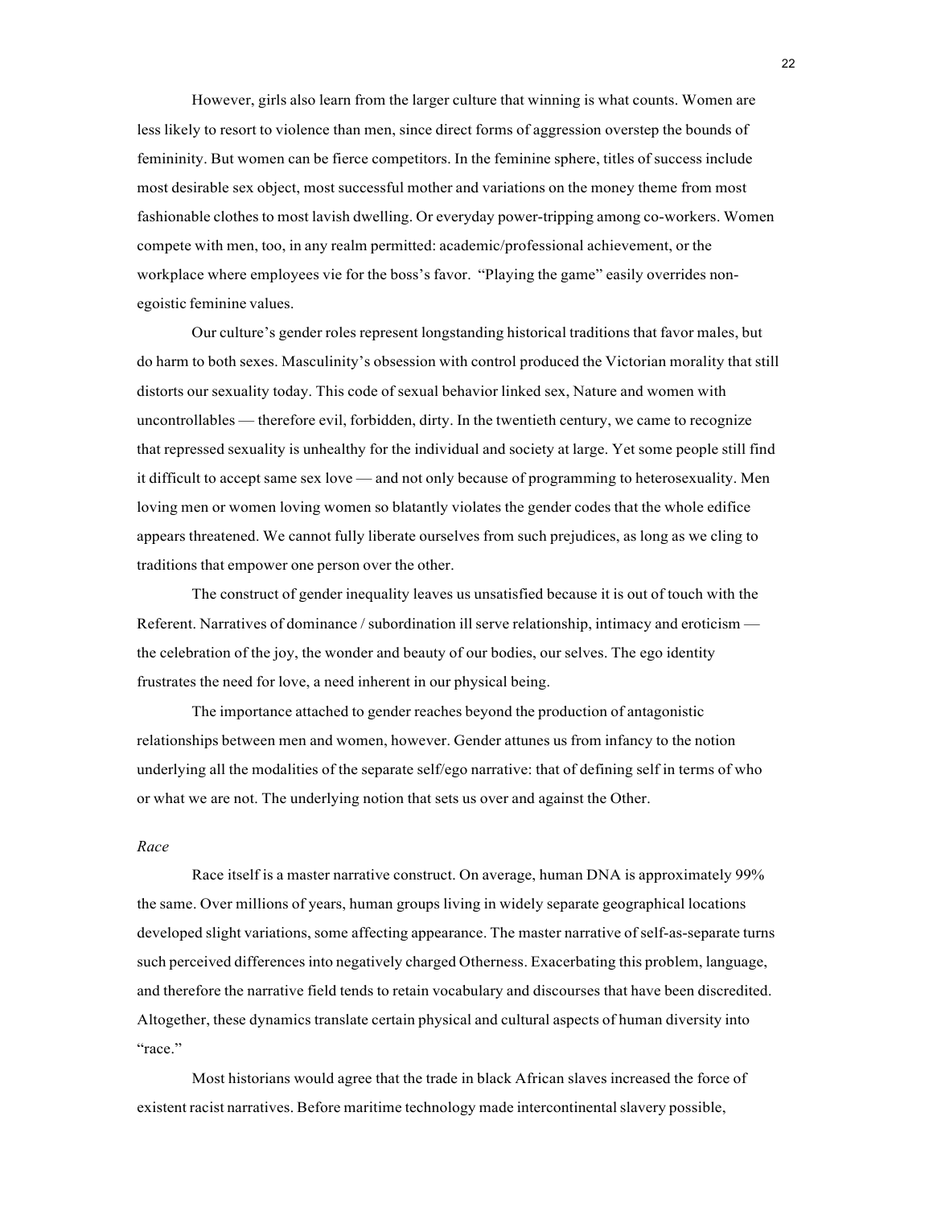However, girls also learn from the larger culture that winning is what counts. Women are less likely to resort to violence than men, since direct forms of aggression overstep the bounds of femininity. But women can be fierce competitors. In the feminine sphere, titles of success include most desirable sex object, most successful mother and variations on the money theme from most fashionable clothes to most lavish dwelling. Or everyday power-tripping among co-workers. Women compete with men, too, in any realm permitted: academic/professional achievement, or the workplace where employees vie for the boss's favor. "Playing the game" easily overrides non-egoistic feminine values.

Our culture's gender roles represent longstanding historical traditions that favor males, but do harm to both sexes. Masculinity's obsession with control produced the Victorian morality that still distorts our sexuality today. This code of sexual behavior linked sex, Nature and women with uncontrollables — therefore evil, forbidden, dirty. In the twentieth century, we came to recognize that repressed sexuality is unhealthy for the individual and society at large. Yet some people still find it difficult to accept same sex love — and not only because of programming to heterosexuality. Men loving men or women loving women so blatantly violates the gender codes that the whole edifice appears threatened. We cannot fully liberate ourselves from such prejudices, as long as we cling to traditions that empower one person over the other.

The construct of gender inequality leaves us unsatisfied because it is out of touch with the Referent. Narratives of dominance / subordination ill serve relationship, intimacy and eroticism — the celebration of the joy, the wonder and beauty of our bodies, our selves. The ego identity frustrates the need for love, a need inherent in our physical being.

The importance attached to gender reaches beyond the production of antagonistic relationships between men and women, however. Gender attunes us from infancy to the notion underlying all the modalities of the separate self/ego narrative: that of defining self in terms of who or what we are not. The underlying notion that sets us over and against the Other.

### *Race*

Race itself is a master narrative construct. On average, human DNA is approximately 99% the same. Over millions of years, human groups living in widely separate geographical locations developed slight variations, some affecting appearance. The master narrative of self-as-separate turns such perceived differences into negatively charged Otherness. Exacerbating this problem, language, and therefore the narrative field tends to retain vocabulary and discourses that have been discredited. Altogether, these dynamics translate certain physical and cultural aspects of human diversity into "race."

Most historians would agree that the trade in black African slaves increased the force of existent racist narratives. Before maritime technology made intercontinental slavery possible,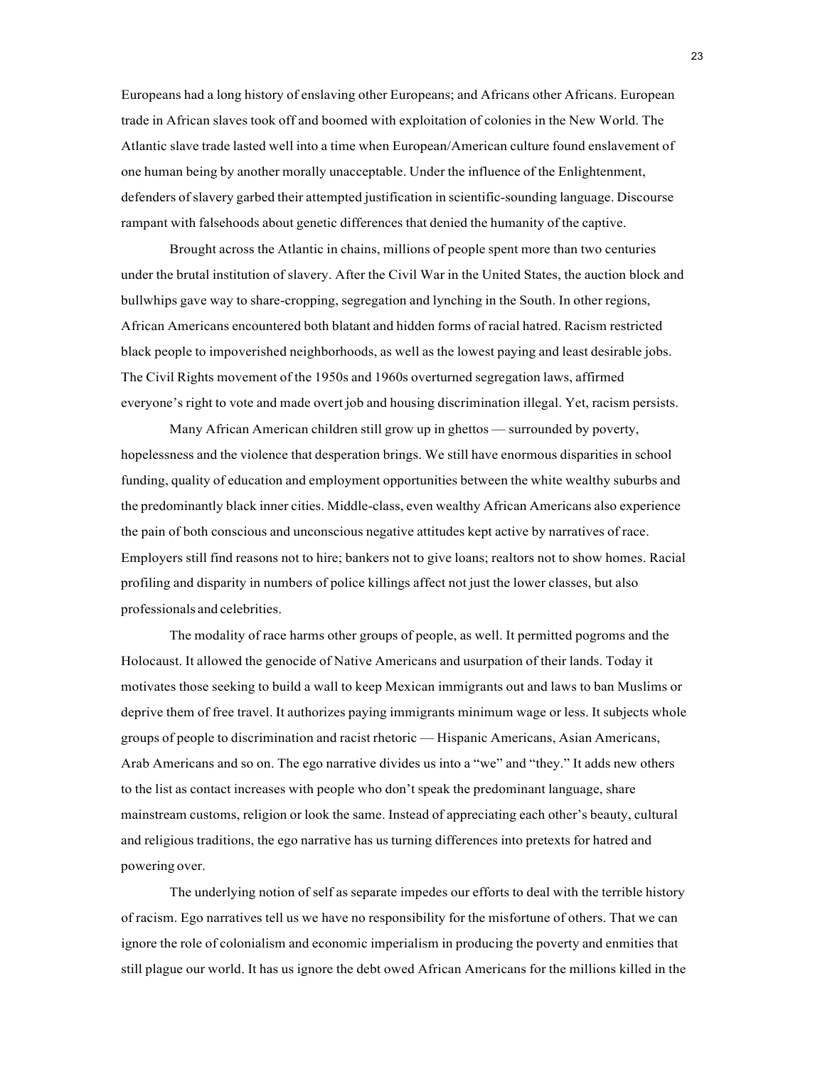Europeans had a long history of enslaving other Europeans; and Africans other Africans. European trade in African slaves took off and boomed with exploitation of colonies in the New World. The Atlantic slave trade lasted well into a time when European/American culture found enslavement of one human being by another morally unacceptable. Under the influence of the Enlightenment, defenders of slavery garbed their attempted justification in scientific-sounding language. Discourse rampant with falsehoods about genetic differences that denied the humanity of the captive.

Brought across the Atlantic in chains, millions of people spent more than two centuries under the brutal institution of slavery. After the Civil War in the United States, the auction block and bullwhips gave way to share-cropping, segregation and lynching in the South. In other regions, African Americans encountered both blatant and hidden forms of racial hatred. Racism restricted black people to impoverished neighborhoods, as well as the lowest paying and least desirable jobs. The Civil Rights movement of the 1950s and 1960s overturned segregation laws, affirmed everyone's right to vote and made overt job and housing discrimination illegal. Yet, racism persists.

Many African American children still grow up in ghettos — surrounded by poverty, hopelessness and the violence that desperation brings. We still have enormous disparities in school funding, quality of education and employment opportunities between the white wealthy suburbs and the predominantly black inner cities. Middle-class, even wealthy African Americans also experience the pain of both conscious and unconscious negative attitudes kept active by narratives of race. Employers still find reasons not to hire; bankers not to give loans; realtors not to show homes. Racial profiling and disparity in numbers of police killings affect not just the lower classes, but also professionals and celebrities.

The modality of race harms other groups of people, as well. It permitted pogroms and the Holocaust. It allowed the genocide of Native Americans and usurpation of their lands. Today it motivates those seeking to build a wall to keep Mexican immigrants out and laws to ban Muslims or deprive them of free travel. It authorizes paying immigrants minimum wage or less. It subjects whole groups of people to discrimination and racist rhetoric — Hispanic Americans, Asian Americans, Arab Americans and so on. The ego narrative divides us into a "we" and "they." It adds new others to the list as contact increases with people who don't speak the predominant language, share mainstream customs, religion or look the same. Instead of appreciating each other's beauty, cultural and religious traditions, the ego narrative has us turning differences into pretexts for hatred and powering over.

The underlying notion of self as separate impedes our efforts to deal with the terrible history of racism. Ego narratives tell us we have no responsibility for the misfortune of others. That we can ignore the role of colonialism and economic imperialism in producing the poverty and enmities that still plague our world. It has us ignore the debt owed African Americans for the millions killed in the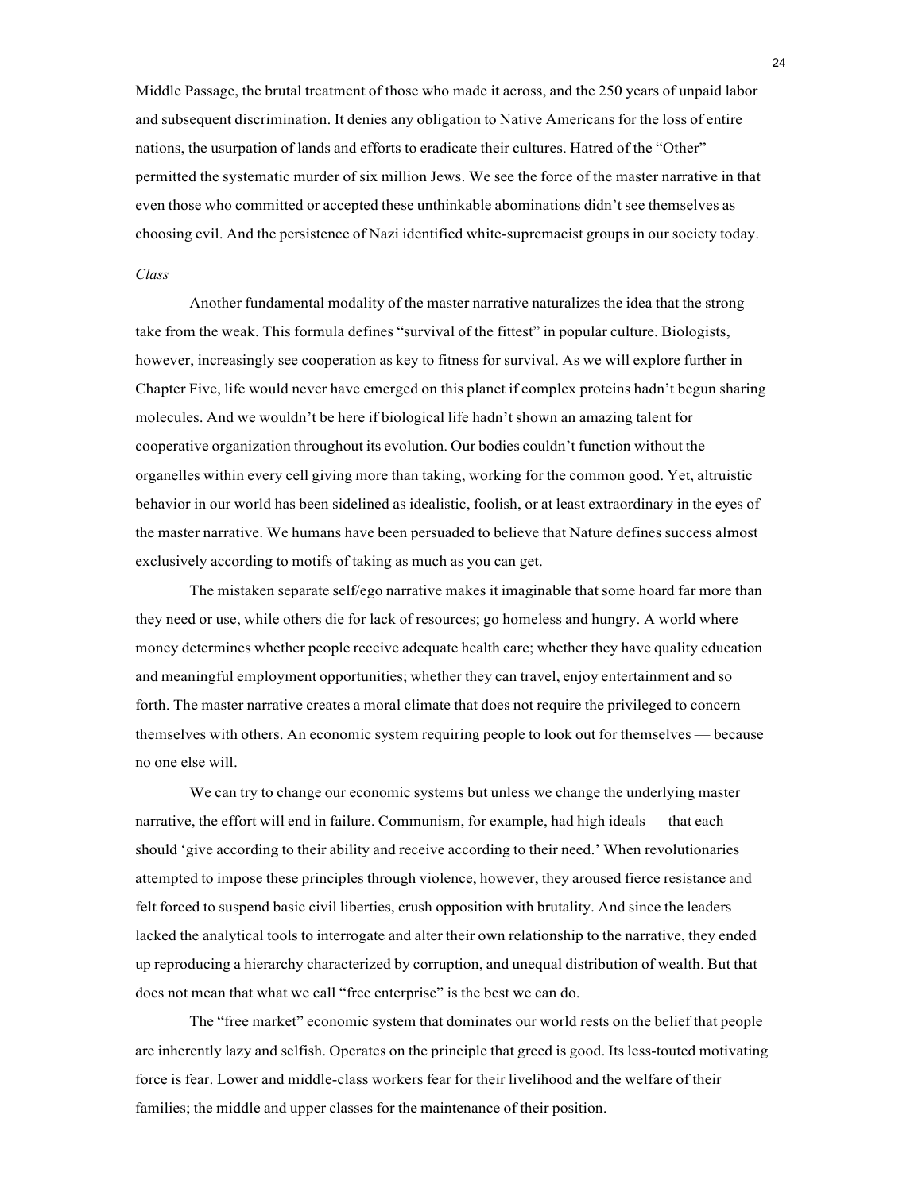Middle Passage, the brutal treatment of those who made it across, and the 250 years of unpaid labor and subsequent discrimination. It denies any obligation to Native Americans for the loss of entire nations, the usurpation of lands and efforts to eradicate their cultures. Hatred of the "Other" permitted the systematic murder of six million Jews. We see the force of the master narrative in that even those who committed or accepted these unthinkable abominations didn't see themselves as choosing evil. And the persistence of Nazi identified white-supremacist groups in our society today.

*Class*

Another fundamental modality of the master narrative naturalizes the idea that the strong take from the weak. This formula defines "survival of the fittest" in popular culture. Biologists, however, increasingly see cooperation as key to fitness for survival. As we will explore further in Chapter Five, life would never have emerged on this planet if complex proteins hadn't begun sharing molecules. And we wouldn't be here if biological life hadn't shown an amazing talent for cooperative organization throughout its evolution. Our bodies couldn't function without the organelles within every cell giving more than taking, working for the common good. Yet, altruistic behavior in our world has been sidelined as idealistic, foolish, or at least extraordinary in the eyes of the master narrative. We humans have been persuaded to believe that Nature defines success almost exclusively according to motifs of taking as much as you can get.

The mistaken separate self/ego narrative makes it imaginable that some hoard far more than they need or use, while others die for lack of resources; go homeless and hungry. A world where money determines whether people receive adequate health care; whether they have quality education and meaningful employment opportunities; whether they can travel, enjoy entertainment and so forth. The master narrative creates a moral climate that does not require the privileged to concern themselves with others. An economic system requiring people to look out for themselves — because no one else will.

We can try to change our economic systems but unless we change the underlying master narrative, the effort will end in failure. Communism, for example, had high ideals — that each should 'give according to their ability and receive according to their need.' When revolutionaries attempted to impose these principles through violence, however, they aroused fierce resistance and felt forced to suspend basic civil liberties, crush opposition with brutality. And since the leaders lacked the analytical tools to interrogate and alter their own relationship to the narrative, they ended up reproducing a hierarchy characterized by corruption, and unequal distribution of wealth. But that does not mean that what we call "free enterprise" is the best we can do.

The "free market" economic system that dominates our world rests on the belief that people are inherently lazy and selfish. Operates on the principle that greed is good. Its less-touted motivating force is fear. Lower and middle-class workers fear for their livelihood and the welfare of their families; the middle and upper classes for the maintenance of their position.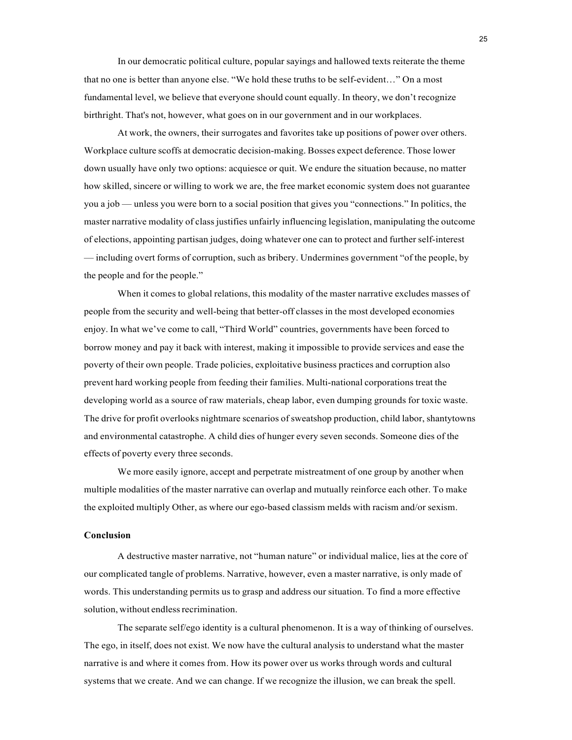In our democratic political culture, popular sayings and hallowed texts reiterate the theme that no one is better than anyone else. "We hold these truths to be self-evident…" On a most fundamental level, we believe that everyone should count equally. In theory, we don't recognize birthright. That's not, however, what goes on in our government and in our workplaces.

At work, the owners, their surrogates and favorites take up positions of power over others. Workplace culture scoffs at democratic decision-making. Bosses expect deference. Those lower down usually have only two options: acquiesce or quit. We endure the situation because, no matter how skilled, sincere or willing to work we are, the free market economic system does not guarantee you a job — unless you were born to a social position that gives you "connections." In politics, the master narrative modality of class justifies unfairly influencing legislation, manipulating the outcome of elections, appointing partisan judges, doing whatever one can to protect and further self-interest — including overt forms of corruption, such as bribery. Undermines government "of the people, by the people and for the people."

When it comes to global relations, this modality of the master narrative excludes masses of people from the security and well-being that better-off classes in the most developed economies enjoy. In what we've come to call, "Third World" countries, governments have been forced to borrow money and pay it back with interest, making it impossible to provide services and ease the poverty of their own people. Trade policies, exploitative business practices and corruption also prevent hard working people from feeding their families. Multi-national corporations treat the developing world as a source of raw materials, cheap labor, even dumping grounds for toxic waste. The drive for profit overlooks nightmare scenarios of sweatshop production, child labor, shantytowns and environmental catastrophe. A child dies of hunger every seven seconds. Someone dies of the effects of poverty every three seconds.

We more easily ignore, accept and perpetrate mistreatment of one group by another when multiple modalities of the master narrative can overlap and mutually reinforce each other. To make the exploited multiply Other, as where our ego-based classism melds with racism and/or sexism.

**Conclusion**

A destructive master narrative, not "human nature" or individual malice, lies at the core of our complicated tangle of problems. Narrative, however, even a master narrative, is only made of words. This understanding permits us to grasp and address our situation. To find a more effective solution, without endless recrimination.

The separate self/ego identity is a cultural phenomenon. It is a way of thinking of ourselves. The ego, in itself, does not exist. We now have the cultural analysis to understand what the master narrative is and where it comes from. How its power over us works through words and cultural systems that we create. And we can change. If we recognize the illusion, we can break the spell.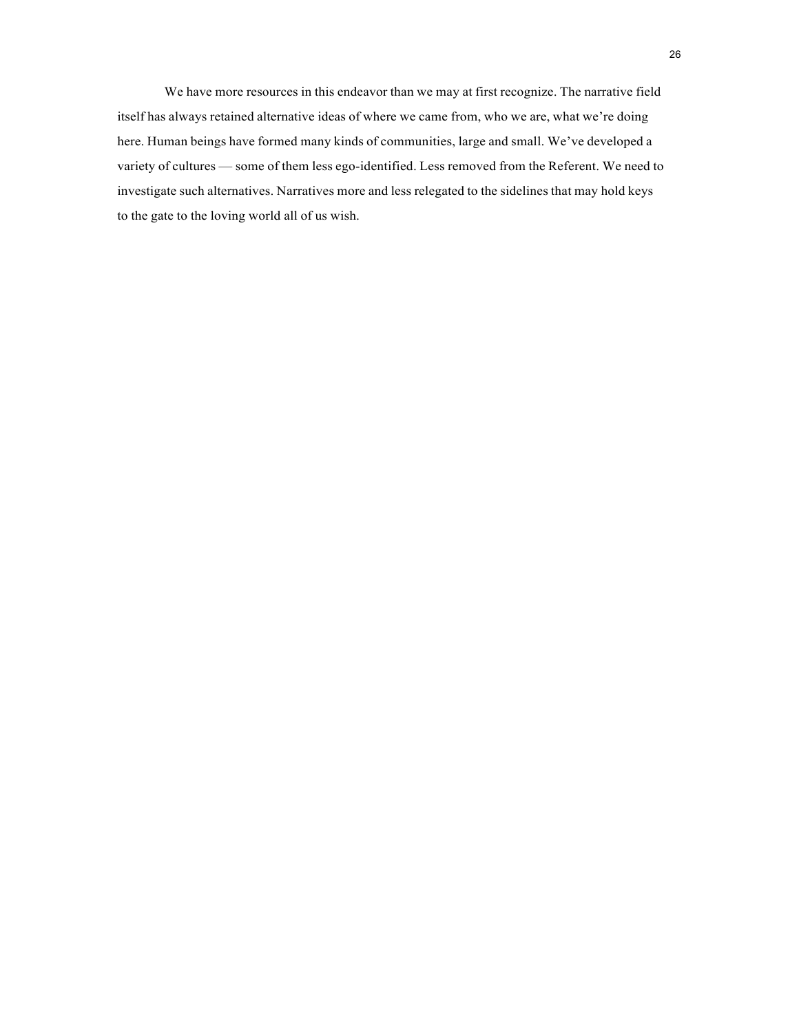We have more resources in this endeavor than we may at first recognize. The narrative field itself has always retained alternative ideas of where we came from, who we are, what we're doing here. Human beings have formed many kinds of communities, large and small. We've developed a variety of cultures — some of them less ego-identified. Less removed from the Referent. We need to investigate such alternatives. Narratives more and less relegated to the sidelines that may hold keys to the gate to the loving world all of us wish.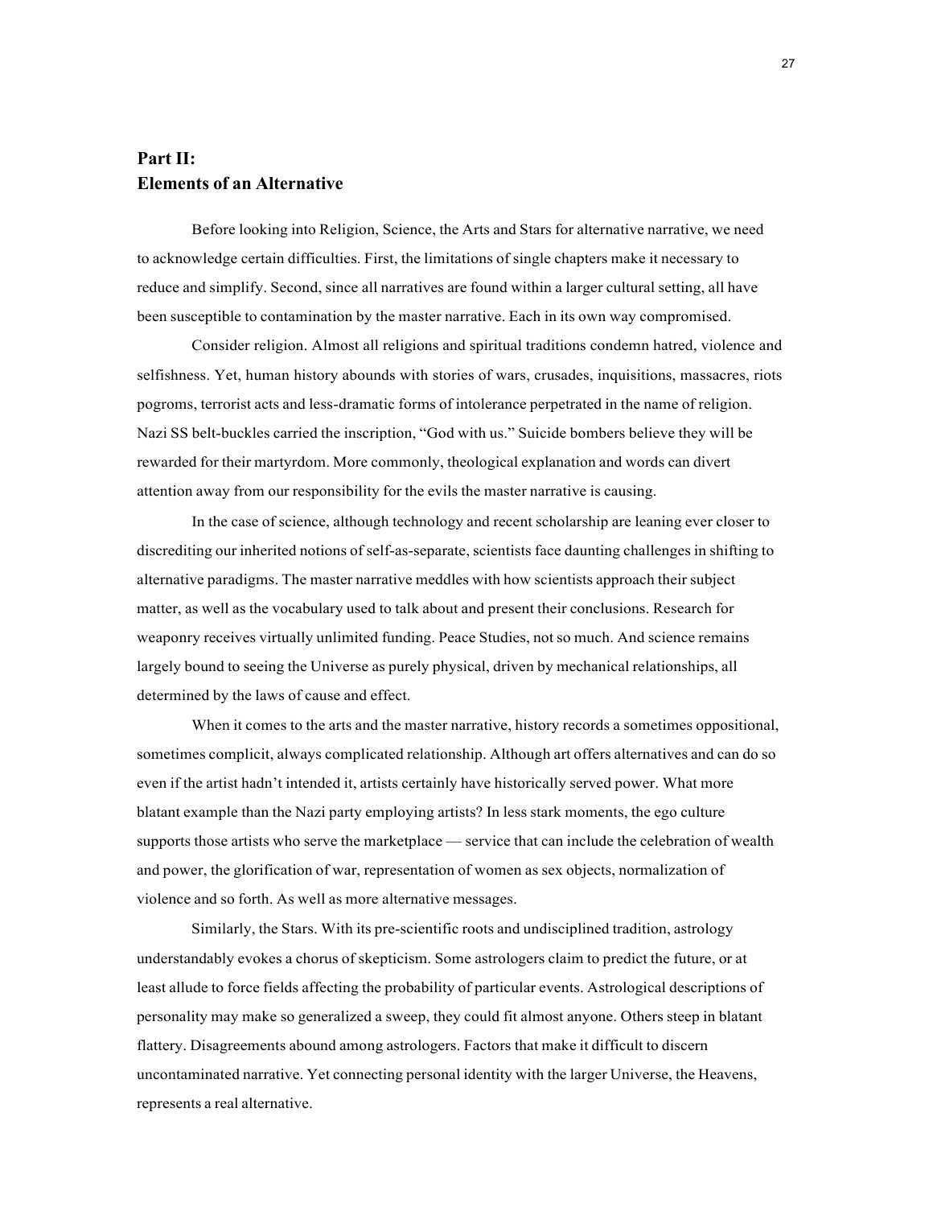## Part II:
## Elements of an Alternative

Before looking into Religion, Science, the Arts and Stars for alternative narrative, we need to acknowledge certain difficulties. First, the limitations of single chapters make it necessary to reduce and simplify. Second, since all narratives are found within a larger cultural setting, all have been susceptible to contamination by the master narrative. Each in its own way compromised.

Consider religion. Almost all religions and spiritual traditions condemn hatred, violence and selfishness. Yet, human history abounds with stories of wars, crusades, inquisitions, massacres, riots pogroms, terrorist acts and less-dramatic forms of intolerance perpetrated in the name of religion. Nazi SS belt-buckles carried the inscription, "God with us." Suicide bombers believe they will be rewarded for their martyrdom. More commonly, theological explanation and words can divert attention away from our responsibility for the evils the master narrative is causing.

In the case of science, although technology and recent scholarship are leaning ever closer to discrediting our inherited notions of self-as-separate, scientists face daunting challenges in shifting to alternative paradigms. The master narrative meddles with how scientists approach their subject matter, as well as the vocabulary used to talk about and present their conclusions. Research for weaponry receives virtually unlimited funding. Peace Studies, not so much. And science remains largely bound to seeing the Universe as purely physical, driven by mechanical relationships, all determined by the laws of cause and effect.

When it comes to the arts and the master narrative, history records a sometimes oppositional, sometimes complicit, always complicated relationship. Although art offers alternatives and can do so even if the artist hadn't intended it, artists certainly have historically served power. What more blatant example than the Nazi party employing artists? In less stark moments, the ego culture supports those artists who serve the marketplace — service that can include the celebration of wealth and power, the glorification of war, representation of women as sex objects, normalization of violence and so forth. As well as more alternative messages.

Similarly, the Stars. With its pre-scientific roots and undisciplined tradition, astrology understandably evokes a chorus of skepticism. Some astrologers claim to predict the future, or at least allude to force fields affecting the probability of particular events. Astrological descriptions of personality may make so generalized a sweep, they could fit almost anyone. Others steep in blatant flattery. Disagreements abound among astrologers. Factors that make it difficult to discern uncontaminated narrative. Yet connecting personal identity with the larger Universe, the Heavens, represents a real alternative.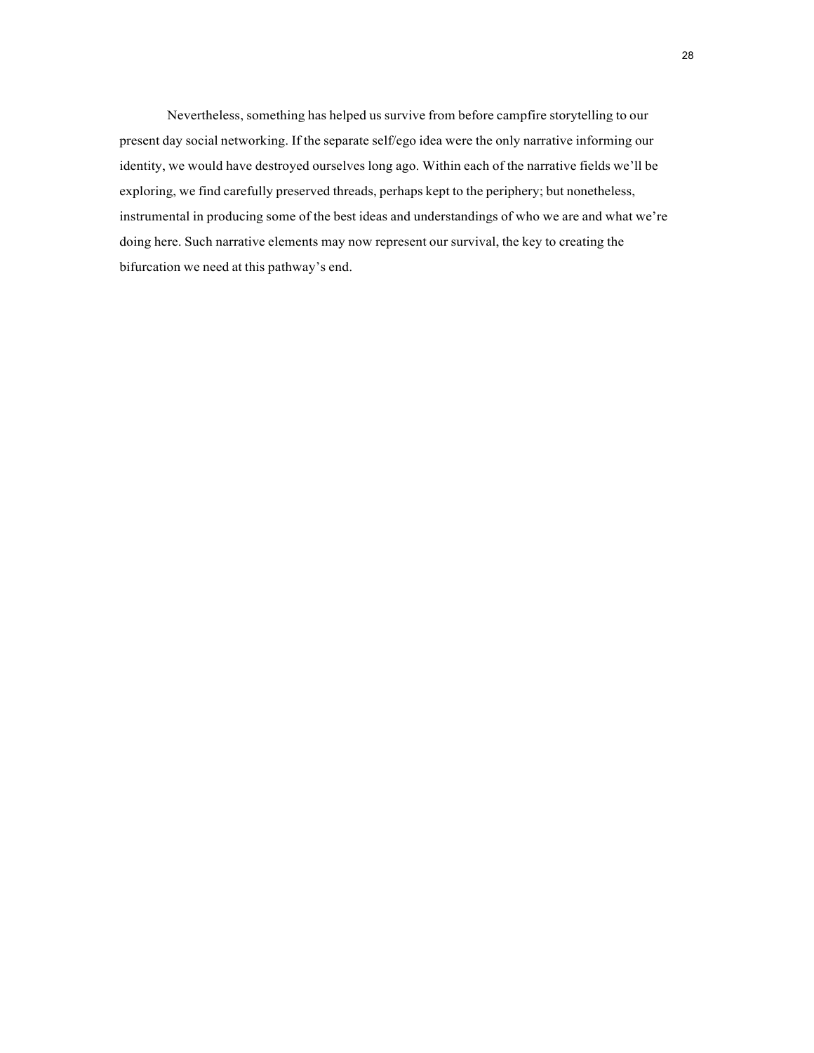Nevertheless, something has helped us survive from before campfire storytelling to our present day social networking. If the separate self/ego idea were the only narrative informing our identity, we would have destroyed ourselves long ago. Within each of the narrative fields we'll be exploring, we find carefully preserved threads, perhaps kept to the periphery; but nonetheless, instrumental in producing some of the best ideas and understandings of who we are and what we're doing here. Such narrative elements may now represent our survival, the key to creating the bifurcation we need at this pathway's end.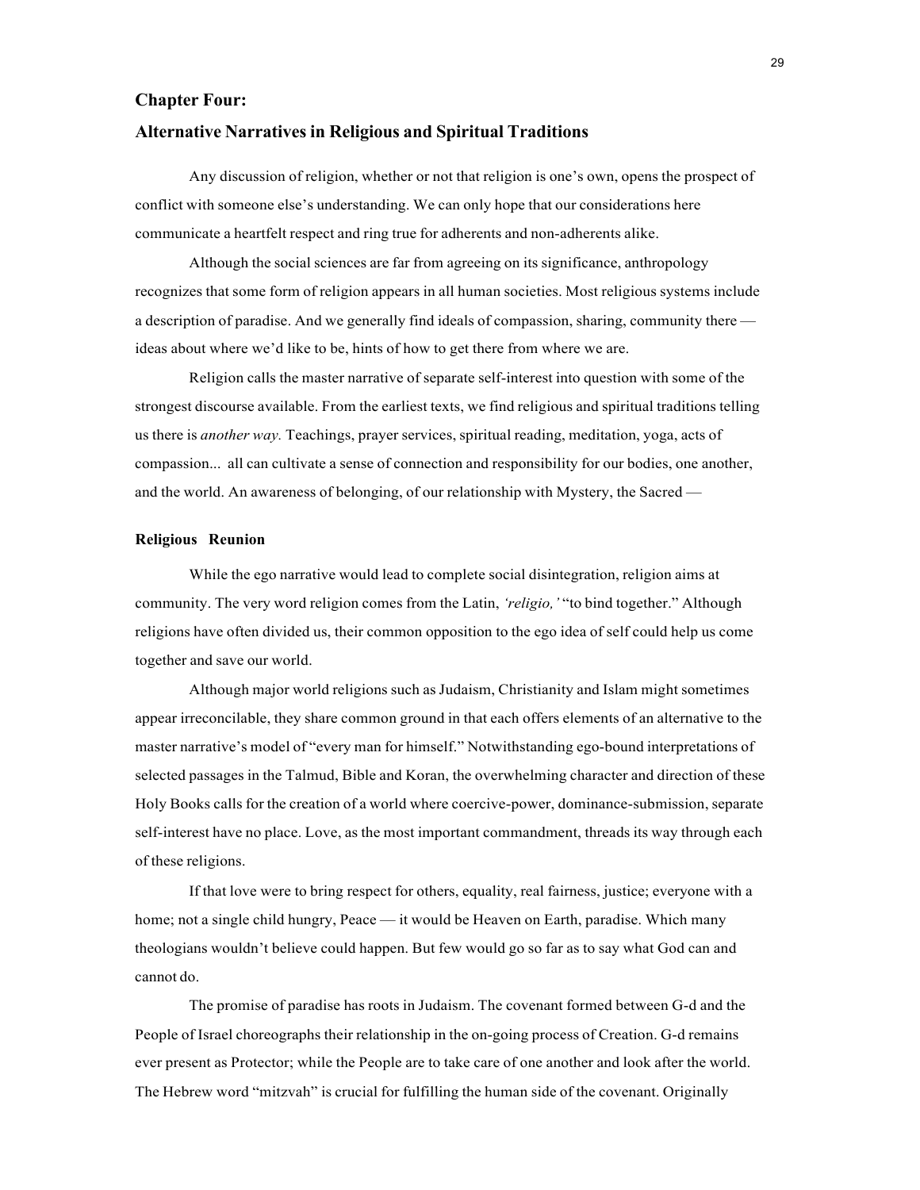## Chapter Four:

## Alternative Narratives in Religious and Spiritual Traditions

Any discussion of religion, whether or not that religion is one's own, opens the prospect of conflict with someone else's understanding. We can only hope that our considerations here communicate a heartfelt respect and ring true for adherents and non-adherents alike.

Although the social sciences are far from agreeing on its significance, anthropology recognizes that some form of religion appears in all human societies. Most religious systems include a description of paradise. And we generally find ideals of compassion, sharing, community there — ideas about where we'd like to be, hints of how to get there from where we are.

Religion calls the master narrative of separate self-interest into question with some of the strongest discourse available. From the earliest texts, we find religious and spiritual traditions telling us there is *another way.* Teachings, prayer services, spiritual reading, meditation, yoga, acts of compassion... all can cultivate a sense of connection and responsibility for our bodies, one another, and the world. An awareness of belonging, of our relationship with Mystery, the Sacred —

### Religious Reunion

While the ego narrative would lead to complete social disintegration, religion aims at community. The very word religion comes from the Latin, *'religio,'* "to bind together." Although religions have often divided us, their common opposition to the ego idea of self could help us come together and save our world.

Although major world religions such as Judaism, Christianity and Islam might sometimes appear irreconcilable, they share common ground in that each offers elements of an alternative to the master narrative's model of "every man for himself." Notwithstanding ego-bound interpretations of selected passages in the Talmud, Bible and Koran, the overwhelming character and direction of these Holy Books calls for the creation of a world where coercive-power, dominance-submission, separate self-interest have no place. Love, as the most important commandment, threads its way through each of these religions.

If that love were to bring respect for others, equality, real fairness, justice; everyone with a home; not a single child hungry, Peace — it would be Heaven on Earth, paradise. Which many theologians wouldn't believe could happen. But few would go so far as to say what God can and cannot do.

The promise of paradise has roots in Judaism. The covenant formed between G-d and the People of Israel choreographs their relationship in the on-going process of Creation. G-d remains ever present as Protector; while the People are to take care of one another and look after the world. The Hebrew word "mitzvah" is crucial for fulfilling the human side of the covenant. Originally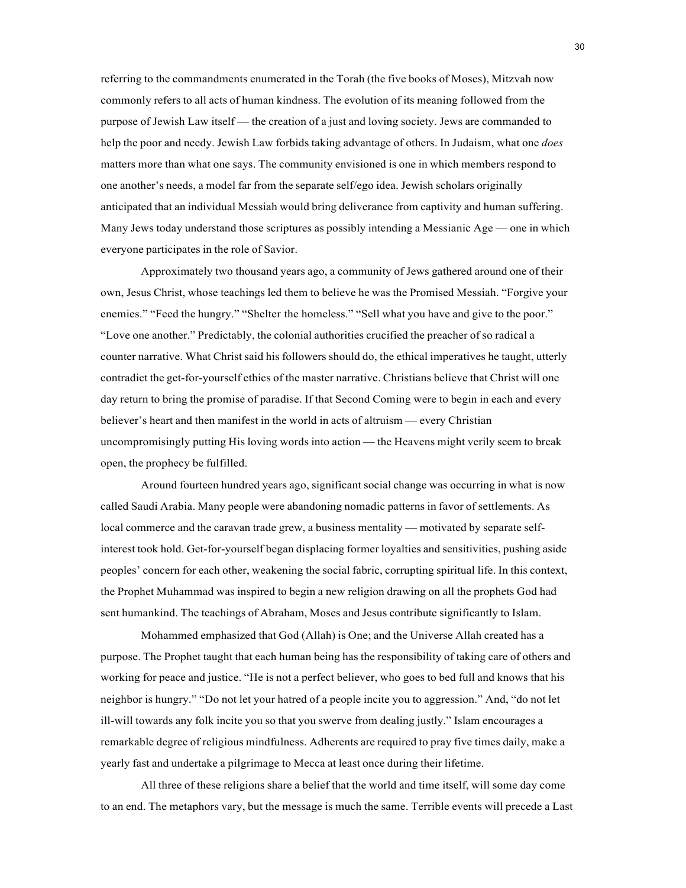referring to the commandments enumerated in the Torah (the five books of Moses), Mitzvah now commonly refers to all acts of human kindness. The evolution of its meaning followed from the purpose of Jewish Law itself — the creation of a just and loving society. Jews are commanded to help the poor and needy. Jewish Law forbids taking advantage of others. In Judaism, what one *does* matters more than what one says. The community envisioned is one in which members respond to one another's needs, a model far from the separate self/ego idea. Jewish scholars originally anticipated that an individual Messiah would bring deliverance from captivity and human suffering. Many Jews today understand those scriptures as possibly intending a Messianic Age — one in which everyone participates in the role of Savior.

Approximately two thousand years ago, a community of Jews gathered around one of their own, Jesus Christ, whose teachings led them to believe he was the Promised Messiah. "Forgive your enemies." "Feed the hungry." "Shelter the homeless." "Sell what you have and give to the poor." "Love one another." Predictably, the colonial authorities crucified the preacher of so radical a counter narrative. What Christ said his followers should do, the ethical imperatives he taught, utterly contradict the get-for-yourself ethics of the master narrative. Christians believe that Christ will one day return to bring the promise of paradise. If that Second Coming were to begin in each and every believer's heart and then manifest in the world in acts of altruism — every Christian uncompromisingly putting His loving words into action — the Heavens might verily seem to break open, the prophecy be fulfilled.

Around fourteen hundred years ago, significant social change was occurring in what is now called Saudi Arabia. Many people were abandoning nomadic patterns in favor of settlements. As local commerce and the caravan trade grew, a business mentality — motivated by separate self-interest took hold. Get-for-yourself began displacing former loyalties and sensitivities, pushing aside peoples' concern for each other, weakening the social fabric, corrupting spiritual life. In this context, the Prophet Muhammad was inspired to begin a new religion drawing on all the prophets God had sent humankind. The teachings of Abraham, Moses and Jesus contribute significantly to Islam.

Mohammed emphasized that God (Allah) is One; and the Universe Allah created has a purpose. The Prophet taught that each human being has the responsibility of taking care of others and working for peace and justice. "He is not a perfect believer, who goes to bed full and knows that his neighbor is hungry." "Do not let your hatred of a people incite you to aggression." And, "do not let ill-will towards any folk incite you so that you swerve from dealing justly." Islam encourages a remarkable degree of religious mindfulness. Adherents are required to pray five times daily, make a yearly fast and undertake a pilgrimage to Mecca at least once during their lifetime.

All three of these religions share a belief that the world and time itself, will some day come to an end. The metaphors vary, but the message is much the same. Terrible events will precede a Last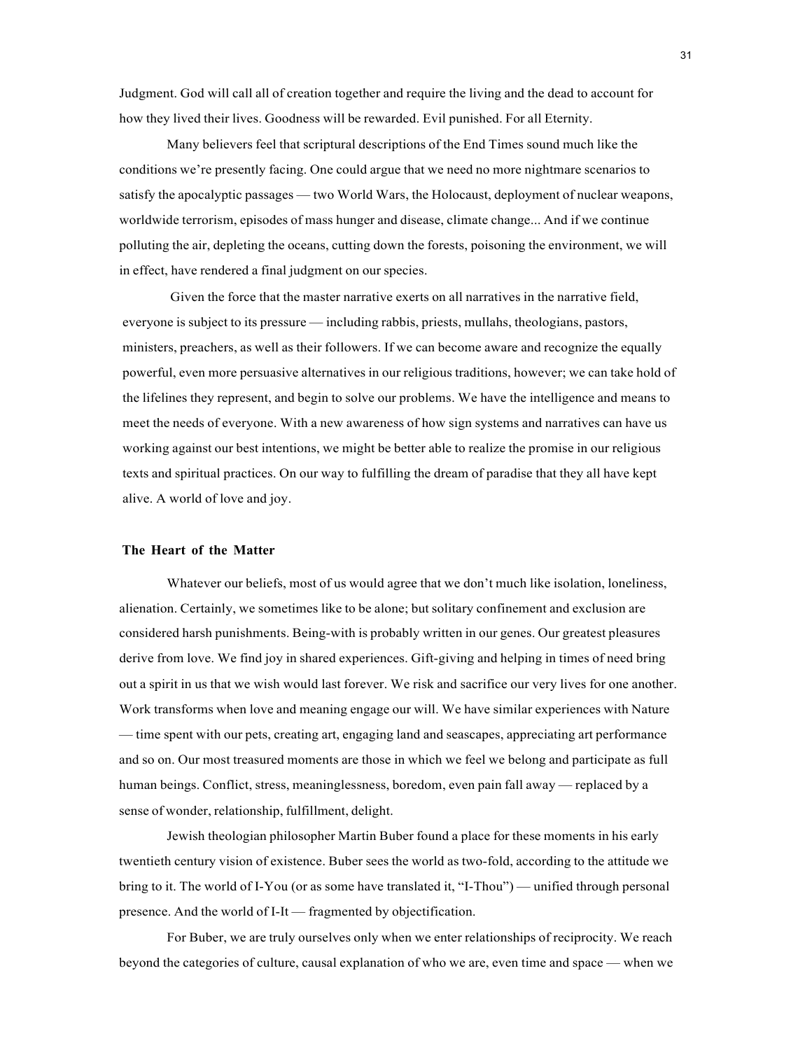Judgment. God will call all of creation together and require the living and the dead to account for how they lived their lives. Goodness will be rewarded. Evil punished. For all Eternity.

Many believers feel that scriptural descriptions of the End Times sound much like the conditions we're presently facing. One could argue that we need no more nightmare scenarios to satisfy the apocalyptic passages — two World Wars, the Holocaust, deployment of nuclear weapons, worldwide terrorism, episodes of mass hunger and disease, climate change... And if we continue polluting the air, depleting the oceans, cutting down the forests, poisoning the environment, we will in effect, have rendered a final judgment on our species.

Given the force that the master narrative exerts on all narratives in the narrative field, everyone is subject to its pressure — including rabbis, priests, mullahs, theologians, pastors, ministers, preachers, as well as their followers. If we can become aware and recognize the equally powerful, even more persuasive alternatives in our religious traditions, however; we can take hold of the lifelines they represent, and begin to solve our problems. We have the intelligence and means to meet the needs of everyone. With a new awareness of how sign systems and narratives can have us working against our best intentions, we might be better able to realize the promise in our religious texts and spiritual practices. On our way to fulfilling the dream of paradise that they all have kept alive. A world of love and joy.

### The Heart of the Matter

Whatever our beliefs, most of us would agree that we don't much like isolation, loneliness, alienation. Certainly, we sometimes like to be alone; but solitary confinement and exclusion are considered harsh punishments. Being-with is probably written in our genes. Our greatest pleasures derive from love. We find joy in shared experiences. Gift-giving and helping in times of need bring out a spirit in us that we wish would last forever. We risk and sacrifice our very lives for one another. Work transforms when love and meaning engage our will. We have similar experiences with Nature — time spent with our pets, creating art, engaging land and seascapes, appreciating art performance and so on. Our most treasured moments are those in which we feel we belong and participate as full human beings. Conflict, stress, meaninglessness, boredom, even pain fall away — replaced by a sense of wonder, relationship, fulfillment, delight.

Jewish theologian philosopher Martin Buber found a place for these moments in his early twentieth century vision of existence. Buber sees the world as two-fold, according to the attitude we bring to it. The world of I-You (or as some have translated it, "I-Thou") — unified through personal presence. And the world of I-It — fragmented by objectification.

For Buber, we are truly ourselves only when we enter relationships of reciprocity. We reach beyond the categories of culture, causal explanation of who we are, even time and space — when we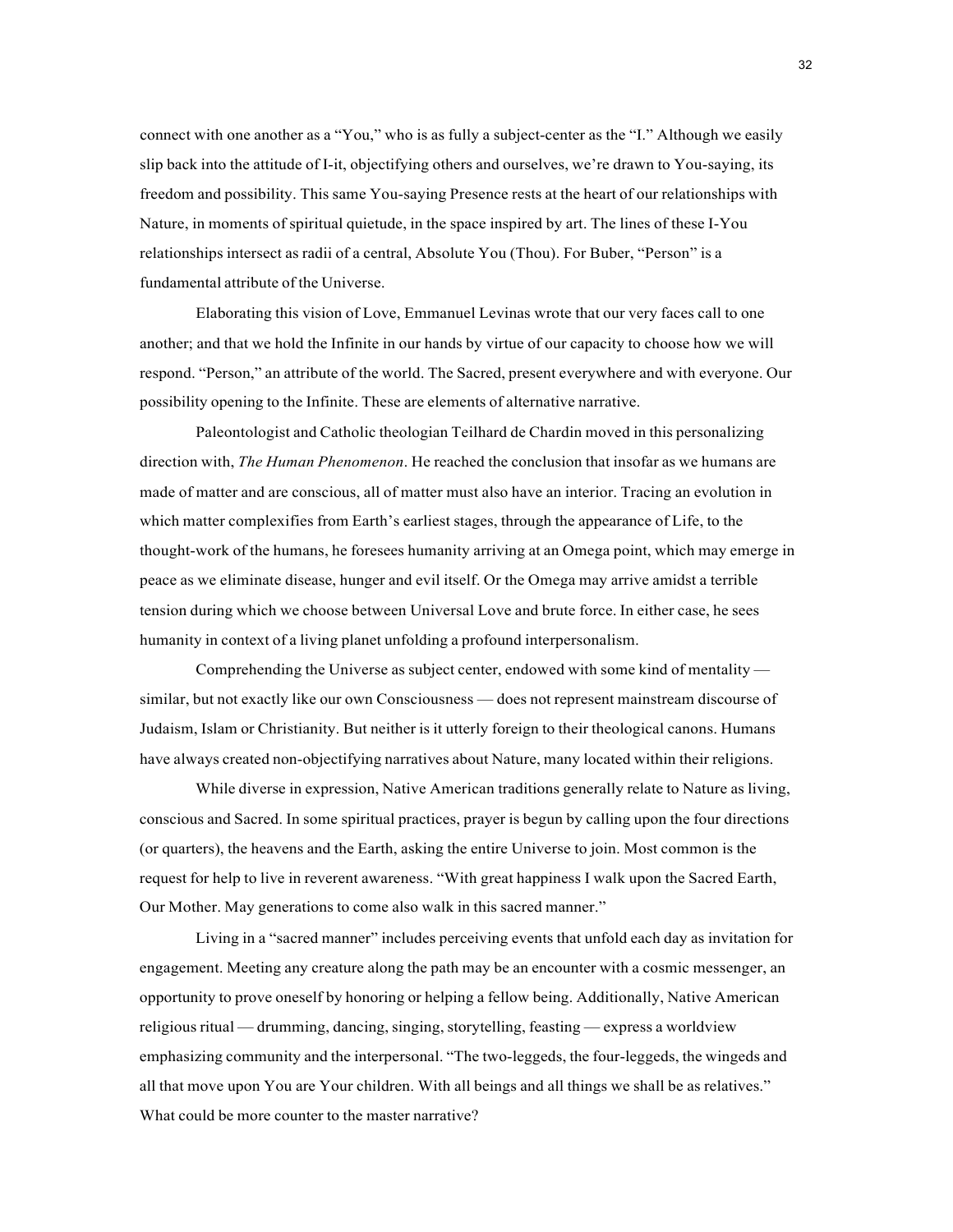connect with one another as a "You," who is as fully a subject-center as the "I." Although we easily slip back into the attitude of I-it, objectifying others and ourselves, we're drawn to You-saying, its freedom and possibility. This same You-saying Presence rests at the heart of our relationships with Nature, in moments of spiritual quietude, in the space inspired by art. The lines of these I-You relationships intersect as radii of a central, Absolute You (Thou). For Buber, "Person" is a fundamental attribute of the Universe.

Elaborating this vision of Love, Emmanuel Levinas wrote that our very faces call to one another; and that we hold the Infinite in our hands by virtue of our capacity to choose how we will respond. "Person," an attribute of the world. The Sacred, present everywhere and with everyone. Our possibility opening to the Infinite. These are elements of alternative narrative.

Paleontologist and Catholic theologian Teilhard de Chardin moved in this personalizing direction with, *The Human Phenomenon*. He reached the conclusion that insofar as we humans are made of matter and are conscious, all of matter must also have an interior. Tracing an evolution in which matter complexifies from Earth's earliest stages, through the appearance of Life, to the thought-work of the humans, he foresees humanity arriving at an Omega point, which may emerge in peace as we eliminate disease, hunger and evil itself. Or the Omega may arrive amidst a terrible tension during which we choose between Universal Love and brute force. In either case, he sees humanity in context of a living planet unfolding a profound interpersonalism.

Comprehending the Universe as subject center, endowed with some kind of mentality — similar, but not exactly like our own Consciousness — does not represent mainstream discourse of Judaism, Islam or Christianity. But neither is it utterly foreign to their theological canons. Humans have always created non-objectifying narratives about Nature, many located within their religions.

While diverse in expression, Native American traditions generally relate to Nature as living, conscious and Sacred. In some spiritual practices, prayer is begun by calling upon the four directions (or quarters), the heavens and the Earth, asking the entire Universe to join. Most common is the request for help to live in reverent awareness. "With great happiness I walk upon the Sacred Earth, Our Mother. May generations to come also walk in this sacred manner."

Living in a "sacred manner" includes perceiving events that unfold each day as invitation for engagement. Meeting any creature along the path may be an encounter with a cosmic messenger, an opportunity to prove oneself by honoring or helping a fellow being. Additionally, Native American religious ritual — drumming, dancing, singing, storytelling, feasting — express a worldview emphasizing community and the interpersonal. "The two-leggeds, the four-leggeds, the wingeds and all that move upon You are Your children. With all beings and all things we shall be as relatives." What could be more counter to the master narrative?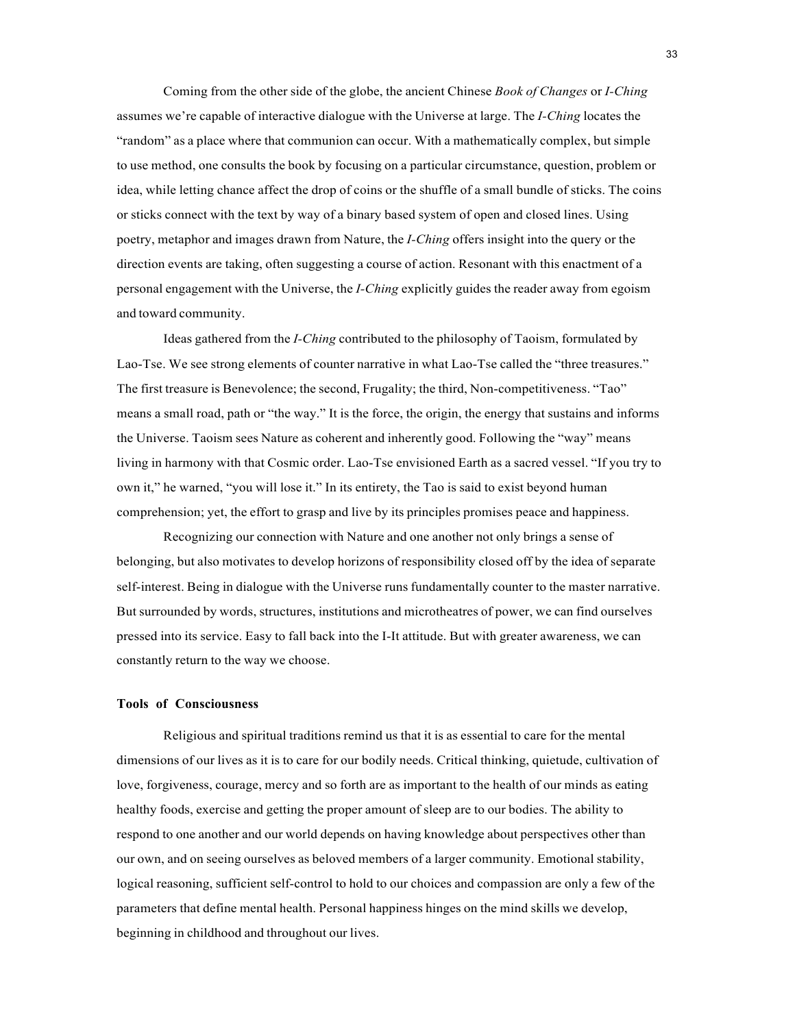Coming from the other side of the globe, the ancient Chinese *Book of Changes* or *I-Ching* assumes we're capable of interactive dialogue with the Universe at large. The *I-Ching* locates the "random" as a place where that communion can occur. With a mathematically complex, but simple to use method, one consults the book by focusing on a particular circumstance, question, problem or idea, while letting chance affect the drop of coins or the shuffle of a small bundle of sticks. The coins or sticks connect with the text by way of a binary based system of open and closed lines. Using poetry, metaphor and images drawn from Nature, the *I-Ching* offers insight into the query or the direction events are taking, often suggesting a course of action. Resonant with this enactment of a personal engagement with the Universe, the *I-Ching* explicitly guides the reader away from egoism and toward community.

Ideas gathered from the *I-Ching* contributed to the philosophy of Taoism, formulated by Lao-Tse. We see strong elements of counter narrative in what Lao-Tse called the "three treasures." The first treasure is Benevolence; the second, Frugality; the third, Non-competitiveness. "Tao" means a small road, path or "the way." It is the force, the origin, the energy that sustains and informs the Universe. Taoism sees Nature as coherent and inherently good. Following the "way" means living in harmony with that Cosmic order. Lao-Tse envisioned Earth as a sacred vessel. "If you try to own it," he warned, "you will lose it." In its entirety, the Tao is said to exist beyond human comprehension; yet, the effort to grasp and live by its principles promises peace and happiness.

Recognizing our connection with Nature and one another not only brings a sense of belonging, but also motivates to develop horizons of responsibility closed off by the idea of separate self-interest. Being in dialogue with the Universe runs fundamentally counter to the master narrative. But surrounded by words, structures, institutions and microtheatres of power, we can find ourselves pressed into its service. Easy to fall back into the I-It attitude. But with greater awareness, we can constantly return to the way we choose.

### Tools of Consciousness

Religious and spiritual traditions remind us that it is as essential to care for the mental dimensions of our lives as it is to care for our bodily needs. Critical thinking, quietude, cultivation of love, forgiveness, courage, mercy and so forth are as important to the health of our minds as eating healthy foods, exercise and getting the proper amount of sleep are to our bodies. The ability to respond to one another and our world depends on having knowledge about perspectives other than our own, and on seeing ourselves as beloved members of a larger community. Emotional stability, logical reasoning, sufficient self-control to hold to our choices and compassion are only a few of the parameters that define mental health. Personal happiness hinges on the mind skills we develop, beginning in childhood and throughout our lives.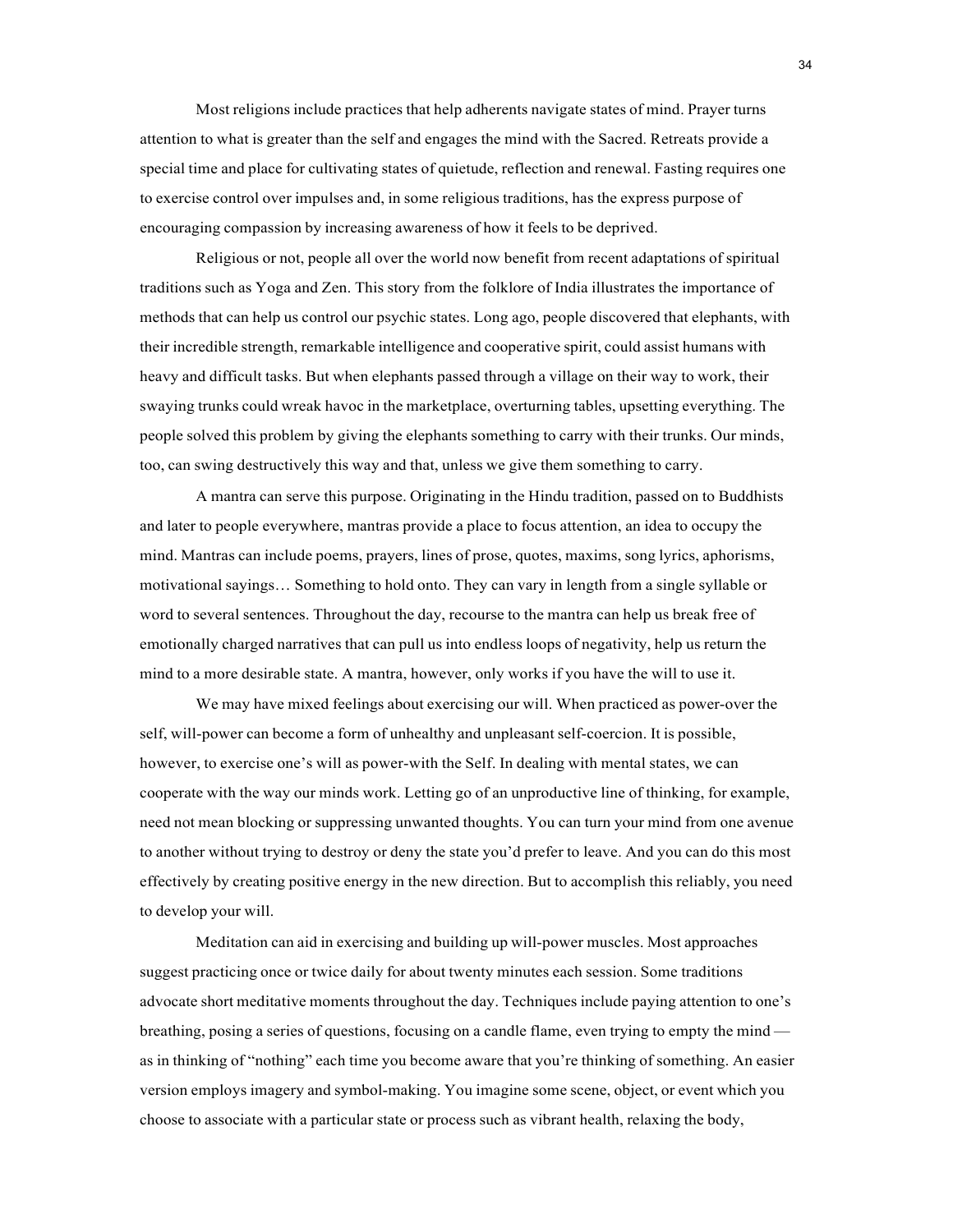Most religions include practices that help adherents navigate states of mind. Prayer turns attention to what is greater than the self and engages the mind with the Sacred. Retreats provide a special time and place for cultivating states of quietude, reflection and renewal. Fasting requires one to exercise control over impulses and, in some religious traditions, has the express purpose of encouraging compassion by increasing awareness of how it feels to be deprived.

Religious or not, people all over the world now benefit from recent adaptations of spiritual traditions such as Yoga and Zen. This story from the folklore of India illustrates the importance of methods that can help us control our psychic states. Long ago, people discovered that elephants, with their incredible strength, remarkable intelligence and cooperative spirit, could assist humans with heavy and difficult tasks. But when elephants passed through a village on their way to work, their swaying trunks could wreak havoc in the marketplace, overturning tables, upsetting everything. The people solved this problem by giving the elephants something to carry with their trunks. Our minds, too, can swing destructively this way and that, unless we give them something to carry.

A mantra can serve this purpose. Originating in the Hindu tradition, passed on to Buddhists and later to people everywhere, mantras provide a place to focus attention, an idea to occupy the mind. Mantras can include poems, prayers, lines of prose, quotes, maxims, song lyrics, aphorisms, motivational sayings… Something to hold onto. They can vary in length from a single syllable or word to several sentences. Throughout the day, recourse to the mantra can help us break free of emotionally charged narratives that can pull us into endless loops of negativity, help us return the mind to a more desirable state. A mantra, however, only works if you have the will to use it.

We may have mixed feelings about exercising our will. When practiced as power-over the self, will-power can become a form of unhealthy and unpleasant self-coercion. It is possible, however, to exercise one's will as power-with the Self. In dealing with mental states, we can cooperate with the way our minds work. Letting go of an unproductive line of thinking, for example, need not mean blocking or suppressing unwanted thoughts. You can turn your mind from one avenue to another without trying to destroy or deny the state you'd prefer to leave. And you can do this most effectively by creating positive energy in the new direction. But to accomplish this reliably, you need to develop your will.

Meditation can aid in exercising and building up will-power muscles. Most approaches suggest practicing once or twice daily for about twenty minutes each session. Some traditions advocate short meditative moments throughout the day. Techniques include paying attention to one's breathing, posing a series of questions, focusing on a candle flame, even trying to empty the mind — as in thinking of "nothing" each time you become aware that you're thinking of something. An easier version employs imagery and symbol-making. You imagine some scene, object, or event which you choose to associate with a particular state or process such as vibrant health, relaxing the body,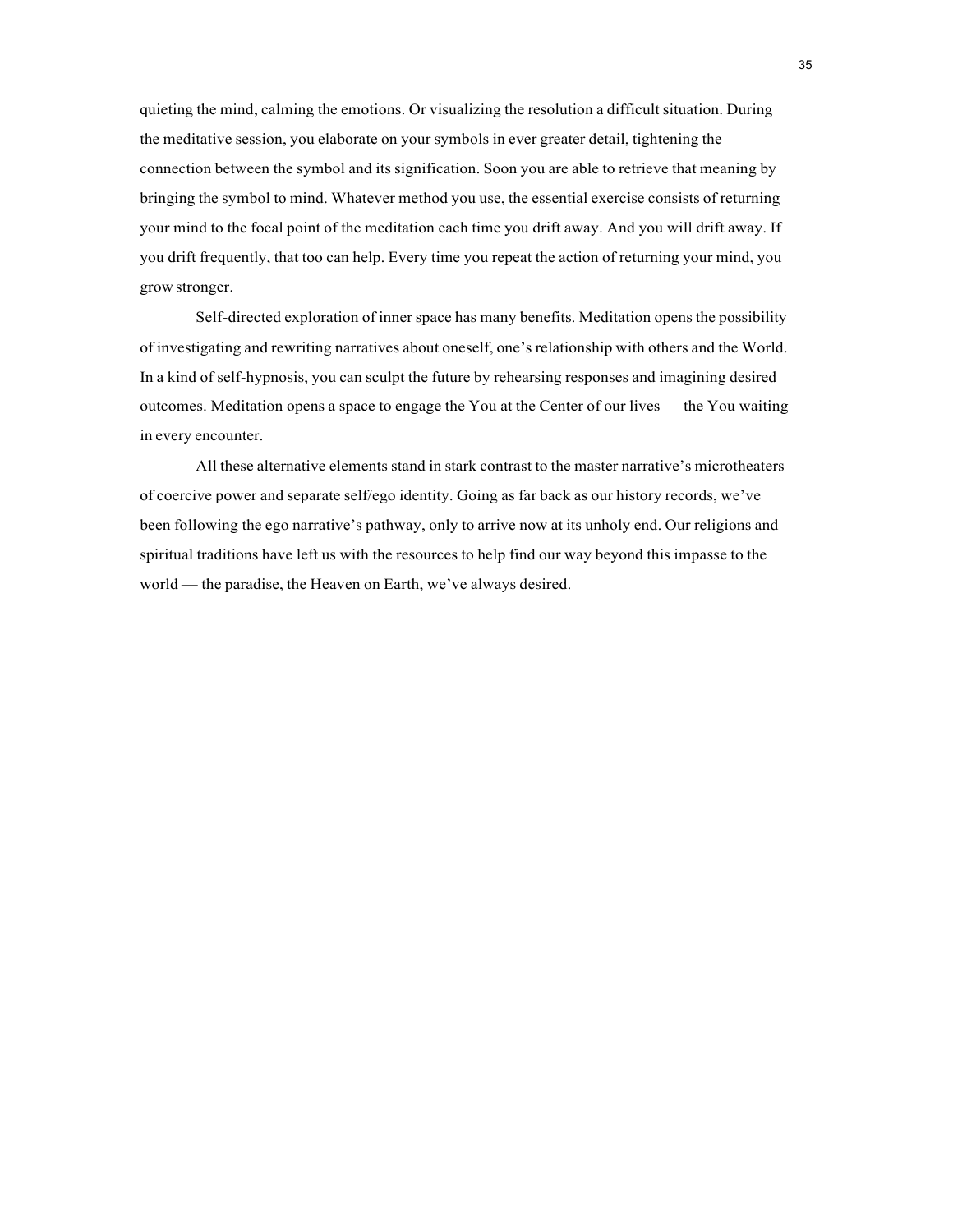quieting the mind, calming the emotions. Or visualizing the resolution a difficult situation. During the meditative session, you elaborate on your symbols in ever greater detail, tightening the connection between the symbol and its signification. Soon you are able to retrieve that meaning by bringing the symbol to mind. Whatever method you use, the essential exercise consists of returning your mind to the focal point of the meditation each time you drift away. And you will drift away. If you drift frequently, that too can help. Every time you repeat the action of returning your mind, you grow stronger.

Self-directed exploration of inner space has many benefits. Meditation opens the possibility of investigating and rewriting narratives about oneself, one's relationship with others and the World. In a kind of self-hypnosis, you can sculpt the future by rehearsing responses and imagining desired outcomes. Meditation opens a space to engage the You at the Center of our lives — the You waiting in every encounter.

All these alternative elements stand in stark contrast to the master narrative's microtheaters of coercive power and separate self/ego identity. Going as far back as our history records, we've been following the ego narrative's pathway, only to arrive now at its unholy end. Our religions and spiritual traditions have left us with the resources to help find our way beyond this impasse to the world — the paradise, the Heaven on Earth, we've always desired.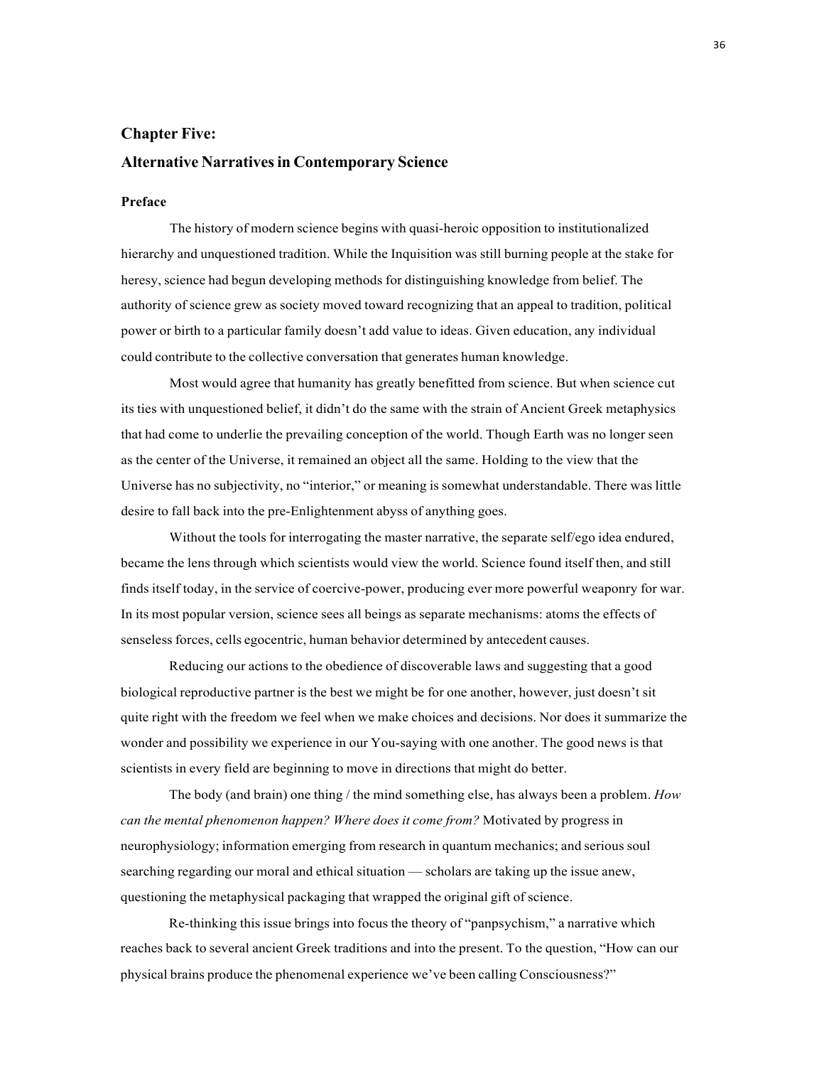## Chapter Five:

## Alternative Narratives in Contemporary Science

### Preface

The history of modern science begins with quasi-heroic opposition to institutionalized hierarchy and unquestioned tradition. While the Inquisition was still burning people at the stake for heresy, science had begun developing methods for distinguishing knowledge from belief. The authority of science grew as society moved toward recognizing that an appeal to tradition, political power or birth to a particular family doesn't add value to ideas. Given education, any individual could contribute to the collective conversation that generates human knowledge.

Most would agree that humanity has greatly benefitted from science. But when science cut its ties with unquestioned belief, it didn't do the same with the strain of Ancient Greek metaphysics that had come to underlie the prevailing conception of the world. Though Earth was no longer seen as the center of the Universe, it remained an object all the same. Holding to the view that the Universe has no subjectivity, no "interior," or meaning is somewhat understandable. There was little desire to fall back into the pre-Enlightenment abyss of anything goes.

Without the tools for interrogating the master narrative, the separate self/ego idea endured, became the lens through which scientists would view the world. Science found itself then, and still finds itself today, in the service of coercive-power, producing ever more powerful weaponry for war. In its most popular version, science sees all beings as separate mechanisms: atoms the effects of senseless forces, cells egocentric, human behavior determined by antecedent causes.

Reducing our actions to the obedience of discoverable laws and suggesting that a good biological reproductive partner is the best we might be for one another, however, just doesn't sit quite right with the freedom we feel when we make choices and decisions. Nor does it summarize the wonder and possibility we experience in our You-saying with one another. The good news is that scientists in every field are beginning to move in directions that might do better.

The body (and brain) one thing / the mind something else, has always been a problem. *How can the mental phenomenon happen? Where does it come from?* Motivated by progress in neurophysiology; information emerging from research in quantum mechanics; and serious soul searching regarding our moral and ethical situation — scholars are taking up the issue anew, questioning the metaphysical packaging that wrapped the original gift of science.

Re-thinking this issue brings into focus the theory of "panpsychism," a narrative which reaches back to several ancient Greek traditions and into the present. To the question, "How can our physical brains produce the phenomenal experience we've been calling Consciousness?"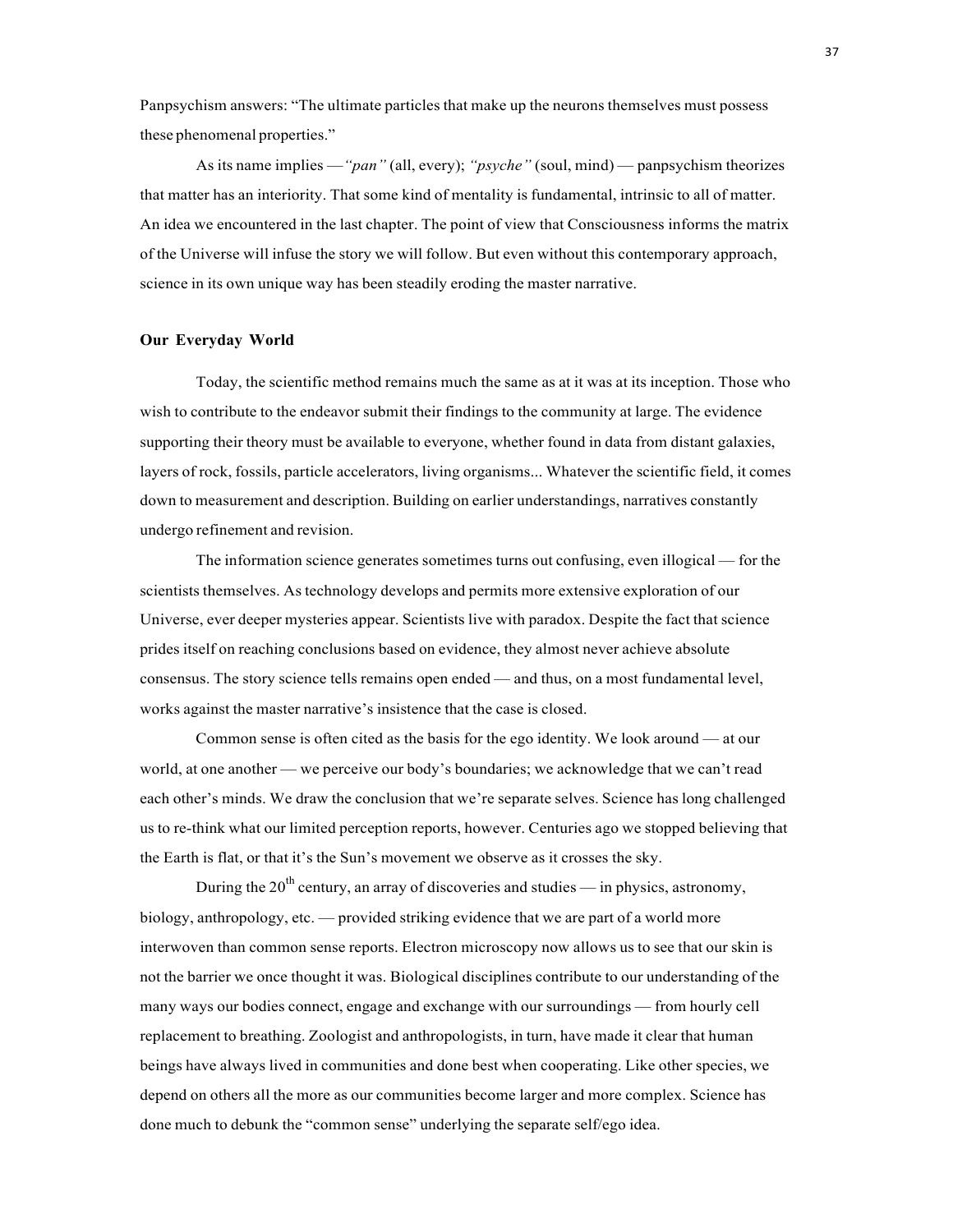Panpsychism answers: "The ultimate particles that make up the neurons themselves must possess these phenomenal properties."

As its name implies — *"pan"* (all, every); *"psyche"* (soul, mind) — panpsychism theorizes that matter has an interiority. That some kind of mentality is fundamental, intrinsic to all of matter. An idea we encountered in the last chapter. The point of view that Consciousness informs the matrix of the Universe will infuse the story we will follow. But even without this contemporary approach, science in its own unique way has been steadily eroding the master narrative.

**Our Everyday World**

Today, the scientific method remains much the same as at it was at its inception. Those who wish to contribute to the endeavor submit their findings to the community at large. The evidence supporting their theory must be available to everyone, whether found in data from distant galaxies, layers of rock, fossils, particle accelerators, living organisms... Whatever the scientific field, it comes down to measurement and description. Building on earlier understandings, narratives constantly undergo refinement and revision.

The information science generates sometimes turns out confusing, even illogical — for the scientists themselves. As technology develops and permits more extensive exploration of our Universe, ever deeper mysteries appear. Scientists live with paradox. Despite the fact that science prides itself on reaching conclusions based on evidence, they almost never achieve absolute consensus. The story science tells remains open ended — and thus, on a most fundamental level, works against the master narrative's insistence that the case is closed.

Common sense is often cited as the basis for the ego identity. We look around — at our world, at one another — we perceive our body's boundaries; we acknowledge that we can't read each other's minds. We draw the conclusion that we're separate selves. Science has long challenged us to re-think what our limited perception reports, however. Centuries ago we stopped believing that the Earth is flat, or that it's the Sun's movement we observe as it crosses the sky.

During the 20th century, an array of discoveries and studies — in physics, astronomy, biology, anthropology, etc. — provided striking evidence that we are part of a world more interwoven than common sense reports. Electron microscopy now allows us to see that our skin is not the barrier we once thought it was. Biological disciplines contribute to our understanding of the many ways our bodies connect, engage and exchange with our surroundings — from hourly cell replacement to breathing. Zoologist and anthropologists, in turn, have made it clear that human beings have always lived in communities and done best when cooperating. Like other species, we depend on others all the more as our communities become larger and more complex. Science has done much to debunk the "common sense" underlying the separate self/ego idea.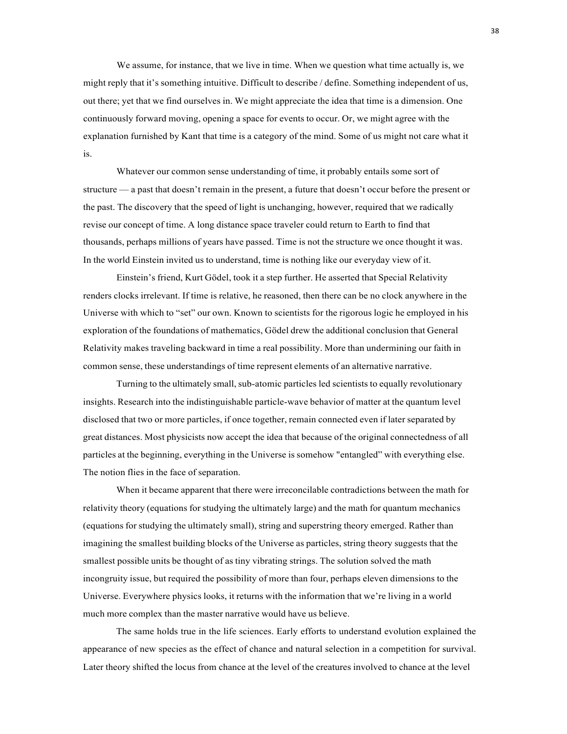We assume, for instance, that we live in time. When we question what time actually is, we might reply that it's something intuitive. Difficult to describe / define. Something independent of us, out there; yet that we find ourselves in. We might appreciate the idea that time is a dimension. One continuously forward moving, opening a space for events to occur. Or, we might agree with the explanation furnished by Kant that time is a category of the mind. Some of us might not care what it is.

Whatever our common sense understanding of time, it probably entails some sort of structure — a past that doesn't remain in the present, a future that doesn't occur before the present or the past. The discovery that the speed of light is unchanging, however, required that we radically revise our concept of time. A long distance space traveler could return to Earth to find that thousands, perhaps millions of years have passed. Time is not the structure we once thought it was. In the world Einstein invited us to understand, time is nothing like our everyday view of it.

Einstein's friend, Kurt Gödel, took it a step further. He asserted that Special Relativity renders clocks irrelevant. If time is relative, he reasoned, then there can be no clock anywhere in the Universe with which to "set" our own. Known to scientists for the rigorous logic he employed in his exploration of the foundations of mathematics, Gödel drew the additional conclusion that General Relativity makes traveling backward in time a real possibility. More than undermining our faith in common sense, these understandings of time represent elements of an alternative narrative.

Turning to the ultimately small, sub-atomic particles led scientists to equally revolutionary insights. Research into the indistinguishable particle-wave behavior of matter at the quantum level disclosed that two or more particles, if once together, remain connected even if later separated by great distances. Most physicists now accept the idea that because of the original connectedness of all particles at the beginning, everything in the Universe is somehow "entangled" with everything else. The notion flies in the face of separation.

When it became apparent that there were irreconcilable contradictions between the math for relativity theory (equations for studying the ultimately large) and the math for quantum mechanics (equations for studying the ultimately small), string and superstring theory emerged. Rather than imagining the smallest building blocks of the Universe as particles, string theory suggests that the smallest possible units be thought of as tiny vibrating strings. The solution solved the math incongruity issue, but required the possibility of more than four, perhaps eleven dimensions to the Universe. Everywhere physics looks, it returns with the information that we're living in a world much more complex than the master narrative would have us believe.

The same holds true in the life sciences. Early efforts to understand evolution explained the appearance of new species as the effect of chance and natural selection in a competition for survival. Later theory shifted the locus from chance at the level of the creatures involved to chance at the level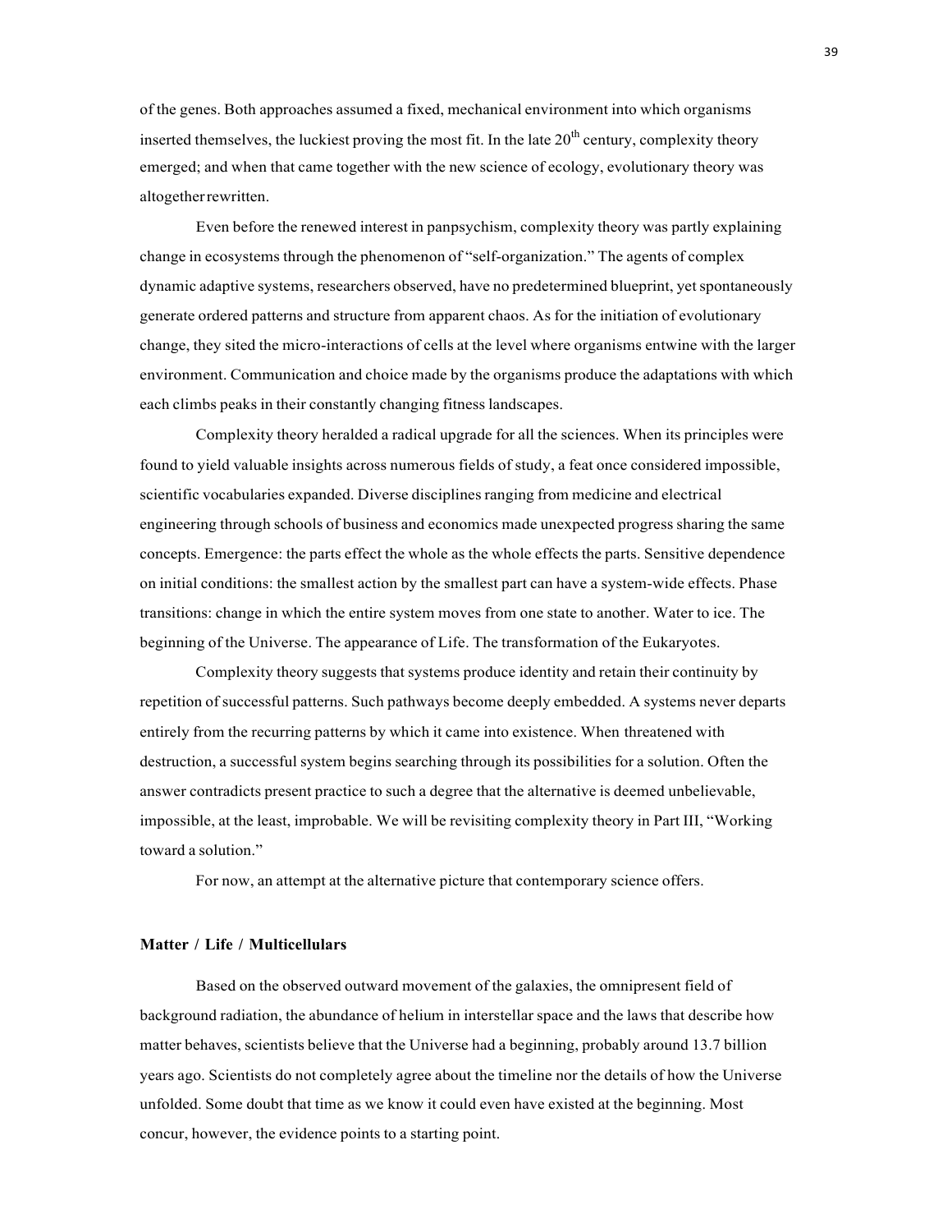of the genes. Both approaches assumed a fixed, mechanical environment into which organisms inserted themselves, the luckiest proving the most fit. In the late 20th century, complexity theory emerged; and when that came together with the new science of ecology, evolutionary theory was altogether rewritten.

Even before the renewed interest in panpsychism, complexity theory was partly explaining change in ecosystems through the phenomenon of "self-organization." The agents of complex dynamic adaptive systems, researchers observed, have no predetermined blueprint, yet spontaneously generate ordered patterns and structure from apparent chaos. As for the initiation of evolutionary change, they sited the micro-interactions of cells at the level where organisms entwine with the larger environment. Communication and choice made by the organisms produce the adaptations with which each climbs peaks in their constantly changing fitness landscapes.

Complexity theory heralded a radical upgrade for all the sciences. When its principles were found to yield valuable insights across numerous fields of study, a feat once considered impossible, scientific vocabularies expanded. Diverse disciplines ranging from medicine and electrical engineering through schools of business and economics made unexpected progress sharing the same concepts. Emergence: the parts effect the whole as the whole effects the parts. Sensitive dependence on initial conditions: the smallest action by the smallest part can have a system-wide effects. Phase transitions: change in which the entire system moves from one state to another. Water to ice. The beginning of the Universe. The appearance of Life. The transformation of the Eukaryotes.

Complexity theory suggests that systems produce identity and retain their continuity by repetition of successful patterns. Such pathways become deeply embedded. A systems never departs entirely from the recurring patterns by which it came into existence. When threatened with destruction, a successful system begins searching through its possibilities for a solution. Often the answer contradicts present practice to such a degree that the alternative is deemed unbelievable, impossible, at the least, improbable. We will be revisiting complexity theory in Part III, "Working toward a solution."

For now, an attempt at the alternative picture that contemporary science offers.

**Matter / Life / Multicellulars**

Based on the observed outward movement of the galaxies, the omnipresent field of background radiation, the abundance of helium in interstellar space and the laws that describe how matter behaves, scientists believe that the Universe had a beginning, probably around 13.7 billion years ago. Scientists do not completely agree about the timeline nor the details of how the Universe unfolded. Some doubt that time as we know it could even have existed at the beginning. Most concur, however, the evidence points to a starting point.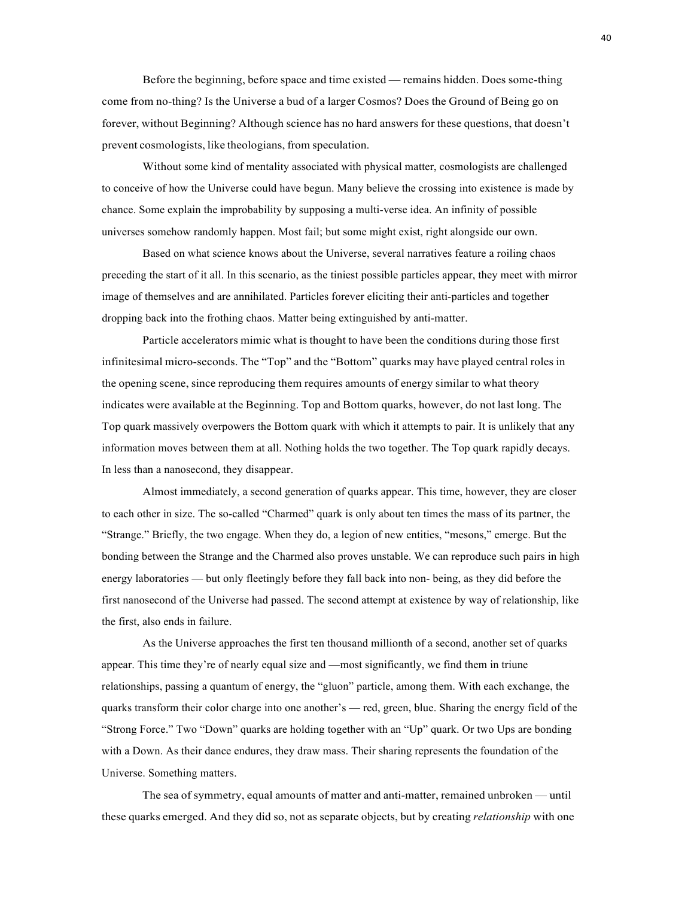Before the beginning, before space and time existed — remains hidden. Does some-thing come from no-thing? Is the Universe a bud of a larger Cosmos? Does the Ground of Being go on forever, without Beginning? Although science has no hard answers for these questions, that doesn't prevent cosmologists, like theologians, from speculation.

Without some kind of mentality associated with physical matter, cosmologists are challenged to conceive of how the Universe could have begun. Many believe the crossing into existence is made by chance. Some explain the improbability by supposing a multi-verse idea. An infinity of possible universes somehow randomly happen. Most fail; but some might exist, right alongside our own.

Based on what science knows about the Universe, several narratives feature a roiling chaos preceding the start of it all. In this scenario, as the tiniest possible particles appear, they meet with mirror image of themselves and are annihilated. Particles forever eliciting their anti-particles and together dropping back into the frothing chaos. Matter being extinguished by anti-matter.

Particle accelerators mimic what is thought to have been the conditions during those first infinitesimal micro-seconds. The "Top" and the "Bottom" quarks may have played central roles in the opening scene, since reproducing them requires amounts of energy similar to what theory indicates were available at the Beginning. Top and Bottom quarks, however, do not last long. The Top quark massively overpowers the Bottom quark with which it attempts to pair. It is unlikely that any information moves between them at all. Nothing holds the two together. The Top quark rapidly decays. In less than a nanosecond, they disappear.

Almost immediately, a second generation of quarks appear. This time, however, they are closer to each other in size. The so-called "Charmed" quark is only about ten times the mass of its partner, the "Strange." Briefly, the two engage. When they do, a legion of new entities, "mesons," emerge. But the bonding between the Strange and the Charmed also proves unstable. We can reproduce such pairs in high energy laboratories — but only fleetingly before they fall back into non- being, as they did before the first nanosecond of the Universe had passed. The second attempt at existence by way of relationship, like the first, also ends in failure.

As the Universe approaches the first ten thousand millionth of a second, another set of quarks appear. This time they're of nearly equal size and —most significantly, we find them in triune relationships, passing a quantum of energy, the "gluon" particle, among them. With each exchange, the quarks transform their color charge into one another's — red, green, blue. Sharing the energy field of the "Strong Force." Two "Down" quarks are holding together with an "Up" quark. Or two Ups are bonding with a Down. As their dance endures, they draw mass. Their sharing represents the foundation of the Universe. Something matters.

The sea of symmetry, equal amounts of matter and anti-matter, remained unbroken — until these quarks emerged. And they did so, not as separate objects, but by creating *relationship* with one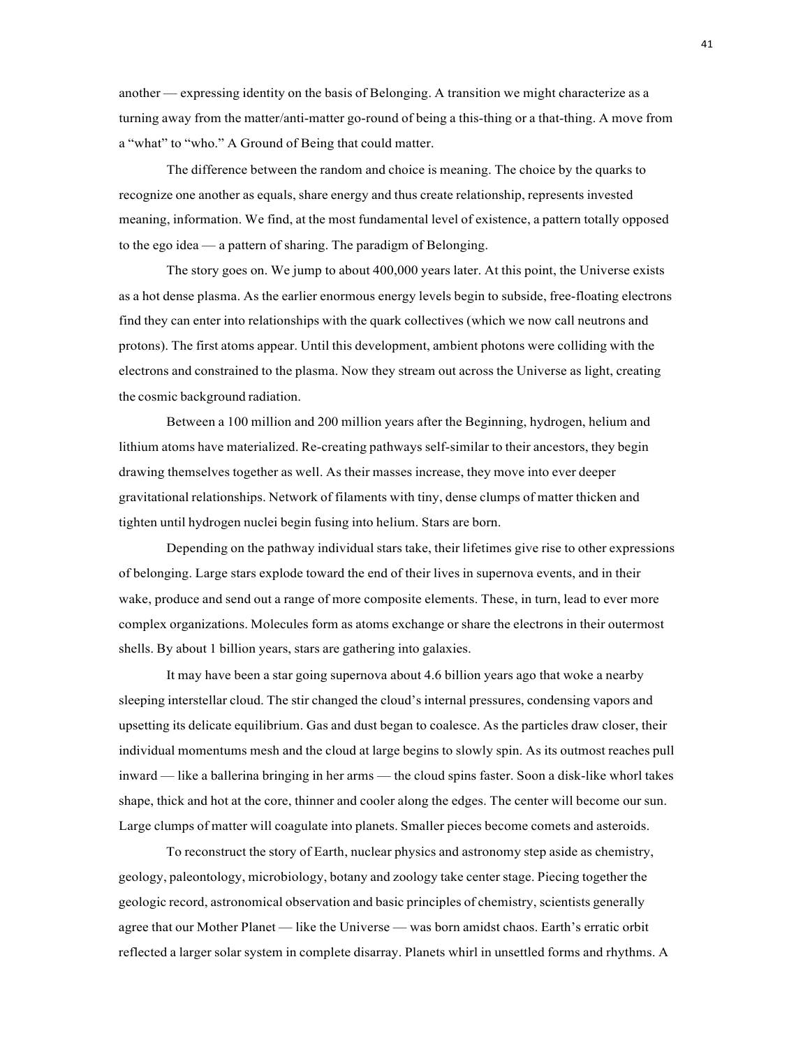another — expressing identity on the basis of Belonging. A transition we might characterize as a turning away from the matter/anti-matter go-round of being a this-thing or a that-thing. A move from a "what" to "who." A Ground of Being that could matter.

The difference between the random and choice is meaning. The choice by the quarks to recognize one another as equals, share energy and thus create relationship, represents invested meaning, information. We find, at the most fundamental level of existence, a pattern totally opposed to the ego idea — a pattern of sharing. The paradigm of Belonging.

The story goes on. We jump to about 400,000 years later. At this point, the Universe exists as a hot dense plasma. As the earlier enormous energy levels begin to subside, free-floating electrons find they can enter into relationships with the quark collectives (which we now call neutrons and protons). The first atoms appear. Until this development, ambient photons were colliding with the electrons and constrained to the plasma. Now they stream out across the Universe as light, creating the cosmic background radiation.

Between a 100 million and 200 million years after the Beginning, hydrogen, helium and lithium atoms have materialized. Re-creating pathways self-similar to their ancestors, they begin drawing themselves together as well. As their masses increase, they move into ever deeper gravitational relationships. Network of filaments with tiny, dense clumps of matter thicken and tighten until hydrogen nuclei begin fusing into helium. Stars are born.

Depending on the pathway individual stars take, their lifetimes give rise to other expressions of belonging. Large stars explode toward the end of their lives in supernova events, and in their wake, produce and send out a range of more composite elements. These, in turn, lead to ever more complex organizations. Molecules form as atoms exchange or share the electrons in their outermost shells. By about 1 billion years, stars are gathering into galaxies.

It may have been a star going supernova about 4.6 billion years ago that woke a nearby sleeping interstellar cloud. The stir changed the cloud's internal pressures, condensing vapors and upsetting its delicate equilibrium. Gas and dust began to coalesce. As the particles draw closer, their individual momentums mesh and the cloud at large begins to slowly spin. As its outmost reaches pull inward — like a ballerina bringing in her arms — the cloud spins faster. Soon a disk-like whorl takes shape, thick and hot at the core, thinner and cooler along the edges. The center will become our sun. Large clumps of matter will coagulate into planets. Smaller pieces become comets and asteroids.

To reconstruct the story of Earth, nuclear physics and astronomy step aside as chemistry, geology, paleontology, microbiology, botany and zoology take center stage. Piecing together the geologic record, astronomical observation and basic principles of chemistry, scientists generally agree that our Mother Planet — like the Universe — was born amidst chaos. Earth's erratic orbit reflected a larger solar system in complete disarray. Planets whirl in unsettled forms and rhythms. A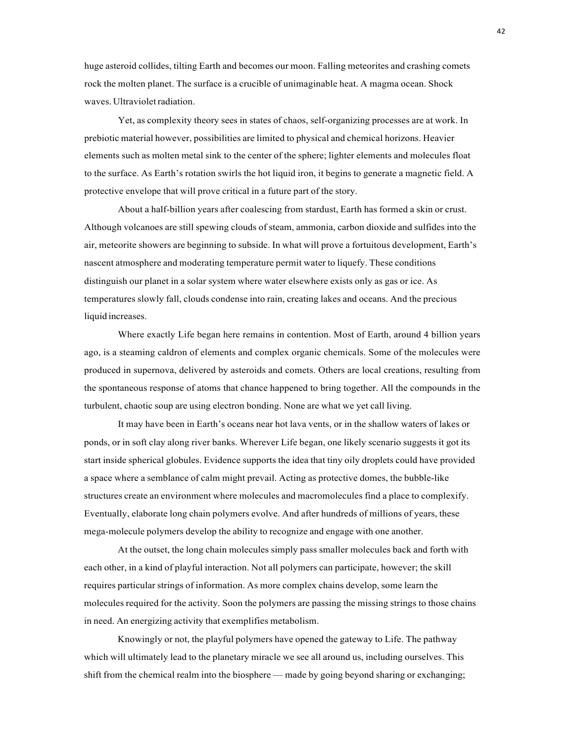huge asteroid collides, tilting Earth and becomes our moon. Falling meteorites and crashing comets rock the molten planet. The surface is a crucible of unimaginable heat. A magma ocean. Shock waves. Ultraviolet radiation.

Yet, as complexity theory sees in states of chaos, self-organizing processes are at work. In prebiotic material however, possibilities are limited to physical and chemical horizons. Heavier elements such as molten metal sink to the center of the sphere; lighter elements and molecules float to the surface. As Earth's rotation swirls the hot liquid iron, it begins to generate a magnetic field. A protective envelope that will prove critical in a future part of the story.

About a half-billion years after coalescing from stardust, Earth has formed a skin or crust. Although volcanoes are still spewing clouds of steam, ammonia, carbon dioxide and sulfides into the air, meteorite showers are beginning to subside. In what will prove a fortuitous development, Earth's nascent atmosphere and moderating temperature permit water to liquefy. These conditions distinguish our planet in a solar system where water elsewhere exists only as gas or ice. As temperatures slowly fall, clouds condense into rain, creating lakes and oceans. And the precious liquid increases.

Where exactly Life began here remains in contention. Most of Earth, around 4 billion years ago, is a steaming caldron of elements and complex organic chemicals. Some of the molecules were produced in supernova, delivered by asteroids and comets. Others are local creations, resulting from the spontaneous response of atoms that chance happened to bring together. All the compounds in the turbulent, chaotic soup are using electron bonding. None are what we yet call living.

It may have been in Earth's oceans near hot lava vents, or in the shallow waters of lakes or ponds, or in soft clay along river banks. Wherever Life began, one likely scenario suggests it got its start inside spherical globules. Evidence supports the idea that tiny oily droplets could have provided a space where a semblance of calm might prevail. Acting as protective domes, the bubble-like structures create an environment where molecules and macromolecules find a place to complexify. Eventually, elaborate long chain polymers evolve. And after hundreds of millions of years, these mega-molecule polymers develop the ability to recognize and engage with one another.

At the outset, the long chain molecules simply pass smaller molecules back and forth with each other, in a kind of playful interaction. Not all polymers can participate, however; the skill requires particular strings of information. As more complex chains develop, some learn the molecules required for the activity. Soon the polymers are passing the missing strings to those chains in need. An energizing activity that exemplifies metabolism.

Knowingly or not, the playful polymers have opened the gateway to Life. The pathway which will ultimately lead to the planetary miracle we see all around us, including ourselves. This shift from the chemical realm into the biosphere — made by going beyond sharing or exchanging;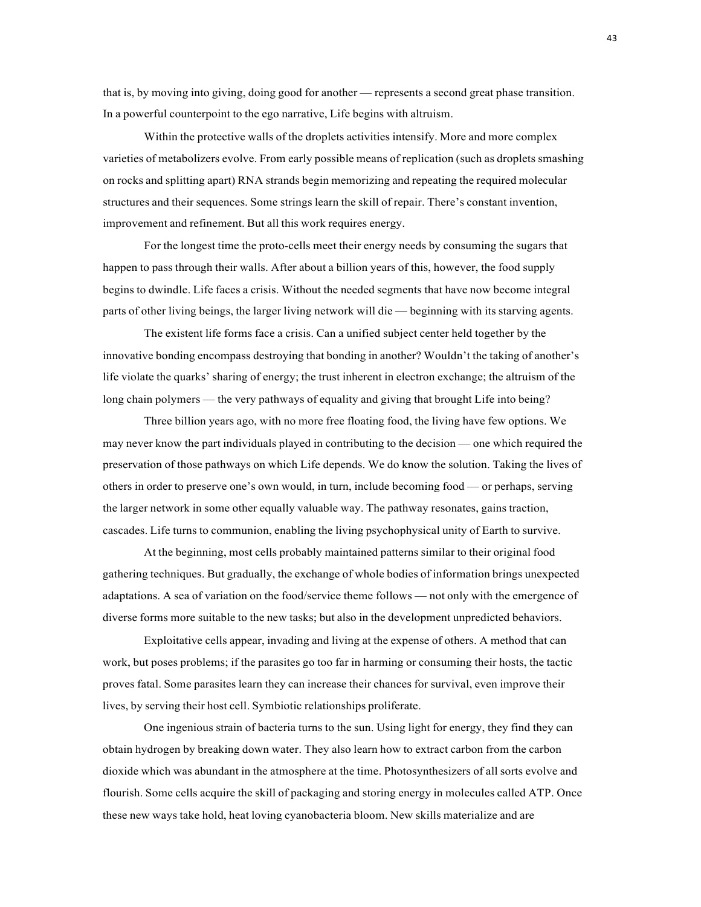that is, by moving into giving, doing good for another — represents a second great phase transition. In a powerful counterpoint to the ego narrative, Life begins with altruism.

Within the protective walls of the droplets activities intensify. More and more complex varieties of metabolizers evolve. From early possible means of replication (such as droplets smashing on rocks and splitting apart) RNA strands begin memorizing and repeating the required molecular structures and their sequences. Some strings learn the skill of repair. There's constant invention, improvement and refinement. But all this work requires energy.

For the longest time the proto-cells meet their energy needs by consuming the sugars that happen to pass through their walls. After about a billion years of this, however, the food supply begins to dwindle. Life faces a crisis. Without the needed segments that have now become integral parts of other living beings, the larger living network will die — beginning with its starving agents.

The existent life forms face a crisis. Can a unified subject center held together by the innovative bonding encompass destroying that bonding in another? Wouldn't the taking of another's life violate the quarks' sharing of energy; the trust inherent in electron exchange; the altruism of the long chain polymers — the very pathways of equality and giving that brought Life into being?

Three billion years ago, with no more free floating food, the living have few options. We may never know the part individuals played in contributing to the decision — one which required the preservation of those pathways on which Life depends. We do know the solution. Taking the lives of others in order to preserve one's own would, in turn, include becoming food — or perhaps, serving the larger network in some other equally valuable way. The pathway resonates, gains traction, cascades. Life turns to communion, enabling the living psychophysical unity of Earth to survive.

At the beginning, most cells probably maintained patterns similar to their original food gathering techniques. But gradually, the exchange of whole bodies of information brings unexpected adaptations. A sea of variation on the food/service theme follows — not only with the emergence of diverse forms more suitable to the new tasks; but also in the development unpredicted behaviors.

Exploitative cells appear, invading and living at the expense of others. A method that can work, but poses problems; if the parasites go too far in harming or consuming their hosts, the tactic proves fatal. Some parasites learn they can increase their chances for survival, even improve their lives, by serving their host cell. Symbiotic relationships proliferate.

One ingenious strain of bacteria turns to the sun. Using light for energy, they find they can obtain hydrogen by breaking down water. They also learn how to extract carbon from the carbon dioxide which was abundant in the atmosphere at the time. Photosynthesizers of all sorts evolve and flourish. Some cells acquire the skill of packaging and storing energy in molecules called ATP. Once these new ways take hold, heat loving cyanobacteria bloom. New skills materialize and are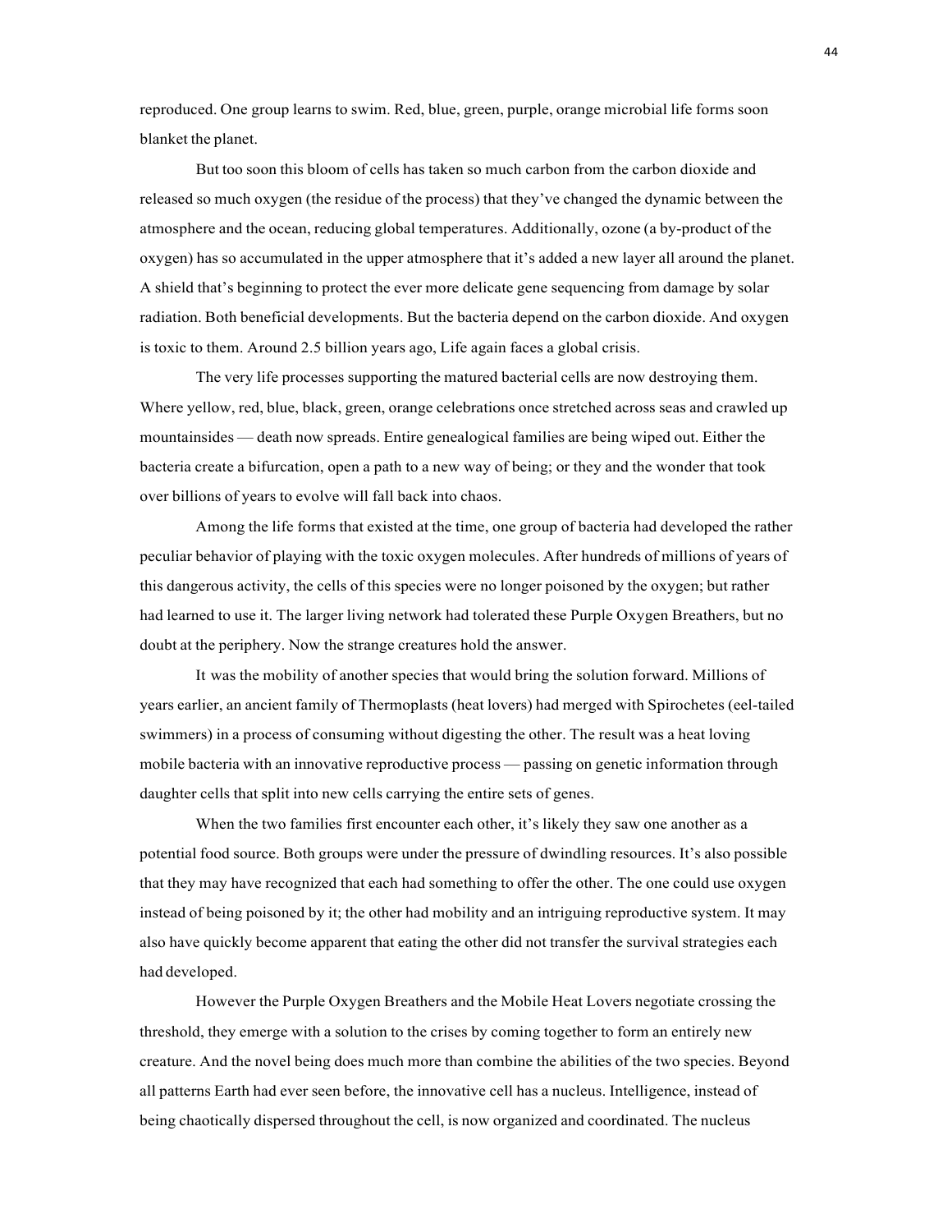reproduced. One group learns to swim. Red, blue, green, purple, orange microbial life forms soon blanket the planet.

But too soon this bloom of cells has taken so much carbon from the carbon dioxide and released so much oxygen (the residue of the process) that they've changed the dynamic between the atmosphere and the ocean, reducing global temperatures. Additionally, ozone (a by-product of the oxygen) has so accumulated in the upper atmosphere that it's added a new layer all around the planet. A shield that's beginning to protect the ever more delicate gene sequencing from damage by solar radiation. Both beneficial developments. But the bacteria depend on the carbon dioxide. And oxygen is toxic to them. Around 2.5 billion years ago, Life again faces a global crisis.

The very life processes supporting the matured bacterial cells are now destroying them. Where yellow, red, blue, black, green, orange celebrations once stretched across seas and crawled up mountainsides — death now spreads. Entire genealogical families are being wiped out. Either the bacteria create a bifurcation, open a path to a new way of being; or they and the wonder that took over billions of years to evolve will fall back into chaos.

Among the life forms that existed at the time, one group of bacteria had developed the rather peculiar behavior of playing with the toxic oxygen molecules. After hundreds of millions of years of this dangerous activity, the cells of this species were no longer poisoned by the oxygen; but rather had learned to use it. The larger living network had tolerated these Purple Oxygen Breathers, but no doubt at the periphery. Now the strange creatures hold the answer.

It was the mobility of another species that would bring the solution forward. Millions of years earlier, an ancient family of Thermoplasts (heat lovers) had merged with Spirochetes (eel-tailed swimmers) in a process of consuming without digesting the other. The result was a heat loving mobile bacteria with an innovative reproductive process — passing on genetic information through daughter cells that split into new cells carrying the entire sets of genes.

When the two families first encounter each other, it's likely they saw one another as a potential food source. Both groups were under the pressure of dwindling resources. It's also possible that they may have recognized that each had something to offer the other. The one could use oxygen instead of being poisoned by it; the other had mobility and an intriguing reproductive system. It may also have quickly become apparent that eating the other did not transfer the survival strategies each had developed.

However the Purple Oxygen Breathers and the Mobile Heat Lovers negotiate crossing the threshold, they emerge with a solution to the crises by coming together to form an entirely new creature. And the novel being does much more than combine the abilities of the two species. Beyond all patterns Earth had ever seen before, the innovative cell has a nucleus. Intelligence, instead of being chaotically dispersed throughout the cell, is now organized and coordinated. The nucleus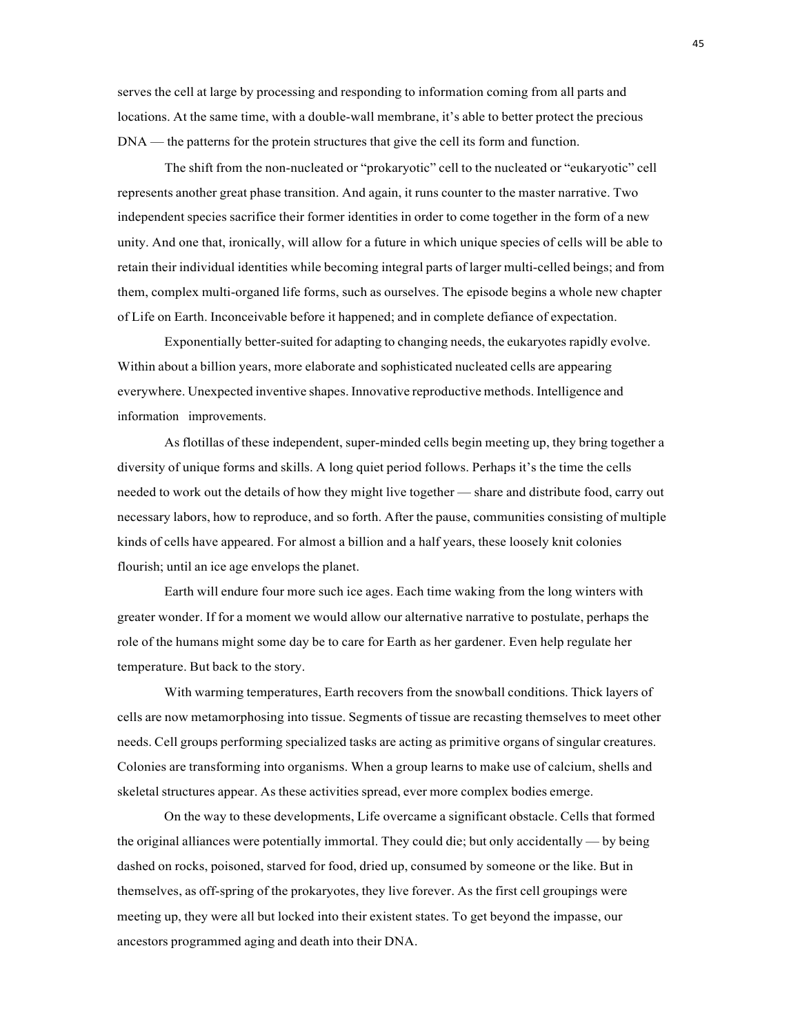serves the cell at large by processing and responding to information coming from all parts and locations. At the same time, with a double-wall membrane, it's able to better protect the precious DNA — the patterns for the protein structures that give the cell its form and function.

The shift from the non-nucleated or "prokaryotic" cell to the nucleated or "eukaryotic" cell represents another great phase transition. And again, it runs counter to the master narrative. Two independent species sacrifice their former identities in order to come together in the form of a new unity. And one that, ironically, will allow for a future in which unique species of cells will be able to retain their individual identities while becoming integral parts of larger multi-celled beings; and from them, complex multi-organed life forms, such as ourselves. The episode begins a whole new chapter of Life on Earth. Inconceivable before it happened; and in complete defiance of expectation.

Exponentially better-suited for adapting to changing needs, the eukaryotes rapidly evolve. Within about a billion years, more elaborate and sophisticated nucleated cells are appearing everywhere. Unexpected inventive shapes. Innovative reproductive methods. Intelligence and information improvements.

As flotillas of these independent, super-minded cells begin meeting up, they bring together a diversity of unique forms and skills. A long quiet period follows. Perhaps it's the time the cells needed to work out the details of how they might live together — share and distribute food, carry out necessary labors, how to reproduce, and so forth. After the pause, communities consisting of multiple kinds of cells have appeared. For almost a billion and a half years, these loosely knit colonies flourish; until an ice age envelops the planet.

Earth will endure four more such ice ages. Each time waking from the long winters with greater wonder. If for a moment we would allow our alternative narrative to postulate, perhaps the role of the humans might some day be to care for Earth as her gardener. Even help regulate her temperature. But back to the story.

With warming temperatures, Earth recovers from the snowball conditions. Thick layers of cells are now metamorphosing into tissue. Segments of tissue are recasting themselves to meet other needs. Cell groups performing specialized tasks are acting as primitive organs of singular creatures. Colonies are transforming into organisms. When a group learns to make use of calcium, shells and skeletal structures appear. As these activities spread, ever more complex bodies emerge.

On the way to these developments, Life overcame a significant obstacle. Cells that formed the original alliances were potentially immortal. They could die; but only accidentally — by being dashed on rocks, poisoned, starved for food, dried up, consumed by someone or the like. But in themselves, as off-spring of the prokaryotes, they live forever. As the first cell groupings were meeting up, they were all but locked into their existent states. To get beyond the impasse, our ancestors programmed aging and death into their DNA.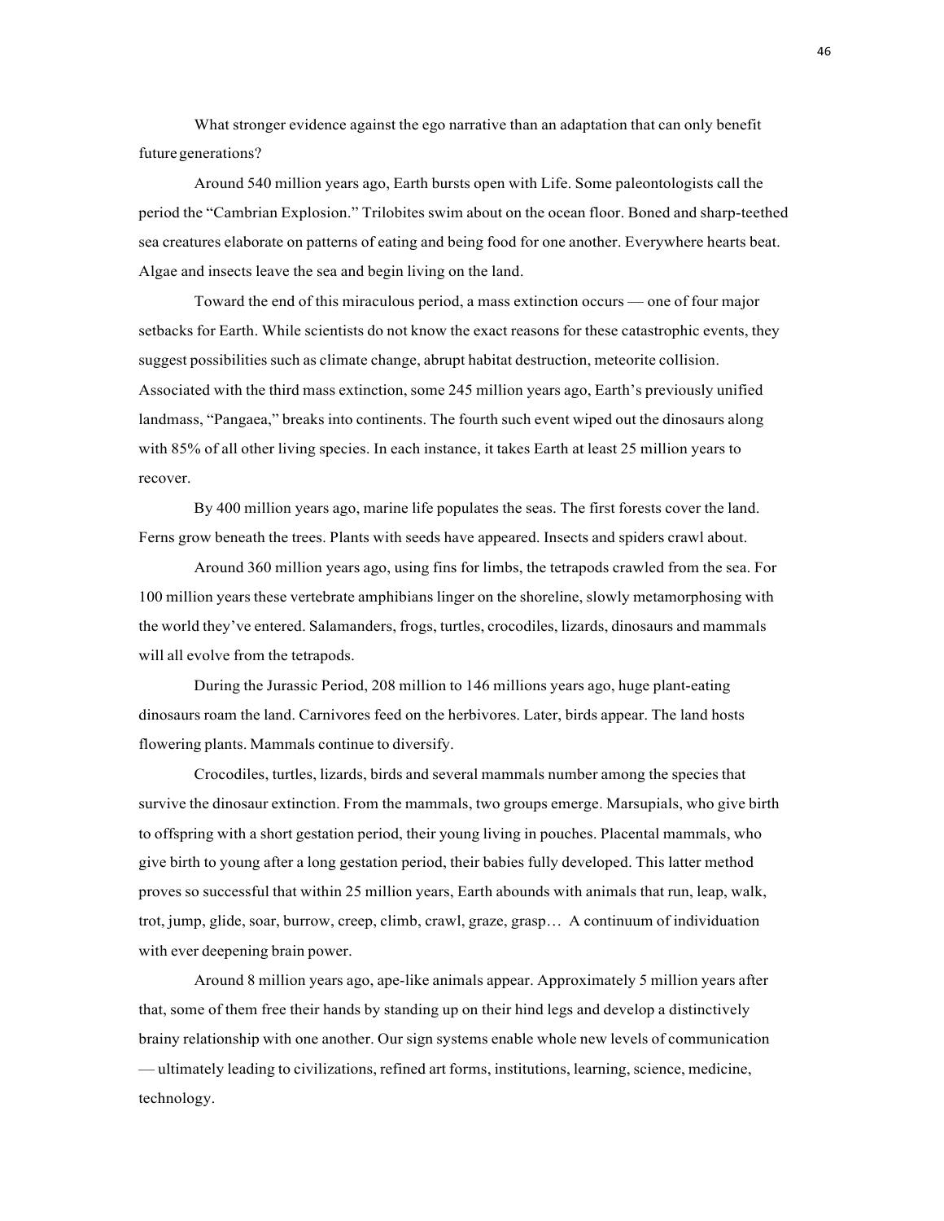What stronger evidence against the ego narrative than an adaptation that can only benefit future generations?

Around 540 million years ago, Earth bursts open with Life. Some paleontologists call the period the "Cambrian Explosion." Trilobites swim about on the ocean floor. Boned and sharp-teethed sea creatures elaborate on patterns of eating and being food for one another. Everywhere hearts beat. Algae and insects leave the sea and begin living on the land.

Toward the end of this miraculous period, a mass extinction occurs — one of four major setbacks for Earth. While scientists do not know the exact reasons for these catastrophic events, they suggest possibilities such as climate change, abrupt habitat destruction, meteorite collision. Associated with the third mass extinction, some 245 million years ago, Earth's previously unified landmass, "Pangaea," breaks into continents. The fourth such event wiped out the dinosaurs along with 85% of all other living species. In each instance, it takes Earth at least 25 million years to recover.

By 400 million years ago, marine life populates the seas. The first forests cover the land. Ferns grow beneath the trees. Plants with seeds have appeared. Insects and spiders crawl about.

Around 360 million years ago, using fins for limbs, the tetrapods crawled from the sea. For 100 million years these vertebrate amphibians linger on the shoreline, slowly metamorphosing with the world they've entered. Salamanders, frogs, turtles, crocodiles, lizards, dinosaurs and mammals will all evolve from the tetrapods.

During the Jurassic Period, 208 million to 146 millions years ago, huge plant-eating dinosaurs roam the land. Carnivores feed on the herbivores. Later, birds appear. The land hosts flowering plants. Mammals continue to diversify.

Crocodiles, turtles, lizards, birds and several mammals number among the species that survive the dinosaur extinction. From the mammals, two groups emerge. Marsupials, who give birth to offspring with a short gestation period, their young living in pouches. Placental mammals, who give birth to young after a long gestation period, their babies fully developed. This latter method proves so successful that within 25 million years, Earth abounds with animals that run, leap, walk, trot, jump, glide, soar, burrow, creep, climb, crawl, graze, grasp… A continuum of individuation with ever deepening brain power.

Around 8 million years ago, ape-like animals appear. Approximately 5 million years after that, some of them free their hands by standing up on their hind legs and develop a distinctively brainy relationship with one another. Our sign systems enable whole new levels of communication — ultimately leading to civilizations, refined art forms, institutions, learning, science, medicine, technology.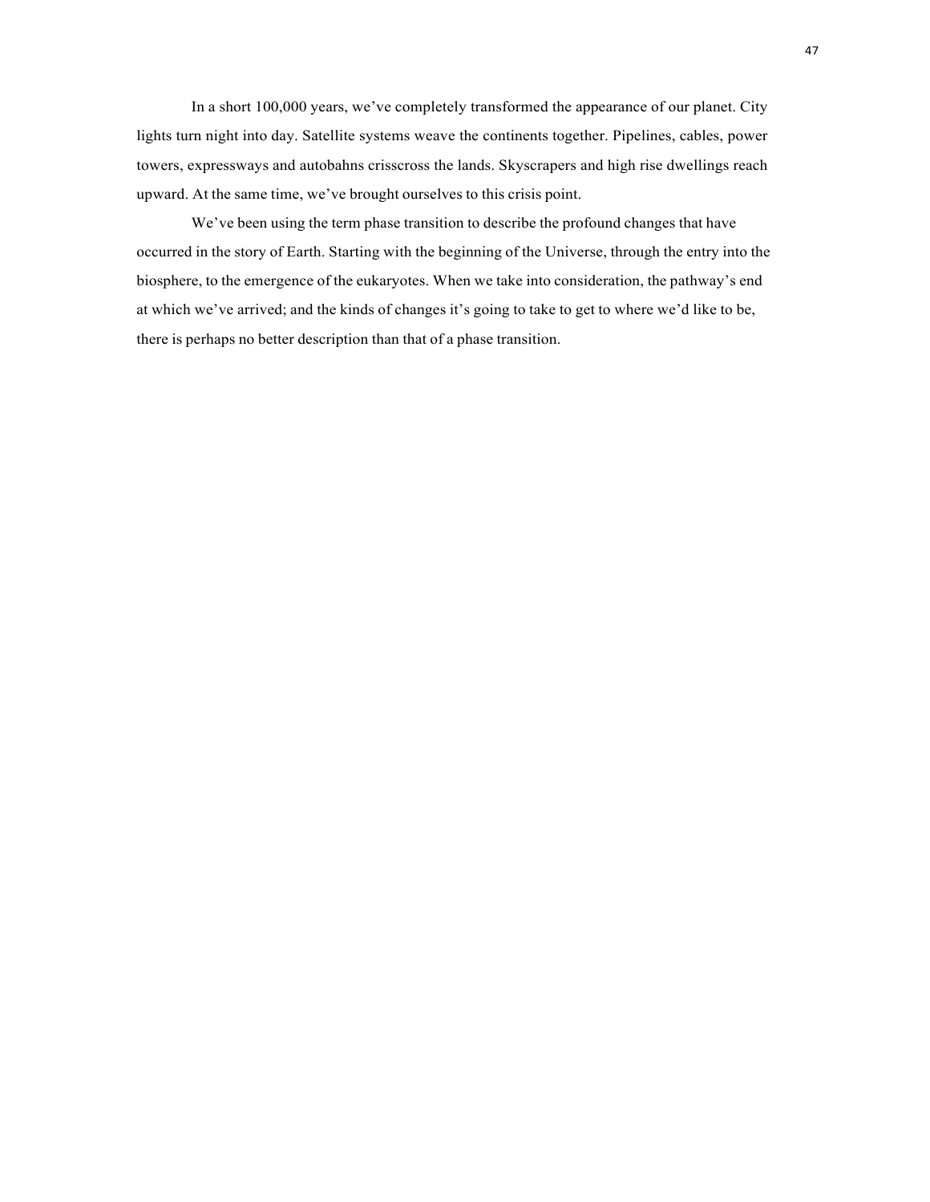In a short 100,000 years, we've completely transformed the appearance of our planet. City lights turn night into day. Satellite systems weave the continents together. Pipelines, cables, power towers, expressways and autobahns crisscross the lands. Skyscrapers and high rise dwellings reach upward. At the same time, we've brought ourselves to this crisis point.

We've been using the term phase transition to describe the profound changes that have occurred in the story of Earth. Starting with the beginning of the Universe, through the entry into the biosphere, to the emergence of the eukaryotes. When we take into consideration, the pathway's end at which we've arrived; and the kinds of changes it's going to take to get to where we'd like to be, there is perhaps no better description than that of a phase transition.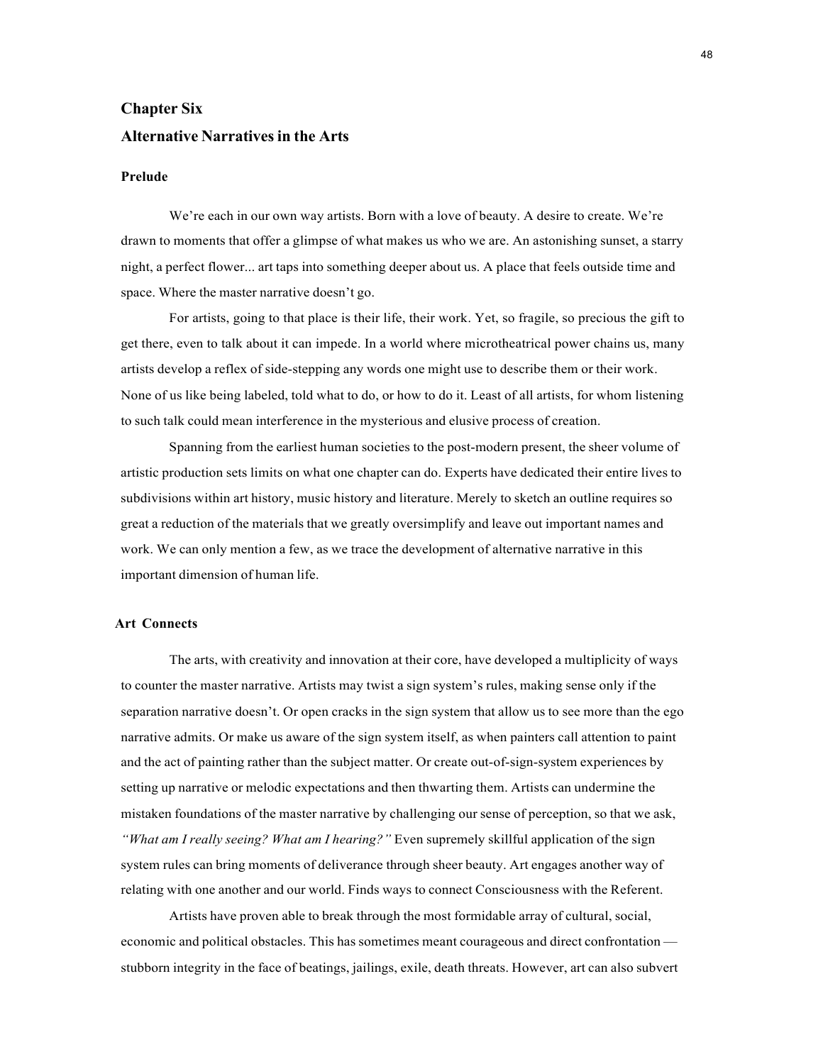# Chapter Six

# Alternative Narratives in the Arts

### Prelude

We're each in our own way artists. Born with a love of beauty. A desire to create. We're drawn to moments that offer a glimpse of what makes us who we are. An astonishing sunset, a starry night, a perfect flower... art taps into something deeper about us. A place that feels outside time and space. Where the master narrative doesn't go.

For artists, going to that place is their life, their work. Yet, so fragile, so precious the gift to get there, even to talk about it can impede. In a world where microtheatrical power chains us, many artists develop a reflex of side-stepping any words one might use to describe them or their work. None of us like being labeled, told what to do, or how to do it. Least of all artists, for whom listening to such talk could mean interference in the mysterious and elusive process of creation.

Spanning from the earliest human societies to the post-modern present, the sheer volume of artistic production sets limits on what one chapter can do. Experts have dedicated their entire lives to subdivisions within art history, music history and literature. Merely to sketch an outline requires so great a reduction of the materials that we greatly oversimplify and leave out important names and work. We can only mention a few, as we trace the development of alternative narrative in this important dimension of human life.

### Art Connects

The arts, with creativity and innovation at their core, have developed a multiplicity of ways to counter the master narrative. Artists may twist a sign system's rules, making sense only if the separation narrative doesn't. Or open cracks in the sign system that allow us to see more than the ego narrative admits. Or make us aware of the sign system itself, as when painters call attention to paint and the act of painting rather than the subject matter. Or create out-of-sign-system experiences by setting up narrative or melodic expectations and then thwarting them. Artists can undermine the mistaken foundations of the master narrative by challenging our sense of perception, so that we ask, *"What am I really seeing? What am I hearing?"* Even supremely skillful application of the sign system rules can bring moments of deliverance through sheer beauty. Art engages another way of relating with one another and our world. Finds ways to connect Consciousness with the Referent.

Artists have proven able to break through the most formidable array of cultural, social, economic and political obstacles. This has sometimes meant courageous and direct confrontation — stubborn integrity in the face of beatings, jailings, exile, death threats. However, art can also subvert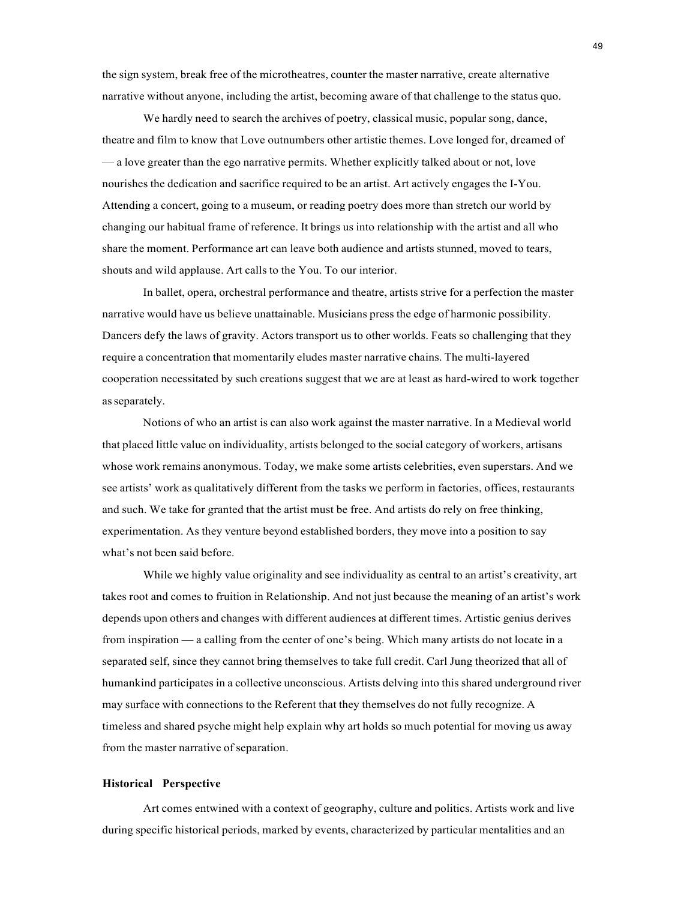the sign system, break free of the microtheatres, counter the master narrative, create alternative narrative without anyone, including the artist, becoming aware of that challenge to the status quo.

We hardly need to search the archives of poetry, classical music, popular song, dance, theatre and film to know that Love outnumbers other artistic themes. Love longed for, dreamed of — a love greater than the ego narrative permits. Whether explicitly talked about or not, love nourishes the dedication and sacrifice required to be an artist. Art actively engages the I-You. Attending a concert, going to a museum, or reading poetry does more than stretch our world by changing our habitual frame of reference. It brings us into relationship with the artist and all who share the moment. Performance art can leave both audience and artists stunned, moved to tears, shouts and wild applause. Art calls to the You. To our interior.

In ballet, opera, orchestral performance and theatre, artists strive for a perfection the master narrative would have us believe unattainable. Musicians press the edge of harmonic possibility. Dancers defy the laws of gravity. Actors transport us to other worlds. Feats so challenging that they require a concentration that momentarily eludes master narrative chains. The multi-layered cooperation necessitated by such creations suggest that we are at least as hard-wired to work together as separately.

Notions of who an artist is can also work against the master narrative. In a Medieval world that placed little value on individuality, artists belonged to the social category of workers, artisans whose work remains anonymous. Today, we make some artists celebrities, even superstars. And we see artists' work as qualitatively different from the tasks we perform in factories, offices, restaurants and such. We take for granted that the artist must be free. And artists do rely on free thinking, experimentation. As they venture beyond established borders, they move into a position to say what's not been said before.

While we highly value originality and see individuality as central to an artist's creativity, art takes root and comes to fruition in Relationship. And not just because the meaning of an artist's work depends upon others and changes with different audiences at different times. Artistic genius derives from inspiration — a calling from the center of one's being. Which many artists do not locate in a separated self, since they cannot bring themselves to take full credit. Carl Jung theorized that all of humankind participates in a collective unconscious. Artists delving into this shared underground river may surface with connections to the Referent that they themselves do not fully recognize. A timeless and shared psyche might help explain why art holds so much potential for moving us away from the master narrative of separation.

**Historical Perspective**

Art comes entwined with a context of geography, culture and politics. Artists work and live during specific historical periods, marked by events, characterized by particular mentalities and an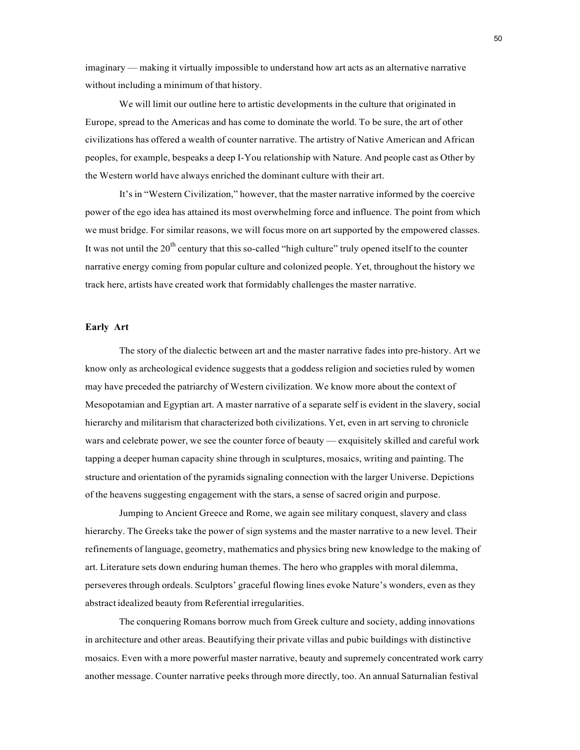imaginary — making it virtually impossible to understand how art acts as an alternative narrative without including a minimum of that history.

We will limit our outline here to artistic developments in the culture that originated in Europe, spread to the Americas and has come to dominate the world. To be sure, the art of other civilizations has offered a wealth of counter narrative. The artistry of Native American and African peoples, for example, bespeaks a deep I-You relationship with Nature. And people cast as Other by the Western world have always enriched the dominant culture with their art.

It's in "Western Civilization," however, that the master narrative informed by the coercive power of the ego idea has attained its most overwhelming force and influence. The point from which we must bridge. For similar reasons, we will focus more on art supported by the empowered classes. It was not until the 20th century that this so-called "high culture" truly opened itself to the counter narrative energy coming from popular culture and colonized people. Yet, throughout the history we track here, artists have created work that formidably challenges the master narrative.

**Early Art**

The story of the dialectic between art and the master narrative fades into pre-history. Art we know only as archeological evidence suggests that a goddess religion and societies ruled by women may have preceded the patriarchy of Western civilization. We know more about the context of Mesopotamian and Egyptian art. A master narrative of a separate self is evident in the slavery, social hierarchy and militarism that characterized both civilizations. Yet, even in art serving to chronicle wars and celebrate power, we see the counter force of beauty — exquisitely skilled and careful work tapping a deeper human capacity shine through in sculptures, mosaics, writing and painting. The structure and orientation of the pyramids signaling connection with the larger Universe. Depictions of the heavens suggesting engagement with the stars, a sense of sacred origin and purpose.

Jumping to Ancient Greece and Rome, we again see military conquest, slavery and class hierarchy. The Greeks take the power of sign systems and the master narrative to a new level. Their refinements of language, geometry, mathematics and physics bring new knowledge to the making of art. Literature sets down enduring human themes. The hero who grapples with moral dilemma, perseveres through ordeals. Sculptors' graceful flowing lines evoke Nature's wonders, even as they abstract idealized beauty from Referential irregularities.

The conquering Romans borrow much from Greek culture and society, adding innovations in architecture and other areas. Beautifying their private villas and pubic buildings with distinctive mosaics. Even with a more powerful master narrative, beauty and supremely concentrated work carry another message. Counter narrative peeks through more directly, too. An annual Saturnalian festival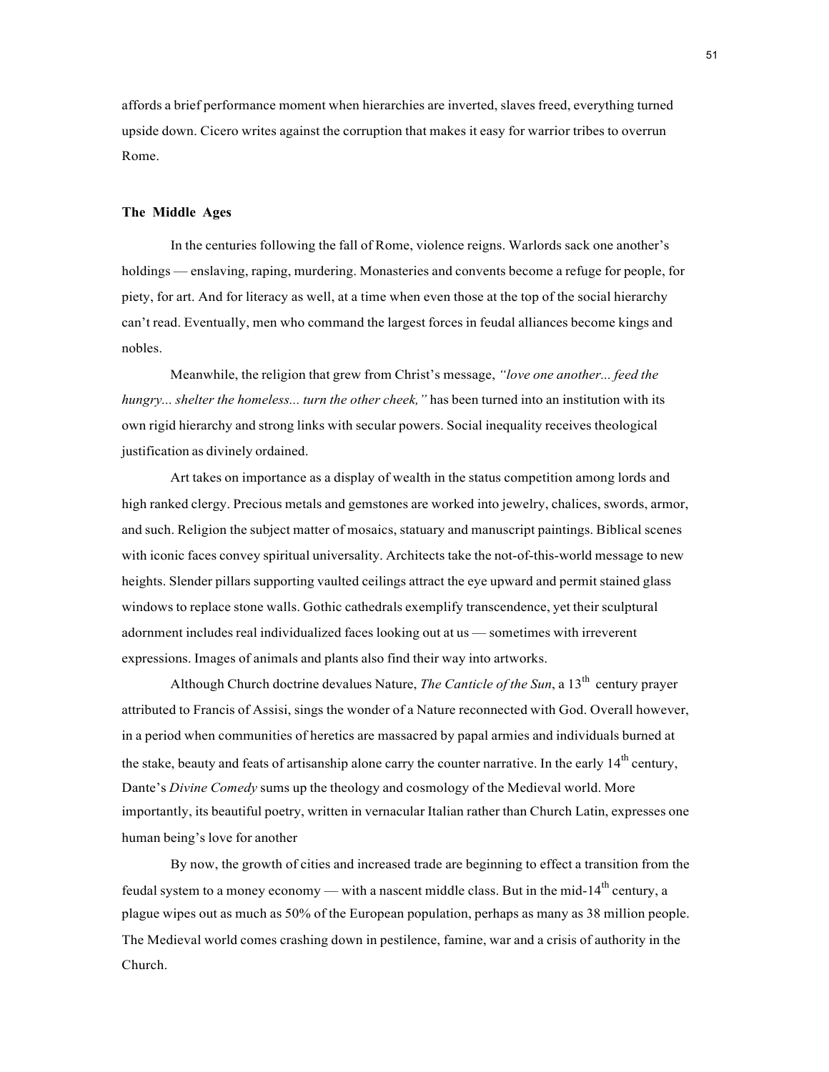affords a brief performance moment when hierarchies are inverted, slaves freed, everything turned upside down. Cicero writes against the corruption that makes it easy for warrior tribes to overrun Rome.

## The Middle Ages

In the centuries following the fall of Rome, violence reigns. Warlords sack one another's holdings — enslaving, raping, murdering. Monasteries and convents become a refuge for people, for piety, for art. And for literacy as well, at a time when even those at the top of the social hierarchy can't read. Eventually, men who command the largest forces in feudal alliances become kings and nobles.

Meanwhile, the religion that grew from Christ's message, *"love one another... feed the hungry... shelter the homeless... turn the other cheek,"* has been turned into an institution with its own rigid hierarchy and strong links with secular powers. Social inequality receives theological justification as divinely ordained.

Art takes on importance as a display of wealth in the status competition among lords and high ranked clergy. Precious metals and gemstones are worked into jewelry, chalices, swords, armor, and such. Religion the subject matter of mosaics, statuary and manuscript paintings. Biblical scenes with iconic faces convey spiritual universality. Architects take the not-of-this-world message to new heights. Slender pillars supporting vaulted ceilings attract the eye upward and permit stained glass windows to replace stone walls. Gothic cathedrals exemplify transcendence, yet their sculptural adornment includes real individualized faces looking out at us — sometimes with irreverent expressions. Images of animals and plants also find their way into artworks.

Although Church doctrine devalues Nature, *The Canticle of the Sun*, a 13th century prayer attributed to Francis of Assisi, sings the wonder of a Nature reconnected with God. Overall however, in a period when communities of heretics are massacred by papal armies and individuals burned at the stake, beauty and feats of artisanship alone carry the counter narrative. In the early 14th century, Dante's *Divine Comedy* sums up the theology and cosmology of the Medieval world. More importantly, its beautiful poetry, written in vernacular Italian rather than Church Latin, expresses one human being's love for another

By now, the growth of cities and increased trade are beginning to effect a transition from the feudal system to a money economy — with a nascent middle class. But in the mid-14th century, a plague wipes out as much as 50% of the European population, perhaps as many as 38 million people. The Medieval world comes crashing down in pestilence, famine, war and a crisis of authority in the Church.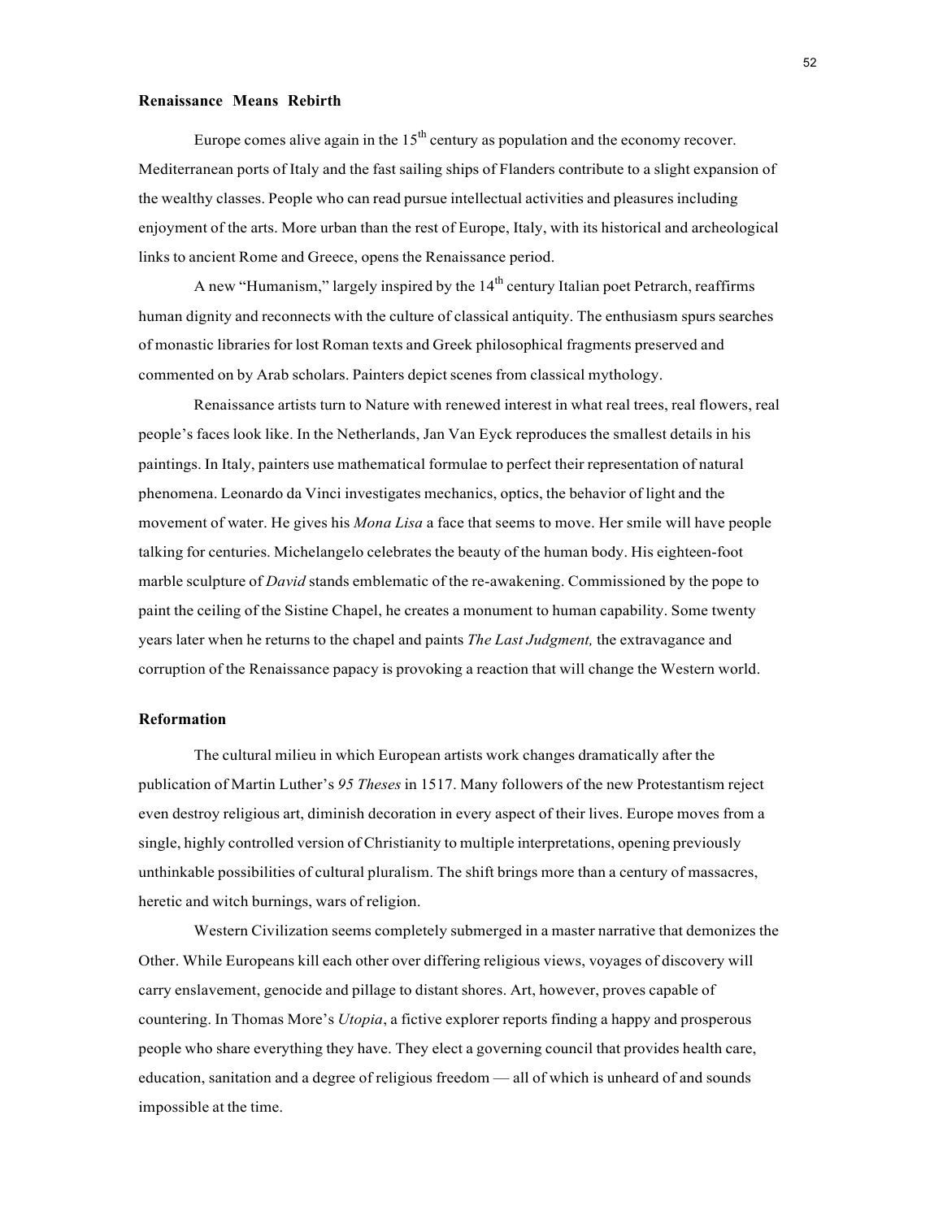## Renaissance Means Rebirth

Europe comes alive again in the 15th century as population and the economy recover. Mediterranean ports of Italy and the fast sailing ships of Flanders contribute to a slight expansion of the wealthy classes. People who can read pursue intellectual activities and pleasures including enjoyment of the arts. More urban than the rest of Europe, Italy, with its historical and archeological links to ancient Rome and Greece, opens the Renaissance period.

A new "Humanism," largely inspired by the 14th century Italian poet Petrarch, reaffirms human dignity and reconnects with the culture of classical antiquity. The enthusiasm spurs searches of monastic libraries for lost Roman texts and Greek philosophical fragments preserved and commented on by Arab scholars. Painters depict scenes from classical mythology.

Renaissance artists turn to Nature with renewed interest in what real trees, real flowers, real people's faces look like. In the Netherlands, Jan Van Eyck reproduces the smallest details in his paintings. In Italy, painters use mathematical formulae to perfect their representation of natural phenomena. Leonardo da Vinci investigates mechanics, optics, the behavior of light and the movement of water. He gives his *Mona Lisa* a face that seems to move. Her smile will have people talking for centuries. Michelangelo celebrates the beauty of the human body. His eighteen-foot marble sculpture of *David* stands emblematic of the re-awakening. Commissioned by the pope to paint the ceiling of the Sistine Chapel, he creates a monument to human capability. Some twenty years later when he returns to the chapel and paints *The Last Judgment,* the extravagance and corruption of the Renaissance papacy is provoking a reaction that will change the Western world.

## Reformation

The cultural milieu in which European artists work changes dramatically after the publication of Martin Luther's *95 Theses* in 1517. Many followers of the new Protestantism reject even destroy religious art, diminish decoration in every aspect of their lives. Europe moves from a single, highly controlled version of Christianity to multiple interpretations, opening previously unthinkable possibilities of cultural pluralism. The shift brings more than a century of massacres, heretic and witch burnings, wars of religion.

Western Civilization seems completely submerged in a master narrative that demonizes the Other. While Europeans kill each other over differing religious views, voyages of discovery will carry enslavement, genocide and pillage to distant shores. Art, however, proves capable of countering. In Thomas More's *Utopia*, a fictive explorer reports finding a happy and prosperous people who share everything they have. They elect a governing council that provides health care, education, sanitation and a degree of religious freedom — all of which is unheard of and sounds impossible at the time.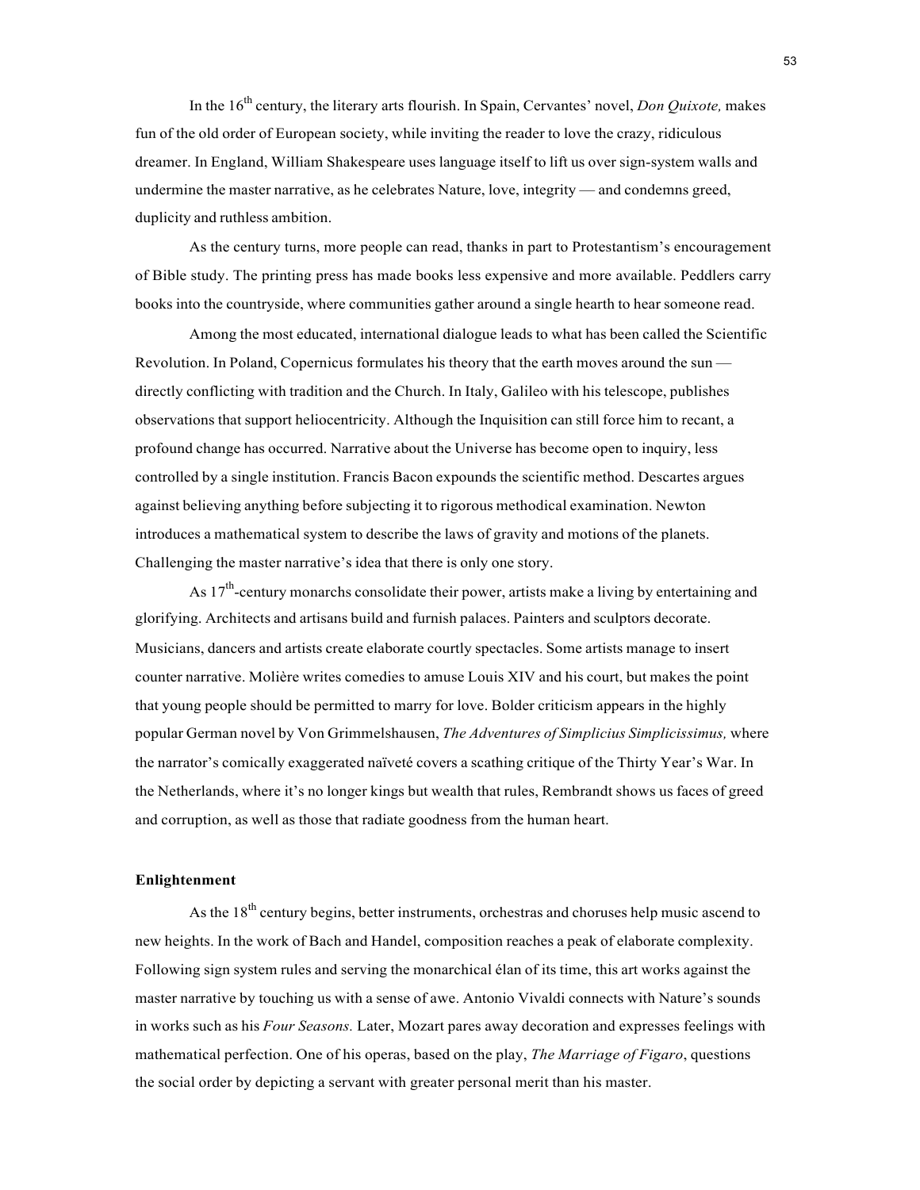In the 16th century, the literary arts flourish. In Spain, Cervantes' novel, *Don Quixote,* makes fun of the old order of European society, while inviting the reader to love the crazy, ridiculous dreamer. In England, William Shakespeare uses language itself to lift us over sign-system walls and undermine the master narrative, as he celebrates Nature, love, integrity — and condemns greed, duplicity and ruthless ambition.

As the century turns, more people can read, thanks in part to Protestantism's encouragement of Bible study. The printing press has made books less expensive and more available. Peddlers carry books into the countryside, where communities gather around a single hearth to hear someone read.

Among the most educated, international dialogue leads to what has been called the Scientific Revolution. In Poland, Copernicus formulates his theory that the earth moves around the sun — directly conflicting with tradition and the Church. In Italy, Galileo with his telescope, publishes observations that support heliocentricity. Although the Inquisition can still force him to recant, a profound change has occurred. Narrative about the Universe has become open to inquiry, less controlled by a single institution. Francis Bacon expounds the scientific method. Descartes argues against believing anything before subjecting it to rigorous methodical examination. Newton introduces a mathematical system to describe the laws of gravity and motions of the planets. Challenging the master narrative's idea that there is only one story.

As 17th-century monarchs consolidate their power, artists make a living by entertaining and glorifying. Architects and artisans build and furnish palaces. Painters and sculptors decorate. Musicians, dancers and artists create elaborate courtly spectacles. Some artists manage to insert counter narrative. Molière writes comedies to amuse Louis XIV and his court, but makes the point that young people should be permitted to marry for love. Bolder criticism appears in the highly popular German novel by Von Grimmelshausen, *The Adventures of Simplicius Simplicissimus,* where the narrator's comically exaggerated naïveté covers a scathing critique of the Thirty Year's War. In the Netherlands, where it's no longer kings but wealth that rules, Rembrandt shows us faces of greed and corruption, as well as those that radiate goodness from the human heart.

### Enlightenment

As the 18th century begins, better instruments, orchestras and choruses help music ascend to new heights. In the work of Bach and Handel, composition reaches a peak of elaborate complexity. Following sign system rules and serving the monarchical élan of its time, this art works against the master narrative by touching us with a sense of awe. Antonio Vivaldi connects with Nature's sounds in works such as his *Four Seasons.* Later, Mozart pares away decoration and expresses feelings with mathematical perfection. One of his operas, based on the play, *The Marriage of Figaro*, questions the social order by depicting a servant with greater personal merit than his master.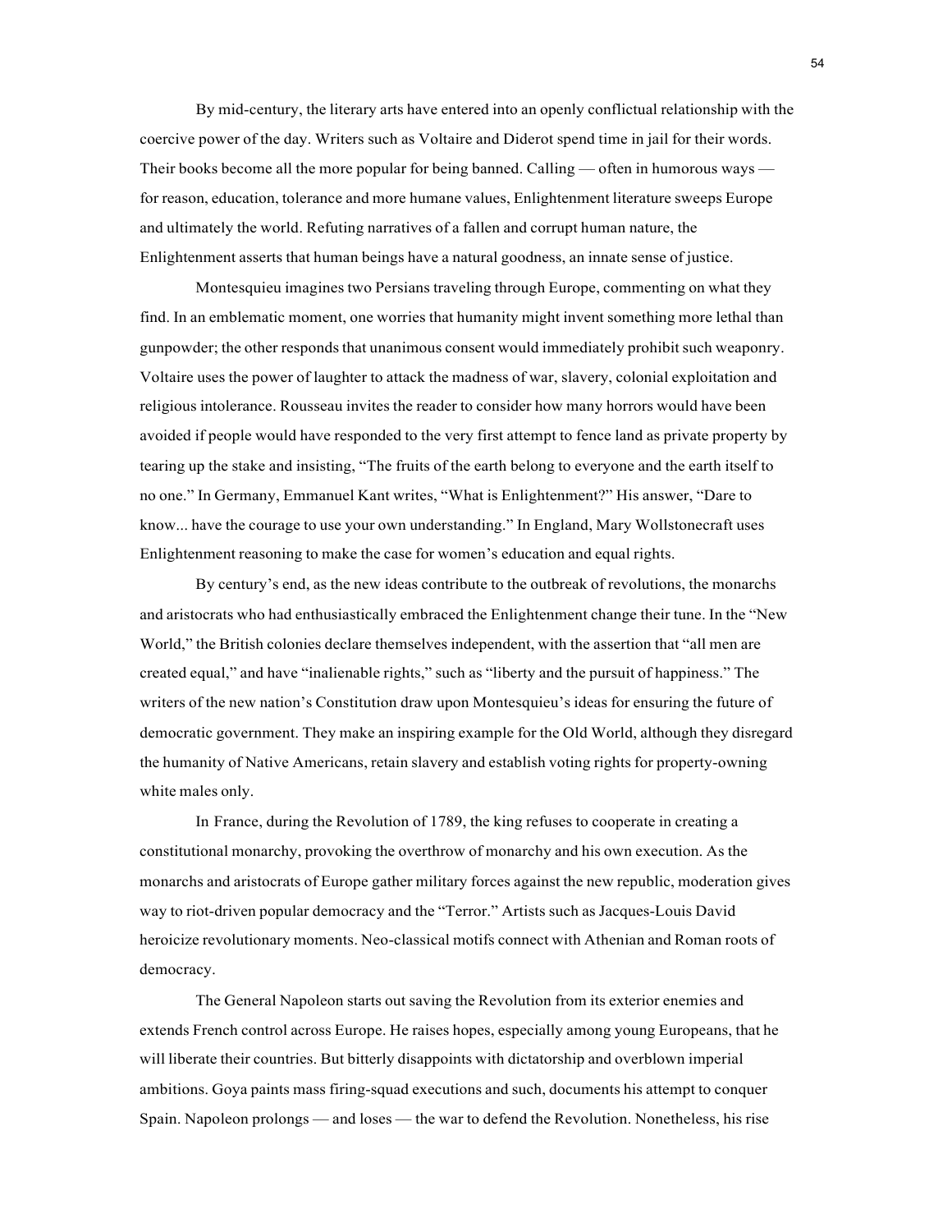By mid-century, the literary arts have entered into an openly conflictual relationship with the coercive power of the day. Writers such as Voltaire and Diderot spend time in jail for their words. Their books become all the more popular for being banned. Calling — often in humorous ways — for reason, education, tolerance and more humane values, Enlightenment literature sweeps Europe and ultimately the world. Refuting narratives of a fallen and corrupt human nature, the Enlightenment asserts that human beings have a natural goodness, an innate sense of justice.

Montesquieu imagines two Persians traveling through Europe, commenting on what they find. In an emblematic moment, one worries that humanity might invent something more lethal than gunpowder; the other responds that unanimous consent would immediately prohibit such weaponry. Voltaire uses the power of laughter to attack the madness of war, slavery, colonial exploitation and religious intolerance. Rousseau invites the reader to consider how many horrors would have been avoided if people would have responded to the very first attempt to fence land as private property by tearing up the stake and insisting, "The fruits of the earth belong to everyone and the earth itself to no one." In Germany, Emmanuel Kant writes, "What is Enlightenment?" His answer, "Dare to know... have the courage to use your own understanding." In England, Mary Wollstonecraft uses Enlightenment reasoning to make the case for women's education and equal rights.

By century's end, as the new ideas contribute to the outbreak of revolutions, the monarchs and aristocrats who had enthusiastically embraced the Enlightenment change their tune. In the "New World," the British colonies declare themselves independent, with the assertion that "all men are created equal," and have "inalienable rights," such as "liberty and the pursuit of happiness." The writers of the new nation's Constitution draw upon Montesquieu's ideas for ensuring the future of democratic government. They make an inspiring example for the Old World, although they disregard the humanity of Native Americans, retain slavery and establish voting rights for property-owning white males only.

In France, during the Revolution of 1789, the king refuses to cooperate in creating a constitutional monarchy, provoking the overthrow of monarchy and his own execution. As the monarchs and aristocrats of Europe gather military forces against the new republic, moderation gives way to riot-driven popular democracy and the "Terror." Artists such as Jacques-Louis David heroicize revolutionary moments. Neo-classical motifs connect with Athenian and Roman roots of democracy.

The General Napoleon starts out saving the Revolution from its exterior enemies and extends French control across Europe. He raises hopes, especially among young Europeans, that he will liberate their countries. But bitterly disappoints with dictatorship and overblown imperial ambitions. Goya paints mass firing-squad executions and such, documents his attempt to conquer Spain. Napoleon prolongs — and loses — the war to defend the Revolution. Nonetheless, his rise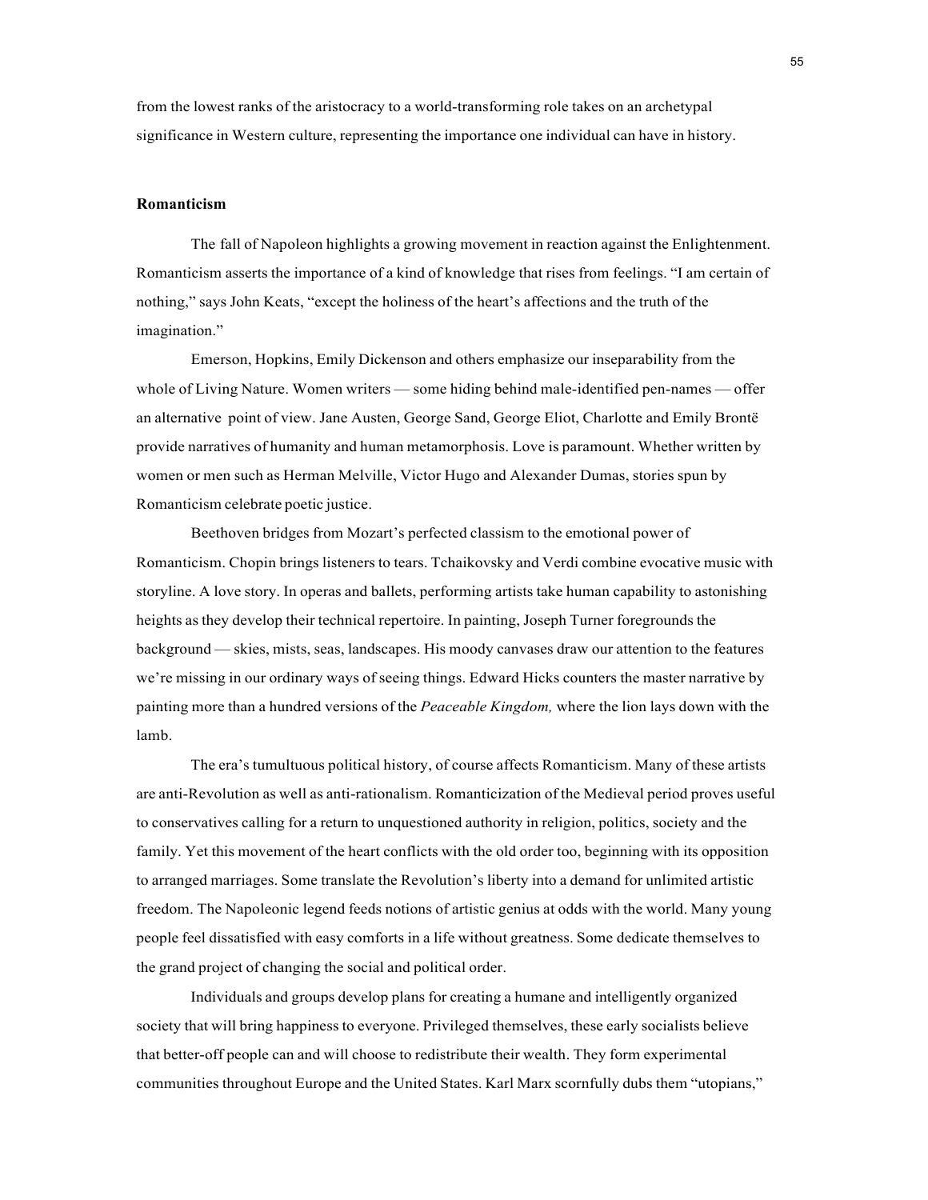from the lowest ranks of the aristocracy to a world-transforming role takes on an archetypal significance in Western culture, representing the importance one individual can have in history.

## Romanticism

The fall of Napoleon highlights a growing movement in reaction against the Enlightenment. Romanticism asserts the importance of a kind of knowledge that rises from feelings. “I am certain of nothing,” says John Keats, “except the holiness of the heart’s affections and the truth of the imagination.”

Emerson, Hopkins, Emily Dickenson and others emphasize our inseparability from the whole of Living Nature. Women writers — some hiding behind male-identified pen-names — offer an alternative point of view. Jane Austen, George Sand, George Eliot, Charlotte and Emily Brontë provide narratives of humanity and human metamorphosis. Love is paramount. Whether written by women or men such as Herman Melville, Victor Hugo and Alexander Dumas, stories spun by Romanticism celebrate poetic justice.

Beethoven bridges from Mozart’s perfected classism to the emotional power of Romanticism. Chopin brings listeners to tears. Tchaikovsky and Verdi combine evocative music with storyline. A love story. In operas and ballets, performing artists take human capability to astonishing heights as they develop their technical repertoire. In painting, Joseph Turner foregrounds the background — skies, mists, seas, landscapes. His moody canvases draw our attention to the features we’re missing in our ordinary ways of seeing things. Edward Hicks counters the master narrative by painting more than a hundred versions of the *Peaceable Kingdom,* where the lion lays down with the lamb.

The era’s tumultuous political history, of course affects Romanticism. Many of these artists are anti-Revolution as well as anti-rationalism. Romanticization of the Medieval period proves useful to conservatives calling for a return to unquestioned authority in religion, politics, society and the family. Yet this movement of the heart conflicts with the old order too, beginning with its opposition to arranged marriages. Some translate the Revolution’s liberty into a demand for unlimited artistic freedom. The Napoleonic legend feeds notions of artistic genius at odds with the world. Many young people feel dissatisfied with easy comforts in a life without greatness. Some dedicate themselves to the grand project of changing the social and political order.

Individuals and groups develop plans for creating a humane and intelligently organized society that will bring happiness to everyone. Privileged themselves, these early socialists believe that better-off people can and will choose to redistribute their wealth. They form experimental communities throughout Europe and the United States. Karl Marx scornfully dubs them “utopians,”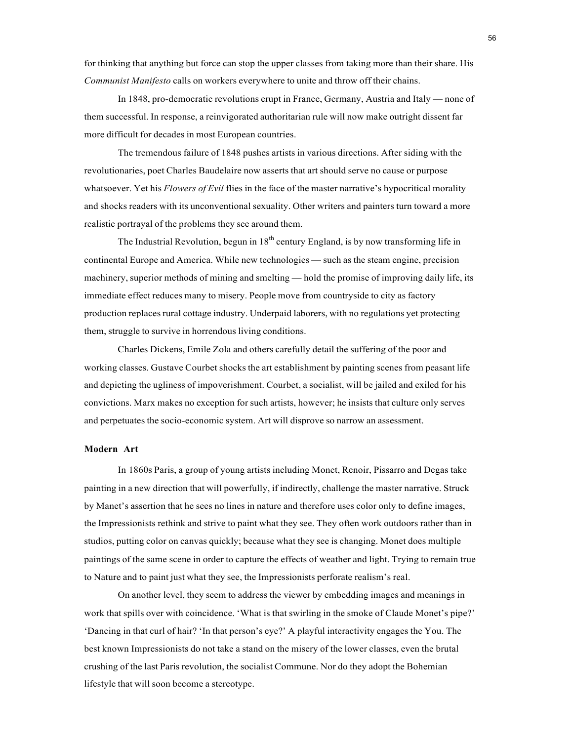for thinking that anything but force can stop the upper classes from taking more than their share. His *Communist Manifesto* calls on workers everywhere to unite and throw off their chains.

In 1848, pro-democratic revolutions erupt in France, Germany, Austria and Italy — none of them successful. In response, a reinvigorated authoritarian rule will now make outright dissent far more difficult for decades in most European countries.

The tremendous failure of 1848 pushes artists in various directions. After siding with the revolutionaries, poet Charles Baudelaire now asserts that art should serve no cause or purpose whatsoever. Yet his *Flowers of Evil* flies in the face of the master narrative's hypocritical morality and shocks readers with its unconventional sexuality. Other writers and painters turn toward a more realistic portrayal of the problems they see around them.

The Industrial Revolution, begun in 18th century England, is by now transforming life in continental Europe and America. While new technologies — such as the steam engine, precision machinery, superior methods of mining and smelting — hold the promise of improving daily life, its immediate effect reduces many to misery. People move from countryside to city as factory production replaces rural cottage industry. Underpaid laborers, with no regulations yet protecting them, struggle to survive in horrendous living conditions.

Charles Dickens, Emile Zola and others carefully detail the suffering of the poor and working classes. Gustave Courbet shocks the art establishment by painting scenes from peasant life and depicting the ugliness of impoverishment. Courbet, a socialist, will be jailed and exiled for his convictions. Marx makes no exception for such artists, however; he insists that culture only serves and perpetuates the socio-economic system. Art will disprove so narrow an assessment.

**Modern Art**

In 1860s Paris, a group of young artists including Monet, Renoir, Pissarro and Degas take painting in a new direction that will powerfully, if indirectly, challenge the master narrative. Struck by Manet's assertion that he sees no lines in nature and therefore uses color only to define images, the Impressionists rethink and strive to paint what they see. They often work outdoors rather than in studios, putting color on canvas quickly; because what they see is changing. Monet does multiple paintings of the same scene in order to capture the effects of weather and light. Trying to remain true to Nature and to paint just what they see, the Impressionists perforate realism's real.

On another level, they seem to address the viewer by embedding images and meanings in work that spills over with coincidence. 'What is that swirling in the smoke of Claude Monet's pipe?' 'Dancing in that curl of hair? 'In that person's eye?' A playful interactivity engages the You. The best known Impressionists do not take a stand on the misery of the lower classes, even the brutal crushing of the last Paris revolution, the socialist Commune. Nor do they adopt the Bohemian lifestyle that will soon become a stereotype.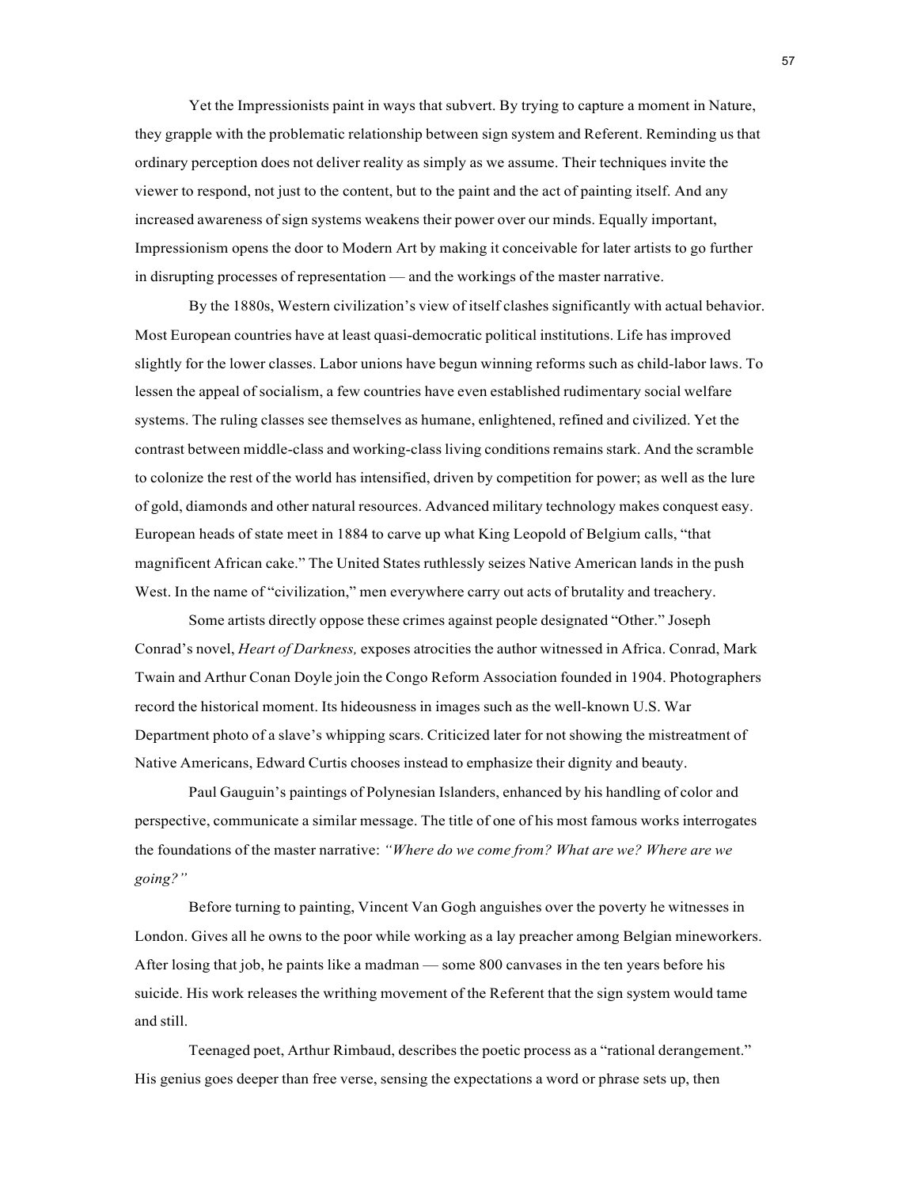Yet the Impressionists paint in ways that subvert. By trying to capture a moment in Nature, they grapple with the problematic relationship between sign system and Referent. Reminding us that ordinary perception does not deliver reality as simply as we assume. Their techniques invite the viewer to respond, not just to the content, but to the paint and the act of painting itself. And any increased awareness of sign systems weakens their power over our minds. Equally important, Impressionism opens the door to Modern Art by making it conceivable for later artists to go further in disrupting processes of representation — and the workings of the master narrative.

By the 1880s, Western civilization's view of itself clashes significantly with actual behavior. Most European countries have at least quasi-democratic political institutions. Life has improved slightly for the lower classes. Labor unions have begun winning reforms such as child-labor laws. To lessen the appeal of socialism, a few countries have even established rudimentary social welfare systems. The ruling classes see themselves as humane, enlightened, refined and civilized. Yet the contrast between middle-class and working-class living conditions remains stark. And the scramble to colonize the rest of the world has intensified, driven by competition for power; as well as the lure of gold, diamonds and other natural resources. Advanced military technology makes conquest easy. European heads of state meet in 1884 to carve up what King Leopold of Belgium calls, "that magnificent African cake." The United States ruthlessly seizes Native American lands in the push West. In the name of "civilization," men everywhere carry out acts of brutality and treachery.

Some artists directly oppose these crimes against people designated "Other." Joseph Conrad's novel, *Heart of Darkness,* exposes atrocities the author witnessed in Africa. Conrad, Mark Twain and Arthur Conan Doyle join the Congo Reform Association founded in 1904. Photographers record the historical moment. Its hideousness in images such as the well-known U.S. War Department photo of a slave's whipping scars. Criticized later for not showing the mistreatment of Native Americans, Edward Curtis chooses instead to emphasize their dignity and beauty.

Paul Gauguin's paintings of Polynesian Islanders, enhanced by his handling of color and perspective, communicate a similar message. The title of one of his most famous works interrogates the foundations of the master narrative: *"Where do we come from? What are we? Where are we going?"*

Before turning to painting, Vincent Van Gogh anguishes over the poverty he witnesses in London. Gives all he owns to the poor while working as a lay preacher among Belgian mineworkers. After losing that job, he paints like a madman — some 800 canvases in the ten years before his suicide. His work releases the writhing movement of the Referent that the sign system would tame and still.

Teenaged poet, Arthur Rimbaud, describes the poetic process as a "rational derangement." His genius goes deeper than free verse, sensing the expectations a word or phrase sets up, then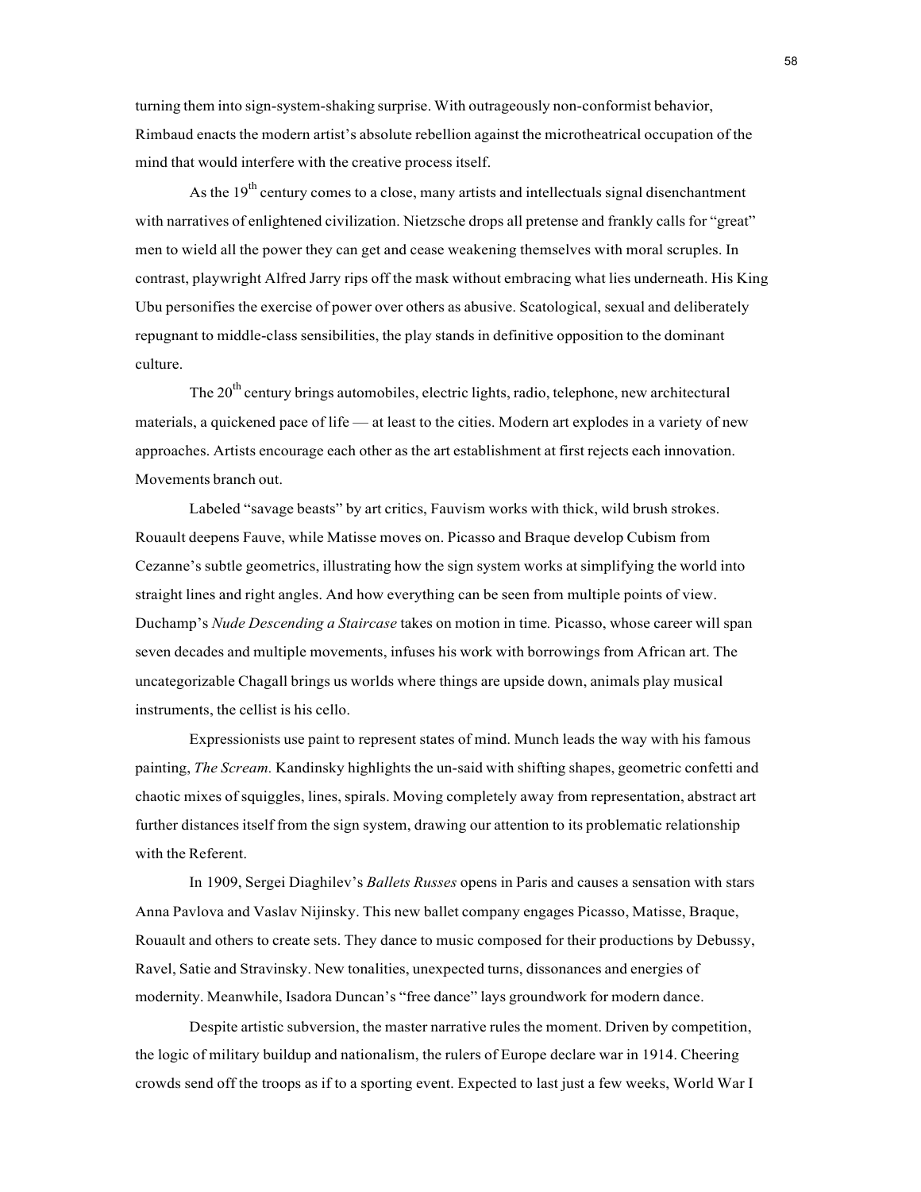turning them into sign-system-shaking surprise. With outrageously non-conformist behavior, Rimbaud enacts the modern artist's absolute rebellion against the microtheatrical occupation of the mind that would interfere with the creative process itself.

As the 19th century comes to a close, many artists and intellectuals signal disenchantment with narratives of enlightened civilization. Nietzsche drops all pretense and frankly calls for "great" men to wield all the power they can get and cease weakening themselves with moral scruples. In contrast, playwright Alfred Jarry rips off the mask without embracing what lies underneath. His King Ubu personifies the exercise of power over others as abusive. Scatological, sexual and deliberately repugnant to middle-class sensibilities, the play stands in definitive opposition to the dominant culture.

The 20th century brings automobiles, electric lights, radio, telephone, new architectural materials, a quickened pace of life — at least to the cities. Modern art explodes in a variety of new approaches. Artists encourage each other as the art establishment at first rejects each innovation. Movements branch out.

Labeled "savage beasts" by art critics, Fauvism works with thick, wild brush strokes. Rouault deepens Fauve, while Matisse moves on. Picasso and Braque develop Cubism from Cezanne's subtle geometrics, illustrating how the sign system works at simplifying the world into straight lines and right angles. And how everything can be seen from multiple points of view. Duchamp's *Nude Descending a Staircase* takes on motion in time. Picasso, whose career will span seven decades and multiple movements, infuses his work with borrowings from African art. The uncategorizable Chagall brings us worlds where things are upside down, animals play musical instruments, the cellist is his cello.

Expressionists use paint to represent states of mind. Munch leads the way with his famous painting, *The Scream.* Kandinsky highlights the un-said with shifting shapes, geometric confetti and chaotic mixes of squiggles, lines, spirals. Moving completely away from representation, abstract art further distances itself from the sign system, drawing our attention to its problematic relationship with the Referent.

In 1909, Sergei Diaghilev's *Ballets Russes* opens in Paris and causes a sensation with stars Anna Pavlova and Vaslav Nijinsky. This new ballet company engages Picasso, Matisse, Braque, Rouault and others to create sets. They dance to music composed for their productions by Debussy, Ravel, Satie and Stravinsky. New tonalities, unexpected turns, dissonances and energies of modernity. Meanwhile, Isadora Duncan's "free dance" lays groundwork for modern dance.

Despite artistic subversion, the master narrative rules the moment. Driven by competition, the logic of military buildup and nationalism, the rulers of Europe declare war in 1914. Cheering crowds send off the troops as if to a sporting event. Expected to last just a few weeks, World War I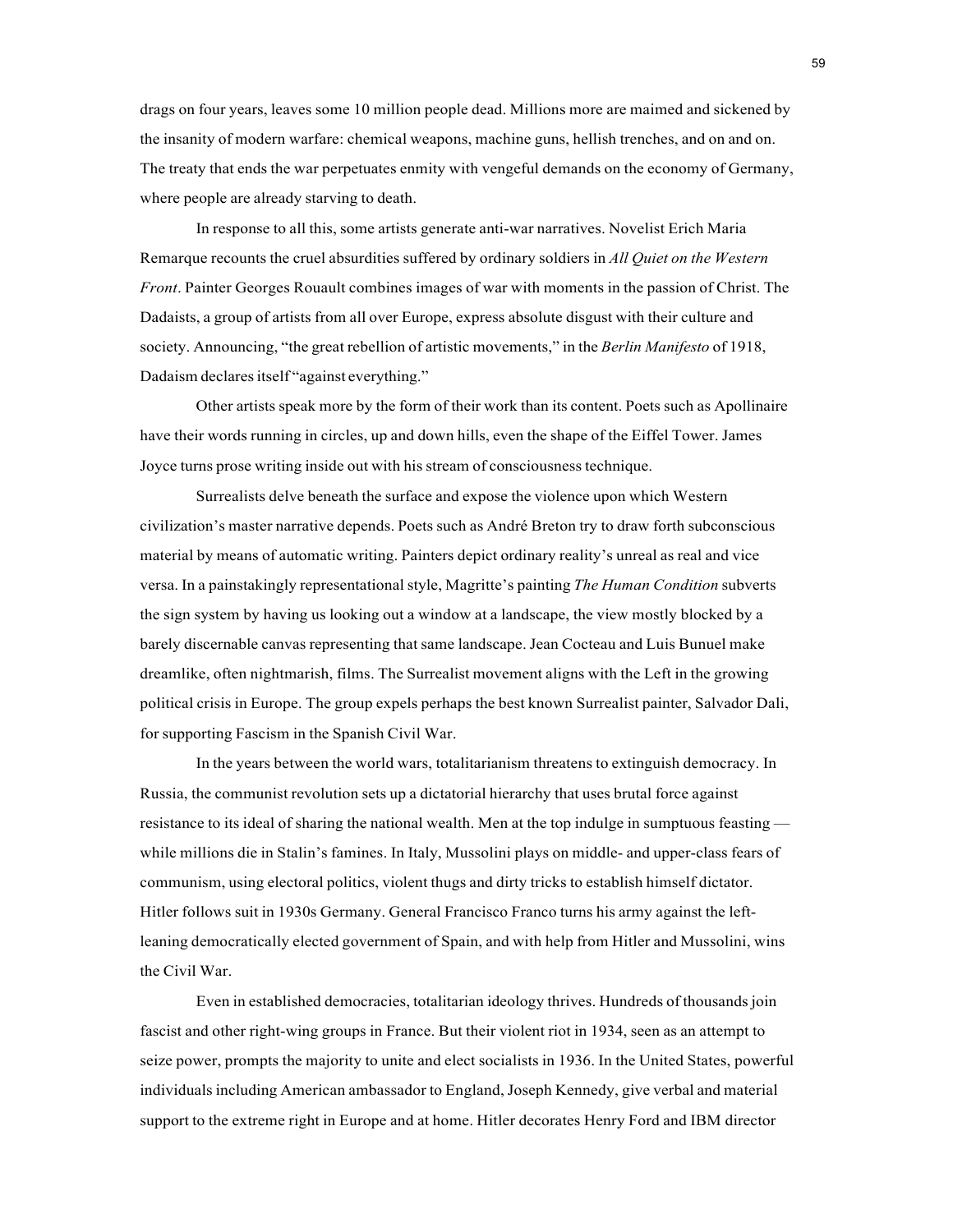drags on four years, leaves some 10 million people dead. Millions more are maimed and sickened by the insanity of modern warfare: chemical weapons, machine guns, hellish trenches, and on and on. The treaty that ends the war perpetuates enmity with vengeful demands on the economy of Germany, where people are already starving to death.

In response to all this, some artists generate anti-war narratives. Novelist Erich Maria Remarque recounts the cruel absurdities suffered by ordinary soldiers in *All Quiet on the Western Front*. Painter Georges Rouault combines images of war with moments in the passion of Christ. The Dadaists, a group of artists from all over Europe, express absolute disgust with their culture and society. Announcing, "the great rebellion of artistic movements," in the *Berlin Manifesto* of 1918, Dadaism declares itself "against everything."

Other artists speak more by the form of their work than its content. Poets such as Apollinaire have their words running in circles, up and down hills, even the shape of the Eiffel Tower. James Joyce turns prose writing inside out with his stream of consciousness technique.

Surrealists delve beneath the surface and expose the violence upon which Western civilization's master narrative depends. Poets such as André Breton try to draw forth subconscious material by means of automatic writing. Painters depict ordinary reality's unreal as real and vice versa. In a painstakingly representational style, Magritte's painting *The Human Condition* subverts the sign system by having us looking out a window at a landscape, the view mostly blocked by a barely discernable canvas representing that same landscape. Jean Cocteau and Luis Bunuel make dreamlike, often nightmarish, films. The Surrealist movement aligns with the Left in the growing political crisis in Europe. The group expels perhaps the best known Surrealist painter, Salvador Dali, for supporting Fascism in the Spanish Civil War.

In the years between the world wars, totalitarianism threatens to extinguish democracy. In Russia, the communist revolution sets up a dictatorial hierarchy that uses brutal force against resistance to its ideal of sharing the national wealth. Men at the top indulge in sumptuous feasting — while millions die in Stalin's famines. In Italy, Mussolini plays on middle- and upper-class fears of communism, using electoral politics, violent thugs and dirty tricks to establish himself dictator. Hitler follows suit in 1930s Germany. General Francisco Franco turns his army against the left-leaning democratically elected government of Spain, and with help from Hitler and Mussolini, wins the Civil War.

Even in established democracies, totalitarian ideology thrives. Hundreds of thousands join fascist and other right-wing groups in France. But their violent riot in 1934, seen as an attempt to seize power, prompts the majority to unite and elect socialists in 1936. In the United States, powerful individuals including American ambassador to England, Joseph Kennedy, give verbal and material support to the extreme right in Europe and at home. Hitler decorates Henry Ford and IBM director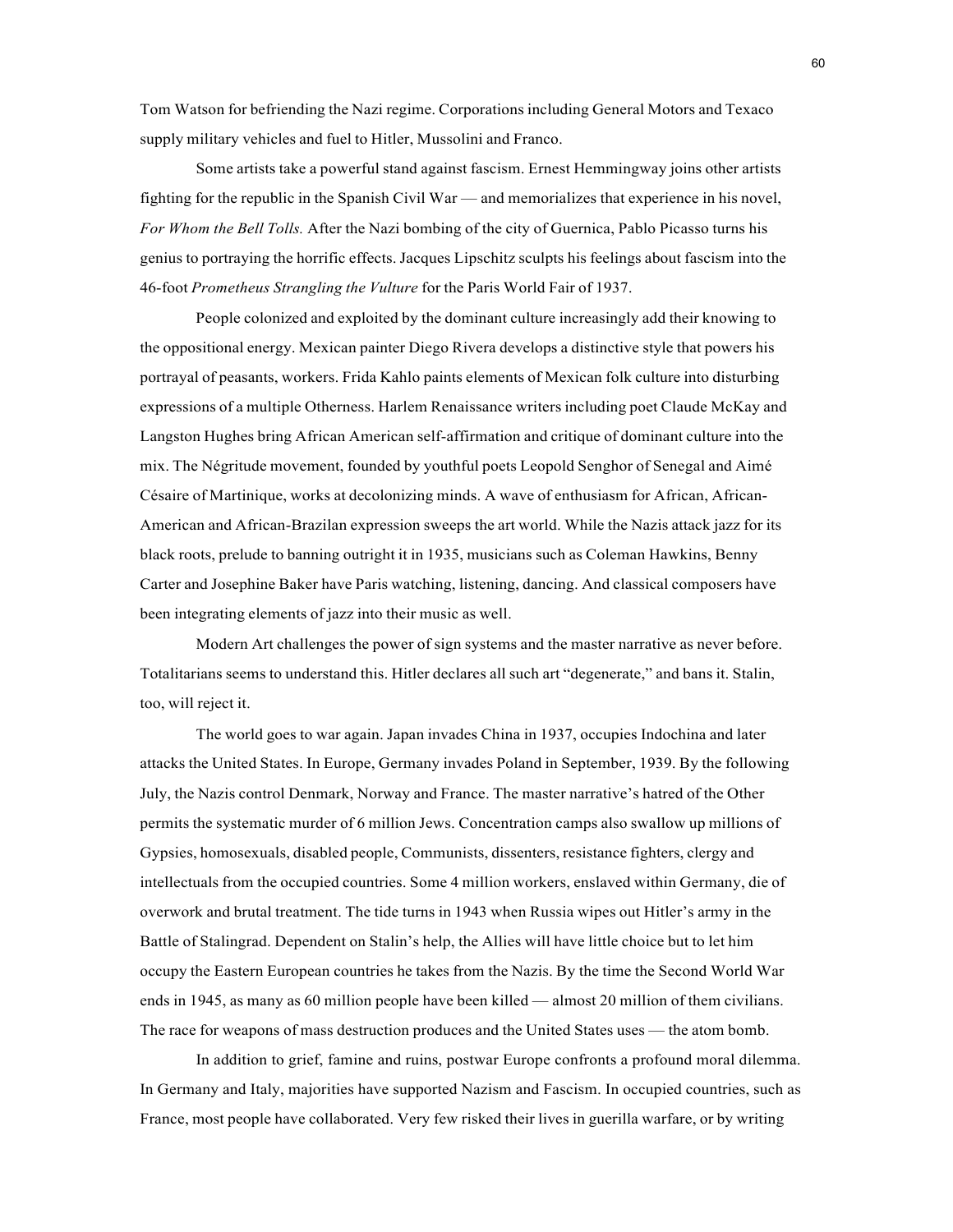Tom Watson for befriending the Nazi regime. Corporations including General Motors and Texaco supply military vehicles and fuel to Hitler, Mussolini and Franco.

Some artists take a powerful stand against fascism. Ernest Hemmingway joins other artists fighting for the republic in the Spanish Civil War — and memorializes that experience in his novel, *For Whom the Bell Tolls.* After the Nazi bombing of the city of Guernica, Pablo Picasso turns his genius to portraying the horrific effects. Jacques Lipschitz sculpts his feelings about fascism into the 46-foot *Prometheus Strangling the Vulture* for the Paris World Fair of 1937.

People colonized and exploited by the dominant culture increasingly add their knowing to the oppositional energy. Mexican painter Diego Rivera develops a distinctive style that powers his portrayal of peasants, workers. Frida Kahlo paints elements of Mexican folk culture into disturbing expressions of a multiple Otherness. Harlem Renaissance writers including poet Claude McKay and Langston Hughes bring African American self-affirmation and critique of dominant culture into the mix. The Négritude movement, founded by youthful poets Leopold Senghor of Senegal and Aimé Césaire of Martinique, works at decolonizing minds. A wave of enthusiasm for African, African-American and African-Brazilan expression sweeps the art world. While the Nazis attack jazz for its black roots, prelude to banning outright it in 1935, musicians such as Coleman Hawkins, Benny Carter and Josephine Baker have Paris watching, listening, dancing. And classical composers have been integrating elements of jazz into their music as well.

Modern Art challenges the power of sign systems and the master narrative as never before. Totalitarians seems to understand this. Hitler declares all such art "degenerate," and bans it. Stalin, too, will reject it.

The world goes to war again. Japan invades China in 1937, occupies Indochina and later attacks the United States. In Europe, Germany invades Poland in September, 1939. By the following July, the Nazis control Denmark, Norway and France. The master narrative's hatred of the Other permits the systematic murder of 6 million Jews. Concentration camps also swallow up millions of Gypsies, homosexuals, disabled people, Communists, dissenters, resistance fighters, clergy and intellectuals from the occupied countries. Some 4 million workers, enslaved within Germany, die of overwork and brutal treatment. The tide turns in 1943 when Russia wipes out Hitler's army in the Battle of Stalingrad. Dependent on Stalin's help, the Allies will have little choice but to let him occupy the Eastern European countries he takes from the Nazis. By the time the Second World War ends in 1945, as many as 60 million people have been killed — almost 20 million of them civilians. The race for weapons of mass destruction produces and the United States uses — the atom bomb.

In addition to grief, famine and ruins, postwar Europe confronts a profound moral dilemma. In Germany and Italy, majorities have supported Nazism and Fascism. In occupied countries, such as France, most people have collaborated. Very few risked their lives in guerilla warfare, or by writing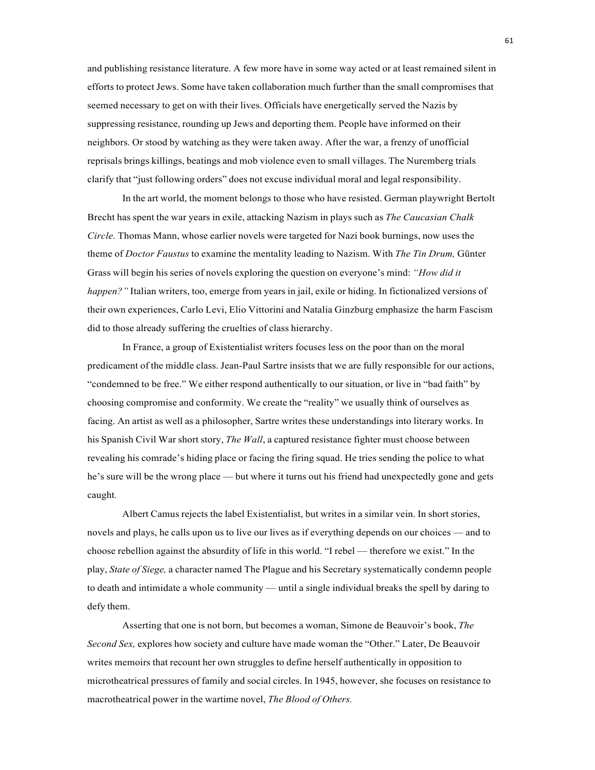and publishing resistance literature. A few more have in some way acted or at least remained silent in efforts to protect Jews. Some have taken collaboration much further than the small compromises that seemed necessary to get on with their lives. Officials have energetically served the Nazis by suppressing resistance, rounding up Jews and deporting them. People have informed on their neighbors. Or stood by watching as they were taken away. After the war, a frenzy of unofficial reprisals brings killings, beatings and mob violence even to small villages. The Nuremberg trials clarify that "just following orders" does not excuse individual moral and legal responsibility.

In the art world, the moment belongs to those who have resisted. German playwright Bertolt Brecht has spent the war years in exile, attacking Nazism in plays such as *The Caucasian Chalk Circle.* Thomas Mann, whose earlier novels were targeted for Nazi book burnings, now uses the theme of *Doctor Faustus* to examine the mentality leading to Nazism. With *The Tin Drum,* Günter Grass will begin his series of novels exploring the question on everyone's mind: *"How did it happen?"* Italian writers, too, emerge from years in jail, exile or hiding. In fictionalized versions of their own experiences, Carlo Levi, Elio Vittorini and Natalia Ginzburg emphasize the harm Fascism did to those already suffering the cruelties of class hierarchy.

In France, a group of Existentialist writers focuses less on the poor than on the moral predicament of the middle class. Jean-Paul Sartre insists that we are fully responsible for our actions, "condemned to be free." We either respond authentically to our situation, or live in "bad faith" by choosing compromise and conformity. We create the "reality" we usually think of ourselves as facing. An artist as well as a philosopher, Sartre writes these understandings into literary works. In his Spanish Civil War short story, *The Wall*, a captured resistance fighter must choose between revealing his comrade's hiding place or facing the firing squad. He tries sending the police to what he's sure will be the wrong place — but where it turns out his friend had unexpectedly gone and gets caught.

Albert Camus rejects the label Existentialist, but writes in a similar vein. In short stories, novels and plays, he calls upon us to live our lives as if everything depends on our choices — and to choose rebellion against the absurdity of life in this world. "I rebel — therefore we exist." In the play, *State of Siege,* a character named The Plague and his Secretary systematically condemn people to death and intimidate a whole community — until a single individual breaks the spell by daring to defy them.

Asserting that one is not born, but becomes a woman, Simone de Beauvoir's book, *The Second Sex,* explores how society and culture have made woman the "Other." Later, De Beauvoir writes memoirs that recount her own struggles to define herself authentically in opposition to microtheatrical pressures of family and social circles. In 1945, however, she focuses on resistance to macrotheatrical power in the wartime novel, *The Blood of Others.*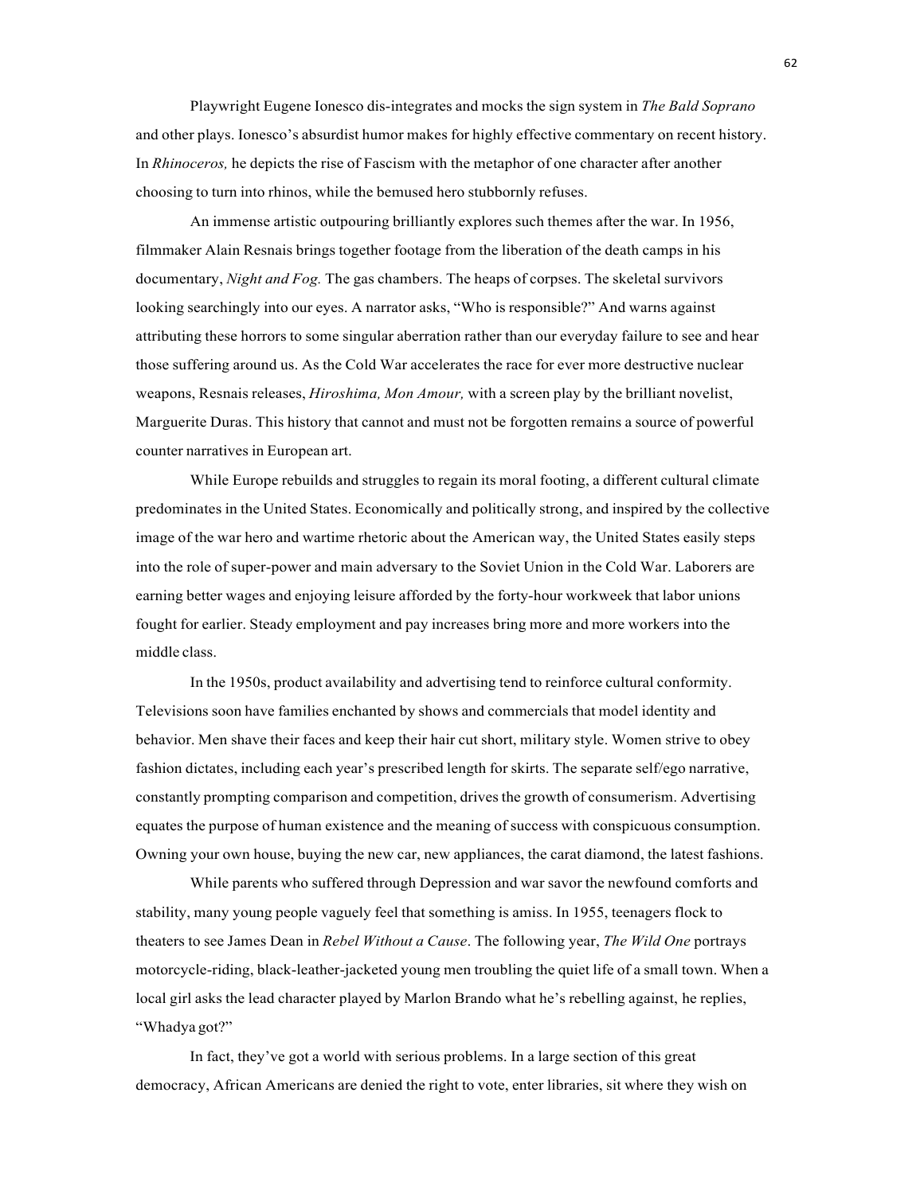Playwright Eugene Ionesco dis-integrates and mocks the sign system in *The Bald Soprano* and other plays. Ionesco's absurdist humor makes for highly effective commentary on recent history. In *Rhinoceros,* he depicts the rise of Fascism with the metaphor of one character after another choosing to turn into rhinos, while the bemused hero stubbornly refuses.

An immense artistic outpouring brilliantly explores such themes after the war. In 1956, filmmaker Alain Resnais brings together footage from the liberation of the death camps in his documentary, *Night and Fog.* The gas chambers. The heaps of corpses. The skeletal survivors looking searchingly into our eyes. A narrator asks, "Who is responsible?" And warns against attributing these horrors to some singular aberration rather than our everyday failure to see and hear those suffering around us. As the Cold War accelerates the race for ever more destructive nuclear weapons, Resnais releases, *Hiroshima, Mon Amour,* with a screen play by the brilliant novelist, Marguerite Duras. This history that cannot and must not be forgotten remains a source of powerful counter narratives in European art.

While Europe rebuilds and struggles to regain its moral footing, a different cultural climate predominates in the United States. Economically and politically strong, and inspired by the collective image of the war hero and wartime rhetoric about the American way, the United States easily steps into the role of super-power and main adversary to the Soviet Union in the Cold War. Laborers are earning better wages and enjoying leisure afforded by the forty-hour workweek that labor unions fought for earlier. Steady employment and pay increases bring more and more workers into the middle class.

In the 1950s, product availability and advertising tend to reinforce cultural conformity. Televisions soon have families enchanted by shows and commercials that model identity and behavior. Men shave their faces and keep their hair cut short, military style. Women strive to obey fashion dictates, including each year's prescribed length for skirts. The separate self/ego narrative, constantly prompting comparison and competition, drives the growth of consumerism. Advertising equates the purpose of human existence and the meaning of success with conspicuous consumption. Owning your own house, buying the new car, new appliances, the carat diamond, the latest fashions.

While parents who suffered through Depression and war savor the newfound comforts and stability, many young people vaguely feel that something is amiss. In 1955, teenagers flock to theaters to see James Dean in *Rebel Without a Cause*. The following year, *The Wild One* portrays motorcycle-riding, black-leather-jacketed young men troubling the quiet life of a small town. When a local girl asks the lead character played by Marlon Brando what he's rebelling against, he replies, "Whadya got?"

In fact, they've got a world with serious problems. In a large section of this great democracy, African Americans are denied the right to vote, enter libraries, sit where they wish on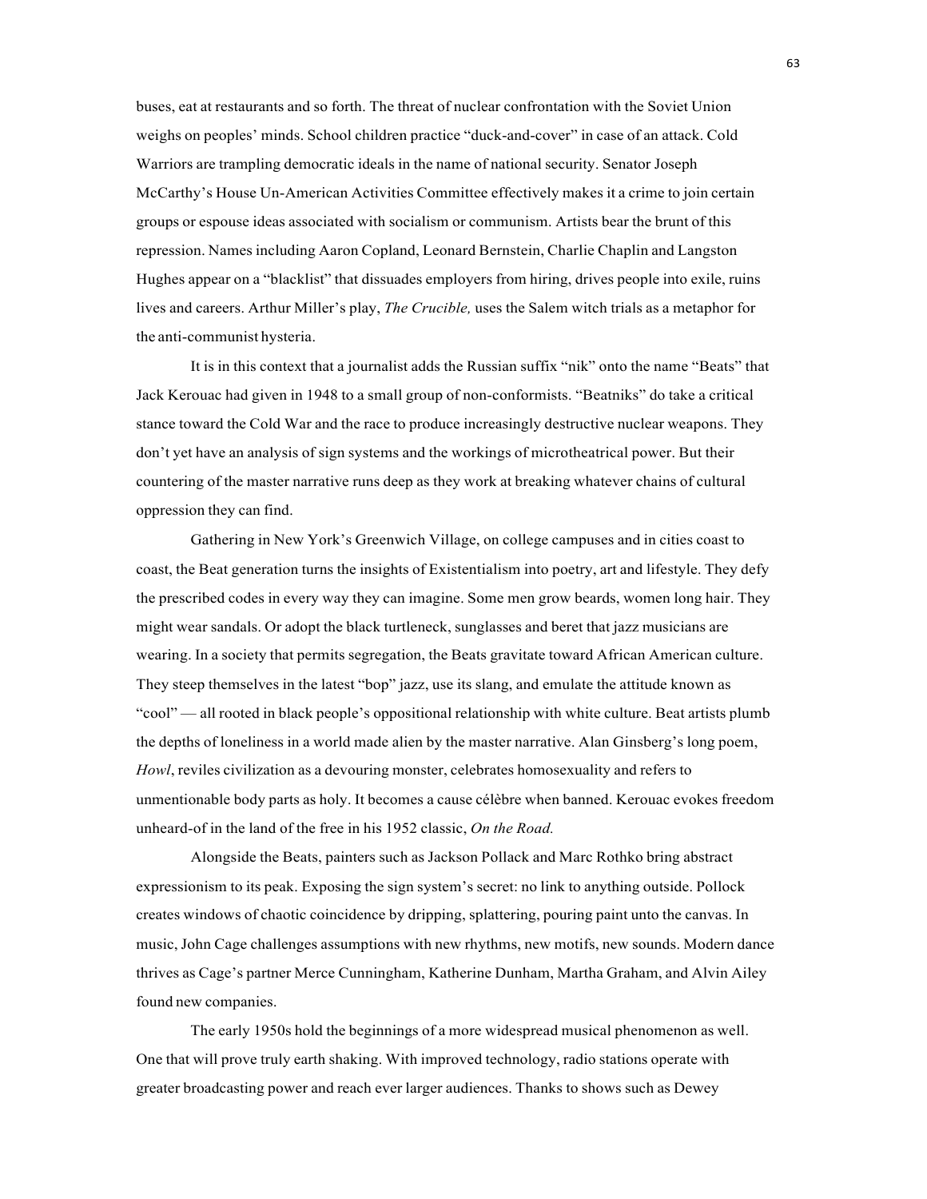buses, eat at restaurants and so forth. The threat of nuclear confrontation with the Soviet Union weighs on peoples' minds. School children practice "duck-and-cover" in case of an attack. Cold Warriors are trampling democratic ideals in the name of national security. Senator Joseph McCarthy's House Un-American Activities Committee effectively makes it a crime to join certain groups or espouse ideas associated with socialism or communism. Artists bear the brunt of this repression. Names including Aaron Copland, Leonard Bernstein, Charlie Chaplin and Langston Hughes appear on a "blacklist" that dissuades employers from hiring, drives people into exile, ruins lives and careers. Arthur Miller's play, *The Crucible,* uses the Salem witch trials as a metaphor for the anti-communist hysteria.

It is in this context that a journalist adds the Russian suffix "nik" onto the name "Beats" that Jack Kerouac had given in 1948 to a small group of non-conformists. "Beatniks" do take a critical stance toward the Cold War and the race to produce increasingly destructive nuclear weapons. They don't yet have an analysis of sign systems and the workings of microtheatrical power. But their countering of the master narrative runs deep as they work at breaking whatever chains of cultural oppression they can find.

Gathering in New York's Greenwich Village, on college campuses and in cities coast to coast, the Beat generation turns the insights of Existentialism into poetry, art and lifestyle. They defy the prescribed codes in every way they can imagine. Some men grow beards, women long hair. They might wear sandals. Or adopt the black turtleneck, sunglasses and beret that jazz musicians are wearing. In a society that permits segregation, the Beats gravitate toward African American culture. They steep themselves in the latest "bop" jazz, use its slang, and emulate the attitude known as "cool" — all rooted in black people's oppositional relationship with white culture. Beat artists plumb the depths of loneliness in a world made alien by the master narrative. Alan Ginsberg's long poem, *Howl*, reviles civilization as a devouring monster, celebrates homosexuality and refers to unmentionable body parts as holy. It becomes a cause célèbre when banned. Kerouac evokes freedom unheard-of in the land of the free in his 1952 classic, *On the Road.*

Alongside the Beats, painters such as Jackson Pollack and Marc Rothko bring abstract expressionism to its peak. Exposing the sign system's secret: no link to anything outside. Pollock creates windows of chaotic coincidence by dripping, splattering, pouring paint unto the canvas. In music, John Cage challenges assumptions with new rhythms, new motifs, new sounds. Modern dance thrives as Cage's partner Merce Cunningham, Katherine Dunham, Martha Graham, and Alvin Ailey found new companies.

The early 1950s hold the beginnings of a more widespread musical phenomenon as well. One that will prove truly earth shaking. With improved technology, radio stations operate with greater broadcasting power and reach ever larger audiences. Thanks to shows such as Dewey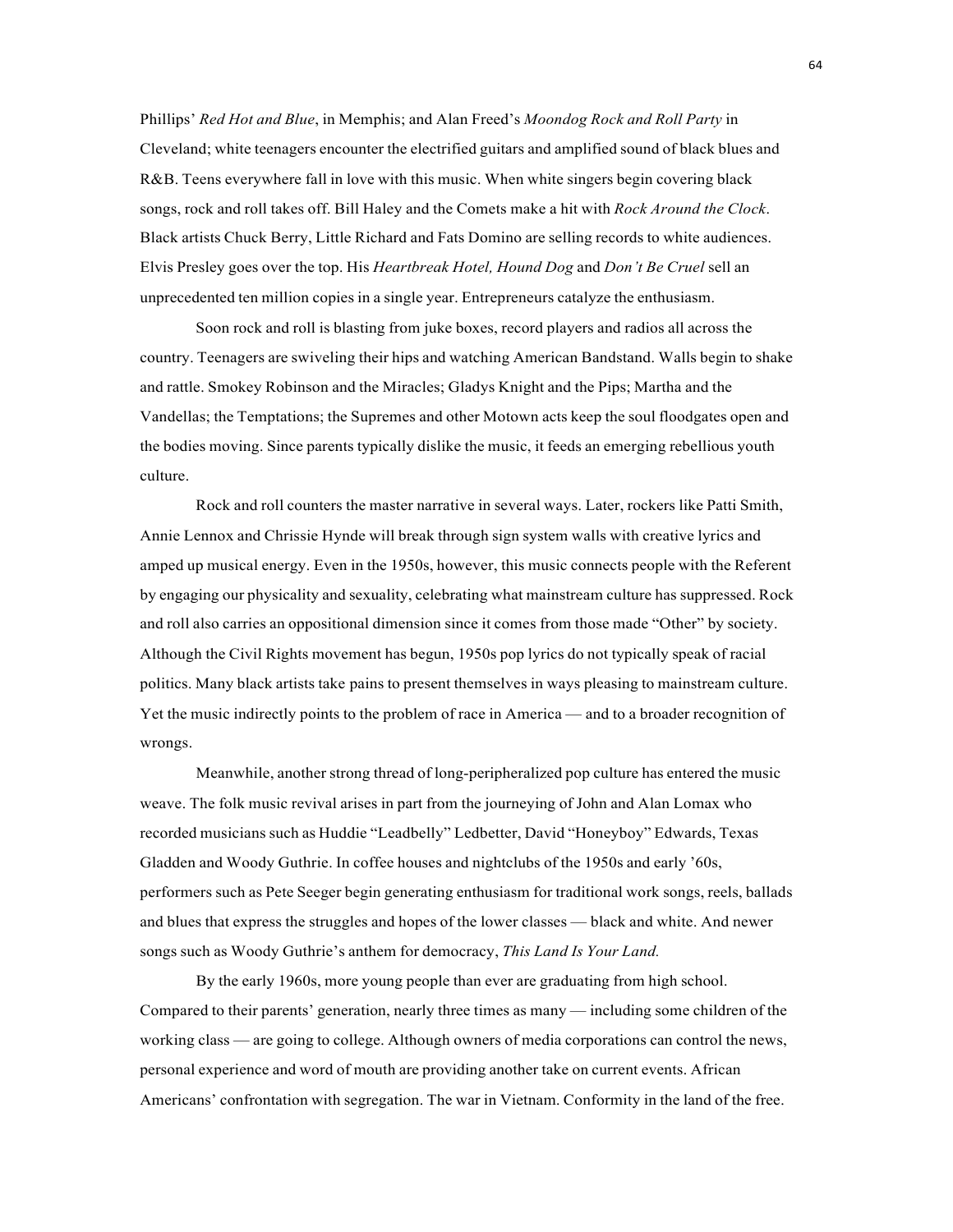Phillips' *Red Hot and Blue*, in Memphis; and Alan Freed's *Moondog Rock and Roll Party* in Cleveland; white teenagers encounter the electrified guitars and amplified sound of black blues and R&B. Teens everywhere fall in love with this music. When white singers begin covering black songs, rock and roll takes off. Bill Haley and the Comets make a hit with *Rock Around the Clock*. Black artists Chuck Berry, Little Richard and Fats Domino are selling records to white audiences. Elvis Presley goes over the top. His *Heartbreak Hotel, Hound Dog* and *Don't Be Cruel* sell an unprecedented ten million copies in a single year. Entrepreneurs catalyze the enthusiasm.

Soon rock and roll is blasting from juke boxes, record players and radios all across the country. Teenagers are swiveling their hips and watching American Bandstand. Walls begin to shake and rattle. Smokey Robinson and the Miracles; Gladys Knight and the Pips; Martha and the Vandellas; the Temptations; the Supremes and other Motown acts keep the soul floodgates open and the bodies moving. Since parents typically dislike the music, it feeds an emerging rebellious youth culture.

Rock and roll counters the master narrative in several ways. Later, rockers like Patti Smith, Annie Lennox and Chrissie Hynde will break through sign system walls with creative lyrics and amped up musical energy. Even in the 1950s, however, this music connects people with the Referent by engaging our physicality and sexuality, celebrating what mainstream culture has suppressed. Rock and roll also carries an oppositional dimension since it comes from those made "Other" by society. Although the Civil Rights movement has begun, 1950s pop lyrics do not typically speak of racial politics. Many black artists take pains to present themselves in ways pleasing to mainstream culture. Yet the music indirectly points to the problem of race in America — and to a broader recognition of wrongs.

Meanwhile, another strong thread of long-peripheralized pop culture has entered the music weave. The folk music revival arises in part from the journeying of John and Alan Lomax who recorded musicians such as Huddie "Leadbelly" Ledbetter, David "Honeyboy" Edwards, Texas Gladden and Woody Guthrie. In coffee houses and nightclubs of the 1950s and early '60s, performers such as Pete Seeger begin generating enthusiasm for traditional work songs, reels, ballads and blues that express the struggles and hopes of the lower classes — black and white. And newer songs such as Woody Guthrie's anthem for democracy, *This Land Is Your Land.*

By the early 1960s, more young people than ever are graduating from high school. Compared to their parents' generation, nearly three times as many — including some children of the working class — are going to college. Although owners of media corporations can control the news, personal experience and word of mouth are providing another take on current events. African Americans' confrontation with segregation. The war in Vietnam. Conformity in the land of the free.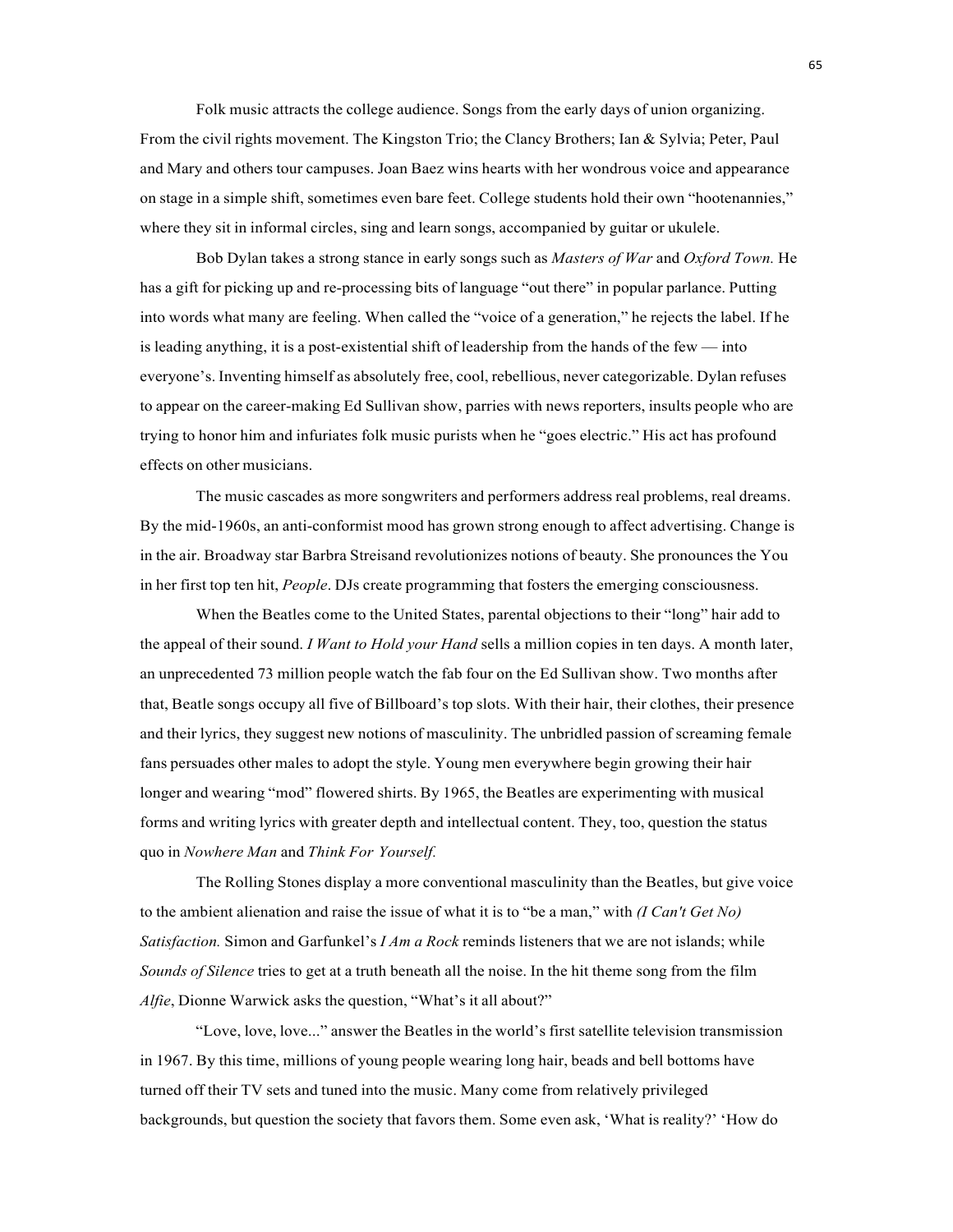Folk music attracts the college audience. Songs from the early days of union organizing. From the civil rights movement. The Kingston Trio; the Clancy Brothers; Ian & Sylvia; Peter, Paul and Mary and others tour campuses. Joan Baez wins hearts with her wondrous voice and appearance on stage in a simple shift, sometimes even bare feet. College students hold their own "hootenannies," where they sit in informal circles, sing and learn songs, accompanied by guitar or ukulele.

Bob Dylan takes a strong stance in early songs such as *Masters of War* and *Oxford Town.* He has a gift for picking up and re-processing bits of language "out there" in popular parlance. Putting into words what many are feeling. When called the "voice of a generation," he rejects the label. If he is leading anything, it is a post-existential shift of leadership from the hands of the few — into everyone's. Inventing himself as absolutely free, cool, rebellious, never categorizable. Dylan refuses to appear on the career-making Ed Sullivan show, parries with news reporters, insults people who are trying to honor him and infuriates folk music purists when he "goes electric." His act has profound effects on other musicians.

The music cascades as more songwriters and performers address real problems, real dreams. By the mid-1960s, an anti-conformist mood has grown strong enough to affect advertising. Change is in the air. Broadway star Barbra Streisand revolutionizes notions of beauty. She pronounces the You in her first top ten hit, *People*. DJs create programming that fosters the emerging consciousness.

When the Beatles come to the United States, parental objections to their "long" hair add to the appeal of their sound. *I Want to Hold your Hand* sells a million copies in ten days. A month later, an unprecedented 73 million people watch the fab four on the Ed Sullivan show. Two months after that, Beatle songs occupy all five of Billboard's top slots. With their hair, their clothes, their presence and their lyrics, they suggest new notions of masculinity. The unbridled passion of screaming female fans persuades other males to adopt the style. Young men everywhere begin growing their hair longer and wearing "mod" flowered shirts. By 1965, the Beatles are experimenting with musical forms and writing lyrics with greater depth and intellectual content. They, too, question the status quo in *Nowhere Man* and *Think For Yourself.*

The Rolling Stones display a more conventional masculinity than the Beatles, but give voice to the ambient alienation and raise the issue of what it is to "be a man," with *(I Can't Get No) Satisfaction.* Simon and Garfunkel's *I Am a Rock* reminds listeners that we are not islands; while *Sounds of Silence* tries to get at a truth beneath all the noise. In the hit theme song from the film *Alfie*, Dionne Warwick asks the question, "What's it all about?"

"Love, love, love..." answer the Beatles in the world's first satellite television transmission in 1967. By this time, millions of young people wearing long hair, beads and bell bottoms have turned off their TV sets and tuned into the music. Many come from relatively privileged backgrounds, but question the society that favors them. Some even ask, 'What is reality?' 'How do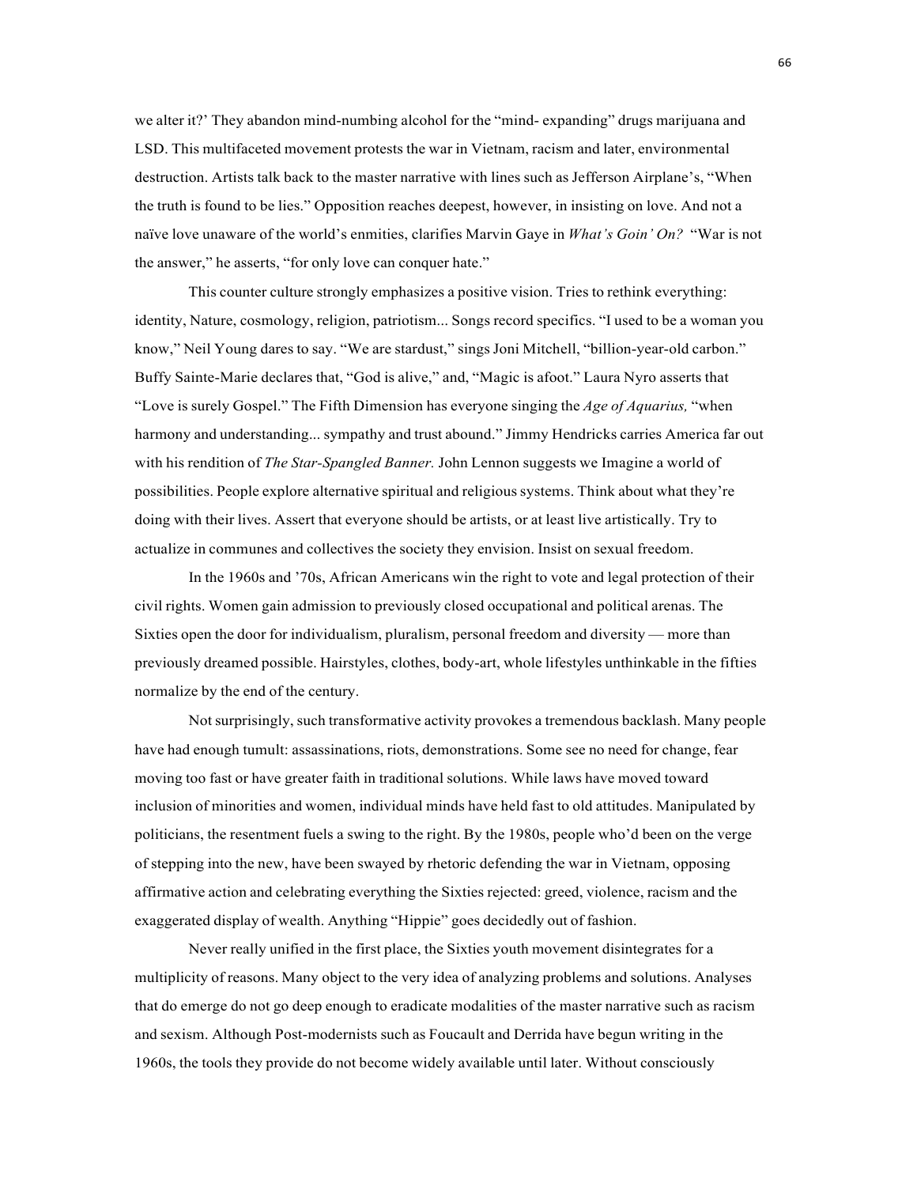we alter it?' They abandon mind-numbing alcohol for the "mind- expanding" drugs marijuana and LSD. This multifaceted movement protests the war in Vietnam, racism and later, environmental destruction. Artists talk back to the master narrative with lines such as Jefferson Airplane's, "When the truth is found to be lies." Opposition reaches deepest, however, in insisting on love. And not a naïve love unaware of the world's enmities, clarifies Marvin Gaye in *What's Goin' On?* "War is not the answer," he asserts, "for only love can conquer hate."

This counter culture strongly emphasizes a positive vision. Tries to rethink everything: identity, Nature, cosmology, religion, patriotism... Songs record specifics. "I used to be a woman you know," Neil Young dares to say. "We are stardust," sings Joni Mitchell, "billion-year-old carbon." Buffy Sainte-Marie declares that, "God is alive," and, "Magic is afoot." Laura Nyro asserts that "Love is surely Gospel." The Fifth Dimension has everyone singing the *Age of Aquarius,* "when harmony and understanding... sympathy and trust abound." Jimmy Hendricks carries America far out with his rendition of *The Star-Spangled Banner.* John Lennon suggests we Imagine a world of possibilities. People explore alternative spiritual and religious systems. Think about what they're doing with their lives. Assert that everyone should be artists, or at least live artistically. Try to actualize in communes and collectives the society they envision. Insist on sexual freedom.

In the 1960s and '70s, African Americans win the right to vote and legal protection of their civil rights. Women gain admission to previously closed occupational and political arenas. The Sixties open the door for individualism, pluralism, personal freedom and diversity — more than previously dreamed possible. Hairstyles, clothes, body-art, whole lifestyles unthinkable in the fifties normalize by the end of the century.

Not surprisingly, such transformative activity provokes a tremendous backlash. Many people have had enough tumult: assassinations, riots, demonstrations. Some see no need for change, fear moving too fast or have greater faith in traditional solutions. While laws have moved toward inclusion of minorities and women, individual minds have held fast to old attitudes. Manipulated by politicians, the resentment fuels a swing to the right. By the 1980s, people who'd been on the verge of stepping into the new, have been swayed by rhetoric defending the war in Vietnam, opposing affirmative action and celebrating everything the Sixties rejected: greed, violence, racism and the exaggerated display of wealth. Anything "Hippie" goes decidedly out of fashion.

Never really unified in the first place, the Sixties youth movement disintegrates for a multiplicity of reasons. Many object to the very idea of analyzing problems and solutions. Analyses that do emerge do not go deep enough to eradicate modalities of the master narrative such as racism and sexism. Although Post-modernists such as Foucault and Derrida have begun writing in the 1960s, the tools they provide do not become widely available until later. Without consciously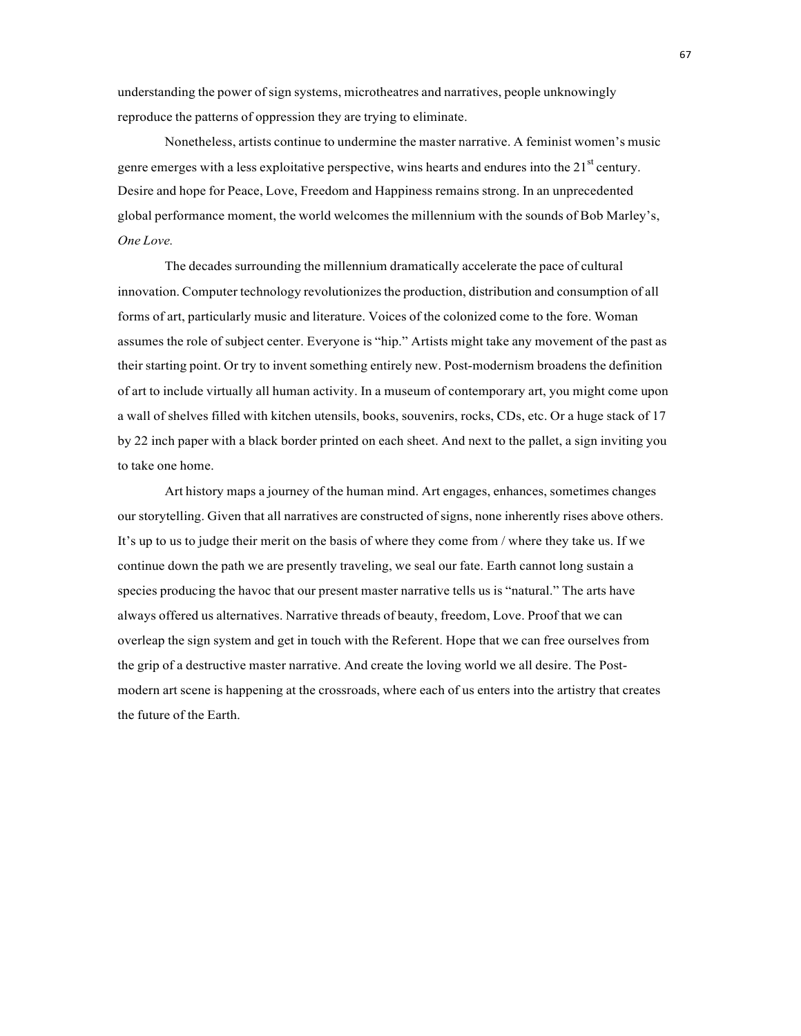understanding the power of sign systems, microtheatres and narratives, people unknowingly reproduce the patterns of oppression they are trying to eliminate.

Nonetheless, artists continue to undermine the master narrative. A feminist women's music genre emerges with a less exploitative perspective, wins hearts and endures into the 21st century. Desire and hope for Peace, Love, Freedom and Happiness remains strong. In an unprecedented global performance moment, the world welcomes the millennium with the sounds of Bob Marley's, *One Love.*

The decades surrounding the millennium dramatically accelerate the pace of cultural innovation. Computer technology revolutionizes the production, distribution and consumption of all forms of art, particularly music and literature. Voices of the colonized come to the fore. Woman assumes the role of subject center. Everyone is "hip." Artists might take any movement of the past as their starting point. Or try to invent something entirely new. Post-modernism broadens the definition of art to include virtually all human activity. In a museum of contemporary art, you might come upon a wall of shelves filled with kitchen utensils, books, souvenirs, rocks, CDs, etc. Or a huge stack of 17 by 22 inch paper with a black border printed on each sheet. And next to the pallet, a sign inviting you to take one home.

Art history maps a journey of the human mind. Art engages, enhances, sometimes changes our storytelling. Given that all narratives are constructed of signs, none inherently rises above others. It's up to us to judge their merit on the basis of where they come from / where they take us. If we continue down the path we are presently traveling, we seal our fate. Earth cannot long sustain a species producing the havoc that our present master narrative tells us is "natural." The arts have always offered us alternatives. Narrative threads of beauty, freedom, Love. Proof that we can overleap the sign system and get in touch with the Referent. Hope that we can free ourselves from the grip of a destructive master narrative. And create the loving world we all desire. The Post-modern art scene is happening at the crossroads, where each of us enters into the artistry that creates the future of the Earth.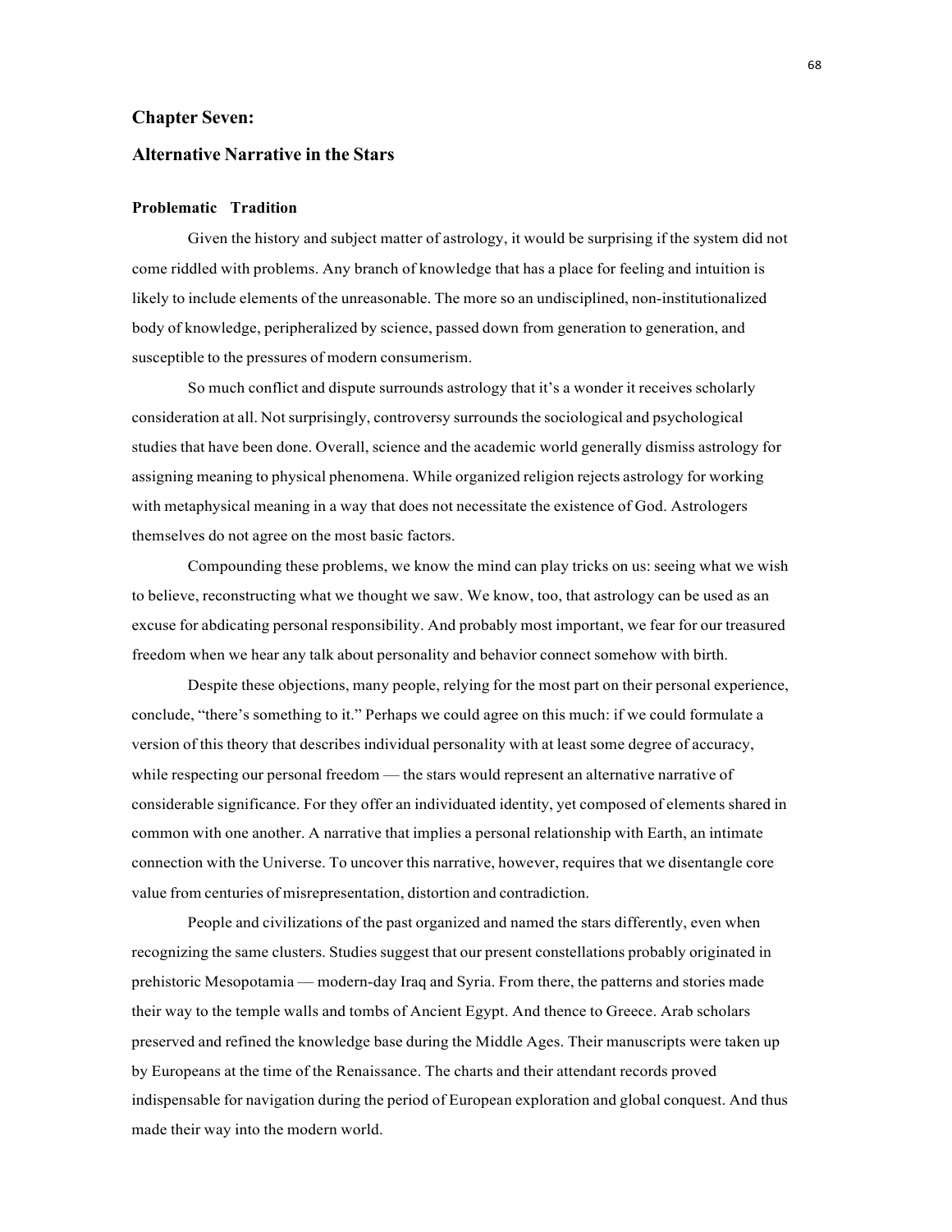## Chapter Seven:

## Alternative Narrative in the Stars

### Problematic Tradition

Given the history and subject matter of astrology, it would be surprising if the system did not come riddled with problems. Any branch of knowledge that has a place for feeling and intuition is likely to include elements of the unreasonable. The more so an undisciplined, non-institutionalized body of knowledge, peripheralized by science, passed down from generation to generation, and susceptible to the pressures of modern consumerism.

So much conflict and dispute surrounds astrology that it's a wonder it receives scholarly consideration at all. Not surprisingly, controversy surrounds the sociological and psychological studies that have been done. Overall, science and the academic world generally dismiss astrology for assigning meaning to physical phenomena. While organized religion rejects astrology for working with metaphysical meaning in a way that does not necessitate the existence of God. Astrologers themselves do not agree on the most basic factors.

Compounding these problems, we know the mind can play tricks on us: seeing what we wish to believe, reconstructing what we thought we saw. We know, too, that astrology can be used as an excuse for abdicating personal responsibility. And probably most important, we fear for our treasured freedom when we hear any talk about personality and behavior connect somehow with birth.

Despite these objections, many people, relying for the most part on their personal experience, conclude, "there's something to it." Perhaps we could agree on this much: if we could formulate a version of this theory that describes individual personality with at least some degree of accuracy, while respecting our personal freedom — the stars would represent an alternative narrative of considerable significance. For they offer an individuated identity, yet composed of elements shared in common with one another. A narrative that implies a personal relationship with Earth, an intimate connection with the Universe. To uncover this narrative, however, requires that we disentangle core value from centuries of misrepresentation, distortion and contradiction.

People and civilizations of the past organized and named the stars differently, even when recognizing the same clusters. Studies suggest that our present constellations probably originated in prehistoric Mesopotamia — modern-day Iraq and Syria. From there, the patterns and stories made their way to the temple walls and tombs of Ancient Egypt. And thence to Greece. Arab scholars preserved and refined the knowledge base during the Middle Ages. Their manuscripts were taken up by Europeans at the time of the Renaissance. The charts and their attendant records proved indispensable for navigation during the period of European exploration and global conquest. And thus made their way into the modern world.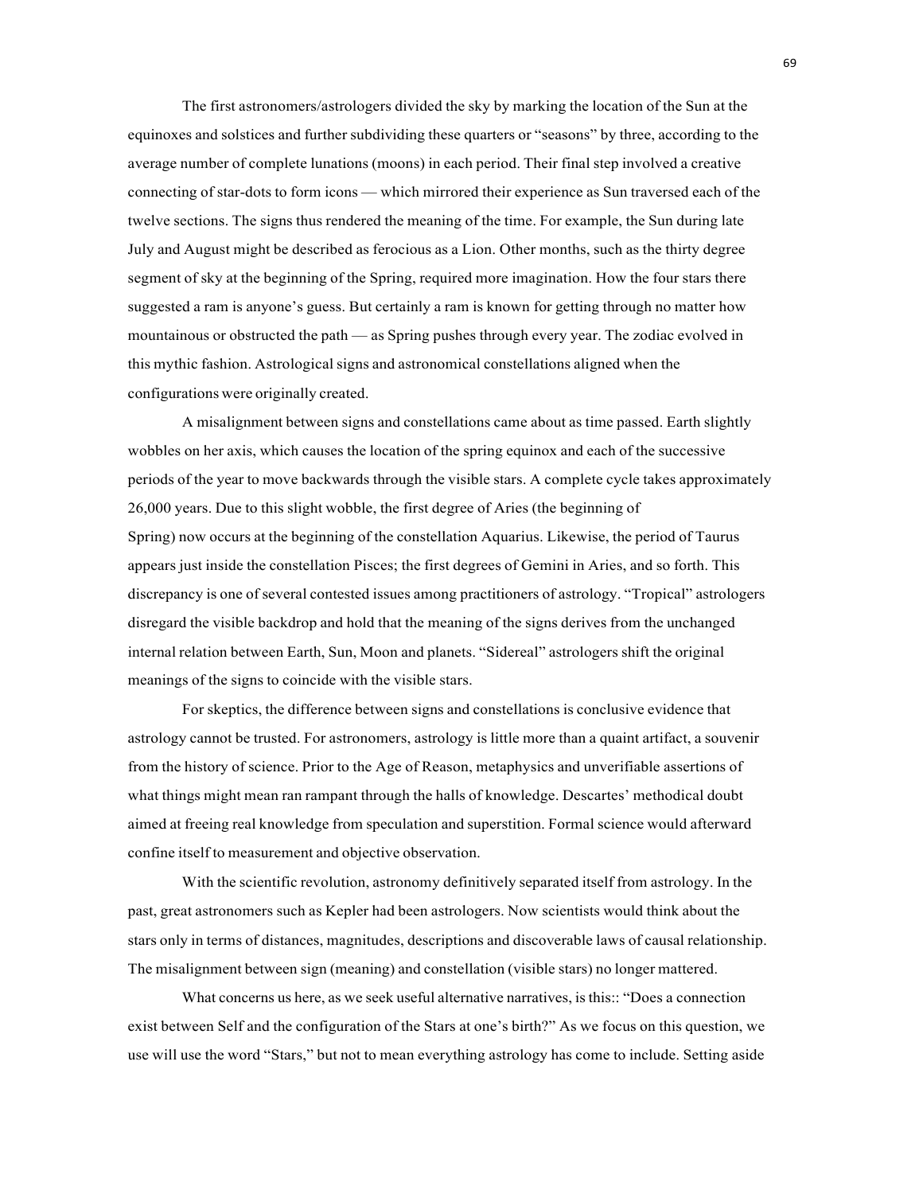The first astronomers/astrologers divided the sky by marking the location of the Sun at the equinoxes and solstices and further subdividing these quarters or "seasons" by three, according to the average number of complete lunations (moons) in each period. Their final step involved a creative connecting of star-dots to form icons — which mirrored their experience as Sun traversed each of the twelve sections. The signs thus rendered the meaning of the time. For example, the Sun during late July and August might be described as ferocious as a Lion. Other months, such as the thirty degree segment of sky at the beginning of the Spring, required more imagination. How the four stars there suggested a ram is anyone's guess. But certainly a ram is known for getting through no matter how mountainous or obstructed the path — as Spring pushes through every year. The zodiac evolved in this mythic fashion. Astrological signs and astronomical constellations aligned when the configurations were originally created.

A misalignment between signs and constellations came about as time passed. Earth slightly wobbles on her axis, which causes the location of the spring equinox and each of the successive periods of the year to move backwards through the visible stars. A complete cycle takes approximately 26,000 years. Due to this slight wobble, the first degree of Aries (the beginning of Spring) now occurs at the beginning of the constellation Aquarius. Likewise, the period of Taurus appears just inside the constellation Pisces; the first degrees of Gemini in Aries, and so forth. This discrepancy is one of several contested issues among practitioners of astrology. "Tropical" astrologers disregard the visible backdrop and hold that the meaning of the signs derives from the unchanged internal relation between Earth, Sun, Moon and planets. "Sidereal" astrologers shift the original meanings of the signs to coincide with the visible stars.

For skeptics, the difference between signs and constellations is conclusive evidence that astrology cannot be trusted. For astronomers, astrology is little more than a quaint artifact, a souvenir from the history of science. Prior to the Age of Reason, metaphysics and unverifiable assertions of what things might mean ran rampant through the halls of knowledge. Descartes' methodical doubt aimed at freeing real knowledge from speculation and superstition. Formal science would afterward confine itself to measurement and objective observation.

With the scientific revolution, astronomy definitively separated itself from astrology. In the past, great astronomers such as Kepler had been astrologers. Now scientists would think about the stars only in terms of distances, magnitudes, descriptions and discoverable laws of causal relationship. The misalignment between sign (meaning) and constellation (visible stars) no longer mattered.

What concerns us here, as we seek useful alternative narratives, is this:: "Does a connection exist between Self and the configuration of the Stars at one's birth?" As we focus on this question, we use will use the word "Stars," but not to mean everything astrology has come to include. Setting aside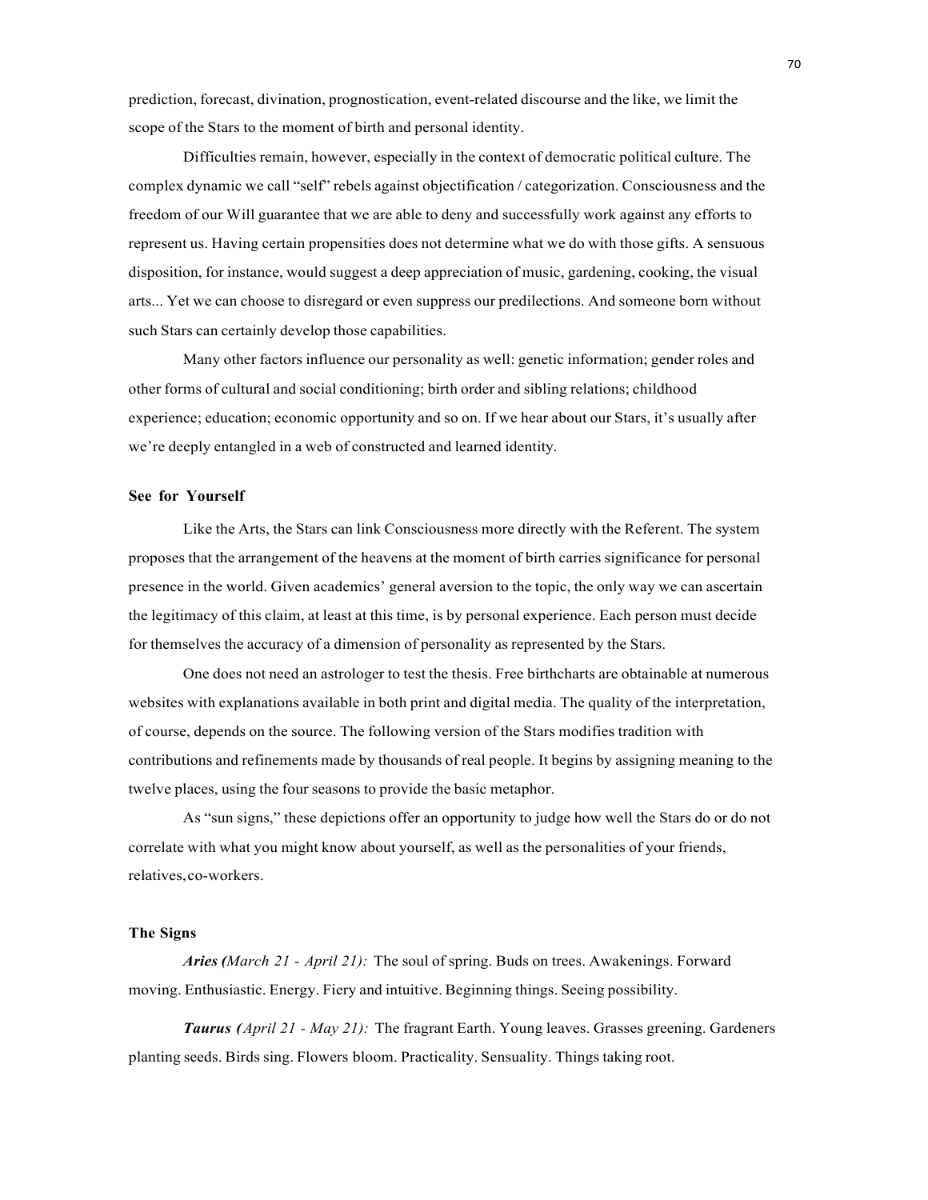prediction, forecast, divination, prognostication, event-related discourse and the like, we limit the scope of the Stars to the moment of birth and personal identity.

Difficulties remain, however, especially in the context of democratic political culture. The complex dynamic we call "self" rebels against objectification / categorization. Consciousness and the freedom of our Will guarantee that we are able to deny and successfully work against any efforts to represent us. Having certain propensities does not determine what we do with those gifts. A sensuous disposition, for instance, would suggest a deep appreciation of music, gardening, cooking, the visual arts... Yet we can choose to disregard or even suppress our predilections. And someone born without such Stars can certainly develop those capabilities.

Many other factors influence our personality as well: genetic information; gender roles and other forms of cultural and social conditioning; birth order and sibling relations; childhood experience; education; economic opportunity and so on. If we hear about our Stars, it's usually after we're deeply entangled in a web of constructed and learned identity.

### See for Yourself

Like the Arts, the Stars can link Consciousness more directly with the Referent. The system proposes that the arrangement of the heavens at the moment of birth carries significance for personal presence in the world. Given academics' general aversion to the topic, the only way we can ascertain the legitimacy of this claim, at least at this time, is by personal experience. Each person must decide for themselves the accuracy of a dimension of personality as represented by the Stars.

One does not need an astrologer to test the thesis. Free birthcharts are obtainable at numerous websites with explanations available in both print and digital media. The quality of the interpretation, of course, depends on the source. The following version of the Stars modifies tradition with contributions and refinements made by thousands of real people. It begins by assigning meaning to the twelve places, using the four seasons to provide the basic metaphor.

As "sun signs," these depictions offer an opportunity to judge how well the Stars do or do not correlate with what you might know about yourself, as well as the personalities of your friends, relatives, co-workers.

### The Signs

***Aries (****March 21 - April 21):* The soul of spring. Buds on trees. Awakenings. Forward moving. Enthusiastic. Energy. Fiery and intuitive. Beginning things. Seeing possibility.

***Taurus (****April 21 - May 21):* The fragrant Earth. Young leaves. Grasses greening. Gardeners planting seeds. Birds sing. Flowers bloom. Practicality. Sensuality. Things taking root.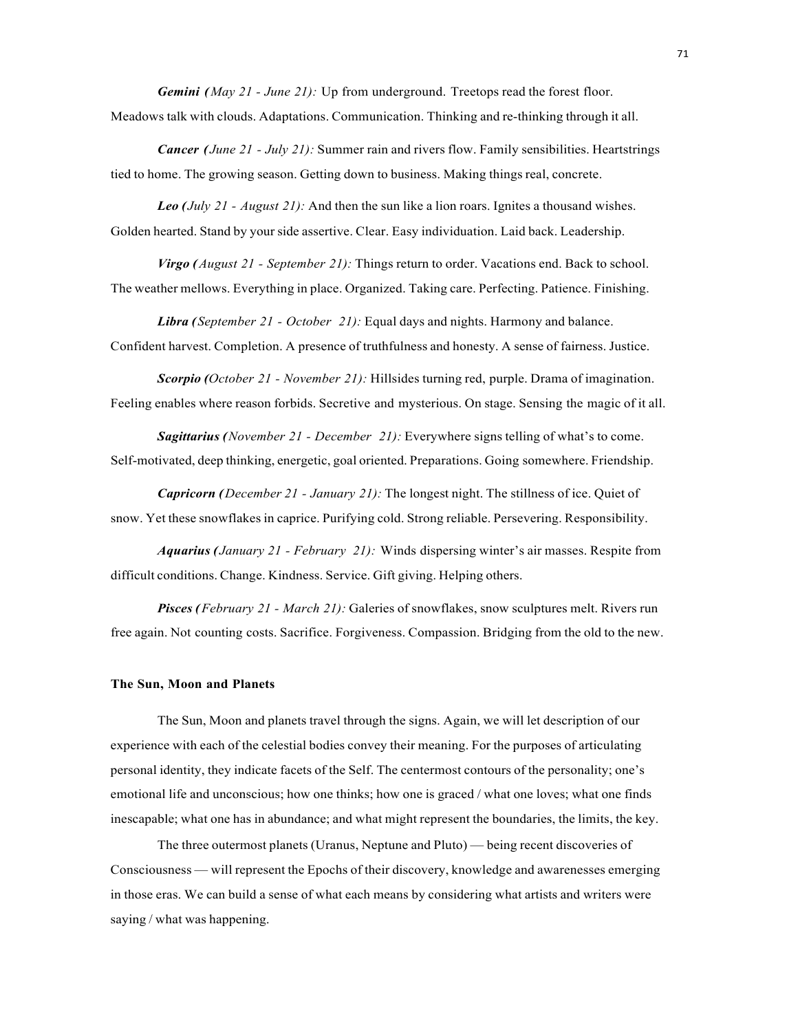***Gemini** (May 21 - June 21):* Up from underground. Treetops read the forest floor. Meadows talk with clouds. Adaptations. Communication. Thinking and re-thinking through it all.

***Cancer** (June 21 - July 21):* Summer rain and rivers flow. Family sensibilities. Heartstrings tied to home. The growing season. Getting down to business. Making things real, concrete.

***Leo** (July 21 - August 21):* And then the sun like a lion roars. Ignites a thousand wishes. Golden hearted. Stand by your side assertive. Clear. Easy individuation. Laid back. Leadership.

***Virgo** (August 21 - September 21):* Things return to order. Vacations end. Back to school. The weather mellows. Everything in place. Organized. Taking care. Perfecting. Patience. Finishing.

***Libra** (September 21 - October 21):* Equal days and nights. Harmony and balance. Confident harvest. Completion. A presence of truthfulness and honesty. A sense of fairness. Justice.

***Scorpio** (October 21 - November 21):* Hillsides turning red, purple. Drama of imagination. Feeling enables where reason forbids. Secretive and mysterious. On stage. Sensing the magic of it all.

***Sagittarius** (November 21 - December 21):* Everywhere signs telling of what's to come. Self-motivated, deep thinking, energetic, goal oriented. Preparations. Going somewhere. Friendship.

***Capricorn** (December 21 - January 21):* The longest night. The stillness of ice. Quiet of snow. Yet these snowflakes in caprice. Purifying cold. Strong reliable. Persevering. Responsibility.

***Aquarius** (January 21 - February 21):* Winds dispersing winter's air masses. Respite from difficult conditions. Change. Kindness. Service. Gift giving. Helping others.

***Pisces** (February 21 - March 21):* Galeries of snowflakes, snow sculptures melt. Rivers run free again. Not counting costs. Sacrifice. Forgiveness. Compassion. Bridging from the old to the new.

**The Sun, Moon and Planets**

The Sun, Moon and planets travel through the signs. Again, we will let description of our experience with each of the celestial bodies convey their meaning. For the purposes of articulating personal identity, they indicate facets of the Self. The centermost contours of the personality; one's emotional life and unconscious; how one thinks; how one is graced / what one loves; what one finds inescapable; what one has in abundance; and what might represent the boundaries, the limits, the key.

The three outermost planets (Uranus, Neptune and Pluto) — being recent discoveries of Consciousness — will represent the Epochs of their discovery, knowledge and awarenesses emerging in those eras. We can build a sense of what each means by considering what artists and writers were saying / what was happening.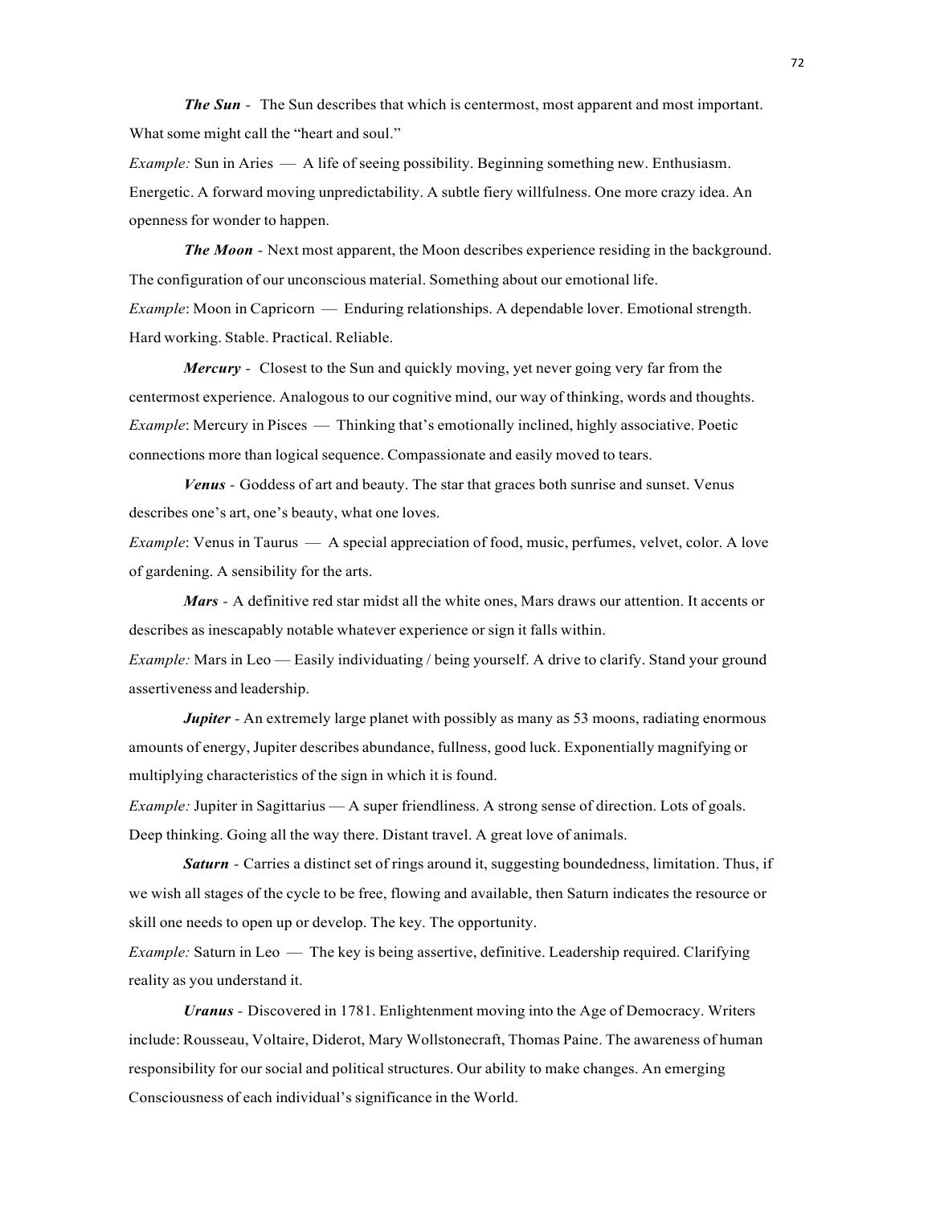***The Sun*** - The Sun describes that which is centermost, most apparent and most important. What some might call the "heart and soul."

*Example:* Sun in Aries — A life of seeing possibility. Beginning something new. Enthusiasm. Energetic. A forward moving unpredictability. A subtle fiery willfulness. One more crazy idea. An openness for wonder to happen.

***The Moon*** - Next most apparent, the Moon describes experience residing in the background. The configuration of our unconscious material. Something about our emotional life.

*Example*: Moon in Capricorn — Enduring relationships. A dependable lover. Emotional strength. Hard working. Stable. Practical. Reliable.

***Mercury*** - Closest to the Sun and quickly moving, yet never going very far from the centermost experience. Analogous to our cognitive mind, our way of thinking, words and thoughts.

*Example*: Mercury in Pisces — Thinking that's emotionally inclined, highly associative. Poetic connections more than logical sequence. Compassionate and easily moved to tears.

***Venus*** - Goddess of art and beauty. The star that graces both sunrise and sunset. Venus describes one's art, one's beauty, what one loves.

*Example*: Venus in Taurus — A special appreciation of food, music, perfumes, velvet, color. A love of gardening. A sensibility for the arts.

***Mars*** - A definitive red star midst all the white ones, Mars draws our attention. It accents or describes as inescapably notable whatever experience or sign it falls within.

*Example:* Mars in Leo — Easily individuating / being yourself. A drive to clarify. Stand your ground assertiveness and leadership.

***Jupiter*** - An extremely large planet with possibly as many as 53 moons, radiating enormous amounts of energy, Jupiter describes abundance, fullness, good luck. Exponentially magnifying or multiplying characteristics of the sign in which it is found.

*Example:* Jupiter in Sagittarius — A super friendliness. A strong sense of direction. Lots of goals. Deep thinking. Going all the way there. Distant travel. A great love of animals.

***Saturn*** - Carries a distinct set of rings around it, suggesting boundedness, limitation. Thus, if we wish all stages of the cycle to be free, flowing and available, then Saturn indicates the resource or skill one needs to open up or develop. The key. The opportunity.

*Example:* Saturn in Leo — The key is being assertive, definitive. Leadership required. Clarifying reality as you understand it.

***Uranus*** - Discovered in 1781. Enlightenment moving into the Age of Democracy. Writers include: Rousseau, Voltaire, Diderot, Mary Wollstonecraft, Thomas Paine. The awareness of human responsibility for our social and political structures. Our ability to make changes. An emerging Consciousness of each individual's significance in the World.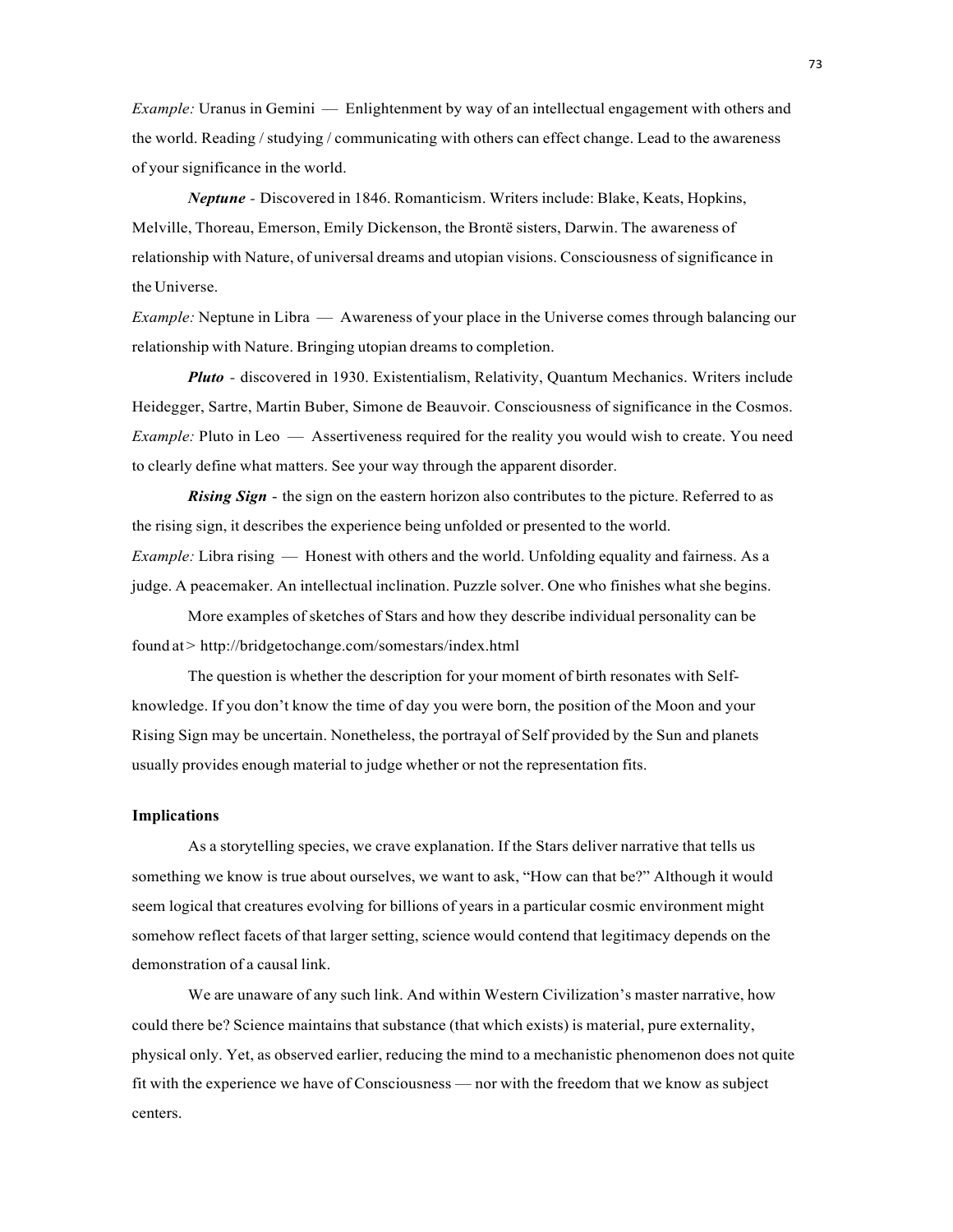*Example:* Uranus in Gemini — Enlightenment by way of an intellectual engagement with others and the world. Reading / studying / communicating with others can effect change. Lead to the awareness of your significance in the world.

***Neptune*** - Discovered in 1846. Romanticism. Writers include: Blake, Keats, Hopkins, Melville, Thoreau, Emerson, Emily Dickenson, the Brontë sisters, Darwin. The awareness of relationship with Nature, of universal dreams and utopian visions. Consciousness of significance in the Universe.

*Example:* Neptune in Libra — Awareness of your place in the Universe comes through balancing our relationship with Nature. Bringing utopian dreams to completion.

***Pluto*** - discovered in 1930. Existentialism, Relativity, Quantum Mechanics. Writers include Heidegger, Sartre, Martin Buber, Simone de Beauvoir. Consciousness of significance in the Cosmos.

*Example:* Pluto in Leo — Assertiveness required for the reality you would wish to create. You need to clearly define what matters. See your way through the apparent disorder.

***Rising Sign*** - the sign on the eastern horizon also contributes to the picture. Referred to as the rising sign, it describes the experience being unfolded or presented to the world.

*Example:* Libra rising — Honest with others and the world. Unfolding equality and fairness. As a judge. A peacemaker. An intellectual inclination. Puzzle solver. One who finishes what she begins.

More examples of sketches of Stars and how they describe individual personality can be found at > http://bridgetochange.com/somestars/index.html

The question is whether the description for your moment of birth resonates with Self-knowledge. If you don't know the time of day you were born, the position of the Moon and your Rising Sign may be uncertain. Nonetheless, the portrayal of Self provided by the Sun and planets usually provides enough material to judge whether or not the representation fits.

**Implications**

As a storytelling species, we crave explanation. If the Stars deliver narrative that tells us something we know is true about ourselves, we want to ask, "How can that be?" Although it would seem logical that creatures evolving for billions of years in a particular cosmic environment might somehow reflect facets of that larger setting, science would contend that legitimacy depends on the demonstration of a causal link.

We are unaware of any such link. And within Western Civilization's master narrative, how could there be? Science maintains that substance (that which exists) is material, pure externality, physical only. Yet, as observed earlier, reducing the mind to a mechanistic phenomenon does not quite fit with the experience we have of Consciousness — nor with the freedom that we know as subject centers.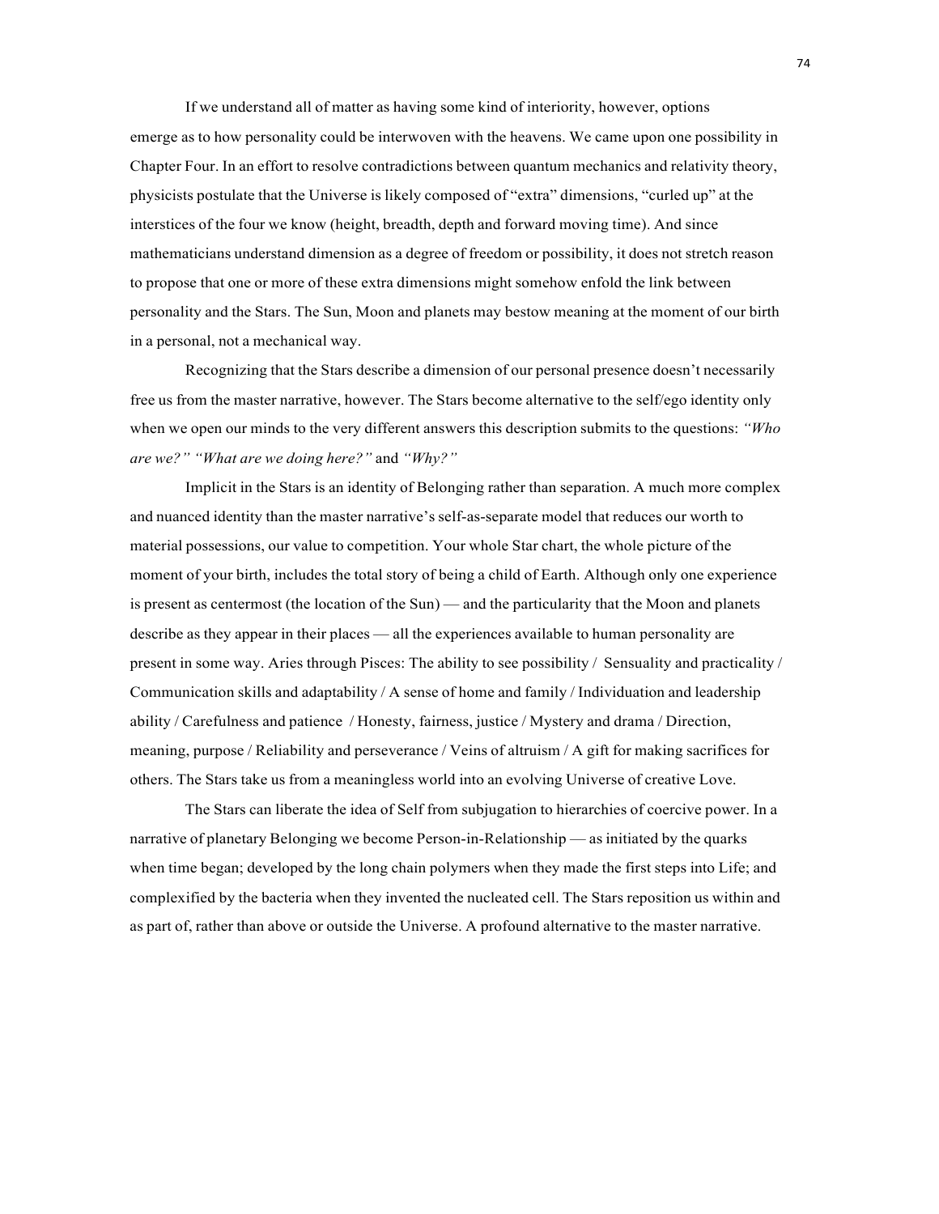If we understand all of matter as having some kind of interiority, however, options emerge as to how personality could be interwoven with the heavens. We came upon one possibility in Chapter Four. In an effort to resolve contradictions between quantum mechanics and relativity theory, physicists postulate that the Universe is likely composed of "extra" dimensions, "curled up" at the interstices of the four we know (height, breadth, depth and forward moving time). And since mathematicians understand dimension as a degree of freedom or possibility, it does not stretch reason to propose that one or more of these extra dimensions might somehow enfold the link between personality and the Stars. The Sun, Moon and planets may bestow meaning at the moment of our birth in a personal, not a mechanical way.

Recognizing that the Stars describe a dimension of our personal presence doesn't necessarily free us from the master narrative, however. The Stars become alternative to the self/ego identity only when we open our minds to the very different answers this description submits to the questions: *"Who are we?" "What are we doing here?"* and *"Why?"*

Implicit in the Stars is an identity of Belonging rather than separation. A much more complex and nuanced identity than the master narrative's self-as-separate model that reduces our worth to material possessions, our value to competition. Your whole Star chart, the whole picture of the moment of your birth, includes the total story of being a child of Earth. Although only one experience is present as centermost (the location of the Sun) — and the particularity that the Moon and planets describe as they appear in their places — all the experiences available to human personality are present in some way. Aries through Pisces: The ability to see possibility / Sensuality and practicality / Communication skills and adaptability / A sense of home and family / Individuation and leadership ability / Carefulness and patience / Honesty, fairness, justice / Mystery and drama / Direction, meaning, purpose / Reliability and perseverance / Veins of altruism / A gift for making sacrifices for others. The Stars take us from a meaningless world into an evolving Universe of creative Love.

The Stars can liberate the idea of Self from subjugation to hierarchies of coercive power. In a narrative of planetary Belonging we become Person-in-Relationship — as initiated by the quarks when time began; developed by the long chain polymers when they made the first steps into Life; and complexified by the bacteria when they invented the nucleated cell. The Stars reposition us within and as part of, rather than above or outside the Universe. A profound alternative to the master narrative.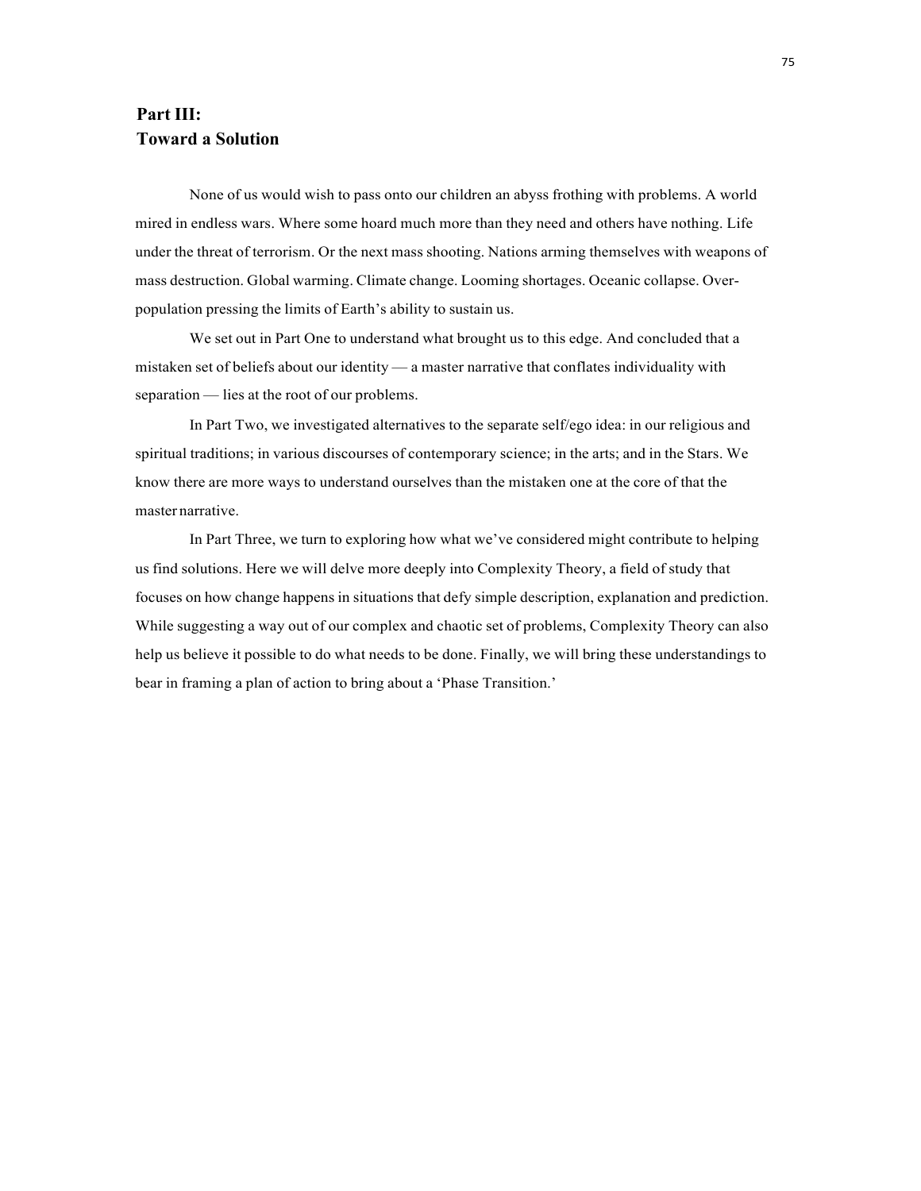## Part III:
## Toward a Solution

None of us would wish to pass onto our children an abyss frothing with problems. A world mired in endless wars. Where some hoard much more than they need and others have nothing. Life under the threat of terrorism. Or the next mass shooting. Nations arming themselves with weapons of mass destruction. Global warming. Climate change. Looming shortages. Oceanic collapse. Over-population pressing the limits of Earth's ability to sustain us.

We set out in Part One to understand what brought us to this edge. And concluded that a mistaken set of beliefs about our identity — a master narrative that conflates individuality with separation — lies at the root of our problems.

In Part Two, we investigated alternatives to the separate self/ego idea: in our religious and spiritual traditions; in various discourses of contemporary science; in the arts; and in the Stars. We know there are more ways to understand ourselves than the mistaken one at the core of that the master narrative.

In Part Three, we turn to exploring how what we've considered might contribute to helping us find solutions. Here we will delve more deeply into Complexity Theory, a field of study that focuses on how change happens in situations that defy simple description, explanation and prediction. While suggesting a way out of our complex and chaotic set of problems, Complexity Theory can also help us believe it possible to do what needs to be done. Finally, we will bring these understandings to bear in framing a plan of action to bring about a 'Phase Transition.'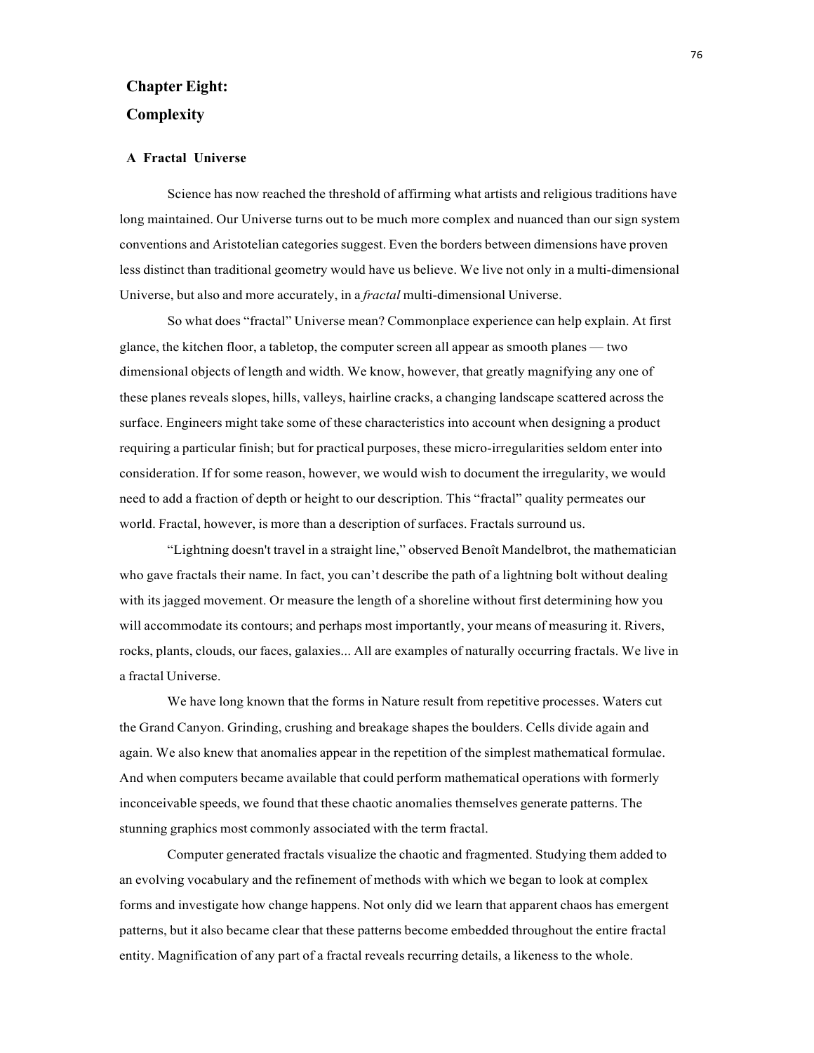# Chapter Eight:
# Complexity

### A Fractal Universe

Science has now reached the threshold of affirming what artists and religious traditions have long maintained. Our Universe turns out to be much more complex and nuanced than our sign system conventions and Aristotelian categories suggest. Even the borders between dimensions have proven less distinct than traditional geometry would have us believe. We live not only in a multi-dimensional Universe, but also and more accurately, in a *fractal* multi-dimensional Universe.

So what does "fractal" Universe mean? Commonplace experience can help explain. At first glance, the kitchen floor, a tabletop, the computer screen all appear as smooth planes — two dimensional objects of length and width. We know, however, that greatly magnifying any one of these planes reveals slopes, hills, valleys, hairline cracks, a changing landscape scattered across the surface. Engineers might take some of these characteristics into account when designing a product requiring a particular finish; but for practical purposes, these micro-irregularities seldom enter into consideration. If for some reason, however, we would wish to document the irregularity, we would need to add a fraction of depth or height to our description. This "fractal" quality permeates our world. Fractal, however, is more than a description of surfaces. Fractals surround us.

"Lightning doesn't travel in a straight line," observed Benoît Mandelbrot, the mathematician who gave fractals their name. In fact, you can't describe the path of a lightning bolt without dealing with its jagged movement. Or measure the length of a shoreline without first determining how you will accommodate its contours; and perhaps most importantly, your means of measuring it. Rivers, rocks, plants, clouds, our faces, galaxies... All are examples of naturally occurring fractals. We live in a fractal Universe.

We have long known that the forms in Nature result from repetitive processes. Waters cut the Grand Canyon. Grinding, crushing and breakage shapes the boulders. Cells divide again and again. We also knew that anomalies appear in the repetition of the simplest mathematical formulae. And when computers became available that could perform mathematical operations with formerly inconceivable speeds, we found that these chaotic anomalies themselves generate patterns. The stunning graphics most commonly associated with the term fractal.

Computer generated fractals visualize the chaotic and fragmented. Studying them added to an evolving vocabulary and the refinement of methods with which we began to look at complex forms and investigate how change happens. Not only did we learn that apparent chaos has emergent patterns, but it also became clear that these patterns become embedded throughout the entire fractal entity. Magnification of any part of a fractal reveals recurring details, a likeness to the whole.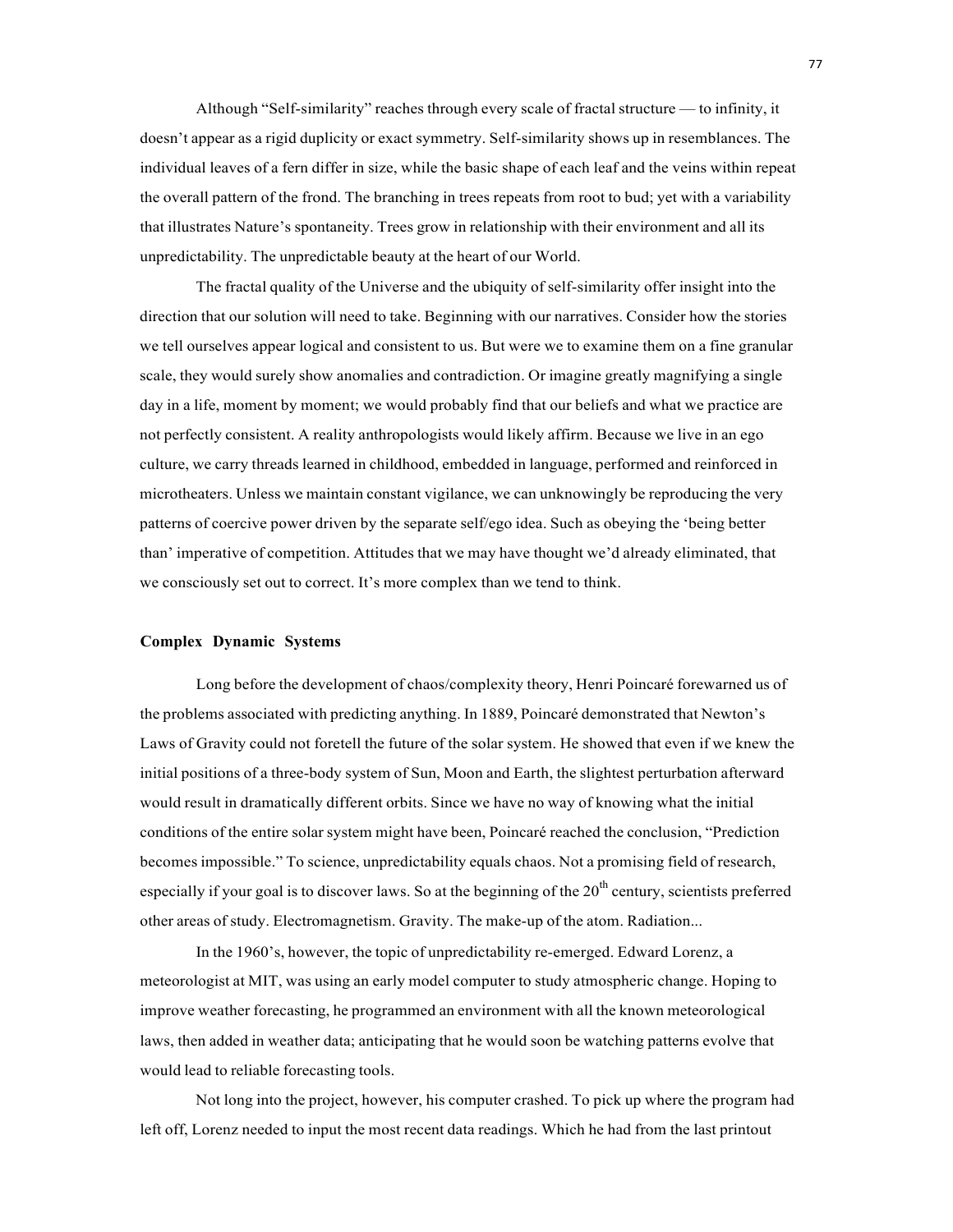Although “Self-similarity” reaches through every scale of fractal structure — to infinity, it doesn’t appear as a rigid duplicity or exact symmetry. Self-similarity shows up in resemblances. The individual leaves of a fern differ in size, while the basic shape of each leaf and the veins within repeat the overall pattern of the frond. The branching in trees repeats from root to bud; yet with a variability that illustrates Nature’s spontaneity. Trees grow in relationship with their environment and all its unpredictability. The unpredictable beauty at the heart of our World.

The fractal quality of the Universe and the ubiquity of self-similarity offer insight into the direction that our solution will need to take. Beginning with our narratives. Consider how the stories we tell ourselves appear logical and consistent to us. But were we to examine them on a fine granular scale, they would surely show anomalies and contradiction. Or imagine greatly magnifying a single day in a life, moment by moment; we would probably find that our beliefs and what we practice are not perfectly consistent. A reality anthropologists would likely affirm. Because we live in an ego culture, we carry threads learned in childhood, embedded in language, performed and reinforced in microtheaters. Unless we maintain constant vigilance, we can unknowingly be reproducing the very patterns of coercive power driven by the separate self/ego idea. Such as obeying the ‘being better than’ imperative of competition. Attitudes that we may have thought we’d already eliminated, that we consciously set out to correct. It’s more complex than we tend to think.

**Complex Dynamic Systems**

Long before the development of chaos/complexity theory, Henri Poincaré forewarned us of the problems associated with predicting anything. In 1889, Poincaré demonstrated that Newton’s Laws of Gravity could not foretell the future of the solar system. He showed that even if we knew the initial positions of a three-body system of Sun, Moon and Earth, the slightest perturbation afterward would result in dramatically different orbits. Since we have no way of knowing what the initial conditions of the entire solar system might have been, Poincaré reached the conclusion, “Prediction becomes impossible.” To science, unpredictability equals chaos. Not a promising field of research, especially if your goal is to discover laws. So at the beginning of the 20th century, scientists preferred other areas of study. Electromagnetism. Gravity. The make-up of the atom. Radiation...

In the 1960’s, however, the topic of unpredictability re-emerged. Edward Lorenz, a meteorologist at MIT, was using an early model computer to study atmospheric change. Hoping to improve weather forecasting, he programmed an environment with all the known meteorological laws, then added in weather data; anticipating that he would soon be watching patterns evolve that would lead to reliable forecasting tools.

Not long into the project, however, his computer crashed. To pick up where the program had left off, Lorenz needed to input the most recent data readings. Which he had from the last printout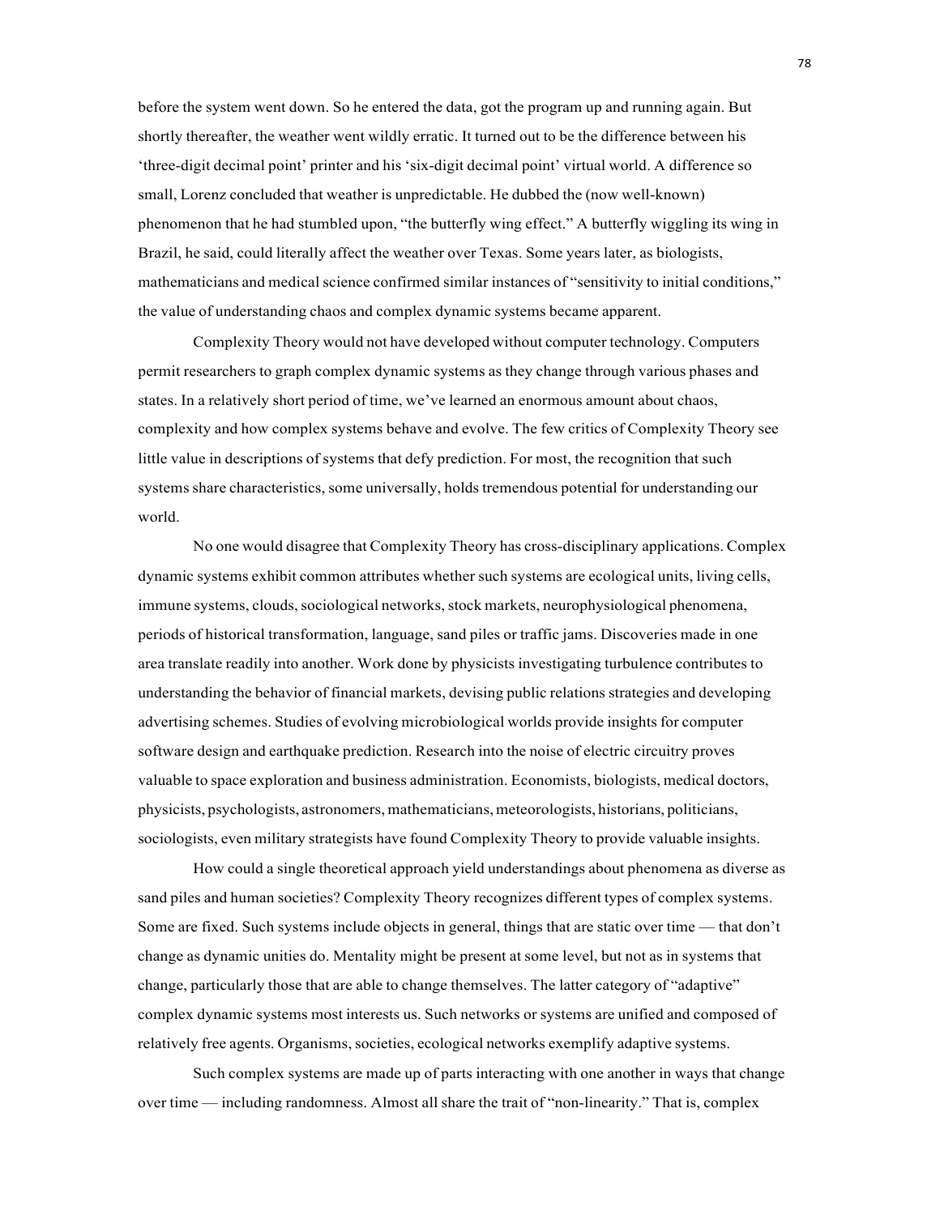before the system went down. So he entered the data, got the program up and running again. But shortly thereafter, the weather went wildly erratic. It turned out to be the difference between his 'three-digit decimal point' printer and his 'six-digit decimal point' virtual world. A difference so small, Lorenz concluded that weather is unpredictable. He dubbed the (now well-known) phenomenon that he had stumbled upon, "the butterfly wing effect." A butterfly wiggling its wing in Brazil, he said, could literally affect the weather over Texas. Some years later, as biologists, mathematicians and medical science confirmed similar instances of "sensitivity to initial conditions," the value of understanding chaos and complex dynamic systems became apparent.

Complexity Theory would not have developed without computer technology. Computers permit researchers to graph complex dynamic systems as they change through various phases and states. In a relatively short period of time, we've learned an enormous amount about chaos, complexity and how complex systems behave and evolve. The few critics of Complexity Theory see little value in descriptions of systems that defy prediction. For most, the recognition that such systems share characteristics, some universally, holds tremendous potential for understanding our world.

No one would disagree that Complexity Theory has cross-disciplinary applications. Complex dynamic systems exhibit common attributes whether such systems are ecological units, living cells, immune systems, clouds, sociological networks, stock markets, neurophysiological phenomena, periods of historical transformation, language, sand piles or traffic jams. Discoveries made in one area translate readily into another. Work done by physicists investigating turbulence contributes to understanding the behavior of financial markets, devising public relations strategies and developing advertising schemes. Studies of evolving microbiological worlds provide insights for computer software design and earthquake prediction. Research into the noise of electric circuitry proves valuable to space exploration and business administration. Economists, biologists, medical doctors, physicists, psychologists, astronomers, mathematicians, meteorologists, historians, politicians, sociologists, even military strategists have found Complexity Theory to provide valuable insights.

How could a single theoretical approach yield understandings about phenomena as diverse as sand piles and human societies? Complexity Theory recognizes different types of complex systems. Some are fixed. Such systems include objects in general, things that are static over time — that don't change as dynamic unities do. Mentality might be present at some level, but not as in systems that change, particularly those that are able to change themselves. The latter category of "adaptive" complex dynamic systems most interests us. Such networks or systems are unified and composed of relatively free agents. Organisms, societies, ecological networks exemplify adaptive systems.

Such complex systems are made up of parts interacting with one another in ways that change over time — including randomness. Almost all share the trait of "non-linearity." That is, complex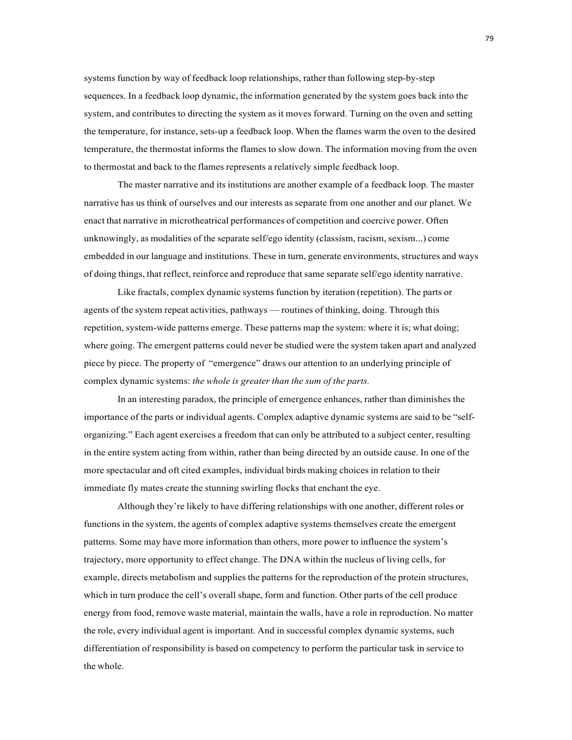systems function by way of feedback loop relationships, rather than following step-by-step sequences. In a feedback loop dynamic, the information generated by the system goes back into the system, and contributes to directing the system as it moves forward. Turning on the oven and setting the temperature, for instance, sets-up a feedback loop. When the flames warm the oven to the desired temperature, the thermostat informs the flames to slow down. The information moving from the oven to thermostat and back to the flames represents a relatively simple feedback loop.

The master narrative and its institutions are another example of a feedback loop. The master narrative has us think of ourselves and our interests as separate from one another and our planet. We enact that narrative in microtheatrical performances of competition and coercive power. Often unknowingly, as modalities of the separate self/ego identity (classism, racism, sexism...) come embedded in our language and institutions. These in turn, generate environments, structures and ways of doing things, that reflect, reinforce and reproduce that same separate self/ego identity narrative.

Like fractals, complex dynamic systems function by iteration (repetition). The parts or agents of the system repeat activities, pathways — routines of thinking, doing. Through this repetition, system-wide patterns emerge. These patterns map the system: where it is; what doing; where going. The emergent patterns could never be studied were the system taken apart and analyzed piece by piece. The property of "emergence" draws our attention to an underlying principle of complex dynamic systems: *the whole is greater than the sum of the parts.*

In an interesting paradox, the principle of emergence enhances, rather than diminishes the importance of the parts or individual agents. Complex adaptive dynamic systems are said to be "self-organizing." Each agent exercises a freedom that can only be attributed to a subject center, resulting in the entire system acting from within, rather than being directed by an outside cause. In one of the more spectacular and oft cited examples, individual birds making choices in relation to their immediate fly mates create the stunning swirling flocks that enchant the eye.

Although they're likely to have differing relationships with one another, different roles or functions in the system, the agents of complex adaptive systems themselves create the emergent patterns. Some may have more information than others, more power to influence the system's trajectory, more opportunity to effect change. The DNA within the nucleus of living cells, for example, directs metabolism and supplies the patterns for the reproduction of the protein structures, which in turn produce the cell's overall shape, form and function. Other parts of the cell produce energy from food, remove waste material, maintain the walls, have a role in reproduction. No matter the role, every individual agent is important. And in successful complex dynamic systems, such differentiation of responsibility is based on competency to perform the particular task in service to the whole.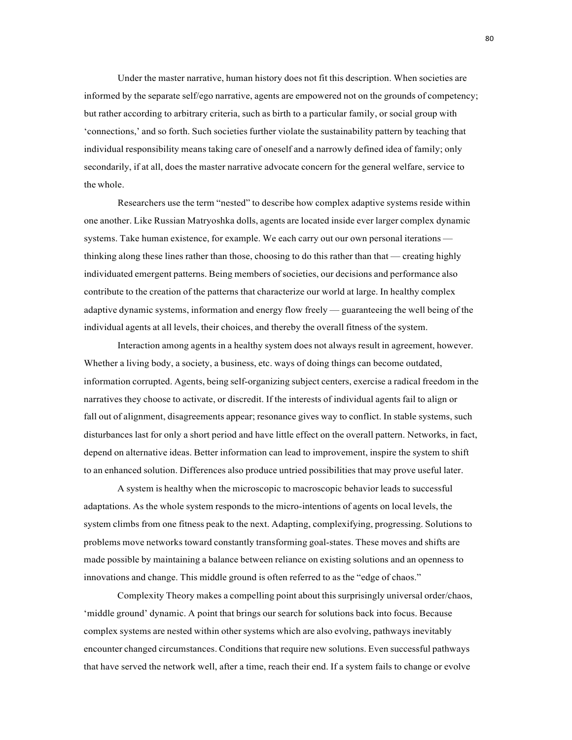Under the master narrative, human history does not fit this description. When societies are informed by the separate self/ego narrative, agents are empowered not on the grounds of competency; but rather according to arbitrary criteria, such as birth to a particular family, or social group with 'connections,' and so forth. Such societies further violate the sustainability pattern by teaching that individual responsibility means taking care of oneself and a narrowly defined idea of family; only secondarily, if at all, does the master narrative advocate concern for the general welfare, service to the whole.

Researchers use the term "nested" to describe how complex adaptive systems reside within one another. Like Russian Matryoshka dolls, agents are located inside ever larger complex dynamic systems. Take human existence, for example. We each carry out our own personal iterations — thinking along these lines rather than those, choosing to do this rather than that — creating highly individuated emergent patterns. Being members of societies, our decisions and performance also contribute to the creation of the patterns that characterize our world at large. In healthy complex adaptive dynamic systems, information and energy flow freely — guaranteeing the well being of the individual agents at all levels, their choices, and thereby the overall fitness of the system.

Interaction among agents in a healthy system does not always result in agreement, however. Whether a living body, a society, a business, etc. ways of doing things can become outdated, information corrupted. Agents, being self-organizing subject centers, exercise a radical freedom in the narratives they choose to activate, or discredit. If the interests of individual agents fail to align or fall out of alignment, disagreements appear; resonance gives way to conflict. In stable systems, such disturbances last for only a short period and have little effect on the overall pattern. Networks, in fact, depend on alternative ideas. Better information can lead to improvement, inspire the system to shift to an enhanced solution. Differences also produce untried possibilities that may prove useful later.

A system is healthy when the microscopic to macroscopic behavior leads to successful adaptations. As the whole system responds to the micro-intentions of agents on local levels, the system climbs from one fitness peak to the next. Adapting, complexifying, progressing. Solutions to problems move networks toward constantly transforming goal-states. These moves and shifts are made possible by maintaining a balance between reliance on existing solutions and an openness to innovations and change. This middle ground is often referred to as the "edge of chaos."

Complexity Theory makes a compelling point about this surprisingly universal order/chaos, 'middle ground' dynamic. A point that brings our search for solutions back into focus. Because complex systems are nested within other systems which are also evolving, pathways inevitably encounter changed circumstances. Conditions that require new solutions. Even successful pathways that have served the network well, after a time, reach their end. If a system fails to change or evolve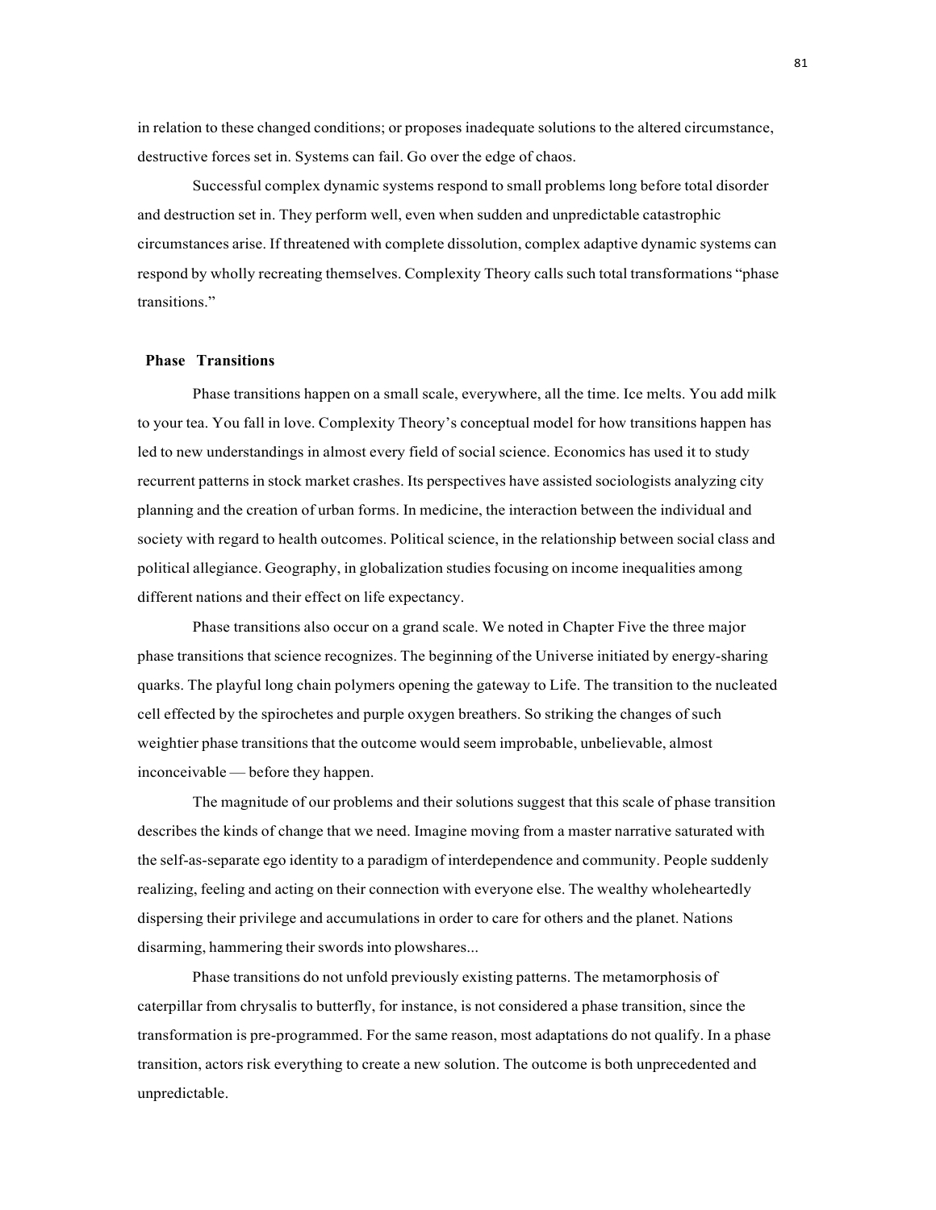in relation to these changed conditions; or proposes inadequate solutions to the altered circumstance, destructive forces set in. Systems can fail. Go over the edge of chaos.

Successful complex dynamic systems respond to small problems long before total disorder and destruction set in. They perform well, even when sudden and unpredictable catastrophic circumstances arise. If threatened with complete dissolution, complex adaptive dynamic systems can respond by wholly recreating themselves. Complexity Theory calls such total transformations "phase transitions."

**Phase Transitions**

Phase transitions happen on a small scale, everywhere, all the time. Ice melts. You add milk to your tea. You fall in love. Complexity Theory's conceptual model for how transitions happen has led to new understandings in almost every field of social science. Economics has used it to study recurrent patterns in stock market crashes. Its perspectives have assisted sociologists analyzing city planning and the creation of urban forms. In medicine, the interaction between the individual and society with regard to health outcomes. Political science, in the relationship between social class and political allegiance. Geography, in globalization studies focusing on income inequalities among different nations and their effect on life expectancy.

Phase transitions also occur on a grand scale. We noted in Chapter Five the three major phase transitions that science recognizes. The beginning of the Universe initiated by energy-sharing quarks. The playful long chain polymers opening the gateway to Life. The transition to the nucleated cell effected by the spirochetes and purple oxygen breathers. So striking the changes of such weightier phase transitions that the outcome would seem improbable, unbelievable, almost inconceivable — before they happen.

The magnitude of our problems and their solutions suggest that this scale of phase transition describes the kinds of change that we need. Imagine moving from a master narrative saturated with the self-as-separate ego identity to a paradigm of interdependence and community. People suddenly realizing, feeling and acting on their connection with everyone else. The wealthy wholeheartedly dispersing their privilege and accumulations in order to care for others and the planet. Nations disarming, hammering their swords into plowshares...

Phase transitions do not unfold previously existing patterns. The metamorphosis of caterpillar from chrysalis to butterfly, for instance, is not considered a phase transition, since the transformation is pre-programmed. For the same reason, most adaptations do not qualify. In a phase transition, actors risk everything to create a new solution. The outcome is both unprecedented and unpredictable.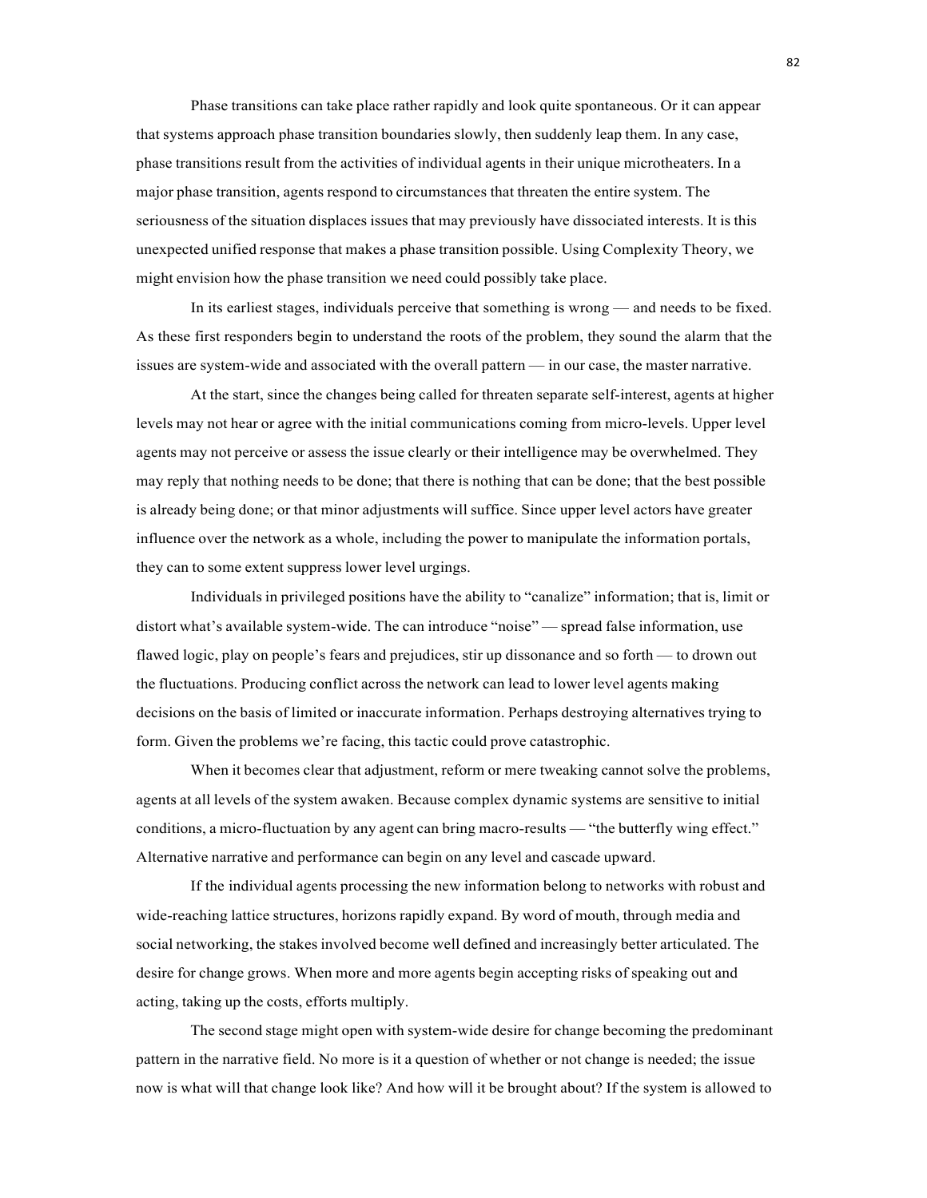Phase transitions can take place rather rapidly and look quite spontaneous. Or it can appear that systems approach phase transition boundaries slowly, then suddenly leap them. In any case, phase transitions result from the activities of individual agents in their unique microtheaters. In a major phase transition, agents respond to circumstances that threaten the entire system. The seriousness of the situation displaces issues that may previously have dissociated interests. It is this unexpected unified response that makes a phase transition possible. Using Complexity Theory, we might envision how the phase transition we need could possibly take place.

In its earliest stages, individuals perceive that something is wrong — and needs to be fixed. As these first responders begin to understand the roots of the problem, they sound the alarm that the issues are system-wide and associated with the overall pattern — in our case, the master narrative.

At the start, since the changes being called for threaten separate self-interest, agents at higher levels may not hear or agree with the initial communications coming from micro-levels. Upper level agents may not perceive or assess the issue clearly or their intelligence may be overwhelmed. They may reply that nothing needs to be done; that there is nothing that can be done; that the best possible is already being done; or that minor adjustments will suffice. Since upper level actors have greater influence over the network as a whole, including the power to manipulate the information portals, they can to some extent suppress lower level urgings.

Individuals in privileged positions have the ability to "canalize" information; that is, limit or distort what's available system-wide. The can introduce "noise" — spread false information, use flawed logic, play on people's fears and prejudices, stir up dissonance and so forth — to drown out the fluctuations. Producing conflict across the network can lead to lower level agents making decisions on the basis of limited or inaccurate information. Perhaps destroying alternatives trying to form. Given the problems we're facing, this tactic could prove catastrophic.

When it becomes clear that adjustment, reform or mere tweaking cannot solve the problems, agents at all levels of the system awaken. Because complex dynamic systems are sensitive to initial conditions, a micro-fluctuation by any agent can bring macro-results — "the butterfly wing effect." Alternative narrative and performance can begin on any level and cascade upward.

If the individual agents processing the new information belong to networks with robust and wide-reaching lattice structures, horizons rapidly expand. By word of mouth, through media and social networking, the stakes involved become well defined and increasingly better articulated. The desire for change grows. When more and more agents begin accepting risks of speaking out and acting, taking up the costs, efforts multiply.

The second stage might open with system-wide desire for change becoming the predominant pattern in the narrative field. No more is it a question of whether or not change is needed; the issue now is what will that change look like? And how will it be brought about? If the system is allowed to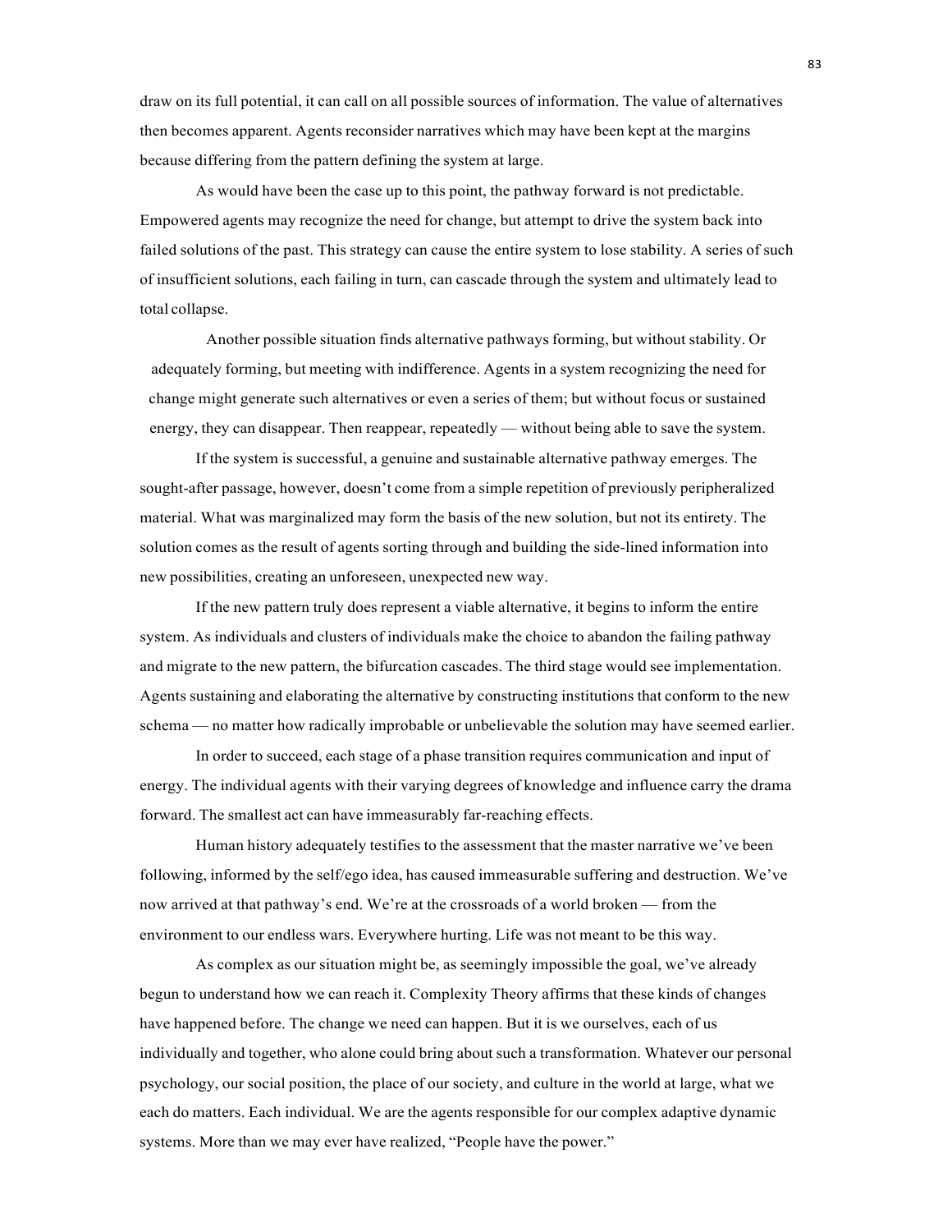draw on its full potential, it can call on all possible sources of information. The value of alternatives then becomes apparent. Agents reconsider narratives which may have been kept at the margins because differing from the pattern defining the system at large.

As would have been the case up to this point, the pathway forward is not predictable. Empowered agents may recognize the need for change, but attempt to drive the system back into failed solutions of the past. This strategy can cause the entire system to lose stability. A series of such of insufficient solutions, each failing in turn, can cascade through the system and ultimately lead to total collapse.

Another possible situation finds alternative pathways forming, but without stability. Or adequately forming, but meeting with indifference. Agents in a system recognizing the need for change might generate such alternatives or even a series of them; but without focus or sustained energy, they can disappear. Then reappear, repeatedly — without being able to save the system.

If the system is successful, a genuine and sustainable alternative pathway emerges. The sought-after passage, however, doesn't come from a simple repetition of previously peripheralized material. What was marginalized may form the basis of the new solution, but not its entirety. The solution comes as the result of agents sorting through and building the side-lined information into new possibilities, creating an unforeseen, unexpected new way.

If the new pattern truly does represent a viable alternative, it begins to inform the entire system. As individuals and clusters of individuals make the choice to abandon the failing pathway and migrate to the new pattern, the bifurcation cascades. The third stage would see implementation. Agents sustaining and elaborating the alternative by constructing institutions that conform to the new schema — no matter how radically improbable or unbelievable the solution may have seemed earlier.

In order to succeed, each stage of a phase transition requires communication and input of energy. The individual agents with their varying degrees of knowledge and influence carry the drama forward. The smallest act can have immeasurably far-reaching effects.

Human history adequately testifies to the assessment that the master narrative we've been following, informed by the self/ego idea, has caused immeasurable suffering and destruction. We've now arrived at that pathway's end. We're at the crossroads of a world broken — from the environment to our endless wars. Everywhere hurting. Life was not meant to be this way.

As complex as our situation might be, as seemingly impossible the goal, we've already begun to understand how we can reach it. Complexity Theory affirms that these kinds of changes have happened before. The change we need can happen. But it is we ourselves, each of us individually and together, who alone could bring about such a transformation. Whatever our personal psychology, our social position, the place of our society, and culture in the world at large, what we each do matters. Each individual. We are the agents responsible for our complex adaptive dynamic systems. More than we may ever have realized, "People have the power."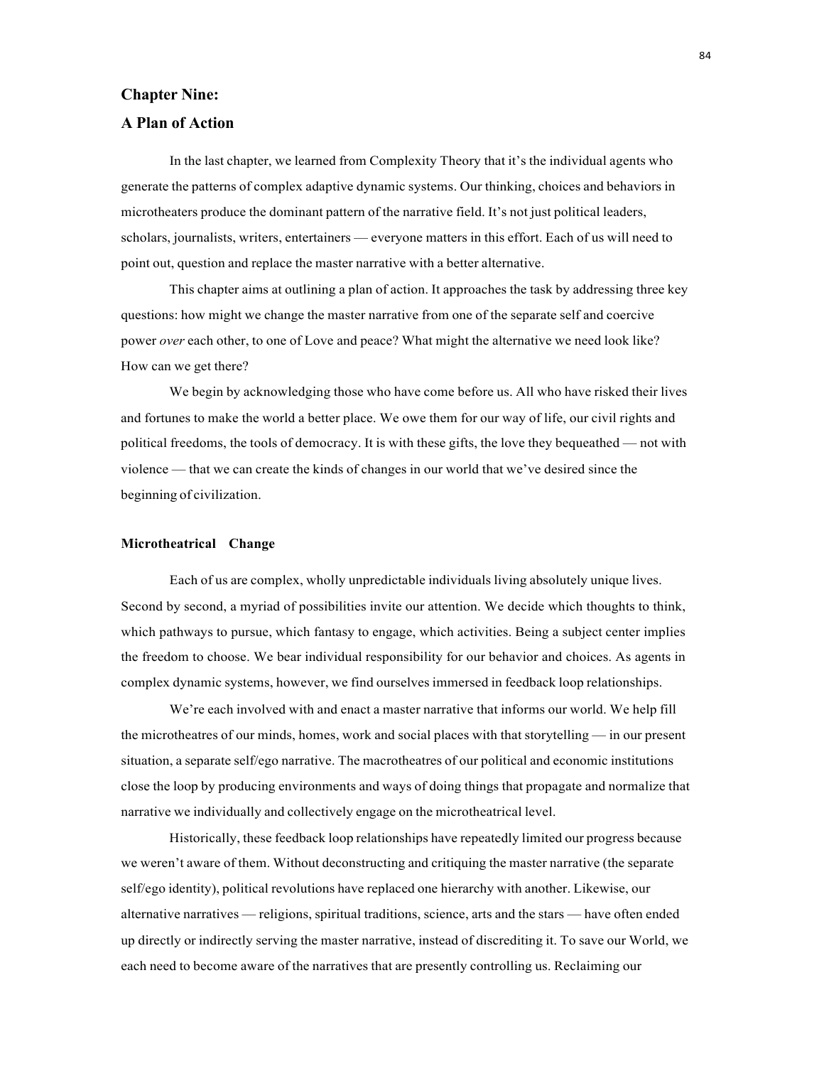## Chapter Nine:
## A Plan of Action

In the last chapter, we learned from Complexity Theory that it's the individual agents who generate the patterns of complex adaptive dynamic systems. Our thinking, choices and behaviors in microtheaters produce the dominant pattern of the narrative field. It's not just political leaders, scholars, journalists, writers, entertainers — everyone matters in this effort. Each of us will need to point out, question and replace the master narrative with a better alternative.

This chapter aims at outlining a plan of action. It approaches the task by addressing three key questions: how might we change the master narrative from one of the separate self and coercive power *over* each other, to one of Love and peace? What might the alternative we need look like? How can we get there?

We begin by acknowledging those who have come before us. All who have risked their lives and fortunes to make the world a better place. We owe them for our way of life, our civil rights and political freedoms, the tools of democracy. It is with these gifts, the love they bequeathed — not with violence — that we can create the kinds of changes in our world that we've desired since the beginning of civilization.

### Microtheatrical Change

Each of us are complex, wholly unpredictable individuals living absolutely unique lives. Second by second, a myriad of possibilities invite our attention. We decide which thoughts to think, which pathways to pursue, which fantasy to engage, which activities. Being a subject center implies the freedom to choose. We bear individual responsibility for our behavior and choices. As agents in complex dynamic systems, however, we find ourselves immersed in feedback loop relationships.

We're each involved with and enact a master narrative that informs our world. We help fill the microtheatres of our minds, homes, work and social places with that storytelling — in our present situation, a separate self/ego narrative. The macrotheatres of our political and economic institutions close the loop by producing environments and ways of doing things that propagate and normalize that narrative we individually and collectively engage on the microtheatrical level.

Historically, these feedback loop relationships have repeatedly limited our progress because we weren't aware of them. Without deconstructing and critiquing the master narrative (the separate self/ego identity), political revolutions have replaced one hierarchy with another. Likewise, our alternative narratives — religions, spiritual traditions, science, arts and the stars — have often ended up directly or indirectly serving the master narrative, instead of discrediting it. To save our World, we each need to become aware of the narratives that are presently controlling us. Reclaiming our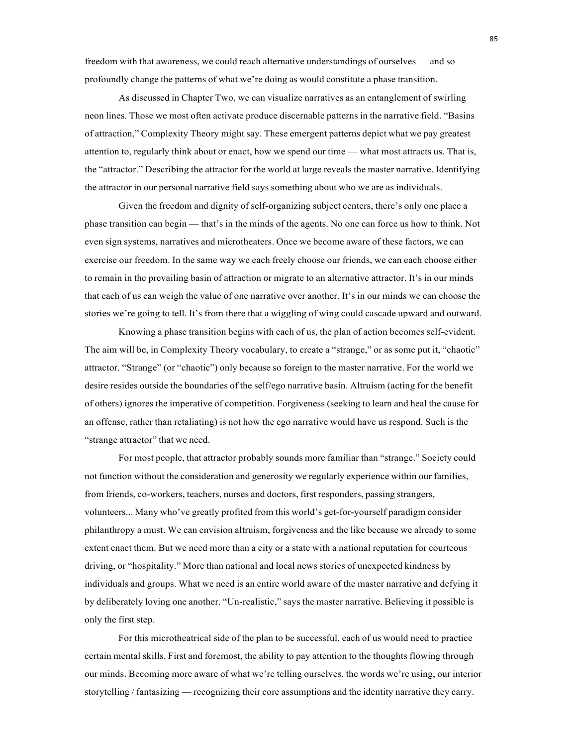freedom with that awareness, we could reach alternative understandings of ourselves — and so profoundly change the patterns of what we're doing as would constitute a phase transition.

As discussed in Chapter Two, we can visualize narratives as an entanglement of swirling neon lines. Those we most often activate produce discernable patterns in the narrative field. "Basins of attraction," Complexity Theory might say. These emergent patterns depict what we pay greatest attention to, regularly think about or enact, how we spend our time — what most attracts us. That is, the "attractor." Describing the attractor for the world at large reveals the master narrative. Identifying the attractor in our personal narrative field says something about who we are as individuals.

Given the freedom and dignity of self-organizing subject centers, there's only one place a phase transition can begin — that's in the minds of the agents. No one can force us how to think. Not even sign systems, narratives and microtheaters. Once we become aware of these factors, we can exercise our freedom. In the same way we each freely choose our friends, we can each choose either to remain in the prevailing basin of attraction or migrate to an alternative attractor. It's in our minds that each of us can weigh the value of one narrative over another. It's in our minds we can choose the stories we're going to tell. It's from there that a wiggling of wing could cascade upward and outward.

Knowing a phase transition begins with each of us, the plan of action becomes self-evident. The aim will be, in Complexity Theory vocabulary, to create a "strange," or as some put it, "chaotic" attractor. "Strange" (or "chaotic") only because so foreign to the master narrative. For the world we desire resides outside the boundaries of the self/ego narrative basin. Altruism (acting for the benefit of others) ignores the imperative of competition. Forgiveness (seeking to learn and heal the cause for an offense, rather than retaliating) is not how the ego narrative would have us respond. Such is the "strange attractor" that we need.

For most people, that attractor probably sounds more familiar than "strange." Society could not function without the consideration and generosity we regularly experience within our families, from friends, co-workers, teachers, nurses and doctors, first responders, passing strangers, volunteers... Many who've greatly profited from this world's get-for-yourself paradigm consider philanthropy a must. We can envision altruism, forgiveness and the like because we already to some extent enact them. But we need more than a city or a state with a national reputation for courteous driving, or "hospitality." More than national and local news stories of unexpected kindness by individuals and groups. What we need is an entire world aware of the master narrative and defying it by deliberately loving one another. "Un-realistic," says the master narrative. Believing it possible is only the first step.

For this microtheatrical side of the plan to be successful, each of us would need to practice certain mental skills. First and foremost, the ability to pay attention to the thoughts flowing through our minds. Becoming more aware of what we're telling ourselves, the words we're using, our interior storytelling / fantasizing — recognizing their core assumptions and the identity narrative they carry.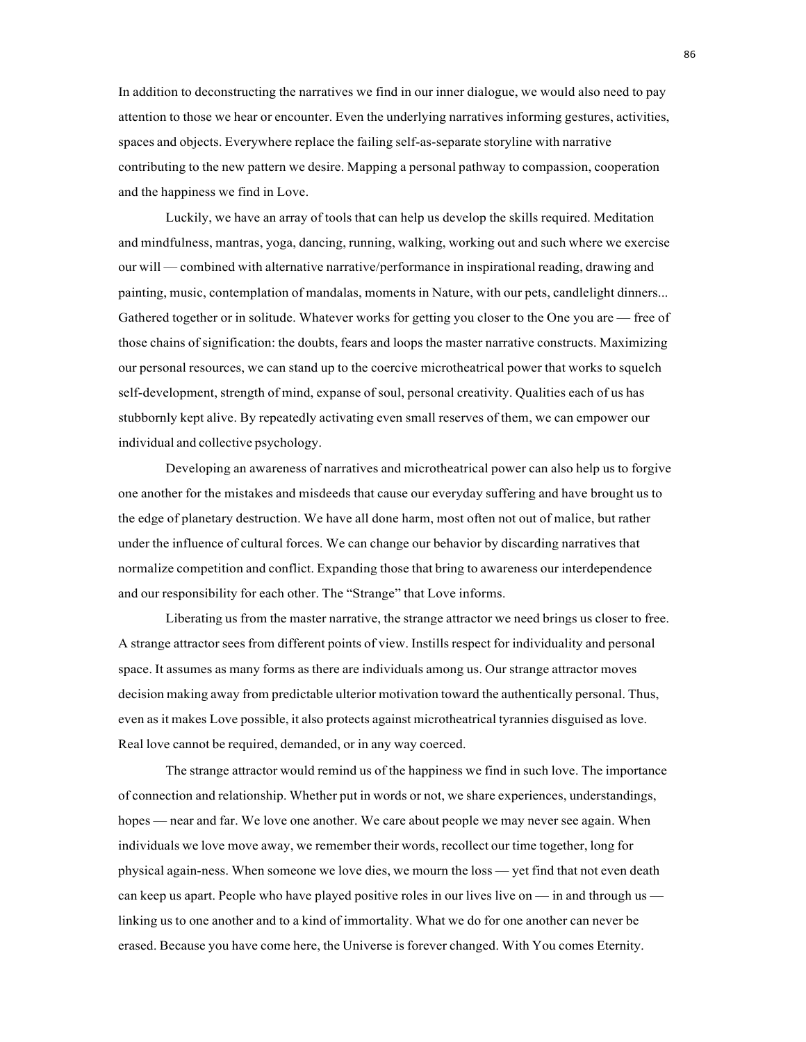In addition to deconstructing the narratives we find in our inner dialogue, we would also need to pay attention to those we hear or encounter. Even the underlying narratives informing gestures, activities, spaces and objects. Everywhere replace the failing self-as-separate storyline with narrative contributing to the new pattern we desire. Mapping a personal pathway to compassion, cooperation and the happiness we find in Love.

Luckily, we have an array of tools that can help us develop the skills required. Meditation and mindfulness, mantras, yoga, dancing, running, walking, working out and such where we exercise our will — combined with alternative narrative/performance in inspirational reading, drawing and painting, music, contemplation of mandalas, moments in Nature, with our pets, candlelight dinners... Gathered together or in solitude. Whatever works for getting you closer to the One you are — free of those chains of signification: the doubts, fears and loops the master narrative constructs. Maximizing our personal resources, we can stand up to the coercive microtheatrical power that works to squelch self-development, strength of mind, expanse of soul, personal creativity. Qualities each of us has stubbornly kept alive. By repeatedly activating even small reserves of them, we can empower our individual and collective psychology.

Developing an awareness of narratives and microtheatrical power can also help us to forgive one another for the mistakes and misdeeds that cause our everyday suffering and have brought us to the edge of planetary destruction. We have all done harm, most often not out of malice, but rather under the influence of cultural forces. We can change our behavior by discarding narratives that normalize competition and conflict. Expanding those that bring to awareness our interdependence and our responsibility for each other. The "Strange" that Love informs.

Liberating us from the master narrative, the strange attractor we need brings us closer to free. A strange attractor sees from different points of view. Instills respect for individuality and personal space. It assumes as many forms as there are individuals among us. Our strange attractor moves decision making away from predictable ulterior motivation toward the authentically personal. Thus, even as it makes Love possible, it also protects against microtheatrical tyrannies disguised as love. Real love cannot be required, demanded, or in any way coerced.

The strange attractor would remind us of the happiness we find in such love. The importance of connection and relationship. Whether put in words or not, we share experiences, understandings, hopes — near and far. We love one another. We care about people we may never see again. When individuals we love move away, we remember their words, recollect our time together, long for physical again-ness. When someone we love dies, we mourn the loss — yet find that not even death can keep us apart. People who have played positive roles in our lives live on — in and through us — linking us to one another and to a kind of immortality. What we do for one another can never be erased. Because you have come here, the Universe is forever changed. With You comes Eternity.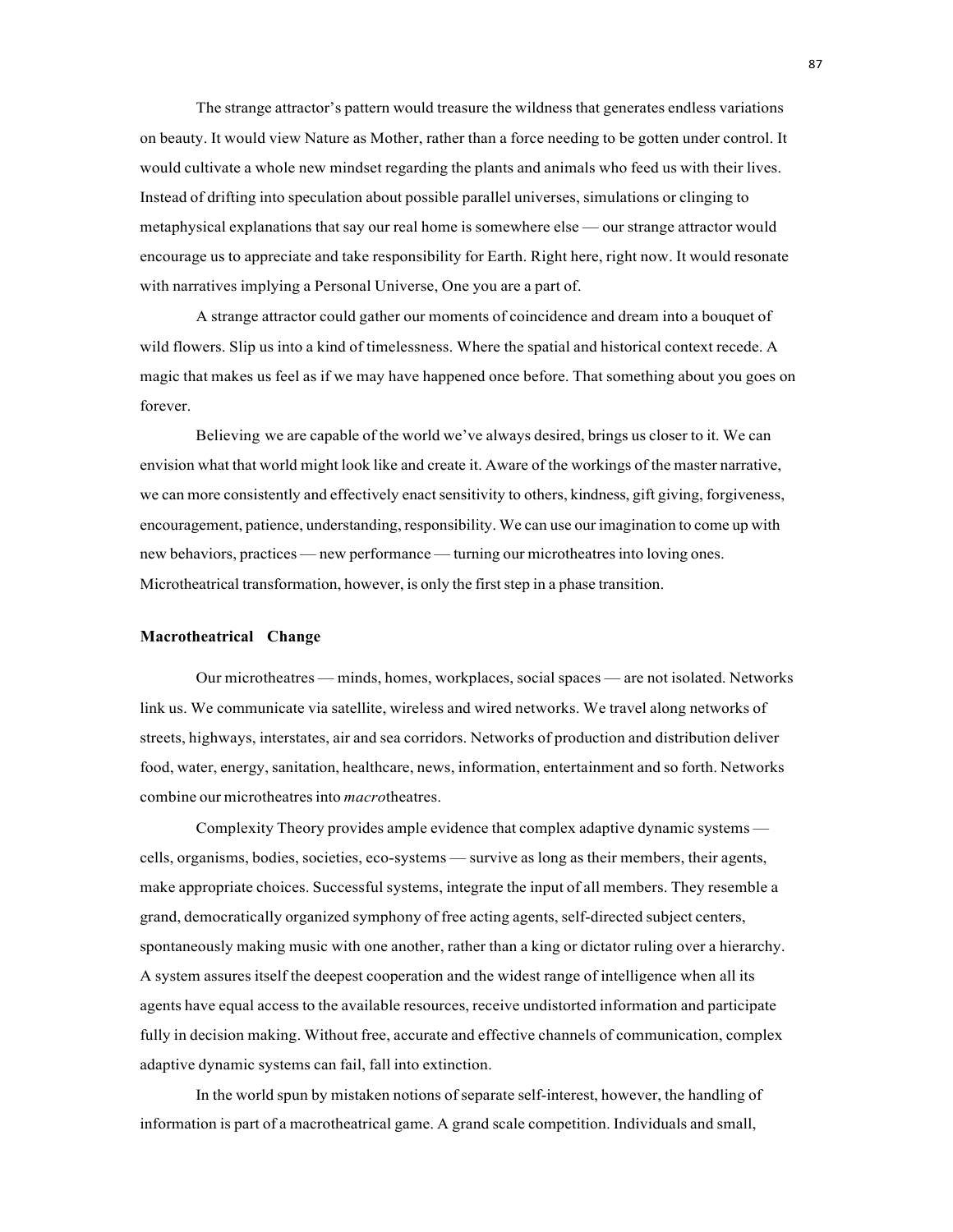The strange attractor's pattern would treasure the wildness that generates endless variations on beauty. It would view Nature as Mother, rather than a force needing to be gotten under control. It would cultivate a whole new mindset regarding the plants and animals who feed us with their lives. Instead of drifting into speculation about possible parallel universes, simulations or clinging to metaphysical explanations that say our real home is somewhere else — our strange attractor would encourage us to appreciate and take responsibility for Earth. Right here, right now. It would resonate with narratives implying a Personal Universe, One you are a part of.

A strange attractor could gather our moments of coincidence and dream into a bouquet of wild flowers. Slip us into a kind of timelessness. Where the spatial and historical context recede. A magic that makes us feel as if we may have happened once before. That something about you goes on forever.

Believing we are capable of the world we've always desired, brings us closer to it. We can envision what that world might look like and create it. Aware of the workings of the master narrative, we can more consistently and effectively enact sensitivity to others, kindness, gift giving, forgiveness, encouragement, patience, understanding, responsibility. We can use our imagination to come up with new behaviors, practices — new performance — turning our microtheatres into loving ones. Microtheatrical transformation, however, is only the first step in a phase transition.

### Macrotheatrical Change

Our microtheatres — minds, homes, workplaces, social spaces — are not isolated. Networks link us. We communicate via satellite, wireless and wired networks. We travel along networks of streets, highways, interstates, air and sea corridors. Networks of production and distribution deliver food, water, energy, sanitation, healthcare, news, information, entertainment and so forth. Networks combine our microtheatres into *macro*theatres.

Complexity Theory provides ample evidence that complex adaptive dynamic systems — cells, organisms, bodies, societies, eco-systems — survive as long as their members, their agents, make appropriate choices. Successful systems, integrate the input of all members. They resemble a grand, democratically organized symphony of free acting agents, self-directed subject centers, spontaneously making music with one another, rather than a king or dictator ruling over a hierarchy. A system assures itself the deepest cooperation and the widest range of intelligence when all its agents have equal access to the available resources, receive undistorted information and participate fully in decision making. Without free, accurate and effective channels of communication, complex adaptive dynamic systems can fail, fall into extinction.

In the world spun by mistaken notions of separate self-interest, however, the handling of information is part of a macrotheatrical game. A grand scale competition. Individuals and small,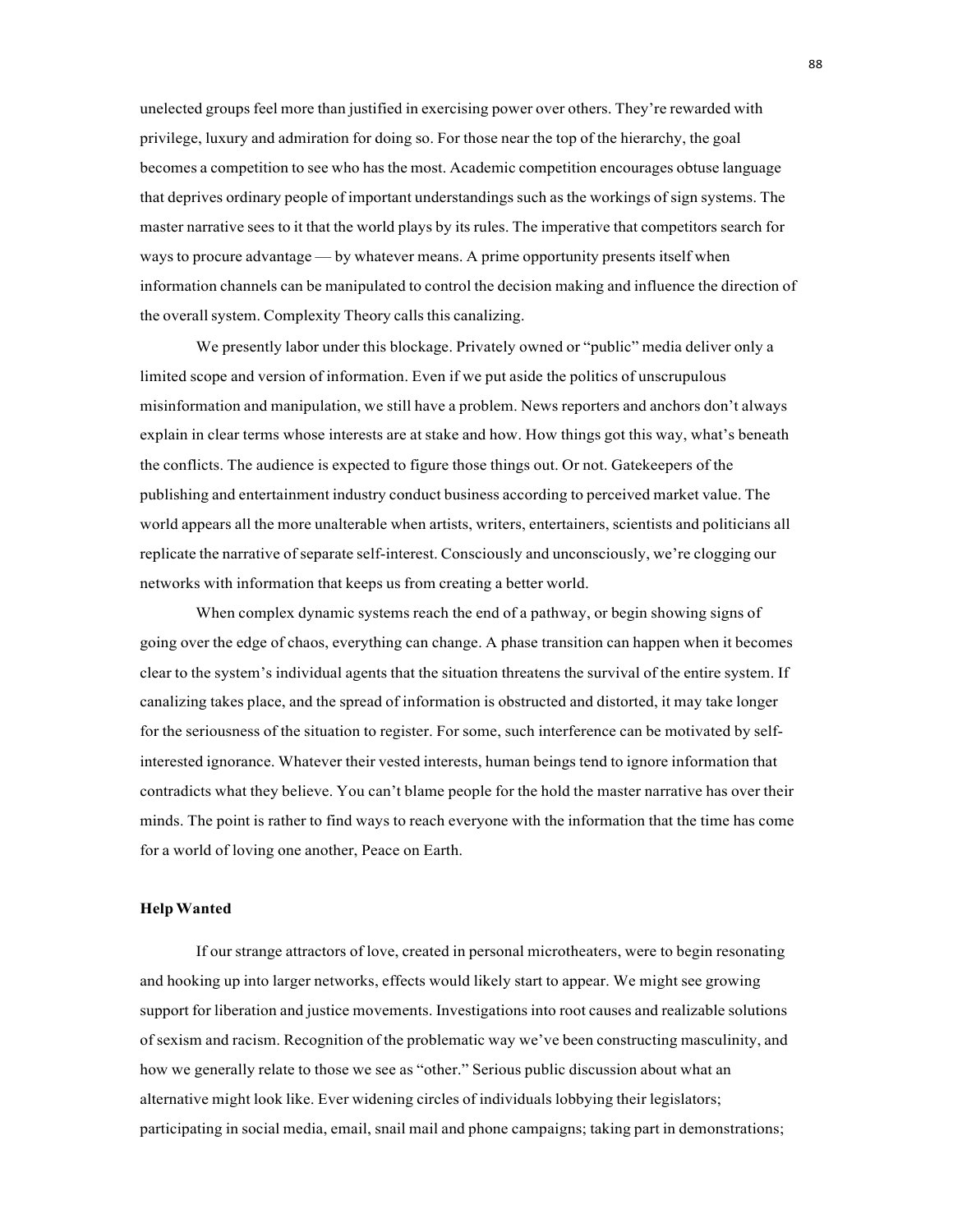unelected groups feel more than justified in exercising power over others. They're rewarded with privilege, luxury and admiration for doing so. For those near the top of the hierarchy, the goal becomes a competition to see who has the most. Academic competition encourages obtuse language that deprives ordinary people of important understandings such as the workings of sign systems. The master narrative sees to it that the world plays by its rules. The imperative that competitors search for ways to procure advantage — by whatever means. A prime opportunity presents itself when information channels can be manipulated to control the decision making and influence the direction of the overall system. Complexity Theory calls this canalizing.

We presently labor under this blockage. Privately owned or "public" media deliver only a limited scope and version of information. Even if we put aside the politics of unscrupulous misinformation and manipulation, we still have a problem. News reporters and anchors don't always explain in clear terms whose interests are at stake and how. How things got this way, what's beneath the conflicts. The audience is expected to figure those things out. Or not. Gatekeepers of the publishing and entertainment industry conduct business according to perceived market value. The world appears all the more unalterable when artists, writers, entertainers, scientists and politicians all replicate the narrative of separate self-interest. Consciously and unconsciously, we're clogging our networks with information that keeps us from creating a better world.

When complex dynamic systems reach the end of a pathway, or begin showing signs of going over the edge of chaos, everything can change. A phase transition can happen when it becomes clear to the system's individual agents that the situation threatens the survival of the entire system. If canalizing takes place, and the spread of information is obstructed and distorted, it may take longer for the seriousness of the situation to register. For some, such interference can be motivated by self-interested ignorance. Whatever their vested interests, human beings tend to ignore information that contradicts what they believe. You can't blame people for the hold the master narrative has over their minds. The point is rather to find ways to reach everyone with the information that the time has come for a world of loving one another, Peace on Earth.

**Help Wanted**

If our strange attractors of love, created in personal microtheaters, were to begin resonating and hooking up into larger networks, effects would likely start to appear. We might see growing support for liberation and justice movements. Investigations into root causes and realizable solutions of sexism and racism. Recognition of the problematic way we've been constructing masculinity, and how we generally relate to those we see as "other." Serious public discussion about what an alternative might look like. Ever widening circles of individuals lobbying their legislators; participating in social media, email, snail mail and phone campaigns; taking part in demonstrations;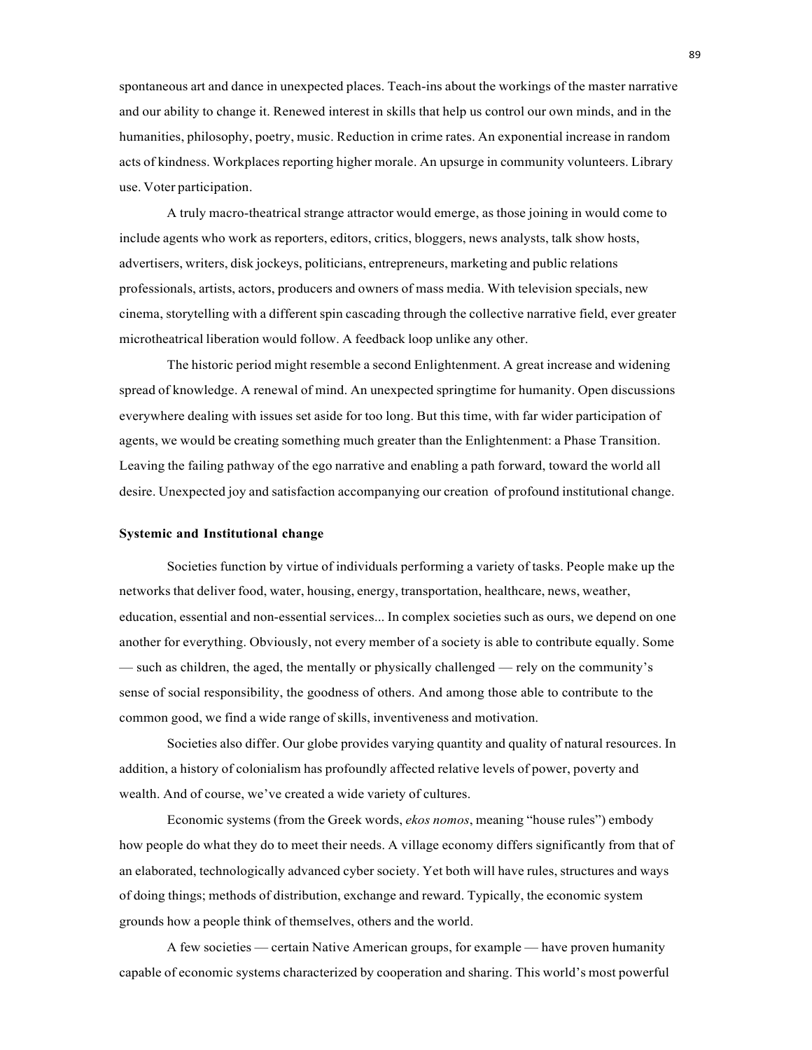spontaneous art and dance in unexpected places. Teach-ins about the workings of the master narrative and our ability to change it. Renewed interest in skills that help us control our own minds, and in the humanities, philosophy, poetry, music. Reduction in crime rates. An exponential increase in random acts of kindness. Workplaces reporting higher morale. An upsurge in community volunteers. Library use. Voter participation.

A truly macro-theatrical strange attractor would emerge, as those joining in would come to include agents who work as reporters, editors, critics, bloggers, news analysts, talk show hosts, advertisers, writers, disk jockeys, politicians, entrepreneurs, marketing and public relations professionals, artists, actors, producers and owners of mass media. With television specials, new cinema, storytelling with a different spin cascading through the collective narrative field, ever greater microtheatrical liberation would follow. A feedback loop unlike any other.

The historic period might resemble a second Enlightenment. A great increase and widening spread of knowledge. A renewal of mind. An unexpected springtime for humanity. Open discussions everywhere dealing with issues set aside for too long. But this time, with far wider participation of agents, we would be creating something much greater than the Enlightenment: a Phase Transition. Leaving the failing pathway of the ego narrative and enabling a path forward, toward the world all desire. Unexpected joy and satisfaction accompanying our creation of profound institutional change.

**Systemic and Institutional change**

Societies function by virtue of individuals performing a variety of tasks. People make up the networks that deliver food, water, housing, energy, transportation, healthcare, news, weather, education, essential and non-essential services... In complex societies such as ours, we depend on one another for everything. Obviously, not every member of a society is able to contribute equally. Some — such as children, the aged, the mentally or physically challenged — rely on the community's sense of social responsibility, the goodness of others. And among those able to contribute to the common good, we find a wide range of skills, inventiveness and motivation.

Societies also differ. Our globe provides varying quantity and quality of natural resources. In addition, a history of colonialism has profoundly affected relative levels of power, poverty and wealth. And of course, we've created a wide variety of cultures.

Economic systems (from the Greek words, *ekos nomos*, meaning "house rules") embody how people do what they do to meet their needs. A village economy differs significantly from that of an elaborated, technologically advanced cyber society. Yet both will have rules, structures and ways of doing things; methods of distribution, exchange and reward. Typically, the economic system grounds how a people think of themselves, others and the world.

A few societies — certain Native American groups, for example — have proven humanity capable of economic systems characterized by cooperation and sharing. This world's most powerful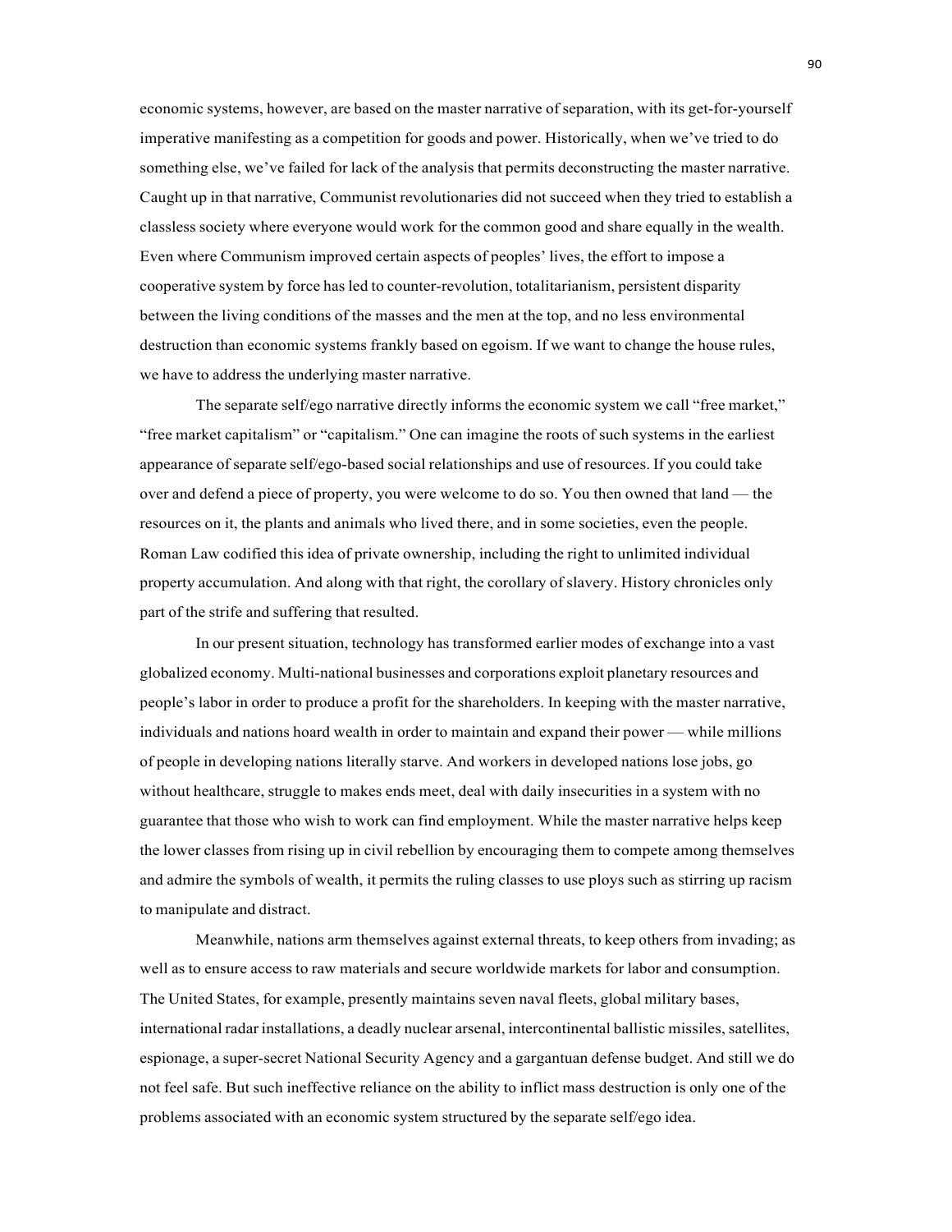economic systems, however, are based on the master narrative of separation, with its get-for-yourself imperative manifesting as a competition for goods and power. Historically, when we've tried to do something else, we've failed for lack of the analysis that permits deconstructing the master narrative. Caught up in that narrative, Communist revolutionaries did not succeed when they tried to establish a classless society where everyone would work for the common good and share equally in the wealth. Even where Communism improved certain aspects of peoples' lives, the effort to impose a cooperative system by force has led to counter-revolution, totalitarianism, persistent disparity between the living conditions of the masses and the men at the top, and no less environmental destruction than economic systems frankly based on egoism. If we want to change the house rules, we have to address the underlying master narrative.

The separate self/ego narrative directly informs the economic system we call "free market," "free market capitalism" or "capitalism." One can imagine the roots of such systems in the earliest appearance of separate self/ego-based social relationships and use of resources. If you could take over and defend a piece of property, you were welcome to do so. You then owned that land — the resources on it, the plants and animals who lived there, and in some societies, even the people. Roman Law codified this idea of private ownership, including the right to unlimited individual property accumulation. And along with that right, the corollary of slavery. History chronicles only part of the strife and suffering that resulted.

In our present situation, technology has transformed earlier modes of exchange into a vast globalized economy. Multi-national businesses and corporations exploit planetary resources and people's labor in order to produce a profit for the shareholders. In keeping with the master narrative, individuals and nations hoard wealth in order to maintain and expand their power — while millions of people in developing nations literally starve. And workers in developed nations lose jobs, go without healthcare, struggle to makes ends meet, deal with daily insecurities in a system with no guarantee that those who wish to work can find employment. While the master narrative helps keep the lower classes from rising up in civil rebellion by encouraging them to compete among themselves and admire the symbols of wealth, it permits the ruling classes to use ploys such as stirring up racism to manipulate and distract.

Meanwhile, nations arm themselves against external threats, to keep others from invading; as well as to ensure access to raw materials and secure worldwide markets for labor and consumption. The United States, for example, presently maintains seven naval fleets, global military bases, international radar installations, a deadly nuclear arsenal, intercontinental ballistic missiles, satellites, espionage, a super-secret National Security Agency and a gargantuan defense budget. And still we do not feel safe. But such ineffective reliance on the ability to inflict mass destruction is only one of the problems associated with an economic system structured by the separate self/ego idea.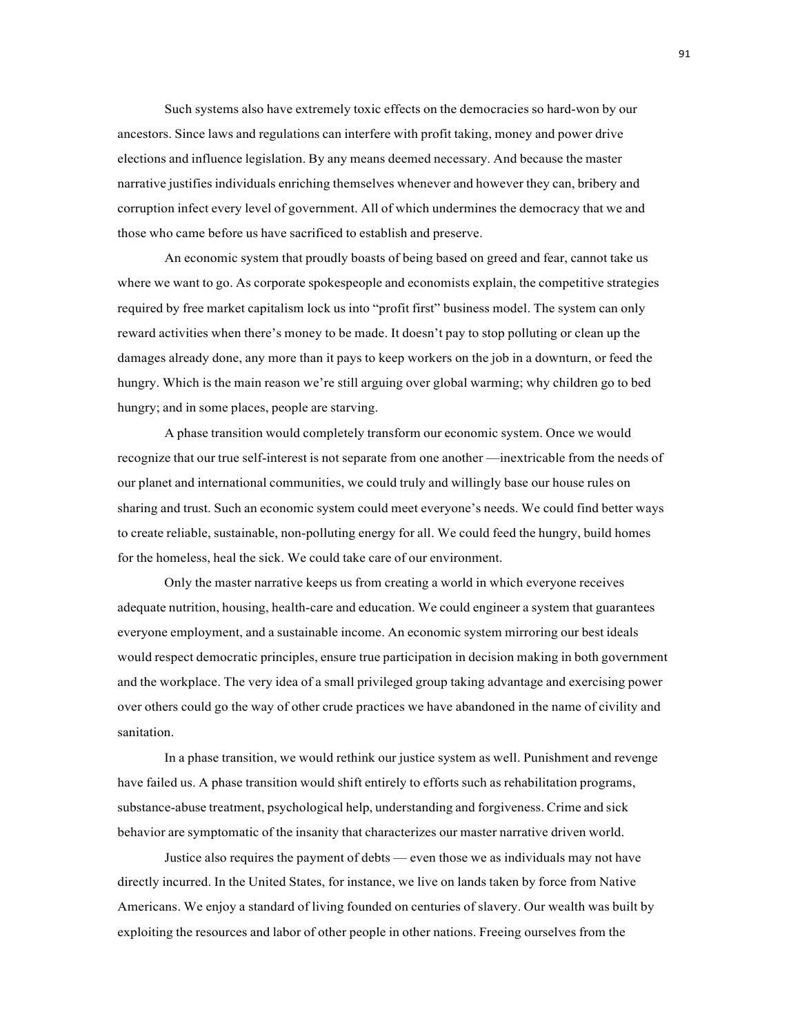Such systems also have extremely toxic effects on the democracies so hard-won by our ancestors. Since laws and regulations can interfere with profit taking, money and power drive elections and influence legislation. By any means deemed necessary. And because the master narrative justifies individuals enriching themselves whenever and however they can, bribery and corruption infect every level of government. All of which undermines the democracy that we and those who came before us have sacrificed to establish and preserve.

An economic system that proudly boasts of being based on greed and fear, cannot take us where we want to go. As corporate spokespeople and economists explain, the competitive strategies required by free market capitalism lock us into "profit first" business model. The system can only reward activities when there's money to be made. It doesn't pay to stop polluting or clean up the damages already done, any more than it pays to keep workers on the job in a downturn, or feed the hungry. Which is the main reason we're still arguing over global warming; why children go to bed hungry; and in some places, people are starving.

A phase transition would completely transform our economic system. Once we would recognize that our true self-interest is not separate from one another —inextricable from the needs of our planet and international communities, we could truly and willingly base our house rules on sharing and trust. Such an economic system could meet everyone's needs. We could find better ways to create reliable, sustainable, non-polluting energy for all. We could feed the hungry, build homes for the homeless, heal the sick. We could take care of our environment.

Only the master narrative keeps us from creating a world in which everyone receives adequate nutrition, housing, health-care and education. We could engineer a system that guarantees everyone employment, and a sustainable income. An economic system mirroring our best ideals would respect democratic principles, ensure true participation in decision making in both government and the workplace. The very idea of a small privileged group taking advantage and exercising power over others could go the way of other crude practices we have abandoned in the name of civility and sanitation.

In a phase transition, we would rethink our justice system as well. Punishment and revenge have failed us. A phase transition would shift entirely to efforts such as rehabilitation programs, substance-abuse treatment, psychological help, understanding and forgiveness. Crime and sick behavior are symptomatic of the insanity that characterizes our master narrative driven world.

Justice also requires the payment of debts — even those we as individuals may not have directly incurred. In the United States, for instance, we live on lands taken by force from Native Americans. We enjoy a standard of living founded on centuries of slavery. Our wealth was built by exploiting the resources and labor of other people in other nations. Freeing ourselves from the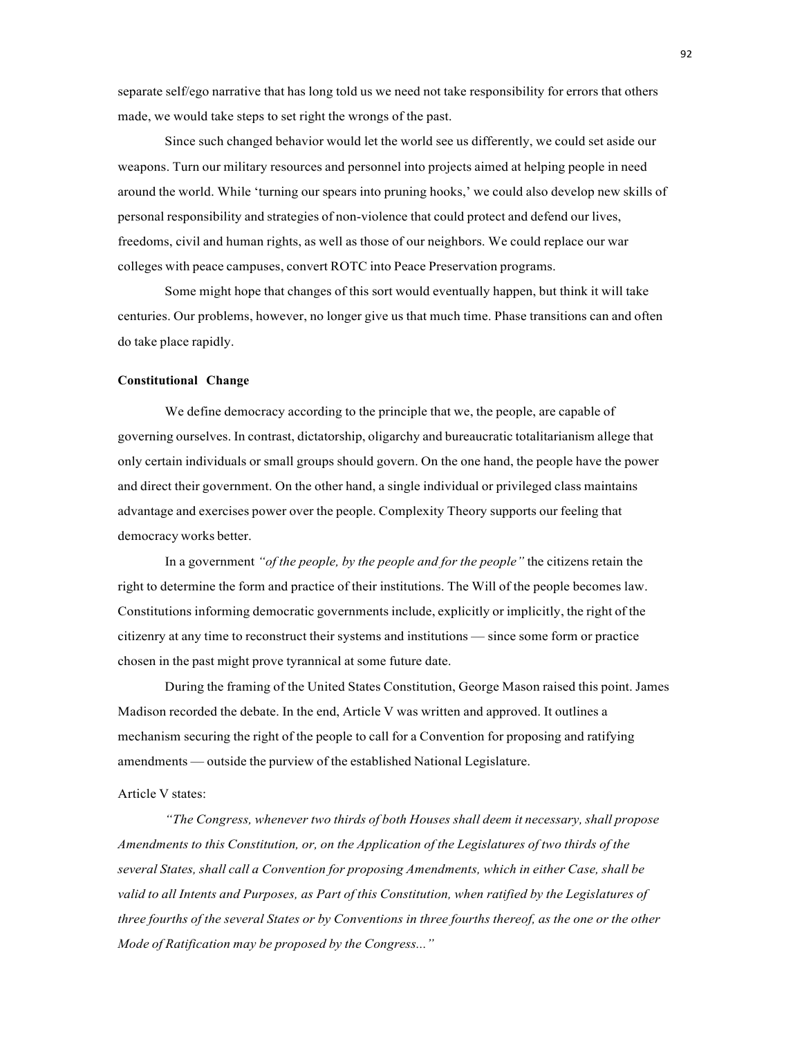separate self/ego narrative that has long told us we need not take responsibility for errors that others made, we would take steps to set right the wrongs of the past.

Since such changed behavior would let the world see us differently, we could set aside our weapons. Turn our military resources and personnel into projects aimed at helping people in need around the world. While 'turning our spears into pruning hooks,' we could also develop new skills of personal responsibility and strategies of non-violence that could protect and defend our lives, freedoms, civil and human rights, as well as those of our neighbors. We could replace our war colleges with peace campuses, convert ROTC into Peace Preservation programs.

Some might hope that changes of this sort would eventually happen, but think it will take centuries. Our problems, however, no longer give us that much time. Phase transitions can and often do take place rapidly.

**Constitutional Change**

We define democracy according to the principle that we, the people, are capable of governing ourselves. In contrast, dictatorship, oligarchy and bureaucratic totalitarianism allege that only certain individuals or small groups should govern. On the one hand, the people have the power and direct their government. On the other hand, a single individual or privileged class maintains advantage and exercises power over the people. Complexity Theory supports our feeling that democracy works better.

In a government *"of the people, by the people and for the people"* the citizens retain the right to determine the form and practice of their institutions. The Will of the people becomes law. Constitutions informing democratic governments include, explicitly or implicitly, the right of the citizenry at any time to reconstruct their systems and institutions — since some form or practice chosen in the past might prove tyrannical at some future date.

During the framing of the United States Constitution, George Mason raised this point. James Madison recorded the debate. In the end, Article V was written and approved. It outlines a mechanism securing the right of the people to call for a Convention for proposing and ratifying amendments — outside the purview of the established National Legislature.

Article V states:

*"The Congress, whenever two thirds of both Houses shall deem it necessary, shall propose Amendments to this Constitution, or, on the Application of the Legislatures of two thirds of the several States, shall call a Convention for proposing Amendments, which in either Case, shall be valid to all Intents and Purposes, as Part of this Constitution, when ratified by the Legislatures of three fourths of the several States or by Conventions in three fourths thereof, as the one or the other Mode of Ratification may be proposed by the Congress..."*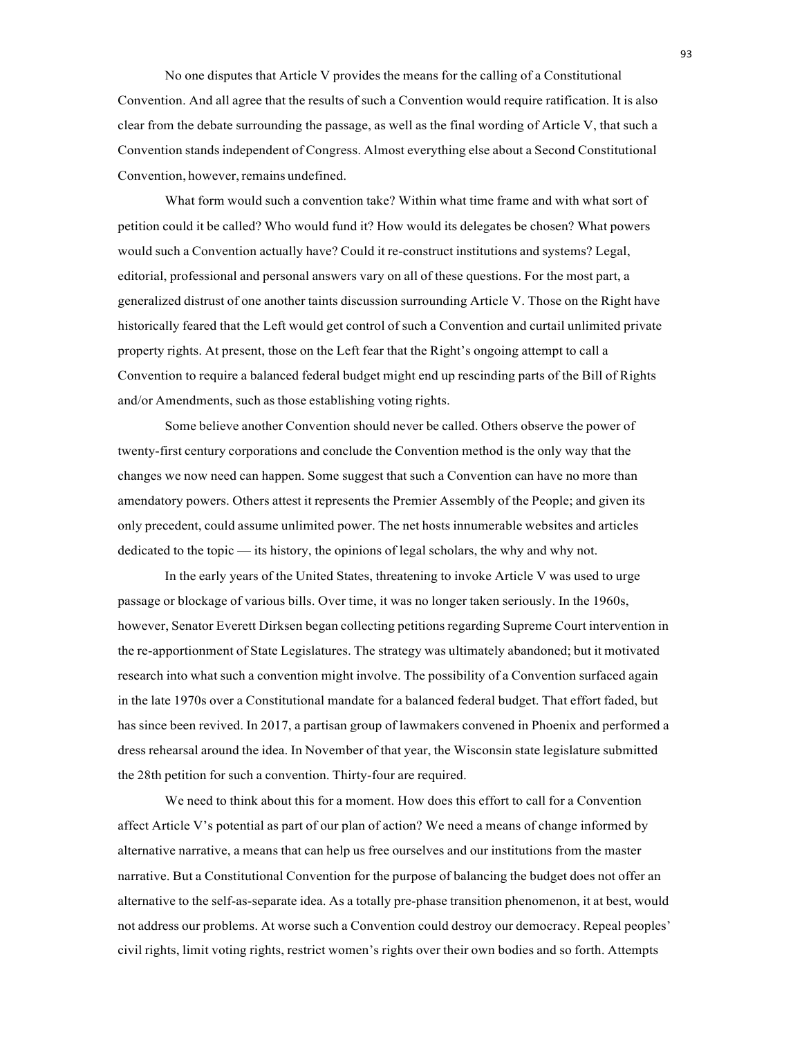No one disputes that Article V provides the means for the calling of a Constitutional Convention. And all agree that the results of such a Convention would require ratification. It is also clear from the debate surrounding the passage, as well as the final wording of Article V, that such a Convention stands independent of Congress. Almost everything else about a Second Constitutional Convention, however, remains undefined.

What form would such a convention take? Within what time frame and with what sort of petition could it be called? Who would fund it? How would its delegates be chosen? What powers would such a Convention actually have? Could it re-construct institutions and systems? Legal, editorial, professional and personal answers vary on all of these questions. For the most part, a generalized distrust of one another taints discussion surrounding Article V. Those on the Right have historically feared that the Left would get control of such a Convention and curtail unlimited private property rights. At present, those on the Left fear that the Right's ongoing attempt to call a Convention to require a balanced federal budget might end up rescinding parts of the Bill of Rights and/or Amendments, such as those establishing voting rights.

Some believe another Convention should never be called. Others observe the power of twenty-first century corporations and conclude the Convention method is the only way that the changes we now need can happen. Some suggest that such a Convention can have no more than amendatory powers. Others attest it represents the Premier Assembly of the People; and given its only precedent, could assume unlimited power. The net hosts innumerable websites and articles dedicated to the topic — its history, the opinions of legal scholars, the why and why not.

In the early years of the United States, threatening to invoke Article V was used to urge passage or blockage of various bills. Over time, it was no longer taken seriously. In the 1960s, however, Senator Everett Dirksen began collecting petitions regarding Supreme Court intervention in the re-apportionment of State Legislatures. The strategy was ultimately abandoned; but it motivated research into what such a convention might involve. The possibility of a Convention surfaced again in the late 1970s over a Constitutional mandate for a balanced federal budget. That effort faded, but has since been revived. In 2017, a partisan group of lawmakers convened in Phoenix and performed a dress rehearsal around the idea. In November of that year, the Wisconsin state legislature submitted the 28th petition for such a convention. Thirty-four are required.

We need to think about this for a moment. How does this effort to call for a Convention affect Article V's potential as part of our plan of action? We need a means of change informed by alternative narrative, a means that can help us free ourselves and our institutions from the master narrative. But a Constitutional Convention for the purpose of balancing the budget does not offer an alternative to the self-as-separate idea. As a totally pre-phase transition phenomenon, it at best, would not address our problems. At worse such a Convention could destroy our democracy. Repeal peoples' civil rights, limit voting rights, restrict women's rights over their own bodies and so forth. Attempts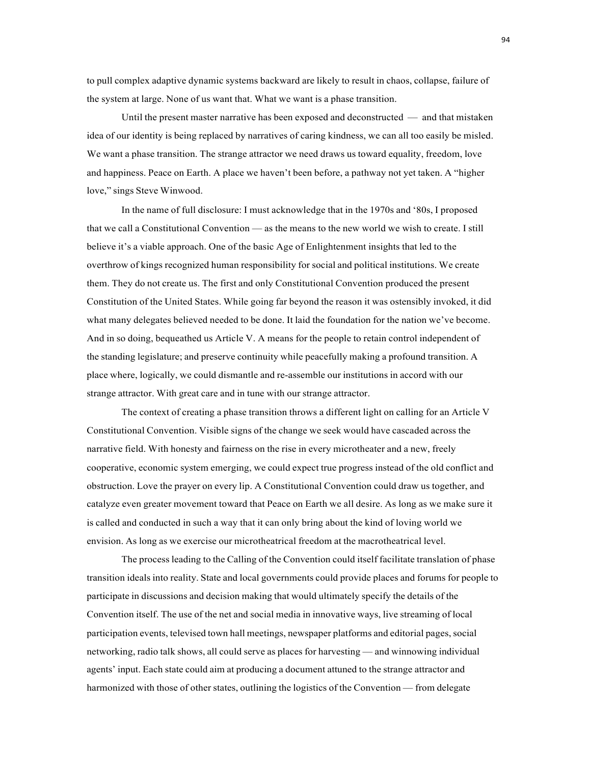to pull complex adaptive dynamic systems backward are likely to result in chaos, collapse, failure of the system at large. None of us want that. What we want is a phase transition.

Until the present master narrative has been exposed and deconstructed — and that mistaken idea of our identity is being replaced by narratives of caring kindness, we can all too easily be misled. We want a phase transition. The strange attractor we need draws us toward equality, freedom, love and happiness. Peace on Earth. A place we haven't been before, a pathway not yet taken. A "higher love," sings Steve Winwood.

In the name of full disclosure: I must acknowledge that in the 1970s and '80s, I proposed that we call a Constitutional Convention — as the means to the new world we wish to create. I still believe it's a viable approach. One of the basic Age of Enlightenment insights that led to the overthrow of kings recognized human responsibility for social and political institutions. We create them. They do not create us. The first and only Constitutional Convention produced the present Constitution of the United States. While going far beyond the reason it was ostensibly invoked, it did what many delegates believed needed to be done. It laid the foundation for the nation we've become. And in so doing, bequeathed us Article V. A means for the people to retain control independent of the standing legislature; and preserve continuity while peacefully making a profound transition. A place where, logically, we could dismantle and re-assemble our institutions in accord with our strange attractor. With great care and in tune with our strange attractor.

The context of creating a phase transition throws a different light on calling for an Article V Constitutional Convention. Visible signs of the change we seek would have cascaded across the narrative field. With honesty and fairness on the rise in every microtheater and a new, freely cooperative, economic system emerging, we could expect true progress instead of the old conflict and obstruction. Love the prayer on every lip. A Constitutional Convention could draw us together, and catalyze even greater movement toward that Peace on Earth we all desire. As long as we make sure it is called and conducted in such a way that it can only bring about the kind of loving world we envision. As long as we exercise our microtheatrical freedom at the macrotheatrical level.

The process leading to the Calling of the Convention could itself facilitate translation of phase transition ideals into reality. State and local governments could provide places and forums for people to participate in discussions and decision making that would ultimately specify the details of the Convention itself. The use of the net and social media in innovative ways, live streaming of local participation events, televised town hall meetings, newspaper platforms and editorial pages, social networking, radio talk shows, all could serve as places for harvesting — and winnowing individual agents' input. Each state could aim at producing a document attuned to the strange attractor and harmonized with those of other states, outlining the logistics of the Convention — from delegate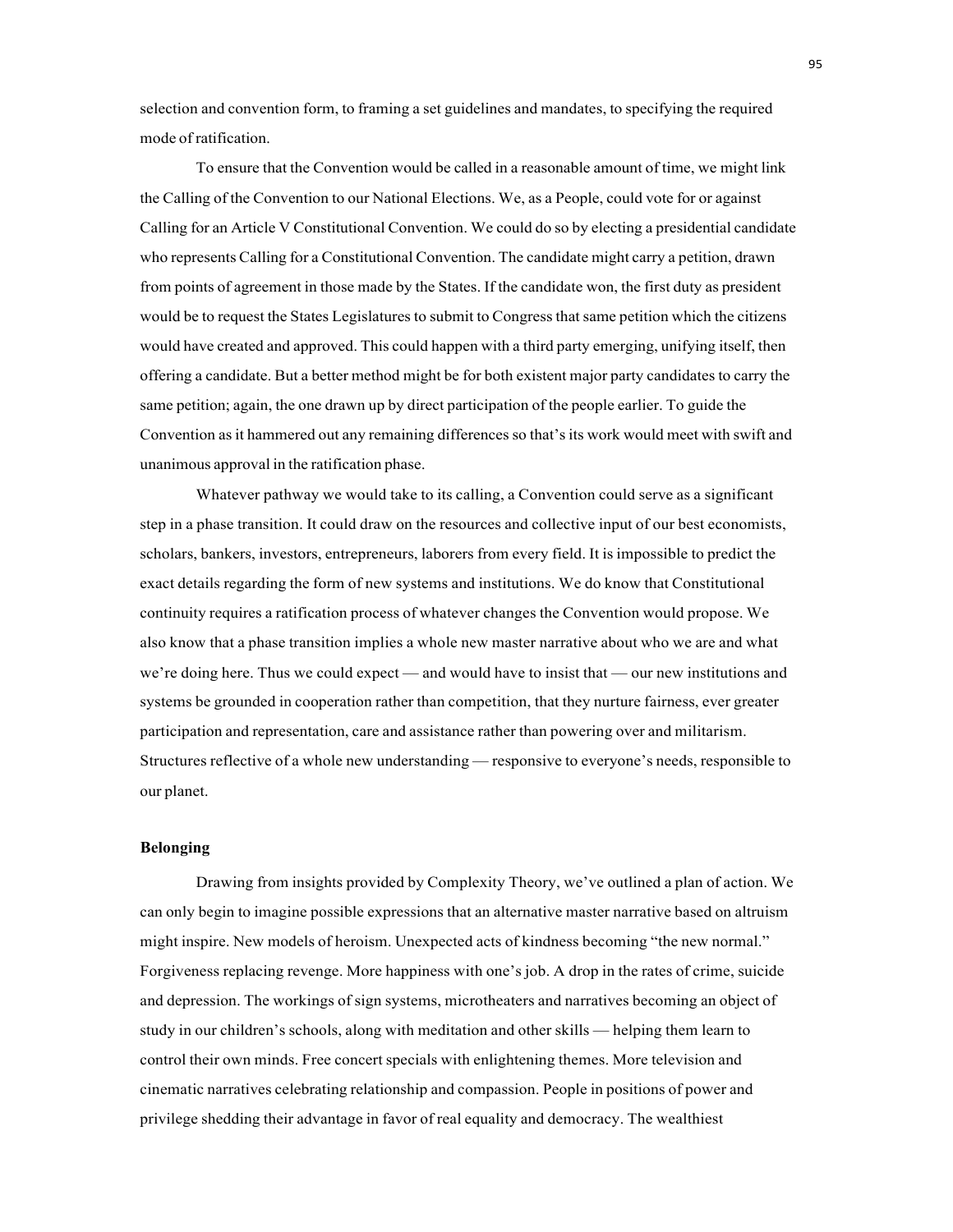selection and convention form, to framing a set guidelines and mandates, to specifying the required mode of ratification.

To ensure that the Convention would be called in a reasonable amount of time, we might link the Calling of the Convention to our National Elections. We, as a People, could vote for or against Calling for an Article V Constitutional Convention. We could do so by electing a presidential candidate who represents Calling for a Constitutional Convention. The candidate might carry a petition, drawn from points of agreement in those made by the States. If the candidate won, the first duty as president would be to request the States Legislatures to submit to Congress that same petition which the citizens would have created and approved. This could happen with a third party emerging, unifying itself, then offering a candidate. But a better method might be for both existent major party candidates to carry the same petition; again, the one drawn up by direct participation of the people earlier. To guide the Convention as it hammered out any remaining differences so that's its work would meet with swift and unanimous approval in the ratification phase.

Whatever pathway we would take to its calling, a Convention could serve as a significant step in a phase transition. It could draw on the resources and collective input of our best economists, scholars, bankers, investors, entrepreneurs, laborers from every field. It is impossible to predict the exact details regarding the form of new systems and institutions. We do know that Constitutional continuity requires a ratification process of whatever changes the Convention would propose. We also know that a phase transition implies a whole new master narrative about who we are and what we're doing here. Thus we could expect — and would have to insist that — our new institutions and systems be grounded in cooperation rather than competition, that they nurture fairness, ever greater participation and representation, care and assistance rather than powering over and militarism. Structures reflective of a whole new understanding — responsive to everyone's needs, responsible to our planet.

**Belonging**

Drawing from insights provided by Complexity Theory, we've outlined a plan of action. We can only begin to imagine possible expressions that an alternative master narrative based on altruism might inspire. New models of heroism. Unexpected acts of kindness becoming "the new normal." Forgiveness replacing revenge. More happiness with one's job. A drop in the rates of crime, suicide and depression. The workings of sign systems, microtheaters and narratives becoming an object of study in our children's schools, along with meditation and other skills — helping them learn to control their own minds. Free concert specials with enlightening themes. More television and cinematic narratives celebrating relationship and compassion. People in positions of power and privilege shedding their advantage in favor of real equality and democracy. The wealthiest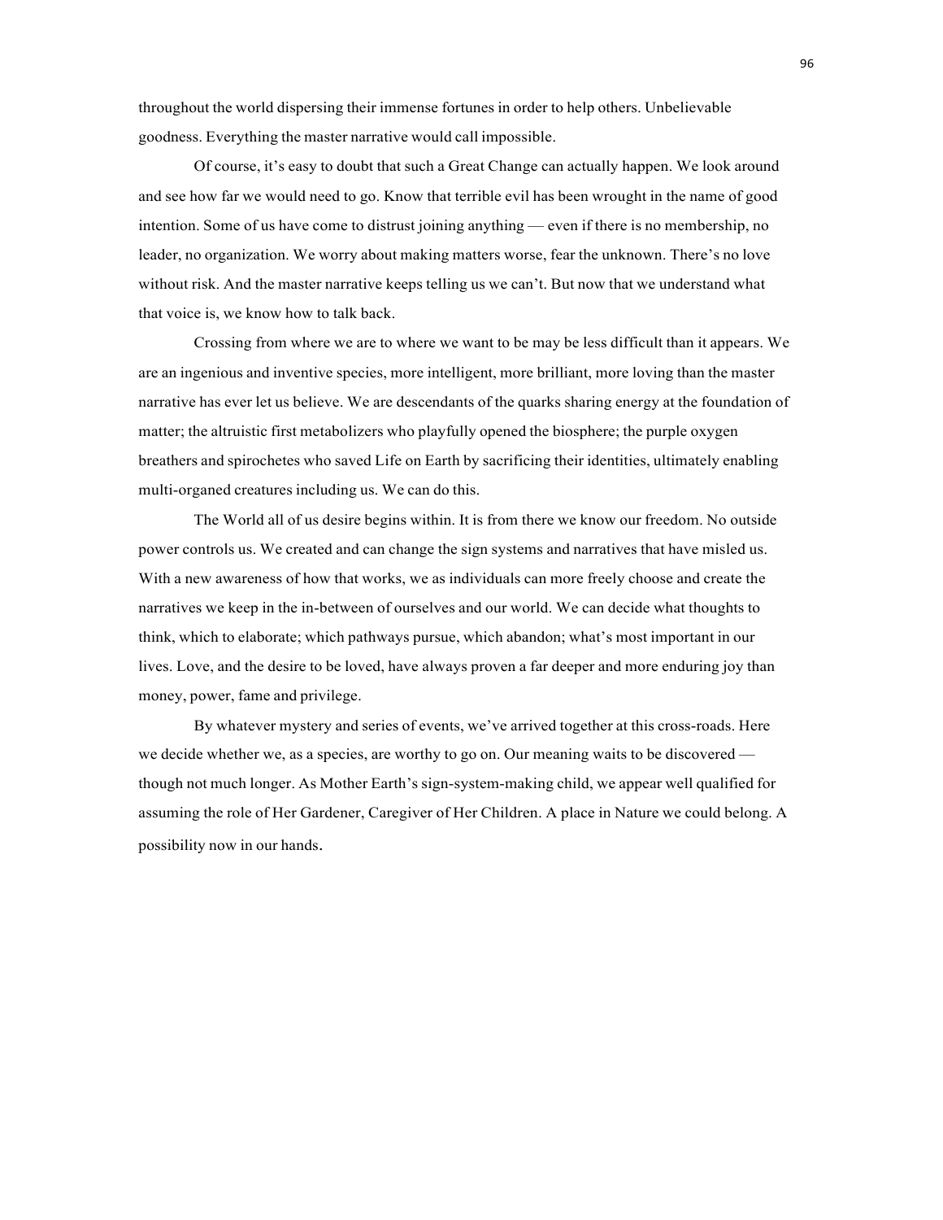throughout the world dispersing their immense fortunes in order to help others. Unbelievable goodness. Everything the master narrative would call impossible.

Of course, it's easy to doubt that such a Great Change can actually happen. We look around and see how far we would need to go. Know that terrible evil has been wrought in the name of good intention. Some of us have come to distrust joining anything — even if there is no membership, no leader, no organization. We worry about making matters worse, fear the unknown. There's no love without risk. And the master narrative keeps telling us we can't. But now that we understand what that voice is, we know how to talk back.

Crossing from where we are to where we want to be may be less difficult than it appears. We are an ingenious and inventive species, more intelligent, more brilliant, more loving than the master narrative has ever let us believe. We are descendants of the quarks sharing energy at the foundation of matter; the altruistic first metabolizers who playfully opened the biosphere; the purple oxygen breathers and spirochetes who saved Life on Earth by sacrificing their identities, ultimately enabling multi-organed creatures including us. We can do this.

The World all of us desire begins within. It is from there we know our freedom. No outside power controls us. We created and can change the sign systems and narratives that have misled us. With a new awareness of how that works, we as individuals can more freely choose and create the narratives we keep in the in-between of ourselves and our world. We can decide what thoughts to think, which to elaborate; which pathways pursue, which abandon; what's most important in our lives. Love, and the desire to be loved, have always proven a far deeper and more enduring joy than money, power, fame and privilege.

By whatever mystery and series of events, we've arrived together at this cross-roads. Here we decide whether we, as a species, are worthy to go on. Our meaning waits to be discovered — though not much longer. As Mother Earth's sign-system-making child, we appear well qualified for assuming the role of Her Gardener, Caregiver of Her Children. A place in Nature we could belong. A possibility now in our hands.